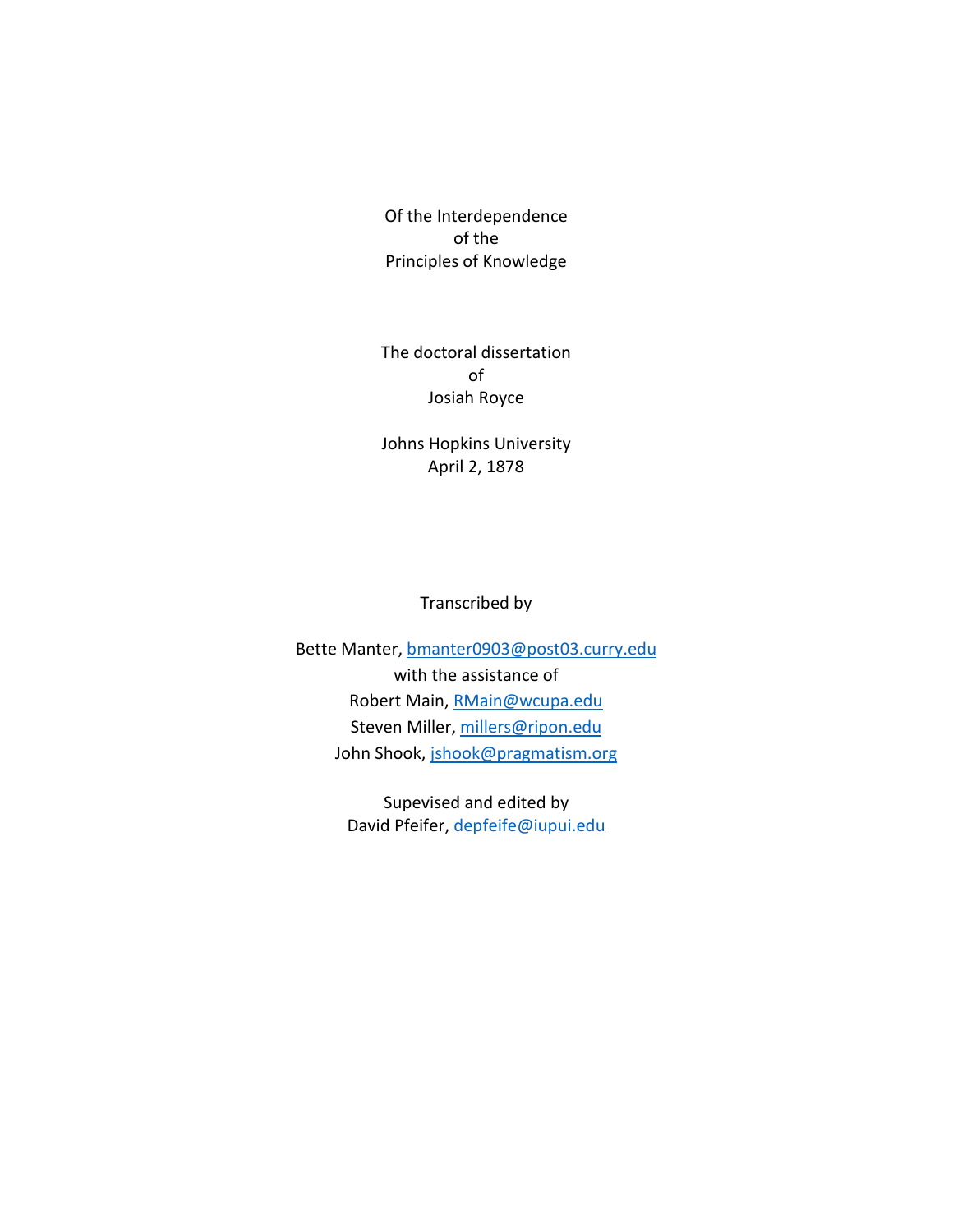# Of the Interdependence of the Principles of Knowledge

The doctoral dissertation
of
Josiah Royce

Johns Hopkins University
April 2, 1878

Transcribed by

Bette Manter, bmanter0903@post03.curry.edu
with the assistance of
Robert Main, RMain@wcupa.edu
Steven Miller, millers@ripon.edu
John Shook, jshook@pragmatism.org

Supevised and edited by
David Pfeifer, depfeife@iupui.edu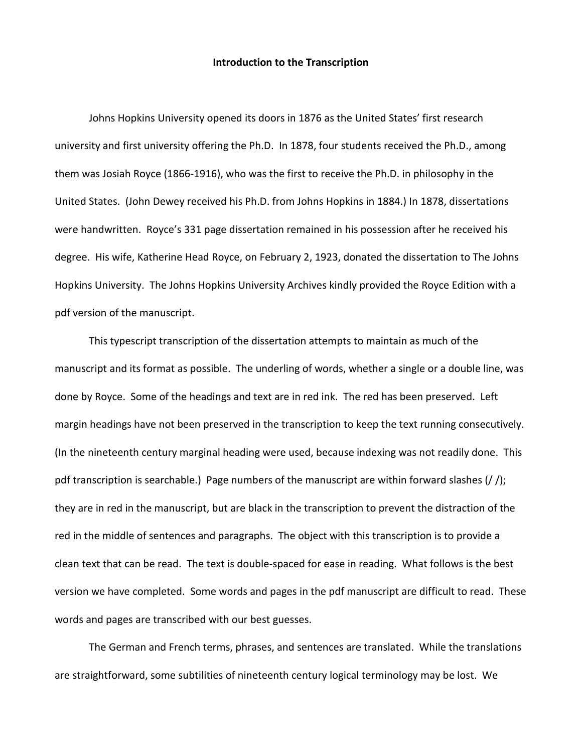**Introduction to the Transcription**

Johns Hopkins University opened its doors in 1876 as the United States' first research university and first university offering the Ph.D. In 1878, four students received the Ph.D., among them was Josiah Royce (1866-1916), who was the first to receive the Ph.D. in philosophy in the United States. (John Dewey received his Ph.D. from Johns Hopkins in 1884.) In 1878, dissertations were handwritten. Royce's 331 page dissertation remained in his possession after he received his degree. His wife, Katherine Head Royce, on February 2, 1923, donated the dissertation to The Johns Hopkins University. The Johns Hopkins University Archives kindly provided the Royce Edition with a pdf version of the manuscript.

This typescript transcription of the dissertation attempts to maintain as much of the manuscript and its format as possible. The underling of words, whether a single or a double line, was done by Royce. Some of the headings and text are in red ink. The red has been preserved. Left margin headings have not been preserved in the transcription to keep the text running consecutively. (In the nineteenth century marginal heading were used, because indexing was not readily done. This pdf transcription is searchable.) Page numbers of the manuscript are within forward slashes (/ /); they are in red in the manuscript, but are black in the transcription to prevent the distraction of the red in the middle of sentences and paragraphs. The object with this transcription is to provide a clean text that can be read. The text is double-spaced for ease in reading. What follows is the best version we have completed. Some words and pages in the pdf manuscript are difficult to read. These words and pages are transcribed with our best guesses.

The German and French terms, phrases, and sentences are translated. While the translations are straightforward, some subtilities of nineteenth century logical terminology may be lost. We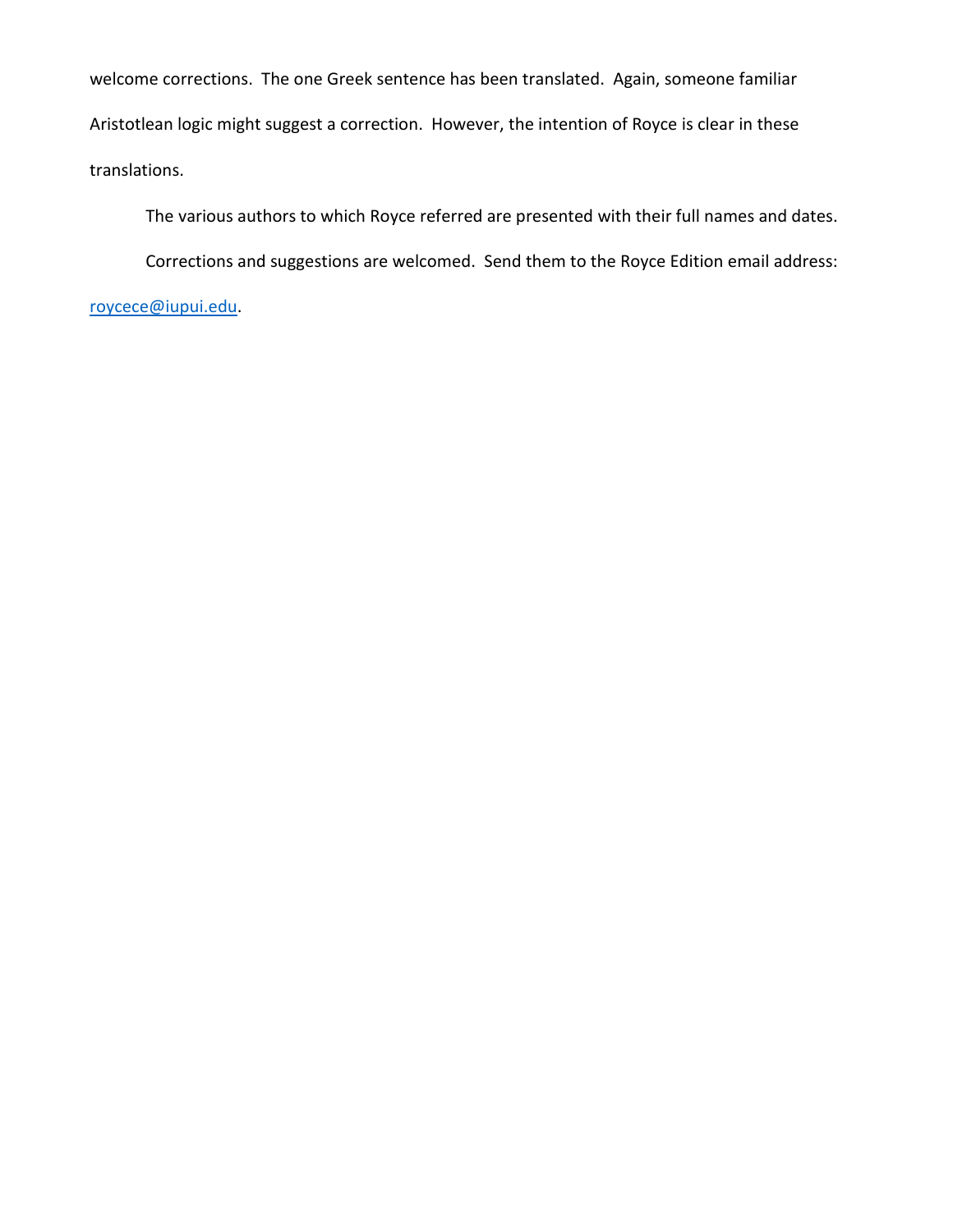welcome corrections. The one Greek sentence has been translated. Again, someone familiar Aristotlean logic might suggest a correction. However, the intention of Royce is clear in these translations.

The various authors to which Royce referred are presented with their full names and dates.

Corrections and suggestions are welcomed. Send them to the Royce Edition email address: roycece@iupui.edu.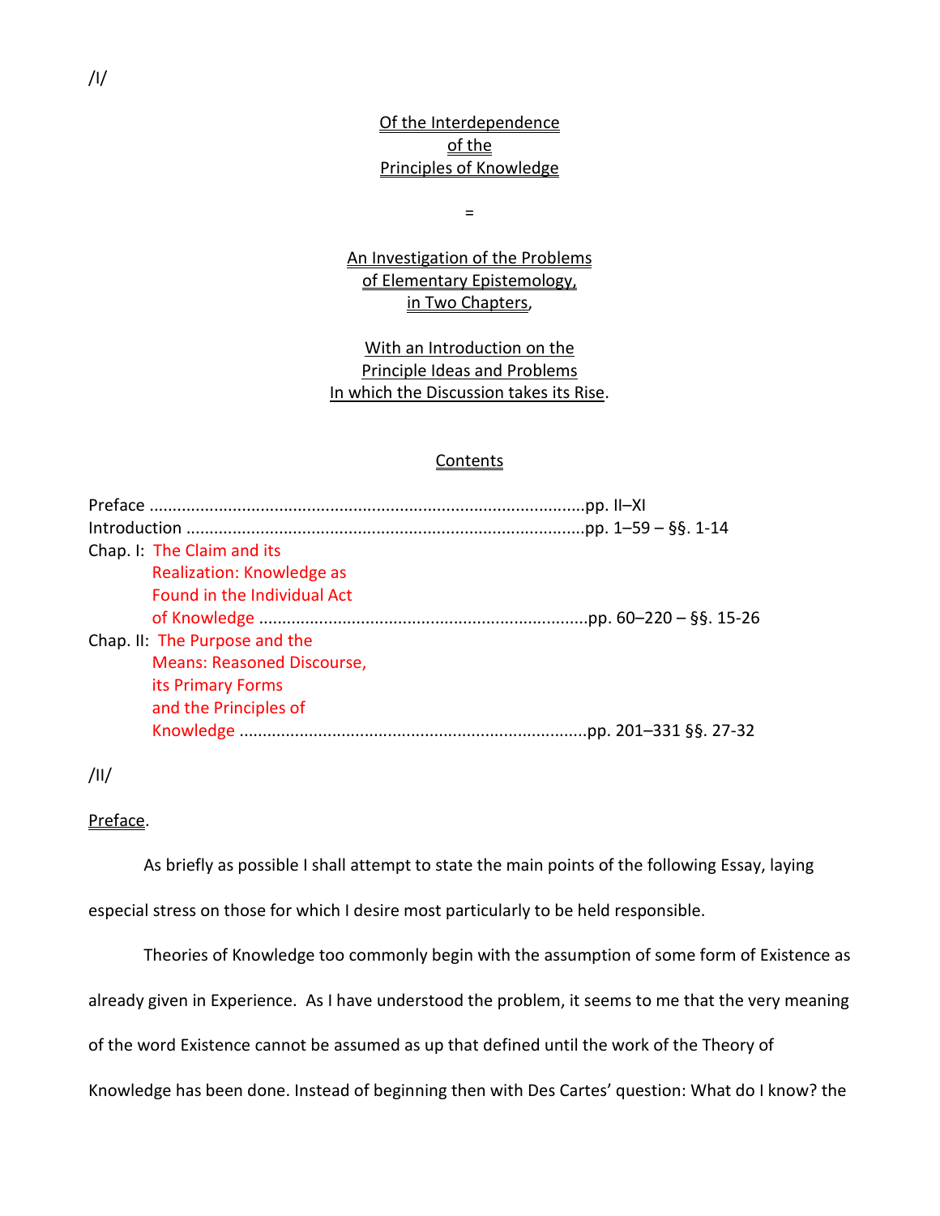/I/

<u>Of the Interdependence</u>
<u>of the</u>
<u>Principles of Knowledge</u>

=

<u>An Investigation of the Problems</u>
<u>of Elementary Epistemology,</u>
<u>in Two Chapters</u>,

<u>With an Introduction on the</u>
<u>Principle Ideas and Problems</u>
<u>In which the Discussion takes its Rise</u>.

<u>Contents</u>

Preface ..............................................................................................pp. II–XI
Introduction ......................................................................................pp. 1–59 – §§. 1-14
Chap. I: The Claim and its Realization: Knowledge as Found in the Individual Act of Knowledge ......................................................................pp. 60–220 – §§. 15-26
Chap. II: The Purpose and the Means: Reasoned Discourse, its Primary Forms and the Principles of Knowledge ..........................................................................pp. 201–331 §§. 27-32

/II/

<u>Preface</u>.

As briefly as possible I shall attempt to state the main points of the following Essay, laying especial stress on those for which I desire most particularly to be held responsible.

Theories of Knowledge too commonly begin with the assumption of some form of Existence as already given in Experience. As I have understood the problem, it seems to me that the very meaning of the word Existence cannot be assumed as up that defined until the work of the Theory of Knowledge has been done. Instead of beginning then with Des Cartes' question: What do I know? the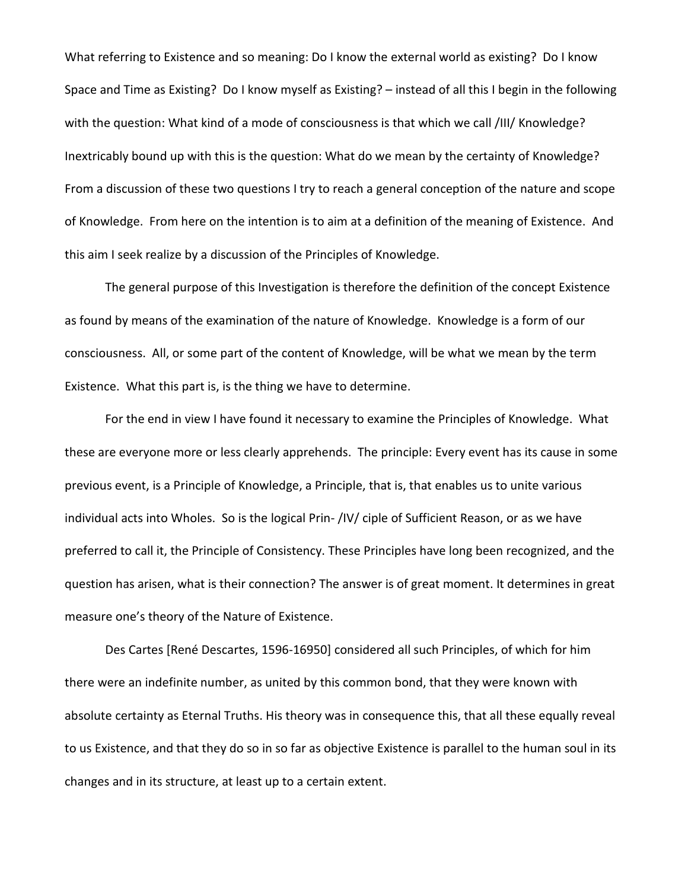What referring to Existence and so meaning: Do I know the external world as existing? Do I know Space and Time as Existing? Do I know myself as Existing? – instead of all this I begin in the following with the question: What kind of a mode of consciousness is that which we call /III/ Knowledge? Inextricably bound up with this is the question: What do we mean by the certainty of Knowledge? From a discussion of these two questions I try to reach a general conception of the nature and scope of Knowledge. From here on the intention is to aim at a definition of the meaning of Existence. And this aim I seek realize by a discussion of the Principles of Knowledge.

The general purpose of this Investigation is therefore the definition of the concept Existence as found by means of the examination of the nature of Knowledge. Knowledge is a form of our consciousness. All, or some part of the content of Knowledge, will be what we mean by the term Existence. What this part is, is the thing we have to determine.

For the end in view I have found it necessary to examine the Principles of Knowledge. What these are everyone more or less clearly apprehends. The principle: Every event has its cause in some previous event, is a Principle of Knowledge, a Principle, that is, that enables us to unite various individual acts into Wholes. So is the logical Prin- /IV/ ciple of Sufficient Reason, or as we have preferred to call it, the Principle of Consistency. These Principles have long been recognized, and the question has arisen, what is their connection? The answer is of great moment. It determines in great measure one's theory of the Nature of Existence.

Des Cartes [René Descartes, 1596-16950] considered all such Principles, of which for him there were an indefinite number, as united by this common bond, that they were known with absolute certainty as Eternal Truths. His theory was in consequence this, that all these equally reveal to us Existence, and that they do so in so far as objective Existence is parallel to the human soul in its changes and in its structure, at least up to a certain extent.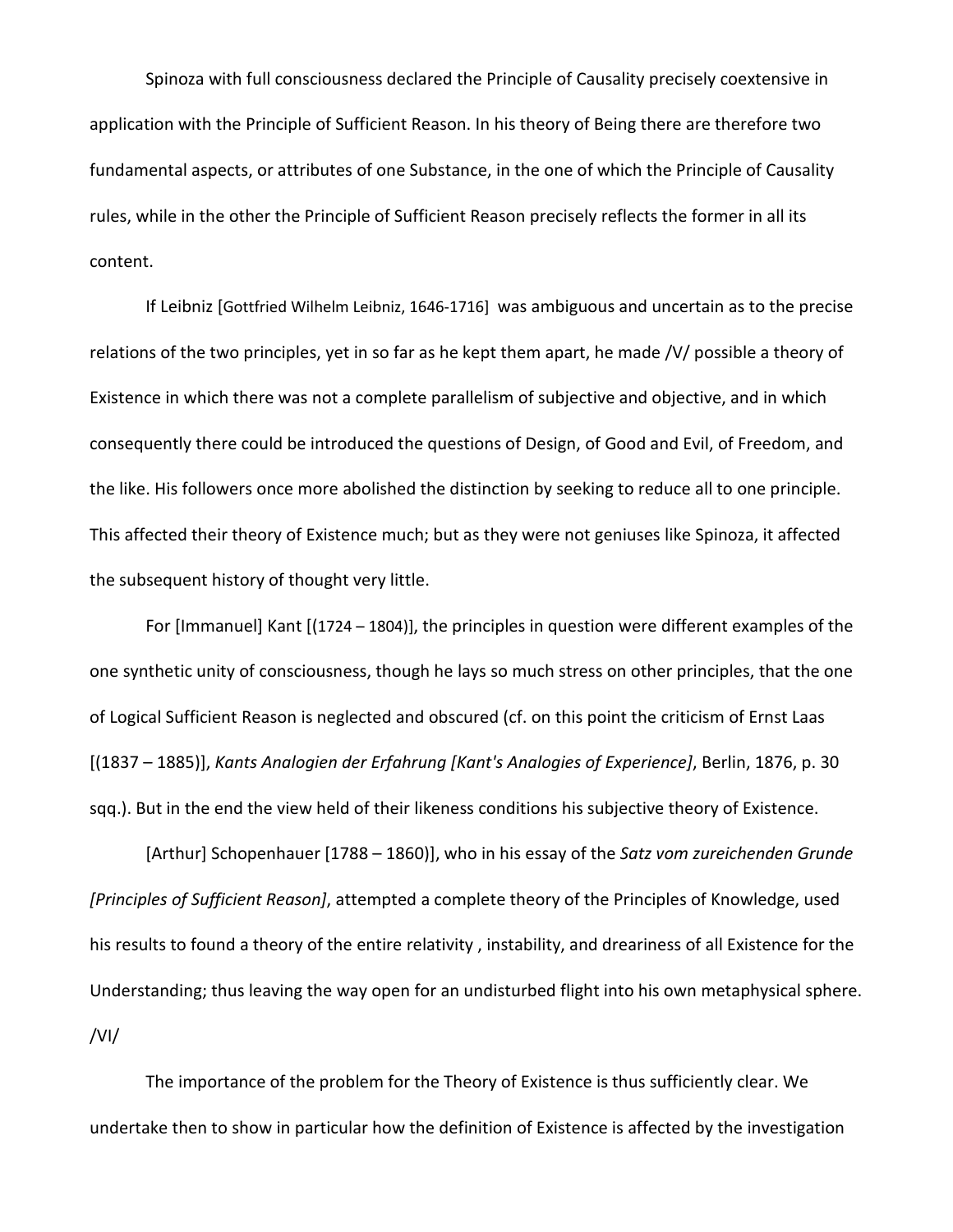Spinoza with full consciousness declared the Principle of Causality precisely coextensive in application with the Principle of Sufficient Reason. In his theory of Being there are therefore two fundamental aspects, or attributes of one Substance, in the one of which the Principle of Causality rules, while in the other the Principle of Sufficient Reason precisely reflects the former in all its content.

If Leibniz [Gottfried Wilhelm Leibniz, 1646-1716] was ambiguous and uncertain as to the precise relations of the two principles, yet in so far as he kept them apart, he made /V/ possible a theory of Existence in which there was not a complete parallelism of subjective and objective, and in which consequently there could be introduced the questions of Design, of Good and Evil, of Freedom, and the like. His followers once more abolished the distinction by seeking to reduce all to one principle. This affected their theory of Existence much; but as they were not geniuses like Spinoza, it affected the subsequent history of thought very little.

For [Immanuel] Kant [(1724 – 1804)], the principles in question were different examples of the one synthetic unity of consciousness, though he lays so much stress on other principles, that the one of Logical Sufficient Reason is neglected and obscured (cf. on this point the criticism of Ernst Laas [(1837 – 1885)], *Kants Analogien der Erfahrung [Kant's Analogies of Experience]*, Berlin, 1876, p. 30 sqq.). But in the end the view held of their likeness conditions his subjective theory of Existence.

[Arthur] Schopenhauer [1788 – 1860)], who in his essay of the *Satz vom zureichenden Grunde [Principles of Sufficient Reason]*, attempted a complete theory of the Principles of Knowledge, used his results to found a theory of the entire relativity , instability, and dreariness of all Existence for the Understanding; thus leaving the way open for an undisturbed flight into his own metaphysical sphere. /VI/

The importance of the problem for the Theory of Existence is thus sufficiently clear. We undertake then to show in particular how the definition of Existence is affected by the investigation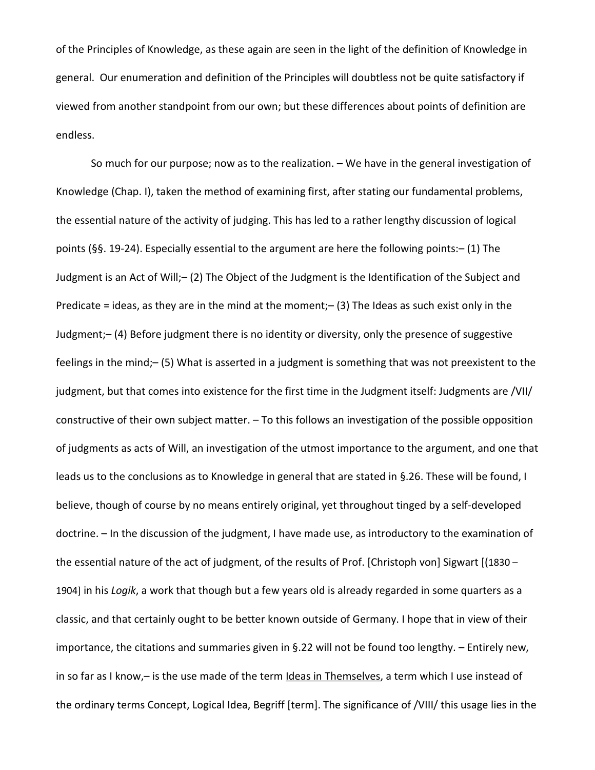of the Principles of Knowledge, as these again are seen in the light of the definition of Knowledge in general. Our enumeration and definition of the Principles will doubtless not be quite satisfactory if viewed from another standpoint from our own; but these differences about points of definition are endless.

So much for our purpose; now as to the realization. – We have in the general investigation of Knowledge (Chap. I), taken the method of examining first, after stating our fundamental problems, the essential nature of the activity of judging. This has led to a rather lengthy discussion of logical points (§§. 19-24). Especially essential to the argument are here the following points:– (1) The Judgment is an Act of Will;– (2) The Object of the Judgment is the Identification of the Subject and Predicate = ideas, as they are in the mind at the moment;– (3) The Ideas as such exist only in the Judgment;– (4) Before judgment there is no identity or diversity, only the presence of suggestive feelings in the mind;– (5) What is asserted in a judgment is something that was not preexistent to the judgment, but that comes into existence for the first time in the Judgment itself: Judgments are /VII/ constructive of their own subject matter. – To this follows an investigation of the possible opposition of judgments as acts of Will, an investigation of the utmost importance to the argument, and one that leads us to the conclusions as to Knowledge in general that are stated in §.26. These will be found, I believe, though of course by no means entirely original, yet throughout tinged by a self-developed doctrine. – In the discussion of the judgment, I have made use, as introductory to the examination of the essential nature of the act of judgment, of the results of Prof. [Christoph von] Sigwart [(1830 – 1904] in his *Logik*, a work that though but a few years old is already regarded in some quarters as a classic, and that certainly ought to be better known outside of Germany. I hope that in view of their importance, the citations and summaries given in §.22 will not be found too lengthy. – Entirely new, in so far as I know,– is the use made of the term <u>Ideas in Themselves</u>, a term which I use instead of the ordinary terms Concept, Logical Idea, Begriff [term]. The significance of /VIII/ this usage lies in the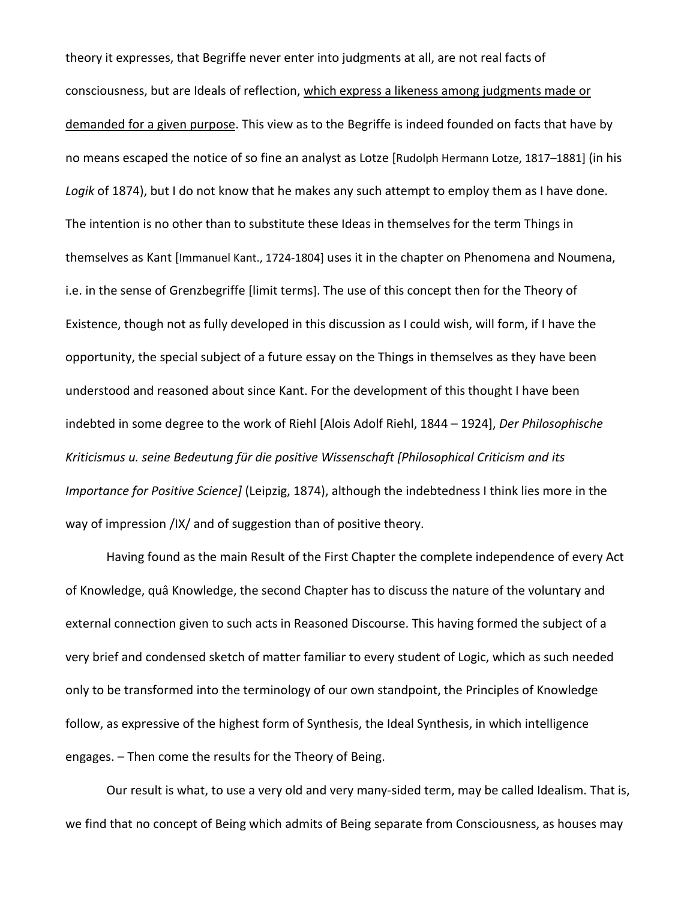theory it expresses, that Begriffe never enter into judgments at all, are not real facts of consciousness, but are Ideals of reflection, <u>which express a likeness among judgments made or demanded for a given purpose</u>. This view as to the Begriffe is indeed founded on facts that have by no means escaped the notice of so fine an analyst as Lotze [Rudolph Hermann Lotze, 1817–1881] (in his *Logik* of 1874), but I do not know that he makes any such attempt to employ them as I have done. The intention is no other than to substitute these Ideas in themselves for the term Things in themselves as Kant [Immanuel Kant., 1724-1804] uses it in the chapter on Phenomena and Noumena, i.e. in the sense of Grenzbegriffe [limit terms]. The use of this concept then for the Theory of Existence, though not as fully developed in this discussion as I could wish, will form, if I have the opportunity, the special subject of a future essay on the Things in themselves as they have been understood and reasoned about since Kant. For the development of this thought I have been indebted in some degree to the work of Riehl [Alois Adolf Riehl, 1844 – 1924], *Der Philosophische Kriticismus u. seine Bedeutung für die positive Wissenschaft [Philosophical Criticism and its Importance for Positive Science]* (Leipzig, 1874), although the indebtedness I think lies more in the way of impression /IX/ and of suggestion than of positive theory.

Having found as the main Result of the First Chapter the complete independence of every Act of Knowledge, quâ Knowledge, the second Chapter has to discuss the nature of the voluntary and external connection given to such acts in Reasoned Discourse. This having formed the subject of a very brief and condensed sketch of matter familiar to every student of Logic, which as such needed only to be transformed into the terminology of our own standpoint, the Principles of Knowledge follow, as expressive of the highest form of Synthesis, the Ideal Synthesis, in which intelligence engages. – Then come the results for the Theory of Being.

Our result is what, to use a very old and very many-sided term, may be called Idealism. That is, we find that no concept of Being which admits of Being separate from Consciousness, as houses may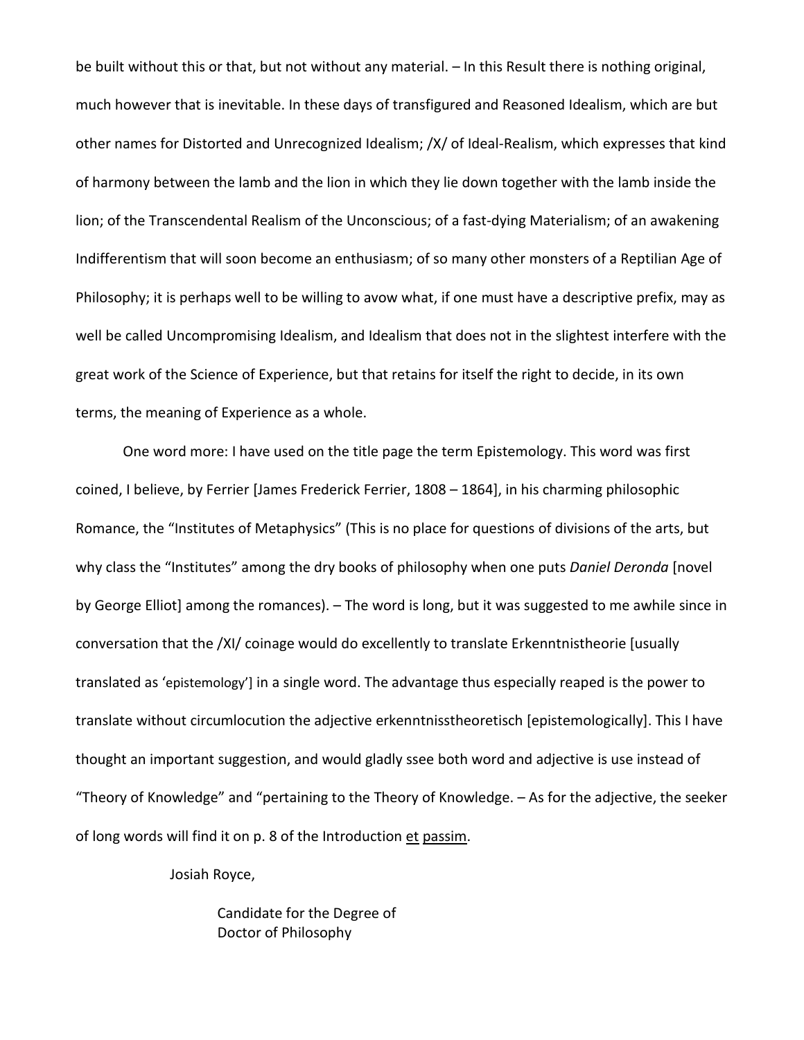be built without this or that, but not without any material. – In this Result there is nothing original, much however that is inevitable. In these days of transfigured and Reasoned Idealism, which are but other names for Distorted and Unrecognized Idealism; /X/ of Ideal-Realism, which expresses that kind of harmony between the lamb and the lion in which they lie down together with the lamb inside the lion; of the Transcendental Realism of the Unconscious; of a fast-dying Materialism; of an awakening Indifferentism that will soon become an enthusiasm; of so many other monsters of a Reptilian Age of Philosophy; it is perhaps well to be willing to avow what, if one must have a descriptive prefix, may as well be called Uncompromising Idealism, and Idealism that does not in the slightest interfere with the great work of the Science of Experience, but that retains for itself the right to decide, in its own terms, the meaning of Experience as a whole.

One word more: I have used on the title page the term Epistemology. This word was first coined, I believe, by Ferrier [James Frederick Ferrier, 1808 – 1864], in his charming philosophic Romance, the "Institutes of Metaphysics" (This is no place for questions of divisions of the arts, but why class the "Institutes" among the dry books of philosophy when one puts *Daniel Deronda* [novel by George Elliot] among the romances). – The word is long, but it was suggested to me awhile since in conversation that the /XI/ coinage would do excellently to translate Erkenntnistheorie [usually translated as 'epistemology'] in a single word. The advantage thus especially reaped is the power to translate without circumlocution the adjective erkenntnisstheoretisch [epistemologically]. This I have thought an important suggestion, and would gladly ssee both word and adjective is use instead of "Theory of Knowledge" and "pertaining to the Theory of Knowledge. – As for the adjective, the seeker of long words will find it on p. 8 of the Introduction et passim.

Josiah Royce,

Candidate for the Degree of
Doctor of Philosophy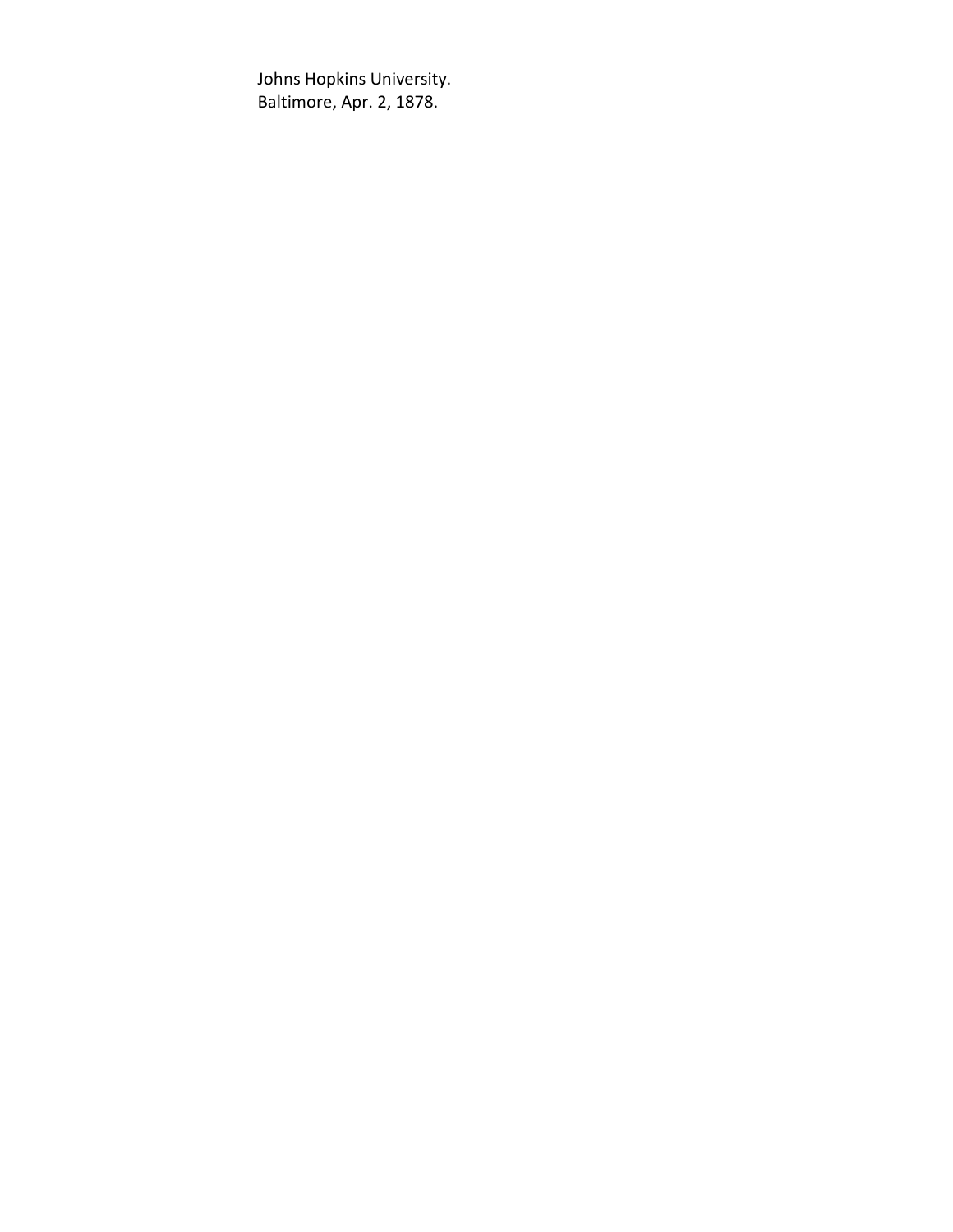Johns Hopkins University.
Baltimore, Apr. 2, 1878.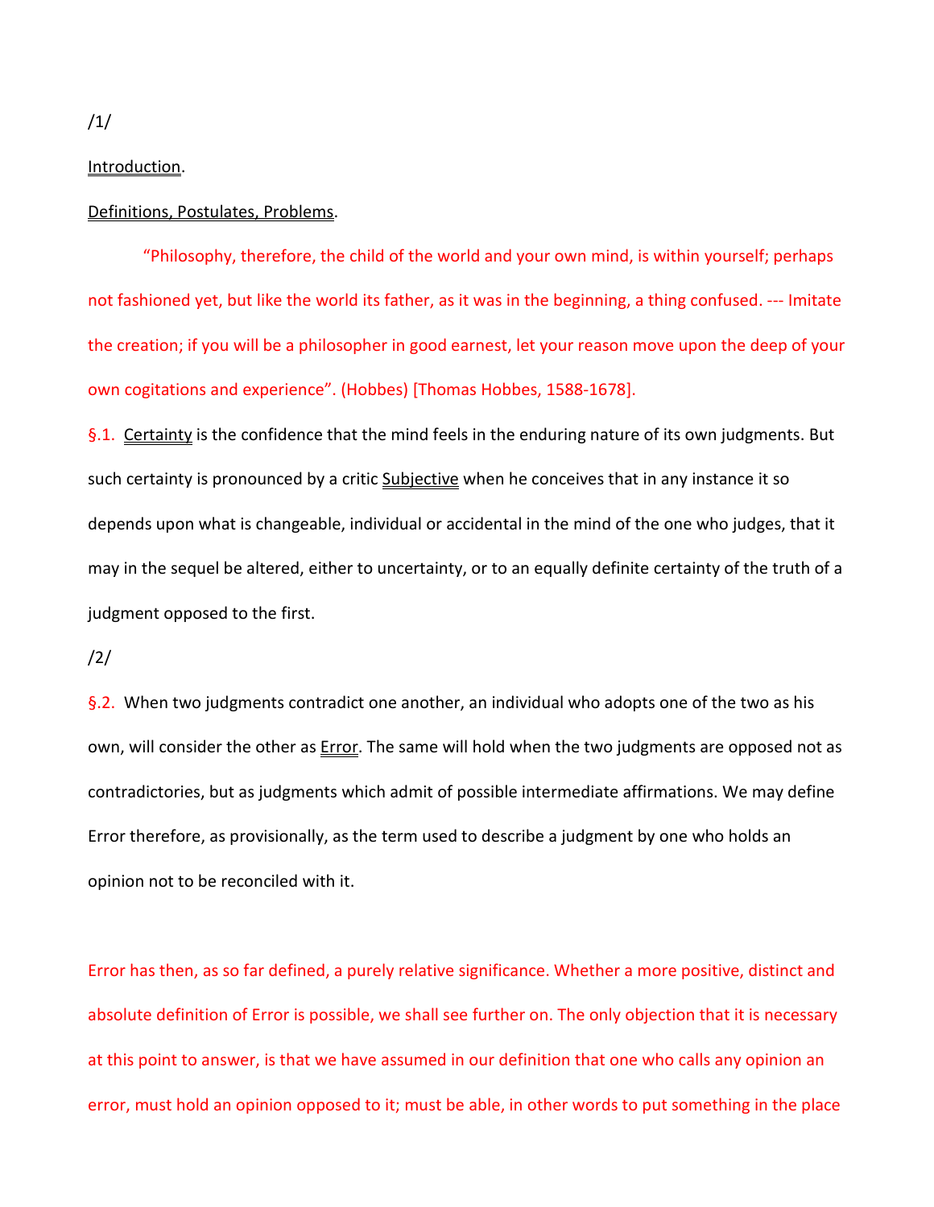/1/

Introduction.

Definitions, Postulates, Problems.

"Philosophy, therefore, the child of the world and your own mind, is within yourself; perhaps not fashioned yet, but like the world its father, as it was in the beginning, a thing confused. --- Imitate the creation; if you will be a philosopher in good earnest, let your reason move upon the deep of your own cogitations and experience". (Hobbes) [Thomas Hobbes, 1588-1678].

§.1. Certainty is the confidence that the mind feels in the enduring nature of its own judgments. But such certainty is pronounced by a critic Subjective when he conceives that in any instance it so depends upon what is changeable, individual or accidental in the mind of the one who judges, that it may in the sequel be altered, either to uncertainty, or to an equally definite certainty of the truth of a judgment opposed to the first.

/2/

§.2. When two judgments contradict one another, an individual who adopts one of the two as his own, will consider the other as Error. The same will hold when the two judgments are opposed not as contradictories, but as judgments which admit of possible intermediate affirmations. We may define Error therefore, as provisionally, as the term used to describe a judgment by one who holds an opinion not to be reconciled with it.

Error has then, as so far defined, a purely relative significance. Whether a more positive, distinct and absolute definition of Error is possible, we shall see further on. The only objection that it is necessary at this point to answer, is that we have assumed in our definition that one who calls any opinion an error, must hold an opinion opposed to it; must be able, in other words to put something in the place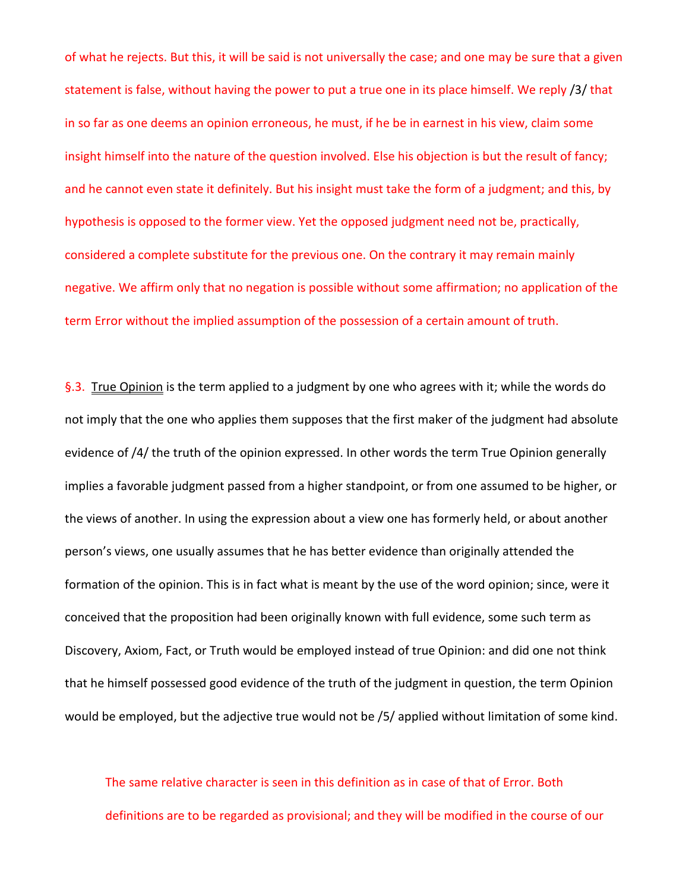of what he rejects. But this, it will be said is not universally the case; and one may be sure that a given statement is false, without having the power to put a true one in its place himself. We reply /3/ that in so far as one deems an opinion erroneous, he must, if he be in earnest in his view, claim some insight himself into the nature of the question involved. Else his objection is but the result of fancy; and he cannot even state it definitely. But his insight must take the form of a judgment; and this, by hypothesis is opposed to the former view. Yet the opposed judgment need not be, practically, considered a complete substitute for the previous one. On the contrary it may remain mainly negative. We affirm only that no negation is possible without some affirmation; no application of the term Error without the implied assumption of the possession of a certain amount of truth.

§.3. True Opinion is the term applied to a judgment by one who agrees with it; while the words do not imply that the one who applies them supposes that the first maker of the judgment had absolute evidence of /4/ the truth of the opinion expressed. In other words the term True Opinion generally implies a favorable judgment passed from a higher standpoint, or from one assumed to be higher, or the views of another. In using the expression about a view one has formerly held, or about another person's views, one usually assumes that he has better evidence than originally attended the formation of the opinion. This is in fact what is meant by the use of the word opinion; since, were it conceived that the proposition had been originally known with full evidence, some such term as Discovery, Axiom, Fact, or Truth would be employed instead of true Opinion: and did one not think that he himself possessed good evidence of the truth of the judgment in question, the term Opinion would be employed, but the adjective true would not be /5/ applied without limitation of some kind.

The same relative character is seen in this definition as in case of that of Error. Both definitions are to be regarded as provisional; and they will be modified in the course of our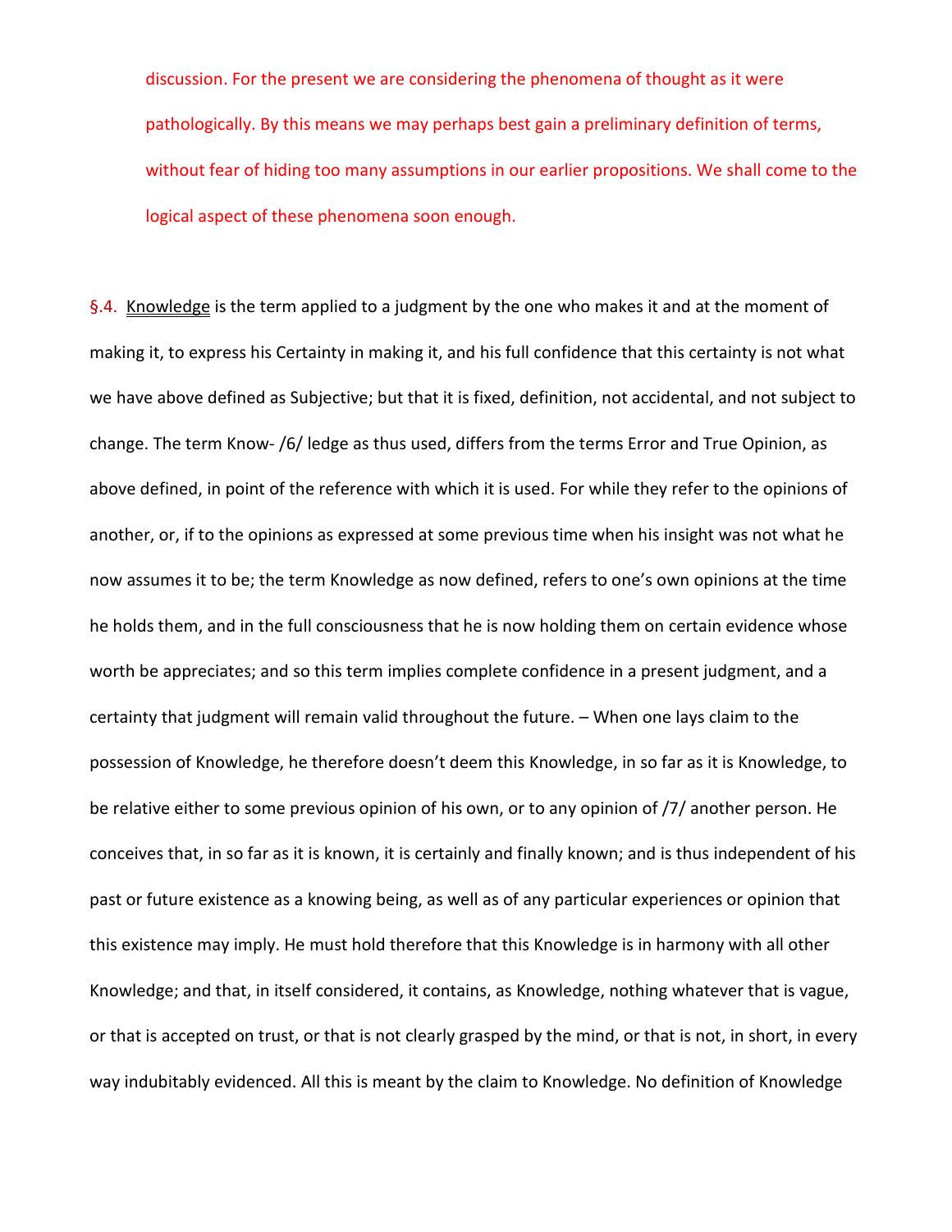discussion. For the present we are considering the phenomena of thought as it were pathologically. By this means we may perhaps best gain a preliminary definition of terms, without fear of hiding too many assumptions in our earlier propositions. We shall come to the logical aspect of these phenomena soon enough.

§.4. Knowledge is the term applied to a judgment by the one who makes it and at the moment of making it, to express his Certainty in making it, and his full confidence that this certainty is not what we have above defined as Subjective; but that it is fixed, definition, not accidental, and not subject to change. The term Know- /6/ ledge as thus used, differs from the terms Error and True Opinion, as above defined, in point of the reference with which it is used. For while they refer to the opinions of another, or, if to the opinions as expressed at some previous time when his insight was not what he now assumes it to be; the term Knowledge as now defined, refers to one's own opinions at the time he holds them, and in the full consciousness that he is now holding them on certain evidence whose worth be appreciates; and so this term implies complete confidence in a present judgment, and a certainty that judgment will remain valid throughout the future. – When one lays claim to the possession of Knowledge, he therefore doesn't deem this Knowledge, in so far as it is Knowledge, to be relative either to some previous opinion of his own, or to any opinion of /7/ another person. He conceives that, in so far as it is known, it is certainly and finally known; and is thus independent of his past or future existence as a knowing being, as well as of any particular experiences or opinion that this existence may imply. He must hold therefore that this Knowledge is in harmony with all other Knowledge; and that, in itself considered, it contains, as Knowledge, nothing whatever that is vague, or that is accepted on trust, or that is not clearly grasped by the mind, or that is not, in short, in every way indubitably evidenced. All this is meant by the claim to Knowledge. No definition of Knowledge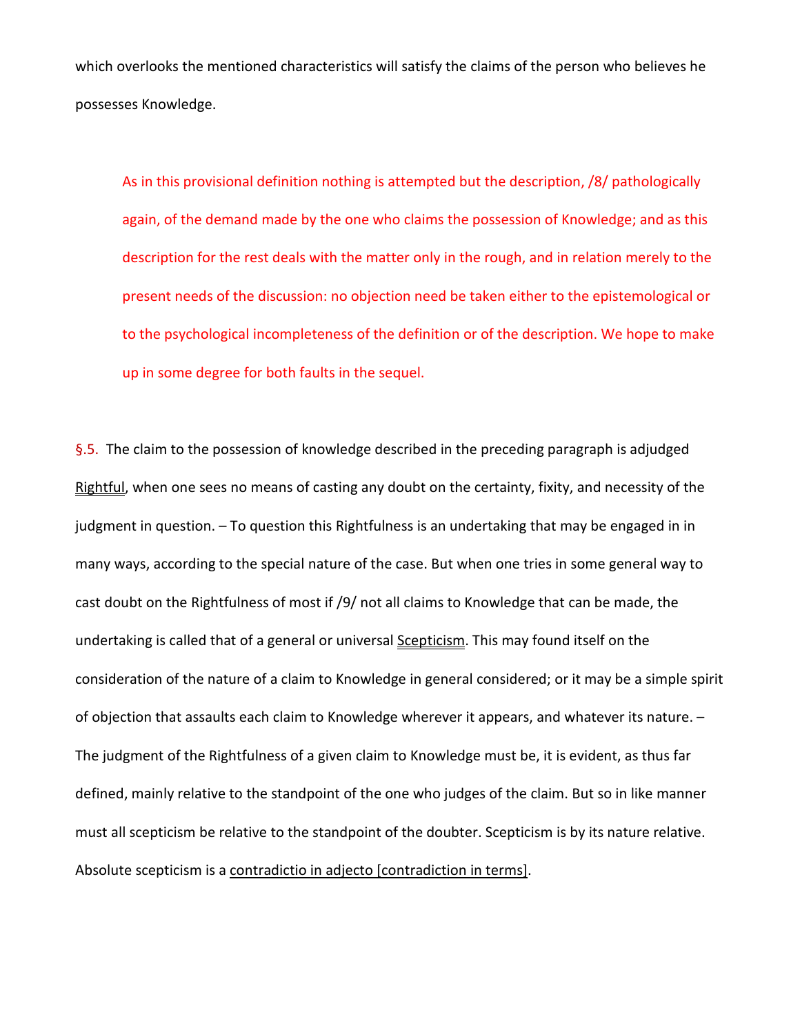which overlooks the mentioned characteristics will satisfy the claims of the person who believes he possesses Knowledge.

> As in this provisional definition nothing is attempted but the description, /8/ pathologically again, of the demand made by the one who claims the possession of Knowledge; and as this description for the rest deals with the matter only in the rough, and in relation merely to the present needs of the discussion: no objection need be taken either to the epistemological or to the psychological incompleteness of the definition or of the description. We hope to make up in some degree for both faults in the sequel.

§.5. The claim to the possession of knowledge described in the preceding paragraph is adjudged Rightful, when one sees no means of casting any doubt on the certainty, fixity, and necessity of the judgment in question. – To question this Rightfulness is an undertaking that may be engaged in in many ways, according to the special nature of the case. But when one tries in some general way to cast doubt on the Rightfulness of most if /9/ not all claims to Knowledge that can be made, the undertaking is called that of a general or universal Scepticism. This may found itself on the consideration of the nature of a claim to Knowledge in general considered; or it may be a simple spirit of objection that assaults each claim to Knowledge wherever it appears, and whatever its nature. – The judgment of the Rightfulness of a given claim to Knowledge must be, it is evident, as thus far defined, mainly relative to the standpoint of the one who judges of the claim. But so in like manner must all scepticism be relative to the standpoint of the doubter. Scepticism is by its nature relative. Absolute scepticism is a contradictio in adjecto [contradiction in terms].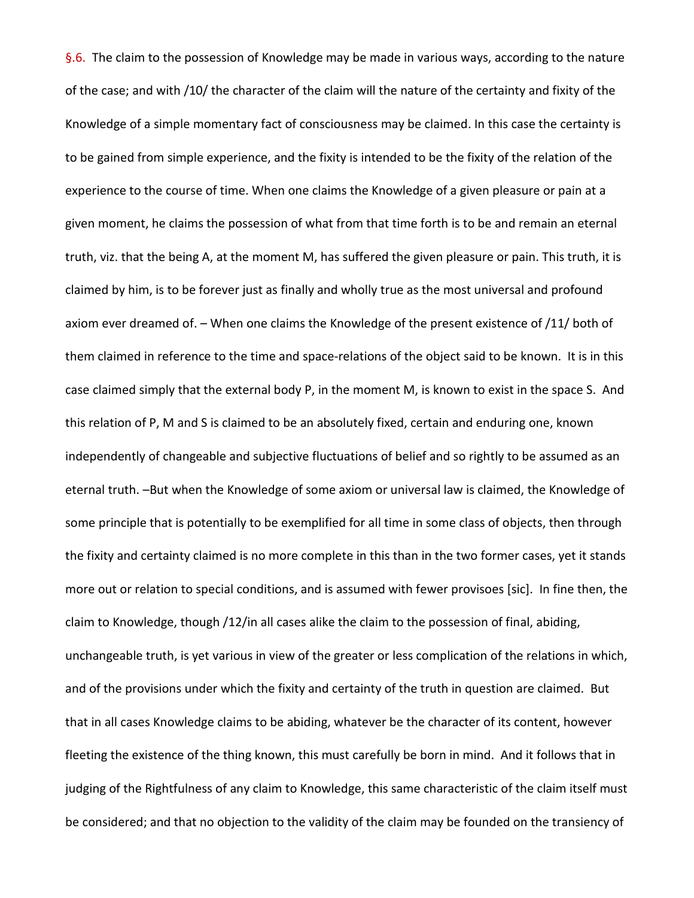§.6. The claim to the possession of Knowledge may be made in various ways, according to the nature of the case; and with /10/ the character of the claim will the nature of the certainty and fixity of the Knowledge of a simple momentary fact of consciousness may be claimed. In this case the certainty is to be gained from simple experience, and the fixity is intended to be the fixity of the relation of the experience to the course of time. When one claims the Knowledge of a given pleasure or pain at a given moment, he claims the possession of what from that time forth is to be and remain an eternal truth, viz. that the being A, at the moment M, has suffered the given pleasure or pain. This truth, it is claimed by him, is to be forever just as finally and wholly true as the most universal and profound axiom ever dreamed of. – When one claims the Knowledge of the present existence of /11/ both of them claimed in reference to the time and space-relations of the object said to be known. It is in this case claimed simply that the external body P, in the moment M, is known to exist in the space S. And this relation of P, M and S is claimed to be an absolutely fixed, certain and enduring one, known independently of changeable and subjective fluctuations of belief and so rightly to be assumed as an eternal truth. –But when the Knowledge of some axiom or universal law is claimed, the Knowledge of some principle that is potentially to be exemplified for all time in some class of objects, then through the fixity and certainty claimed is no more complete in this than in the two former cases, yet it stands more out or relation to special conditions, and is assumed with fewer provisoes [sic]. In fine then, the claim to Knowledge, though /12/in all cases alike the claim to the possession of final, abiding, unchangeable truth, is yet various in view of the greater or less complication of the relations in which, and of the provisions under which the fixity and certainty of the truth in question are claimed. But that in all cases Knowledge claims to be abiding, whatever be the character of its content, however fleeting the existence of the thing known, this must carefully be born in mind. And it follows that in judging of the Rightfulness of any claim to Knowledge, this same characteristic of the claim itself must be considered; and that no objection to the validity of the claim may be founded on the transiency of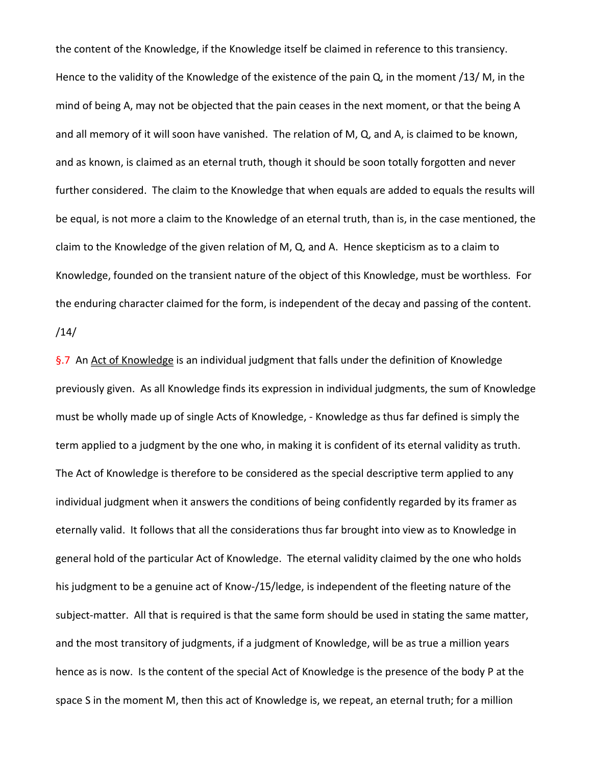the content of the Knowledge, if the Knowledge itself be claimed in reference to this transiency. Hence to the validity of the Knowledge of the existence of the pain Q, in the moment /13/ M, in the mind of being A, may not be objected that the pain ceases in the next moment, or that the being A and all memory of it will soon have vanished. The relation of M, Q, and A, is claimed to be known, and as known, is claimed as an eternal truth, though it should be soon totally forgotten and never further considered. The claim to the Knowledge that when equals are added to equals the results will be equal, is not more a claim to the Knowledge of an eternal truth, than is, in the case mentioned, the claim to the Knowledge of the given relation of M, Q, and A. Hence skepticism as to a claim to Knowledge, founded on the transient nature of the object of this Knowledge, must be worthless. For the enduring character claimed for the form, is independent of the decay and passing of the content. /14/

§.7 An Act of Knowledge is an individual judgment that falls under the definition of Knowledge previously given. As all Knowledge finds its expression in individual judgments, the sum of Knowledge must be wholly made up of single Acts of Knowledge, - Knowledge as thus far defined is simply the term applied to a judgment by the one who, in making it is confident of its eternal validity as truth. The Act of Knowledge is therefore to be considered as the special descriptive term applied to any individual judgment when it answers the conditions of being confidently regarded by its framer as eternally valid. It follows that all the considerations thus far brought into view as to Knowledge in general hold of the particular Act of Knowledge. The eternal validity claimed by the one who holds his judgment to be a genuine act of Know-/15/ledge, is independent of the fleeting nature of the subject-matter. All that is required is that the same form should be used in stating the same matter, and the most transitory of judgments, if a judgment of Knowledge, will be as true a million years hence as is now. Is the content of the special Act of Knowledge is the presence of the body P at the space S in the moment M, then this act of Knowledge is, we repeat, an eternal truth; for a million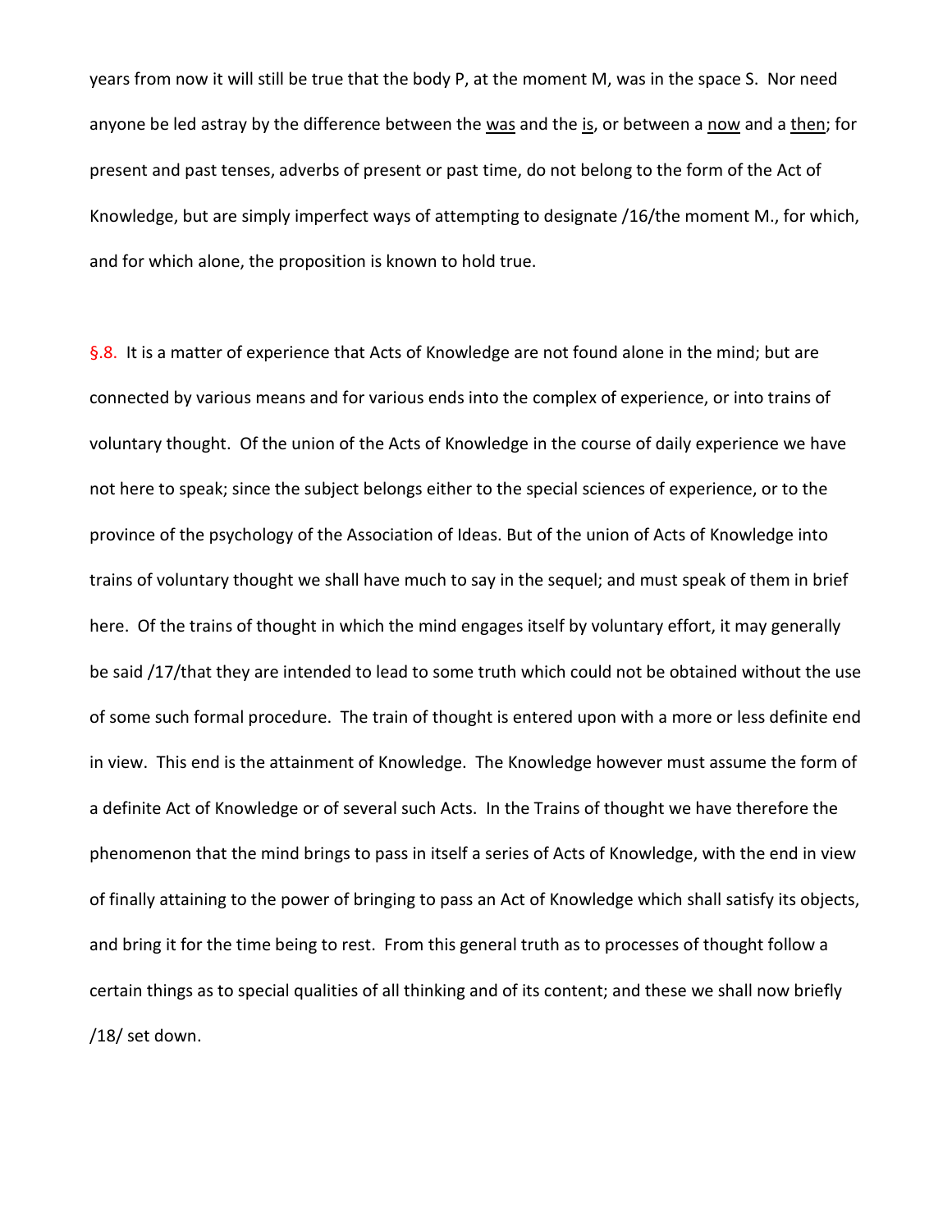years from now it will still be true that the body P, at the moment M, was in the space S. Nor need anyone be led astray by the difference between the was and the is, or between a now and a then; for present and past tenses, adverbs of present or past time, do not belong to the form of the Act of Knowledge, but are simply imperfect ways of attempting to designate /16/the moment M., for which, and for which alone, the proposition is known to hold true.

§.8. It is a matter of experience that Acts of Knowledge are not found alone in the mind; but are connected by various means and for various ends into the complex of experience, or into trains of voluntary thought. Of the union of the Acts of Knowledge in the course of daily experience we have not here to speak; since the subject belongs either to the special sciences of experience, or to the province of the psychology of the Association of Ideas. But of the union of Acts of Knowledge into trains of voluntary thought we shall have much to say in the sequel; and must speak of them in brief here. Of the trains of thought in which the mind engages itself by voluntary effort, it may generally be said /17/that they are intended to lead to some truth which could not be obtained without the use of some such formal procedure. The train of thought is entered upon with a more or less definite end in view. This end is the attainment of Knowledge. The Knowledge however must assume the form of a definite Act of Knowledge or of several such Acts. In the Trains of thought we have therefore the phenomenon that the mind brings to pass in itself a series of Acts of Knowledge, with the end in view of finally attaining to the power of bringing to pass an Act of Knowledge which shall satisfy its objects, and bring it for the time being to rest. From this general truth as to processes of thought follow a certain things as to special qualities of all thinking and of its content; and these we shall now briefly /18/ set down.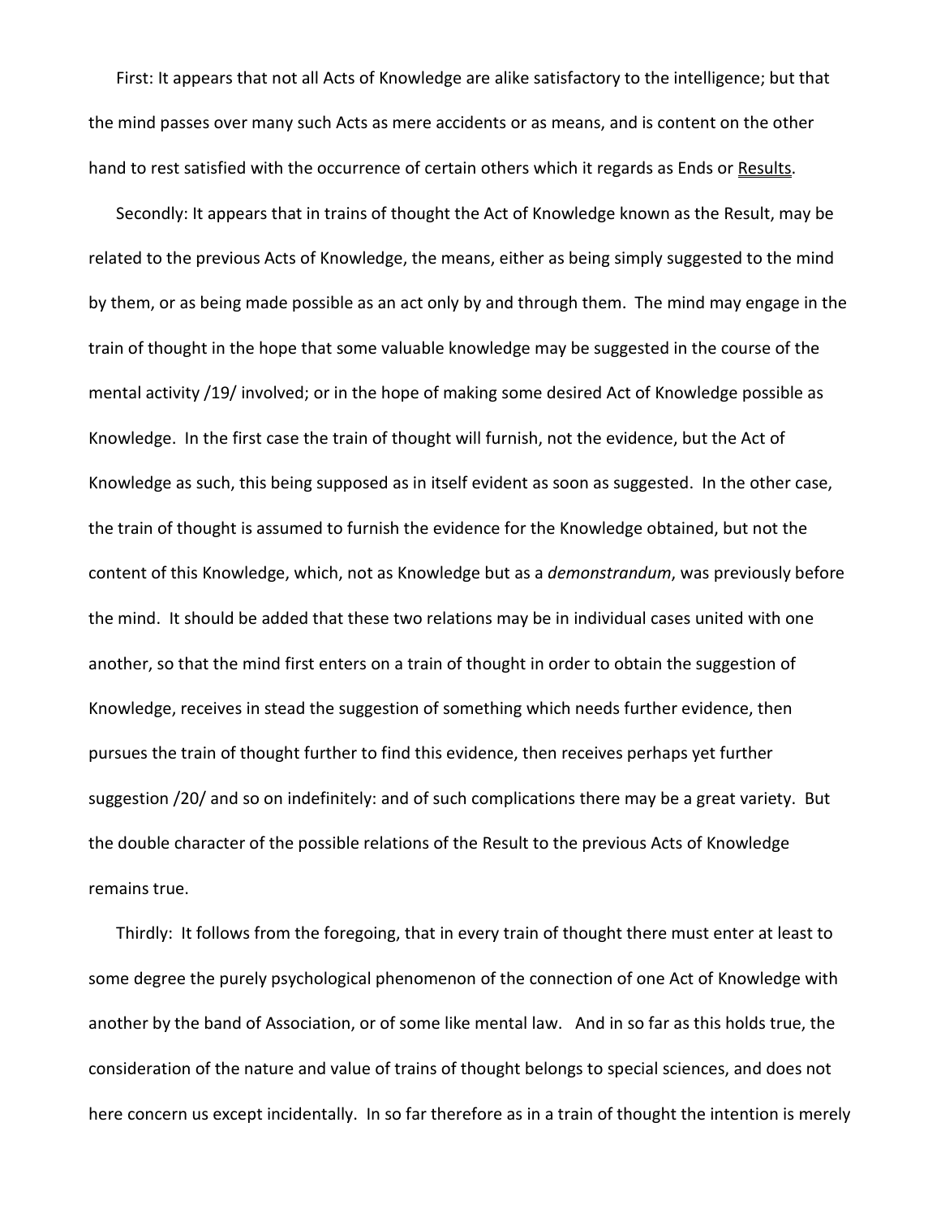First: It appears that not all Acts of Knowledge are alike satisfactory to the intelligence; but that the mind passes over many such Acts as mere accidents or as means, and is content on the other hand to rest satisfied with the occurrence of certain others which it regards as Ends or Results.

Secondly: It appears that in trains of thought the Act of Knowledge known as the Result, may be related to the previous Acts of Knowledge, the means, either as being simply suggested to the mind by them, or as being made possible as an act only by and through them. The mind may engage in the train of thought in the hope that some valuable knowledge may be suggested in the course of the mental activity /19/ involved; or in the hope of making some desired Act of Knowledge possible as Knowledge. In the first case the train of thought will furnish, not the evidence, but the Act of Knowledge as such, this being supposed as in itself evident as soon as suggested. In the other case, the train of thought is assumed to furnish the evidence for the Knowledge obtained, but not the content of this Knowledge, which, not as Knowledge but as a *demonstrandum*, was previously before the mind. It should be added that these two relations may be in individual cases united with one another, so that the mind first enters on a train of thought in order to obtain the suggestion of Knowledge, receives in stead the suggestion of something which needs further evidence, then pursues the train of thought further to find this evidence, then receives perhaps yet further suggestion /20/ and so on indefinitely: and of such complications there may be a great variety. But the double character of the possible relations of the Result to the previous Acts of Knowledge remains true.

Thirdly: It follows from the foregoing, that in every train of thought there must enter at least to some degree the purely psychological phenomenon of the connection of one Act of Knowledge with another by the band of Association, or of some like mental law. And in so far as this holds true, the consideration of the nature and value of trains of thought belongs to special sciences, and does not here concern us except incidentally. In so far therefore as in a train of thought the intention is merely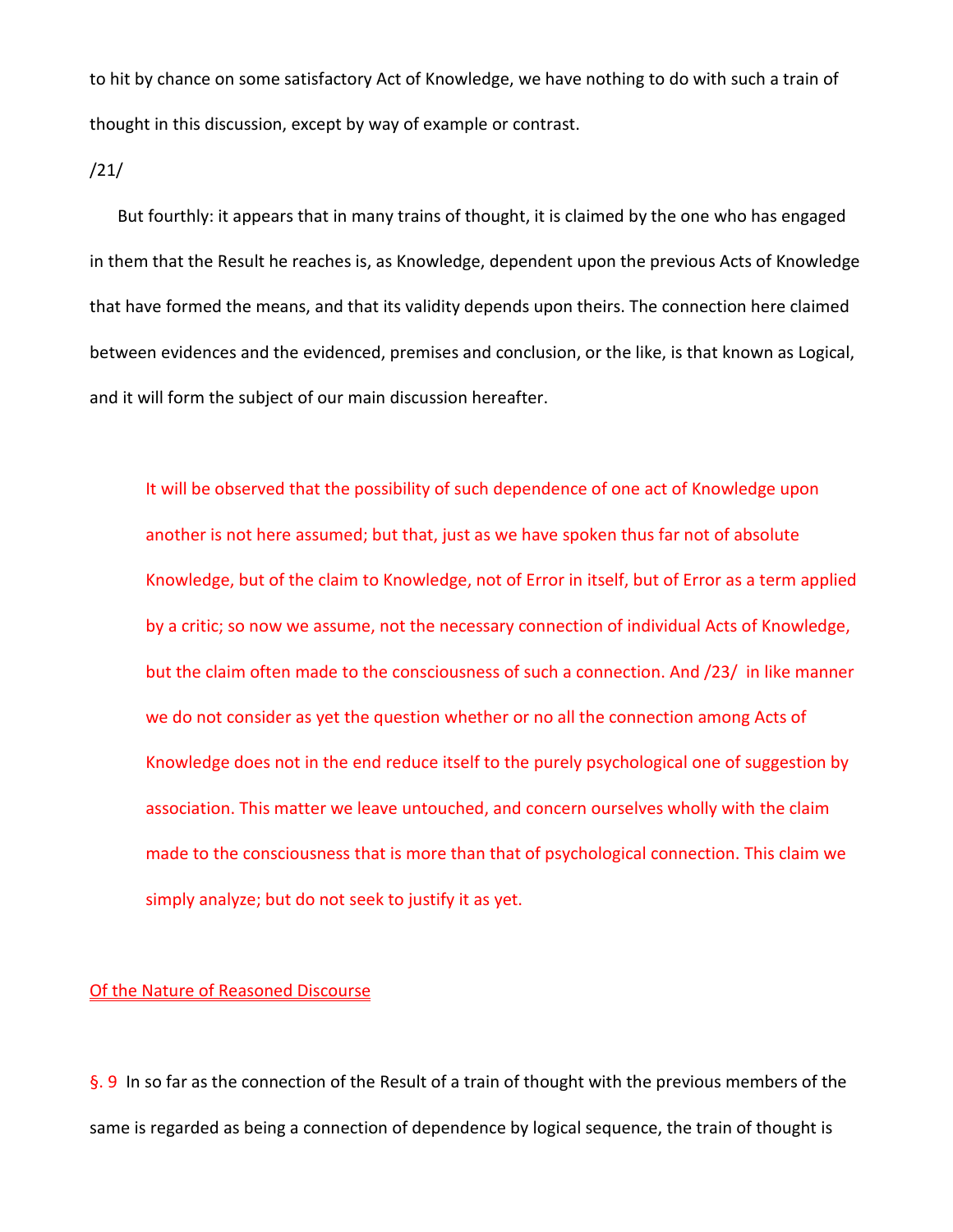to hit by chance on some satisfactory Act of Knowledge, we have nothing to do with such a train of thought in this discussion, except by way of example or contrast.

/21/

But fourthly: it appears that in many trains of thought, it is claimed by the one who has engaged in them that the Result he reaches is, as Knowledge, dependent upon the previous Acts of Knowledge that have formed the means, and that its validity depends upon theirs. The connection here claimed between evidences and the evidenced, premises and conclusion, or the like, is that known as Logical, and it will form the subject of our main discussion hereafter.

> It will be observed that the possibility of such dependence of one act of Knowledge upon another is not here assumed; but that, just as we have spoken thus far not of absolute Knowledge, but of the claim to Knowledge, not of Error in itself, but of Error as a term applied by a critic; so now we assume, not the necessary connection of individual Acts of Knowledge, but the claim often made to the consciousness of such a connection. And /23/ in like manner we do not consider as yet the question whether or no all the connection among Acts of Knowledge does not in the end reduce itself to the purely psychological one of suggestion by association. This matter we leave untouched, and concern ourselves wholly with the claim made to the consciousness that is more than that of psychological connection. This claim we simply analyze; but do not seek to justify it as yet.

## Of the Nature of Reasoned Discourse

§. 9 In so far as the connection of the Result of a train of thought with the previous members of the same is regarded as being a connection of dependence by logical sequence, the train of thought is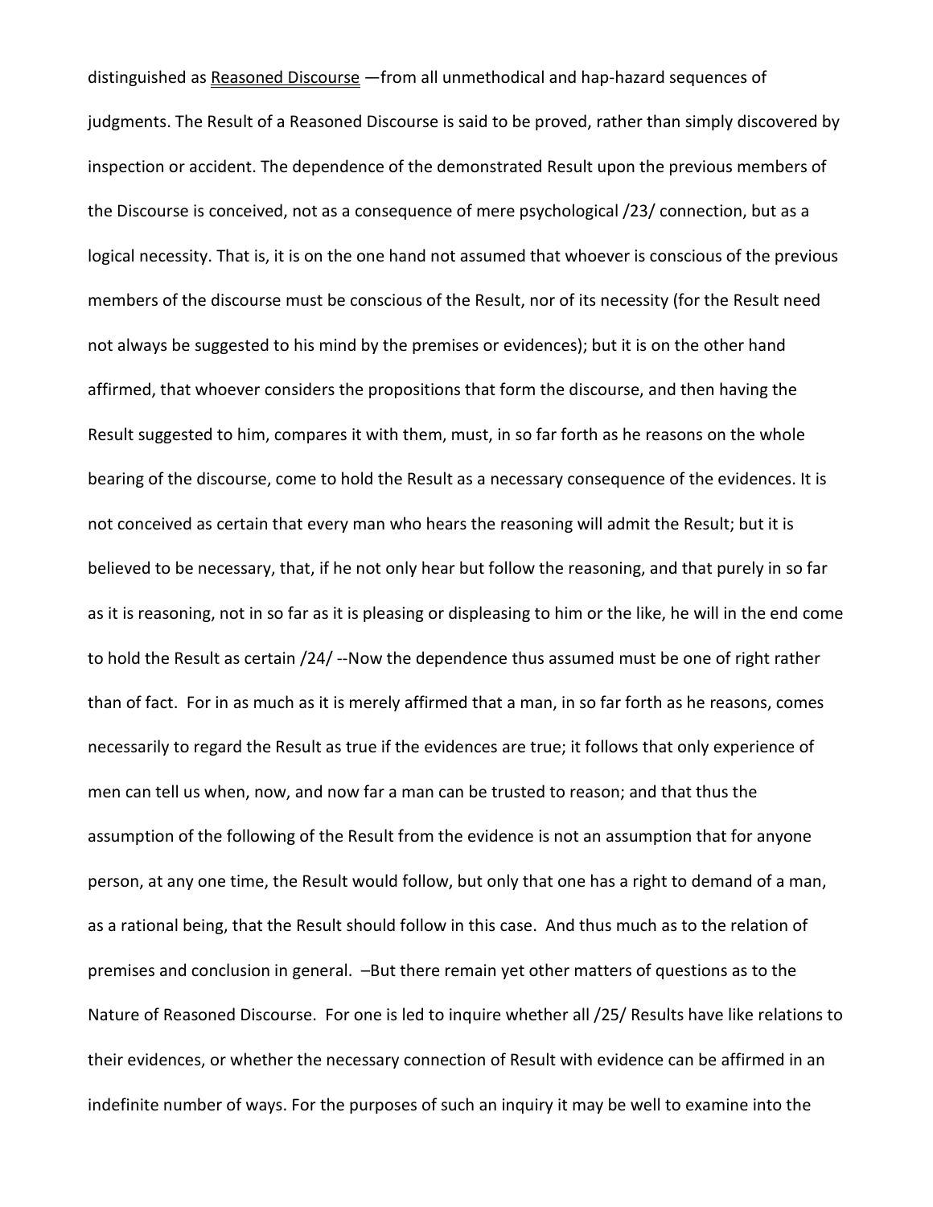distinguished as <u>Reasoned Discourse</u> —from all unmethodical and hap-hazard sequences of judgments. The Result of a Reasoned Discourse is said to be proved, rather than simply discovered by inspection or accident. The dependence of the demonstrated Result upon the previous members of the Discourse is conceived, not as a consequence of mere psychological /23/ connection, but as a logical necessity. That is, it is on the one hand not assumed that whoever is conscious of the previous members of the discourse must be conscious of the Result, nor of its necessity (for the Result need not always be suggested to his mind by the premises or evidences); but it is on the other hand affirmed, that whoever considers the propositions that form the discourse, and then having the Result suggested to him, compares it with them, must, in so far forth as he reasons on the whole bearing of the discourse, come to hold the Result as a necessary consequence of the evidences. It is not conceived as certain that every man who hears the reasoning will admit the Result; but it is believed to be necessary, that, if he not only hear but follow the reasoning, and that purely in so far as it is reasoning, not in so far as it is pleasing or displeasing to him or the like, he will in the end come to hold the Result as certain /24/ --Now the dependence thus assumed must be one of right rather than of fact. For in as much as it is merely affirmed that a man, in so far forth as he reasons, comes necessarily to regard the Result as true if the evidences are true; it follows that only experience of men can tell us when, now, and now far a man can be trusted to reason; and that thus the assumption of the following of the Result from the evidence is not an assumption that for anyone person, at any one time, the Result would follow, but only that one has a right to demand of a man, as a rational being, that the Result should follow in this case. And thus much as to the relation of premises and conclusion in general. –But there remain yet other matters of questions as to the Nature of Reasoned Discourse. For one is led to inquire whether all /25/ Results have like relations to their evidences, or whether the necessary connection of Result with evidence can be affirmed in an indefinite number of ways. For the purposes of such an inquiry it may be well to examine into the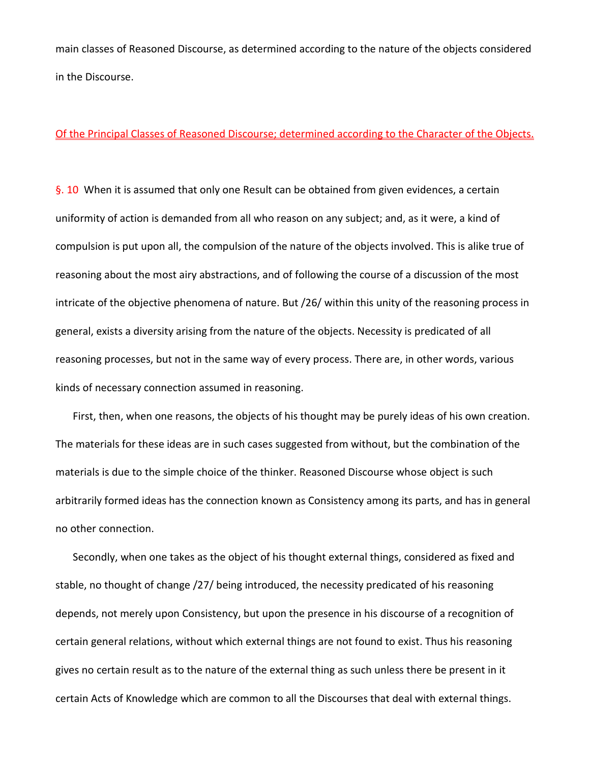main classes of Reasoned Discourse, as determined according to the nature of the objects considered in the Discourse.

## Of the Principal Classes of Reasoned Discourse; determined according to the Character of the Objects.

§. 10 When it is assumed that only one Result can be obtained from given evidences, a certain uniformity of action is demanded from all who reason on any subject; and, as it were, a kind of compulsion is put upon all, the compulsion of the nature of the objects involved. This is alike true of reasoning about the most airy abstractions, and of following the course of a discussion of the most intricate of the objective phenomena of nature. But /26/ within this unity of the reasoning process in general, exists a diversity arising from the nature of the objects. Necessity is predicated of all reasoning processes, but not in the same way of every process. There are, in other words, various kinds of necessary connection assumed in reasoning.

First, then, when one reasons, the objects of his thought may be purely ideas of his own creation. The materials for these ideas are in such cases suggested from without, but the combination of the materials is due to the simple choice of the thinker. Reasoned Discourse whose object is such arbitrarily formed ideas has the connection known as Consistency among its parts, and has in general no other connection.

Secondly, when one takes as the object of his thought external things, considered as fixed and stable, no thought of change /27/ being introduced, the necessity predicated of his reasoning depends, not merely upon Consistency, but upon the presence in his discourse of a recognition of certain general relations, without which external things are not found to exist. Thus his reasoning gives no certain result as to the nature of the external thing as such unless there be present in it certain Acts of Knowledge which are common to all the Discourses that deal with external things.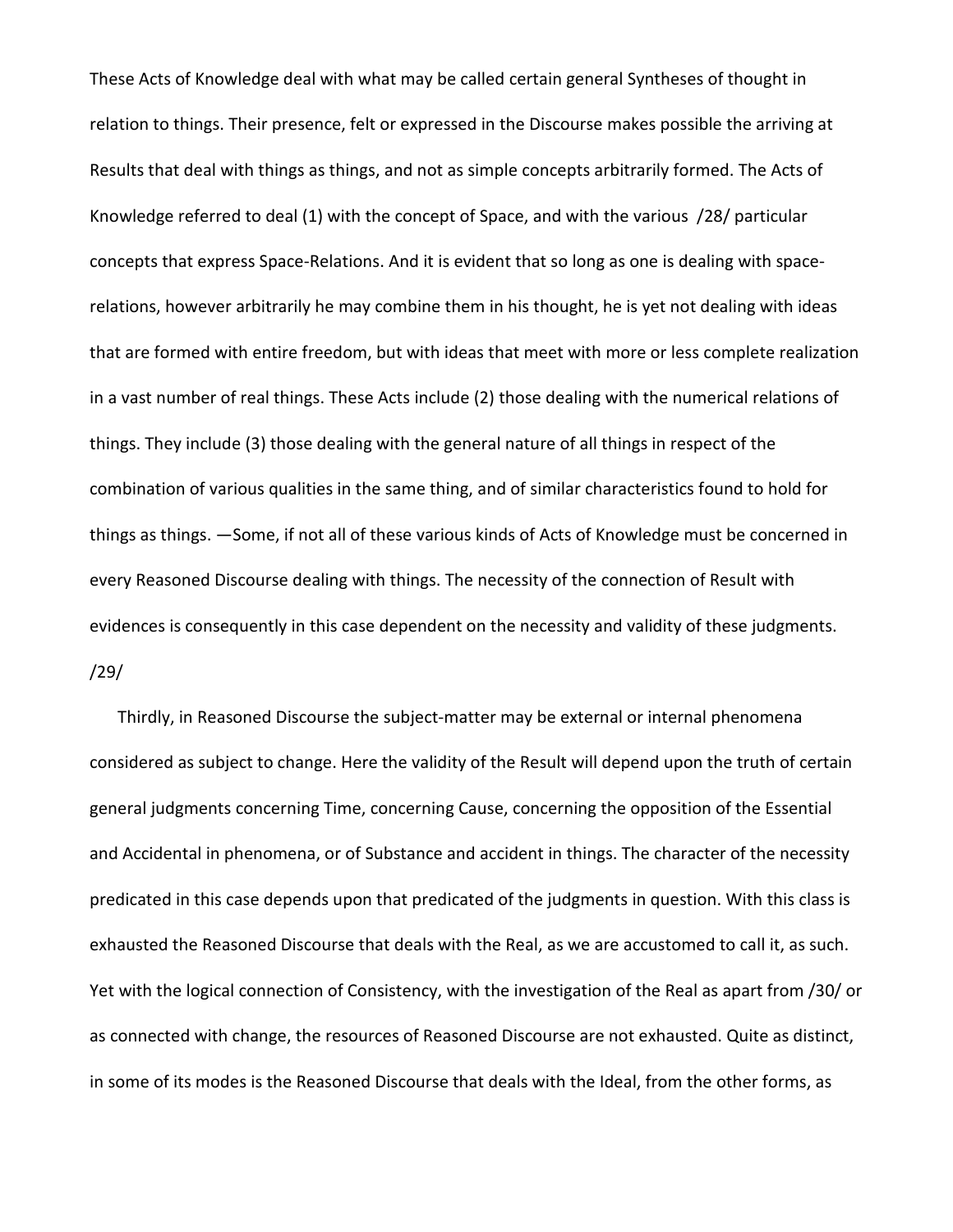These Acts of Knowledge deal with what may be called certain general Syntheses of thought in relation to things. Their presence, felt or expressed in the Discourse makes possible the arriving at Results that deal with things as things, and not as simple concepts arbitrarily formed. The Acts of Knowledge referred to deal (1) with the concept of Space, and with the various /28/ particular concepts that express Space-Relations. And it is evident that so long as one is dealing with space-relations, however arbitrarily he may combine them in his thought, he is yet not dealing with ideas that are formed with entire freedom, but with ideas that meet with more or less complete realization in a vast number of real things. These Acts include (2) those dealing with the numerical relations of things. They include (3) those dealing with the general nature of all things in respect of the combination of various qualities in the same thing, and of similar characteristics found to hold for things as things. —Some, if not all of these various kinds of Acts of Knowledge must be concerned in every Reasoned Discourse dealing with things. The necessity of the connection of Result with evidences is consequently in this case dependent on the necessity and validity of these judgments. /29/

Thirdly, in Reasoned Discourse the subject-matter may be external or internal phenomena considered as subject to change. Here the validity of the Result will depend upon the truth of certain general judgments concerning Time, concerning Cause, concerning the opposition of the Essential and Accidental in phenomena, or of Substance and accident in things. The character of the necessity predicated in this case depends upon that predicated of the judgments in question. With this class is exhausted the Reasoned Discourse that deals with the Real, as we are accustomed to call it, as such. Yet with the logical connection of Consistency, with the investigation of the Real as apart from /30/ or as connected with change, the resources of Reasoned Discourse are not exhausted. Quite as distinct, in some of its modes is the Reasoned Discourse that deals with the Ideal, from the other forms, as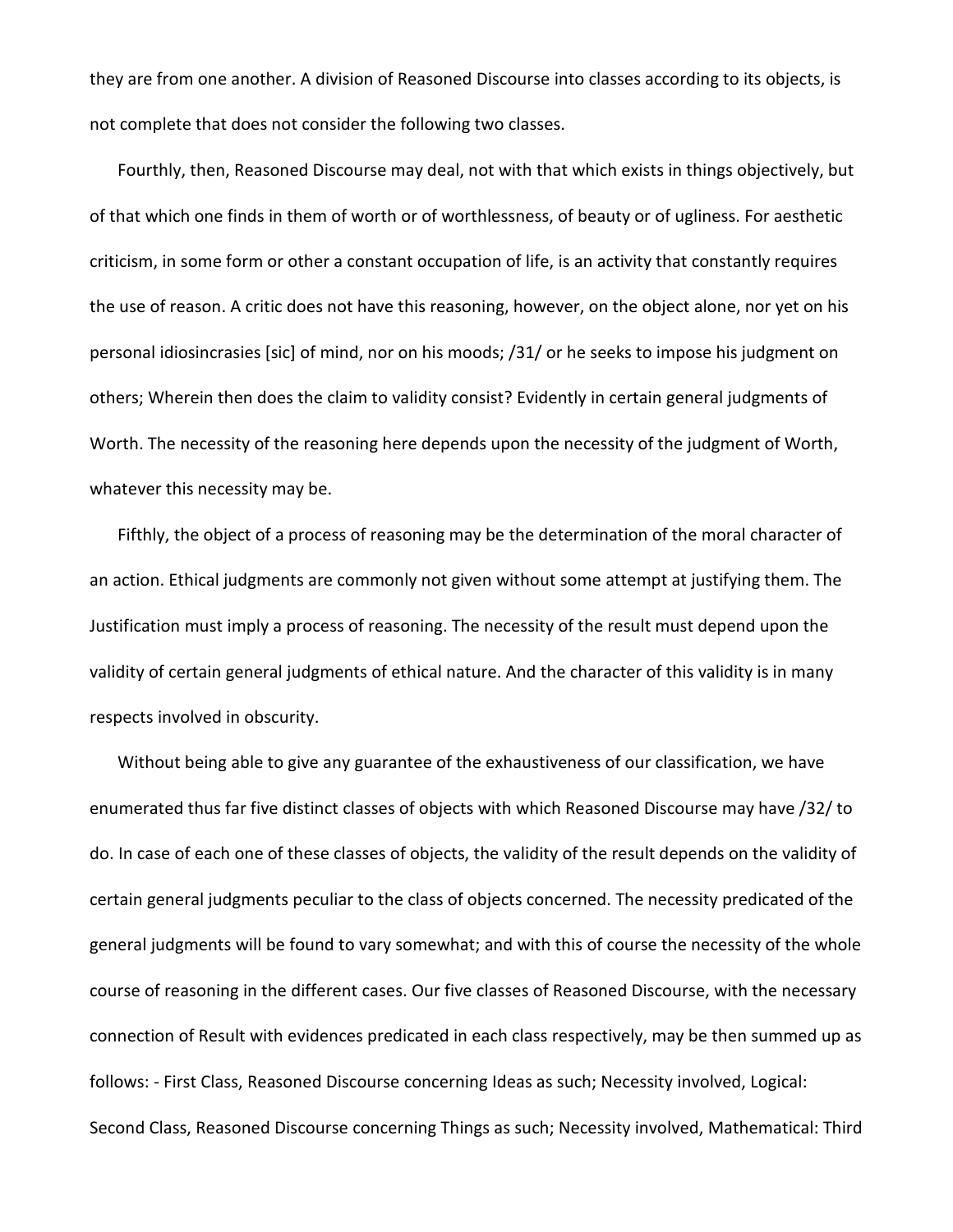they are from one another. A division of Reasoned Discourse into classes according to its objects, is not complete that does not consider the following two classes.

Fourthly, then, Reasoned Discourse may deal, not with that which exists in things objectively, but of that which one finds in them of worth or of worthlessness, of beauty or of ugliness. For aesthetic criticism, in some form or other a constant occupation of life, is an activity that constantly requires the use of reason. A critic does not have this reasoning, however, on the object alone, nor yet on his personal idiosincrasies [sic] of mind, nor on his moods; /31/ or he seeks to impose his judgment on others; Wherein then does the claim to validity consist? Evidently in certain general judgments of Worth. The necessity of the reasoning here depends upon the necessity of the judgment of Worth, whatever this necessity may be.

Fifthly, the object of a process of reasoning may be the determination of the moral character of an action. Ethical judgments are commonly not given without some attempt at justifying them. The Justification must imply a process of reasoning. The necessity of the result must depend upon the validity of certain general judgments of ethical nature. And the character of this validity is in many respects involved in obscurity.

Without being able to give any guarantee of the exhaustiveness of our classification, we have enumerated thus far five distinct classes of objects with which Reasoned Discourse may have /32/ to do. In case of each one of these classes of objects, the validity of the result depends on the validity of certain general judgments peculiar to the class of objects concerned. The necessity predicated of the general judgments will be found to vary somewhat; and with this of course the necessity of the whole course of reasoning in the different cases. Our five classes of Reasoned Discourse, with the necessary connection of Result with evidences predicated in each class respectively, may be then summed up as follows: - First Class, Reasoned Discourse concerning Ideas as such; Necessity involved, Logical: Second Class, Reasoned Discourse concerning Things as such; Necessity involved, Mathematical: Third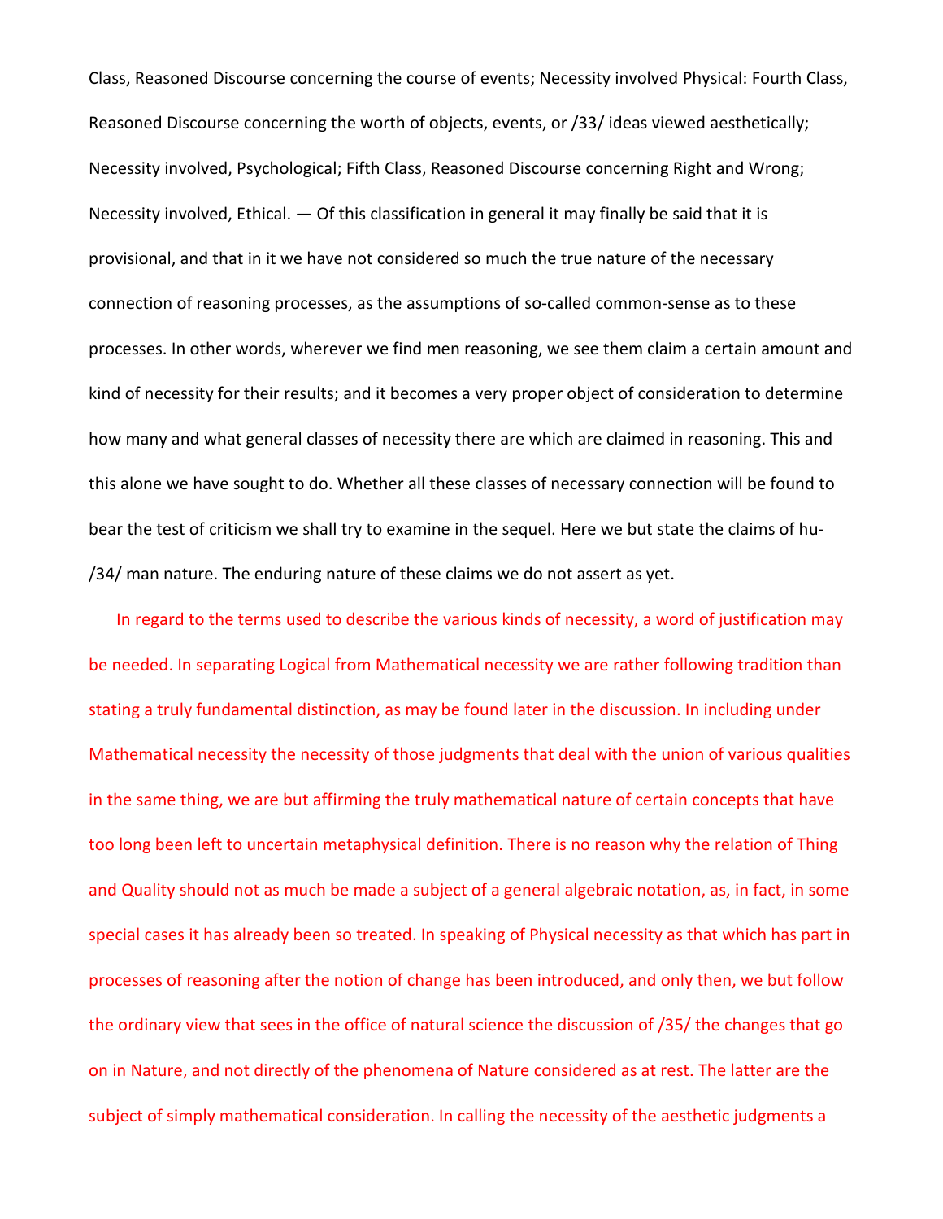Class, Reasoned Discourse concerning the course of events; Necessity involved Physical: Fourth Class, Reasoned Discourse concerning the worth of objects, events, or /33/ ideas viewed aesthetically; Necessity involved, Psychological; Fifth Class, Reasoned Discourse concerning Right and Wrong; Necessity involved, Ethical. — Of this classification in general it may finally be said that it is provisional, and that in it we have not considered so much the true nature of the necessary connection of reasoning processes, as the assumptions of so-called common-sense as to these processes. In other words, wherever we find men reasoning, we see them claim a certain amount and kind of necessity for their results; and it becomes a very proper object of consideration to determine how many and what general classes of necessity there are which are claimed in reasoning. This and this alone we have sought to do. Whether all these classes of necessary connection will be found to bear the test of criticism we shall try to examine in the sequel. Here we but state the claims of hu- /34/ man nature. The enduring nature of these claims we do not assert as yet.

In regard to the terms used to describe the various kinds of necessity, a word of justification may be needed. In separating Logical from Mathematical necessity we are rather following tradition than stating a truly fundamental distinction, as may be found later in the discussion. In including under Mathematical necessity the necessity of those judgments that deal with the union of various qualities in the same thing, we are but affirming the truly mathematical nature of certain concepts that have too long been left to uncertain metaphysical definition. There is no reason why the relation of Thing and Quality should not as much be made a subject of a general algebraic notation, as, in fact, in some special cases it has already been so treated. In speaking of Physical necessity as that which has part in processes of reasoning after the notion of change has been introduced, and only then, we but follow the ordinary view that sees in the office of natural science the discussion of /35/ the changes that go on in Nature, and not directly of the phenomena of Nature considered as at rest. The latter are the subject of simply mathematical consideration. In calling the necessity of the aesthetic judgments a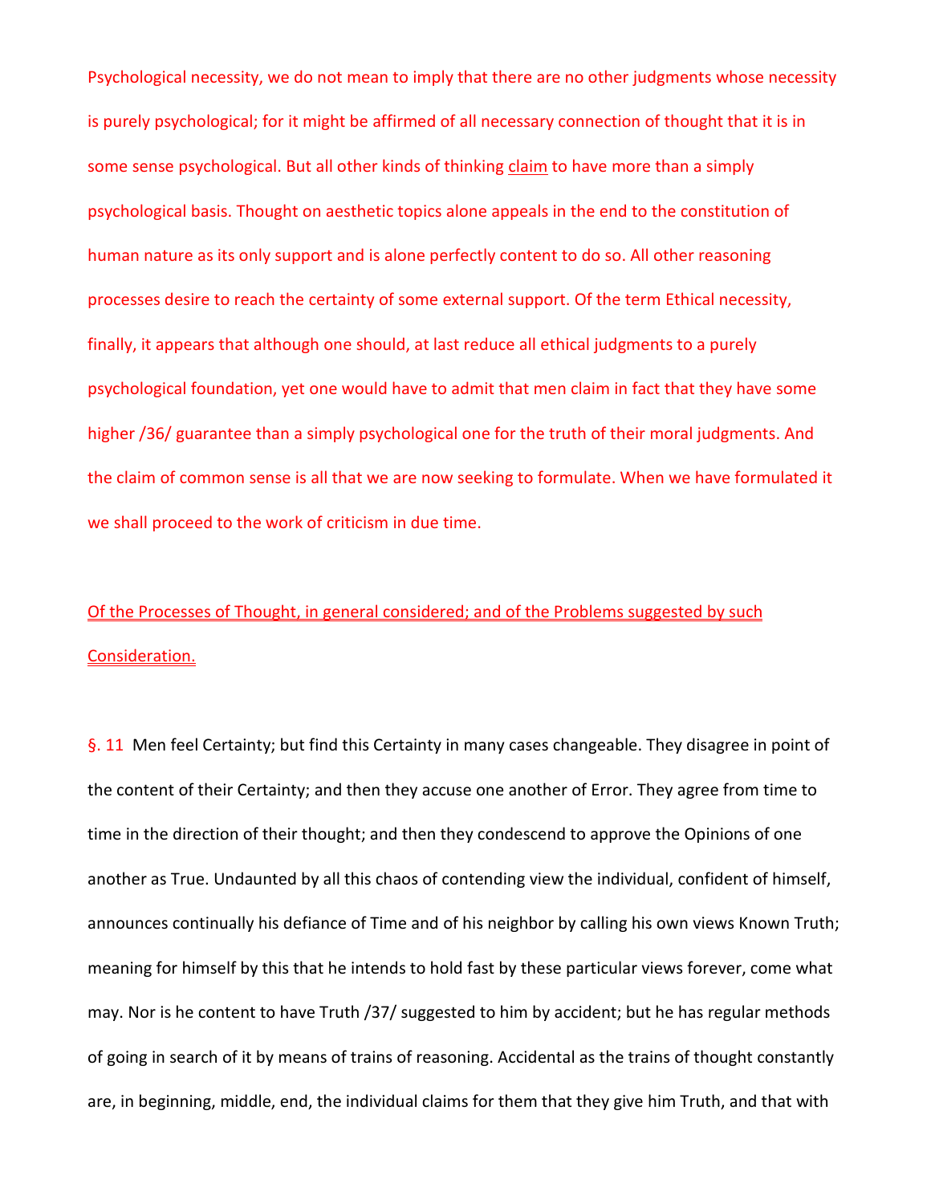Psychological necessity, we do not mean to imply that there are no other judgments whose necessity is purely psychological; for it might be affirmed of all necessary connection of thought that it is in some sense psychological. But all other kinds of thinking claim to have more than a simply psychological basis. Thought on aesthetic topics alone appeals in the end to the constitution of human nature as its only support and is alone perfectly content to do so. All other reasoning processes desire to reach the certainty of some external support. Of the term Ethical necessity, finally, it appears that although one should, at last reduce all ethical judgments to a purely psychological foundation, yet one would have to admit that men claim in fact that they have some higher /36/ guarantee than a simply psychological one for the truth of their moral judgments. And the claim of common sense is all that we are now seeking to formulate. When we have formulated it we shall proceed to the work of criticism in due time.

## Of the Processes of Thought, in general considered; and of the Problems suggested by such Consideration.

§. 11  Men feel Certainty; but find this Certainty in many cases changeable. They disagree in point of the content of their Certainty; and then they accuse one another of Error. They agree from time to time in the direction of their thought; and then they condescend to approve the Opinions of one another as True. Undaunted by all this chaos of contending view the individual, confident of himself, announces continually his defiance of Time and of his neighbor by calling his own views Known Truth; meaning for himself by this that he intends to hold fast by these particular views forever, come what may. Nor is he content to have Truth /37/ suggested to him by accident; but he has regular methods of going in search of it by means of trains of reasoning. Accidental as the trains of thought constantly are, in beginning, middle, end, the individual claims for them that they give him Truth, and that with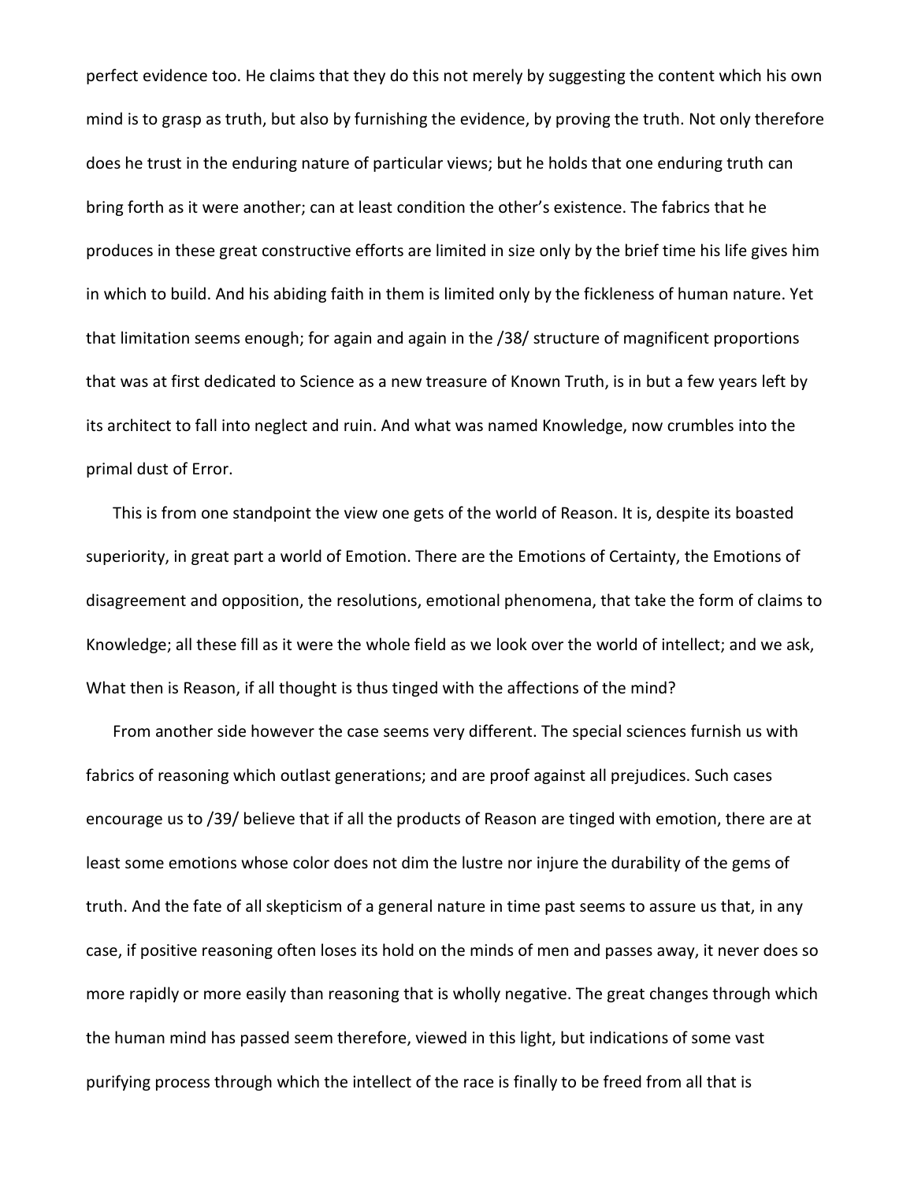perfect evidence too. He claims that they do this not merely by suggesting the content which his own mind is to grasp as truth, but also by furnishing the evidence, by proving the truth. Not only therefore does he trust in the enduring nature of particular views; but he holds that one enduring truth can bring forth as it were another; can at least condition the other's existence. The fabrics that he produces in these great constructive efforts are limited in size only by the brief time his life gives him in which to build. And his abiding faith in them is limited only by the fickleness of human nature. Yet that limitation seems enough; for again and again in the /38/ structure of magnificent proportions that was at first dedicated to Science as a new treasure of Known Truth, is in but a few years left by its architect to fall into neglect and ruin. And what was named Knowledge, now crumbles into the primal dust of Error.

This is from one standpoint the view one gets of the world of Reason. It is, despite its boasted superiority, in great part a world of Emotion. There are the Emotions of Certainty, the Emotions of disagreement and opposition, the resolutions, emotional phenomena, that take the form of claims to Knowledge; all these fill as it were the whole field as we look over the world of intellect; and we ask, What then is Reason, if all thought is thus tinged with the affections of the mind?

From another side however the case seems very different. The special sciences furnish us with fabrics of reasoning which outlast generations; and are proof against all prejudices. Such cases encourage us to /39/ believe that if all the products of Reason are tinged with emotion, there are at least some emotions whose color does not dim the lustre nor injure the durability of the gems of truth. And the fate of all skepticism of a general nature in time past seems to assure us that, in any case, if positive reasoning often loses its hold on the minds of men and passes away, it never does so more rapidly or more easily than reasoning that is wholly negative. The great changes through which the human mind has passed seem therefore, viewed in this light, but indications of some vast purifying process through which the intellect of the race is finally to be freed from all that is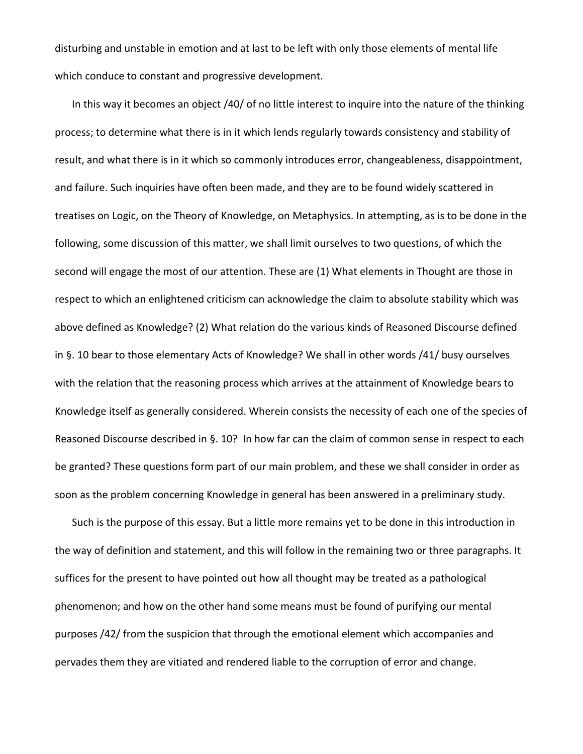disturbing and unstable in emotion and at last to be left with only those elements of mental life which conduce to constant and progressive development.

In this way it becomes an object /40/ of no little interest to inquire into the nature of the thinking process; to determine what there is in it which lends regularly towards consistency and stability of result, and what there is in it which so commonly introduces error, changeableness, disappointment, and failure. Such inquiries have often been made, and they are to be found widely scattered in treatises on Logic, on the Theory of Knowledge, on Metaphysics. In attempting, as is to be done in the following, some discussion of this matter, we shall limit ourselves to two questions, of which the second will engage the most of our attention. These are (1) What elements in Thought are those in respect to which an enlightened criticism can acknowledge the claim to absolute stability which was above defined as Knowledge? (2) What relation do the various kinds of Reasoned Discourse defined in §. 10 bear to those elementary Acts of Knowledge? We shall in other words /41/ busy ourselves with the relation that the reasoning process which arrives at the attainment of Knowledge bears to Knowledge itself as generally considered. Wherein consists the necessity of each one of the species of Reasoned Discourse described in §. 10? In how far can the claim of common sense in respect to each be granted? These questions form part of our main problem, and these we shall consider in order as soon as the problem concerning Knowledge in general has been answered in a preliminary study.

Such is the purpose of this essay. But a little more remains yet to be done in this introduction in the way of definition and statement, and this will follow in the remaining two or three paragraphs. It suffices for the present to have pointed out how all thought may be treated as a pathological phenomenon; and how on the other hand some means must be found of purifying our mental purposes /42/ from the suspicion that through the emotional element which accompanies and pervades them they are vitiated and rendered liable to the corruption of error and change.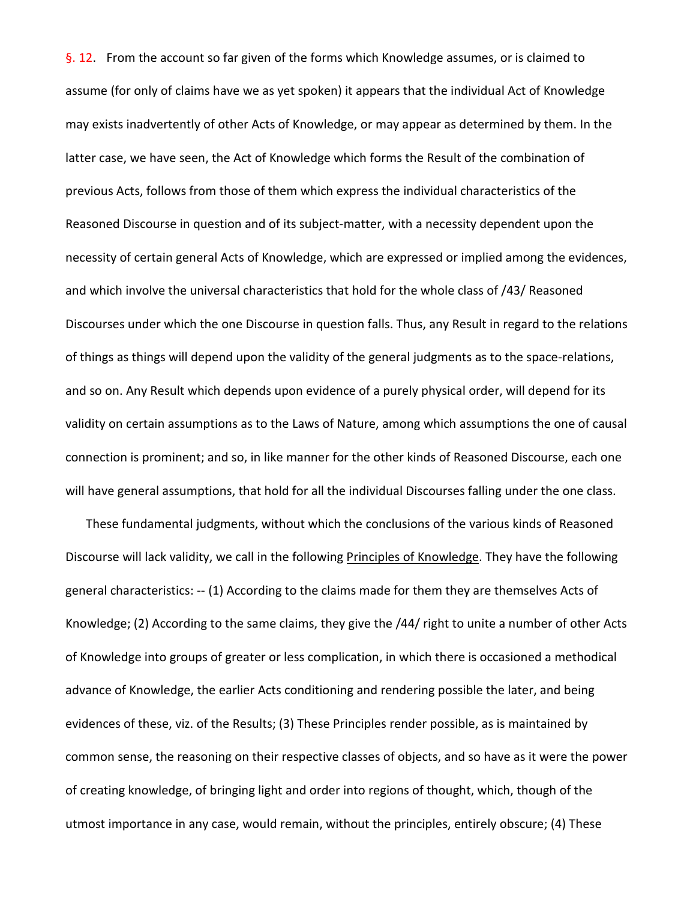§. 12. From the account so far given of the forms which Knowledge assumes, or is claimed to assume (for only of claims have we as yet spoken) it appears that the individual Act of Knowledge may exists inadvertently of other Acts of Knowledge, or may appear as determined by them. In the latter case, we have seen, the Act of Knowledge which forms the Result of the combination of previous Acts, follows from those of them which express the individual characteristics of the Reasoned Discourse in question and of its subject-matter, with a necessity dependent upon the necessity of certain general Acts of Knowledge, which are expressed or implied among the evidences, and which involve the universal characteristics that hold for the whole class of /43/ Reasoned Discourses under which the one Discourse in question falls. Thus, any Result in regard to the relations of things as things will depend upon the validity of the general judgments as to the space-relations, and so on. Any Result which depends upon evidence of a purely physical order, will depend for its validity on certain assumptions as to the Laws of Nature, among which assumptions the one of causal connection is prominent; and so, in like manner for the other kinds of Reasoned Discourse, each one will have general assumptions, that hold for all the individual Discourses falling under the one class.

These fundamental judgments, without which the conclusions of the various kinds of Reasoned Discourse will lack validity, we call in the following <u>Principles of Knowledge</u>. They have the following general characteristics: -- (1) According to the claims made for them they are themselves Acts of Knowledge; (2) According to the same claims, they give the /44/ right to unite a number of other Acts of Knowledge into groups of greater or less complication, in which there is occasioned a methodical advance of Knowledge, the earlier Acts conditioning and rendering possible the later, and being evidences of these, viz. of the Results; (3) These Principles render possible, as is maintained by common sense, the reasoning on their respective classes of objects, and so have as it were the power of creating knowledge, of bringing light and order into regions of thought, which, though of the utmost importance in any case, would remain, without the principles, entirely obscure; (4) These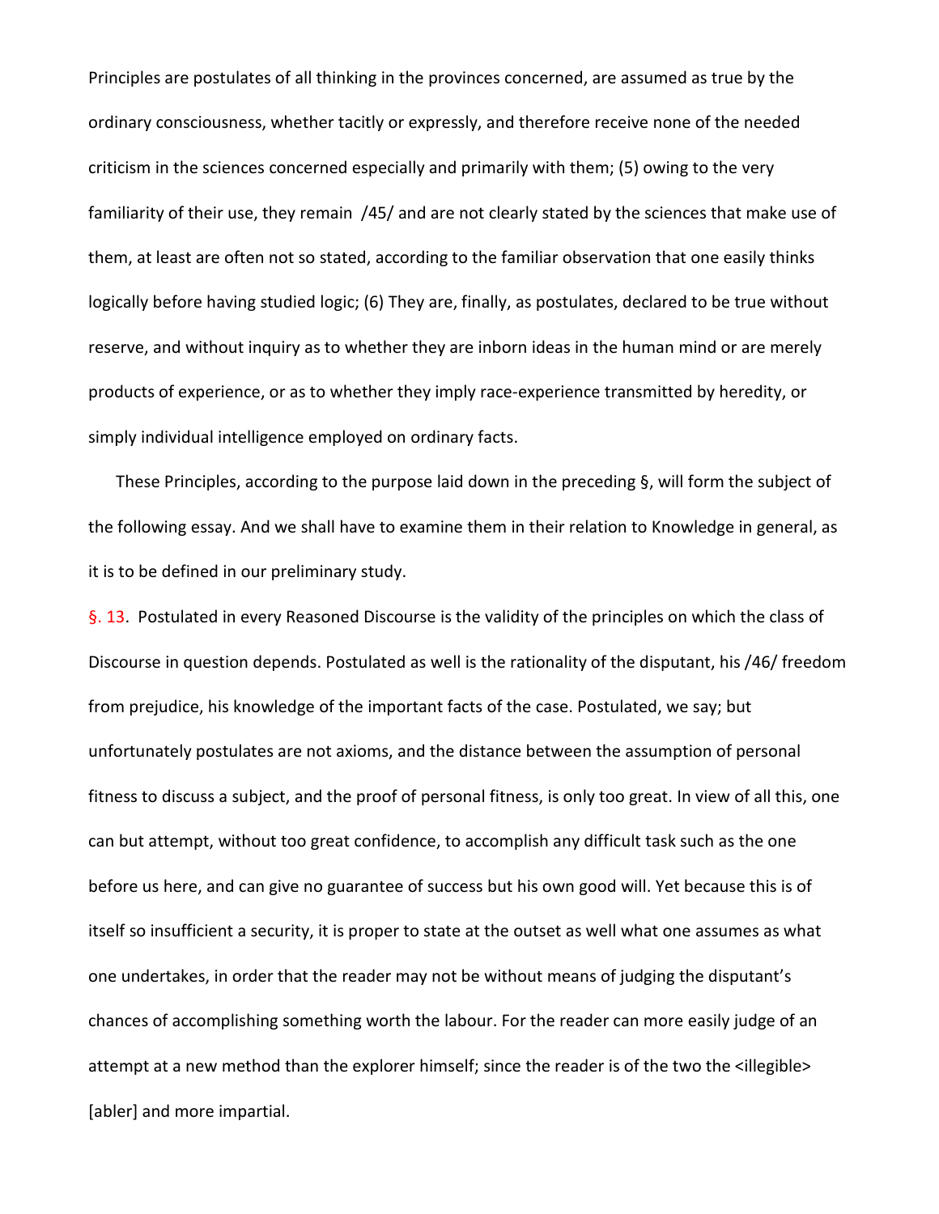Principles are postulates of all thinking in the provinces concerned, are assumed as true by the ordinary consciousness, whether tacitly or expressly, and therefore receive none of the needed criticism in the sciences concerned especially and primarily with them; (5) owing to the very familiarity of their use, they remain /45/ and are not clearly stated by the sciences that make use of them, at least are often not so stated, according to the familiar observation that one easily thinks logically before having studied logic; (6) They are, finally, as postulates, declared to be true without reserve, and without inquiry as to whether they are inborn ideas in the human mind or are merely products of experience, or as to whether they imply race-experience transmitted by heredity, or simply individual intelligence employed on ordinary facts.

These Principles, according to the purpose laid down in the preceding §, will form the subject of the following essay. And we shall have to examine them in their relation to Knowledge in general, as it is to be defined in our preliminary study.

§. 13. Postulated in every Reasoned Discourse is the validity of the principles on which the class of Discourse in question depends. Postulated as well is the rationality of the disputant, his /46/ freedom from prejudice, his knowledge of the important facts of the case. Postulated, we say; but unfortunately postulates are not axioms, and the distance between the assumption of personal fitness to discuss a subject, and the proof of personal fitness, is only too great. In view of all this, one can but attempt, without too great confidence, to accomplish any difficult task such as the one before us here, and can give no guarantee of success but his own good will. Yet because this is of itself so insufficient a security, it is proper to state at the outset as well what one assumes as what one undertakes, in order that the reader may not be without means of judging the disputant's chances of accomplishing something worth the labour. For the reader can more easily judge of an attempt at a new method than the explorer himself; since the reader is of the two the <illegible> [abler] and more impartial.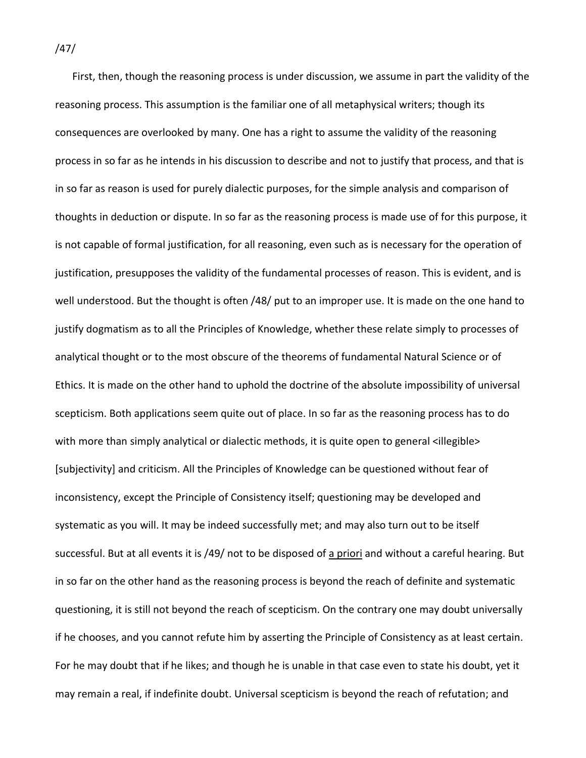/47/

First, then, though the reasoning process is under discussion, we assume in part the validity of the reasoning process. This assumption is the familiar one of all metaphysical writers; though its consequences are overlooked by many. One has a right to assume the validity of the reasoning process in so far as he intends in his discussion to describe and not to justify that process, and that is in so far as reason is used for purely dialectic purposes, for the simple analysis and comparison of thoughts in deduction or dispute. In so far as the reasoning process is made use of for this purpose, it is not capable of formal justification, for all reasoning, even such as is necessary for the operation of justification, presupposes the validity of the fundamental processes of reason. This is evident, and is well understood. But the thought is often /48/ put to an improper use. It is made on the one hand to justify dogmatism as to all the Principles of Knowledge, whether these relate simply to processes of analytical thought or to the most obscure of the theorems of fundamental Natural Science or of Ethics. It is made on the other hand to uphold the doctrine of the absolute impossibility of universal scepticism. Both applications seem quite out of place. In so far as the reasoning process has to do with more than simply analytical or dialectic methods, it is quite open to general <illegible> [subjectivity] and criticism. All the Principles of Knowledge can be questioned without fear of inconsistency, except the Principle of Consistency itself; questioning may be developed and systematic as you will. It may be indeed successfully met; and may also turn out to be itself successful. But at all events it is /49/ not to be disposed of <u>a priori</u> and without a careful hearing. But in so far on the other hand as the reasoning process is beyond the reach of definite and systematic questioning, it is still not beyond the reach of scepticism. On the contrary one may doubt universally if he chooses, and you cannot refute him by asserting the Principle of Consistency as at least certain. For he may doubt that if he likes; and though he is unable in that case even to state his doubt, yet it may remain a real, if indefinite doubt. Universal scepticism is beyond the reach of refutation; and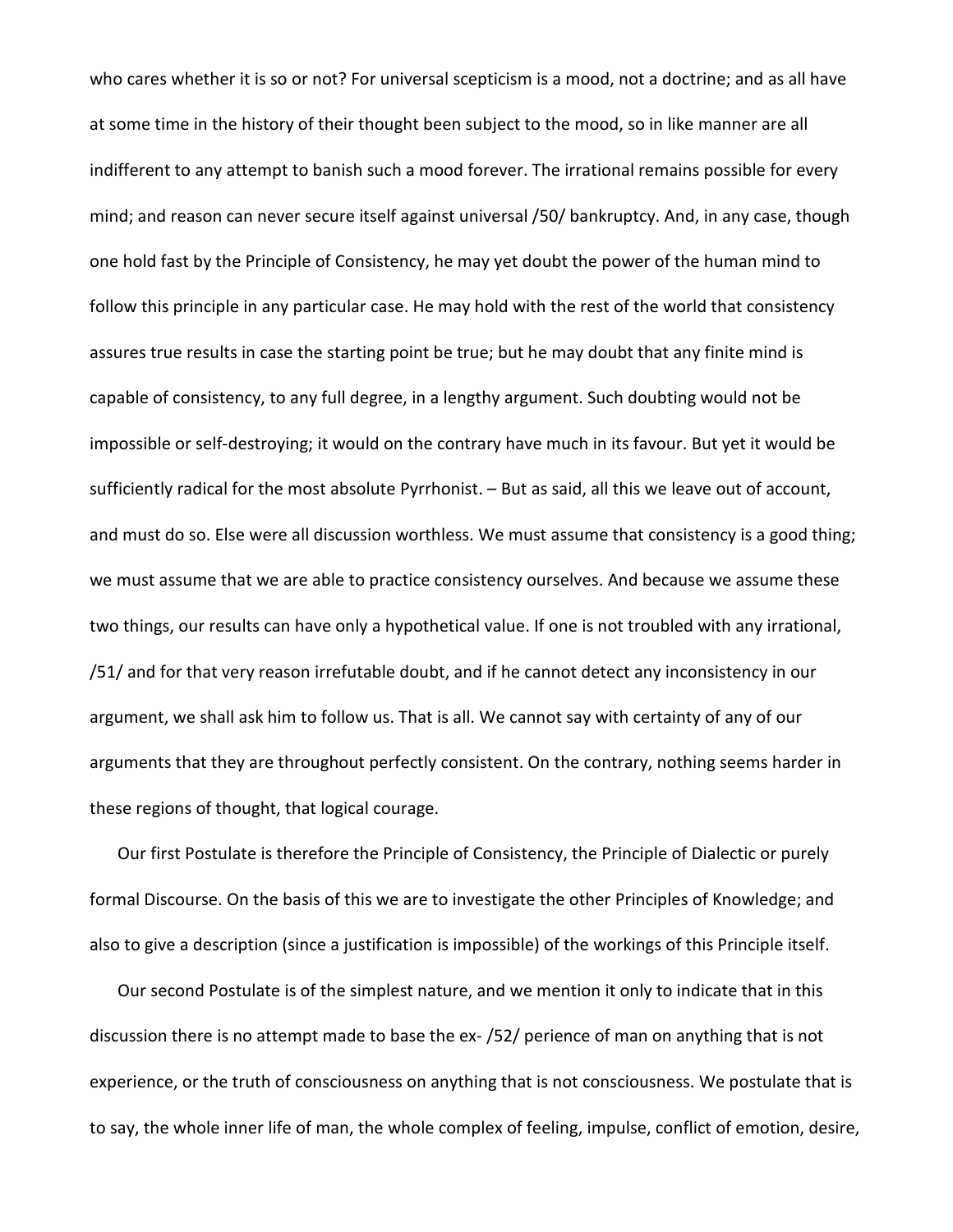who cares whether it is so or not? For universal scepticism is a mood, not a doctrine; and as all have at some time in the history of their thought been subject to the mood, so in like manner are all indifferent to any attempt to banish such a mood forever. The irrational remains possible for every mind; and reason can never secure itself against universal /50/ bankruptcy. And, in any case, though one hold fast by the Principle of Consistency, he may yet doubt the power of the human mind to follow this principle in any particular case. He may hold with the rest of the world that consistency assures true results in case the starting point be true; but he may doubt that any finite mind is capable of consistency, to any full degree, in a lengthy argument. Such doubting would not be impossible or self-destroying; it would on the contrary have much in its favour. But yet it would be sufficiently radical for the most absolute Pyrrhonist. – But as said, all this we leave out of account, and must do so. Else were all discussion worthless. We must assume that consistency is a good thing; we must assume that we are able to practice consistency ourselves. And because we assume these two things, our results can have only a hypothetical value. If one is not troubled with any irrational, /51/ and for that very reason irrefutable doubt, and if he cannot detect any inconsistency in our argument, we shall ask him to follow us. That is all. We cannot say with certainty of any of our arguments that they are throughout perfectly consistent. On the contrary, nothing seems harder in these regions of thought, that logical courage.

Our first Postulate is therefore the Principle of Consistency, the Principle of Dialectic or purely formal Discourse. On the basis of this we are to investigate the other Principles of Knowledge; and also to give a description (since a justification is impossible) of the workings of this Principle itself.

Our second Postulate is of the simplest nature, and we mention it only to indicate that in this discussion there is no attempt made to base the ex- /52/ perience of man on anything that is not experience, or the truth of consciousness on anything that is not consciousness. We postulate that is to say, the whole inner life of man, the whole complex of feeling, impulse, conflict of emotion, desire,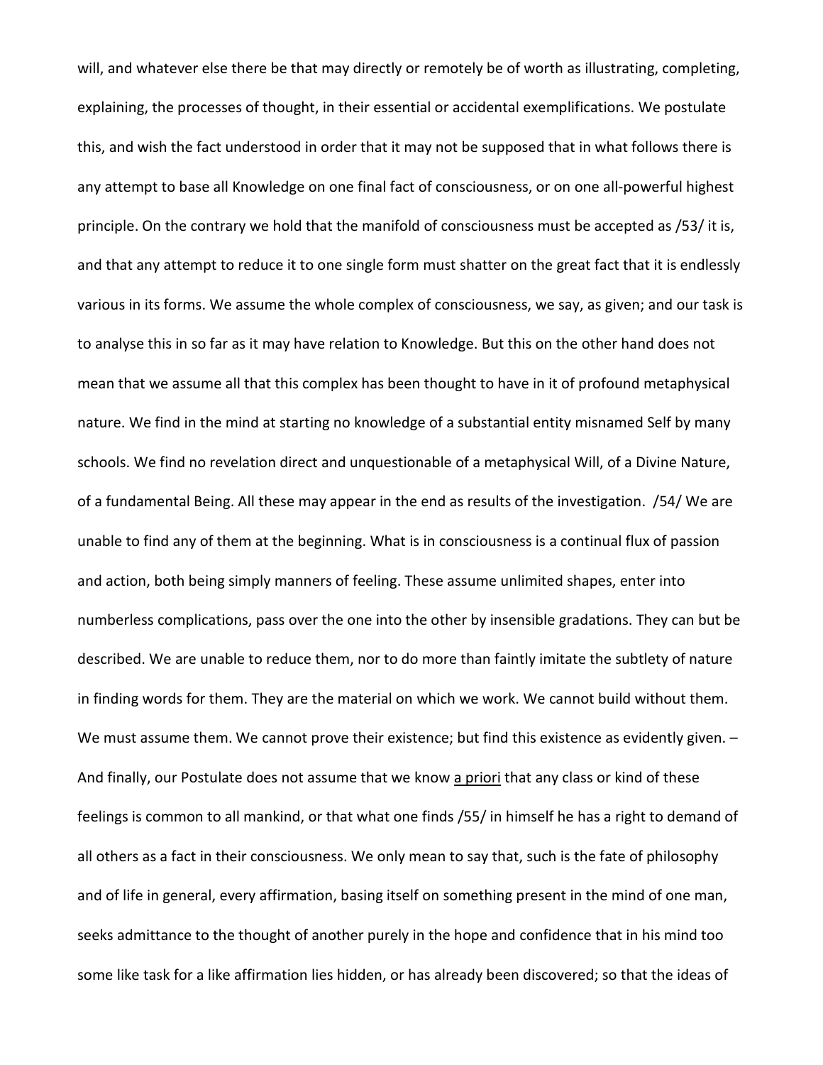will, and whatever else there be that may directly or remotely be of worth as illustrating, completing, explaining, the processes of thought, in their essential or accidental exemplifications. We postulate this, and wish the fact understood in order that it may not be supposed that in what follows there is any attempt to base all Knowledge on one final fact of consciousness, or on one all-powerful highest principle. On the contrary we hold that the manifold of consciousness must be accepted as /53/ it is, and that any attempt to reduce it to one single form must shatter on the great fact that it is endlessly various in its forms. We assume the whole complex of consciousness, we say, as given; and our task is to analyse this in so far as it may have relation to Knowledge. But this on the other hand does not mean that we assume all that this complex has been thought to have in it of profound metaphysical nature. We find in the mind at starting no knowledge of a substantial entity misnamed Self by many schools. We find no revelation direct and unquestionable of a metaphysical Will, of a Divine Nature, of a fundamental Being. All these may appear in the end as results of the investigation. /54/ We are unable to find any of them at the beginning. What is in consciousness is a continual flux of passion and action, both being simply manners of feeling. These assume unlimited shapes, enter into numberless complications, pass over the one into the other by insensible gradations. They can but be described. We are unable to reduce them, nor to do more than faintly imitate the subtlety of nature in finding words for them. They are the material on which we work. We cannot build without them. We must assume them. We cannot prove their existence; but find this existence as evidently given. – And finally, our Postulate does not assume that we know <u>a priori</u> that any class or kind of these feelings is common to all mankind, or that what one finds /55/ in himself he has a right to demand of all others as a fact in their consciousness. We only mean to say that, such is the fate of philosophy and of life in general, every affirmation, basing itself on something present in the mind of one man, seeks admittance to the thought of another purely in the hope and confidence that in his mind too some like task for a like affirmation lies hidden, or has already been discovered; so that the ideas of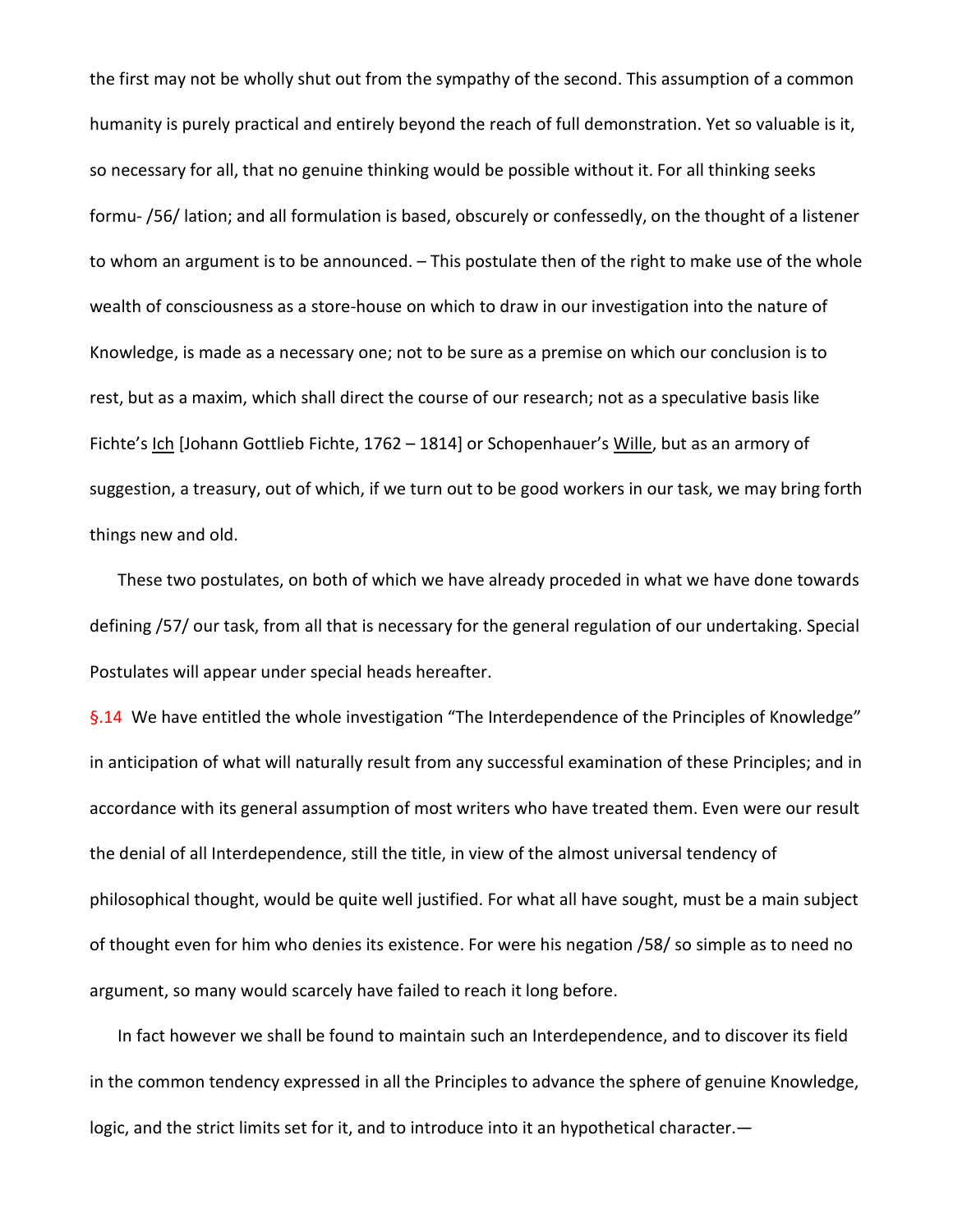the first may not be wholly shut out from the sympathy of the second. This assumption of a common humanity is purely practical and entirely beyond the reach of full demonstration. Yet so valuable is it, so necessary for all, that no genuine thinking would be possible without it. For all thinking seeks formu- /56/ lation; and all formulation is based, obscurely or confessedly, on the thought of a listener to whom an argument is to be announced. – This postulate then of the right to make use of the whole wealth of consciousness as a store-house on which to draw in our investigation into the nature of Knowledge, is made as a necessary one; not to be sure as a premise on which our conclusion is to rest, but as a maxim, which shall direct the course of our research; not as a speculative basis like Fichte's <u>Ich</u> [Johann Gottlieb Fichte, 1762 – 1814] or Schopenhauer's <u>Wille</u>, but as an armory of suggestion, a treasury, out of which, if we turn out to be good workers in our task, we may bring forth things new and old.

These two postulates, on both of which we have already proceeded in what we have done towards defining /57/ our task, from all that is necessary for the general regulation of our undertaking. Special Postulates will appear under special heads hereafter.

§.14 We have entitled the whole investigation "The Interdependence of the Principles of Knowledge" in anticipation of what will naturally result from any successful examination of these Principles; and in accordance with its general assumption of most writers who have treated them. Even were our result the denial of all Interdependence, still the title, in view of the almost universal tendency of philosophical thought, would be quite well justified. For what all have sought, must be a main subject of thought even for him who denies its existence. For were his negation /58/ so simple as to need no argument, so many would scarcely have failed to reach it long before.

In fact however we shall be found to maintain such an Interdependence, and to discover its field in the common tendency expressed in all the Principles to advance the sphere of genuine Knowledge, logic, and the strict limits set for it, and to introduce into it an hypothetical character.—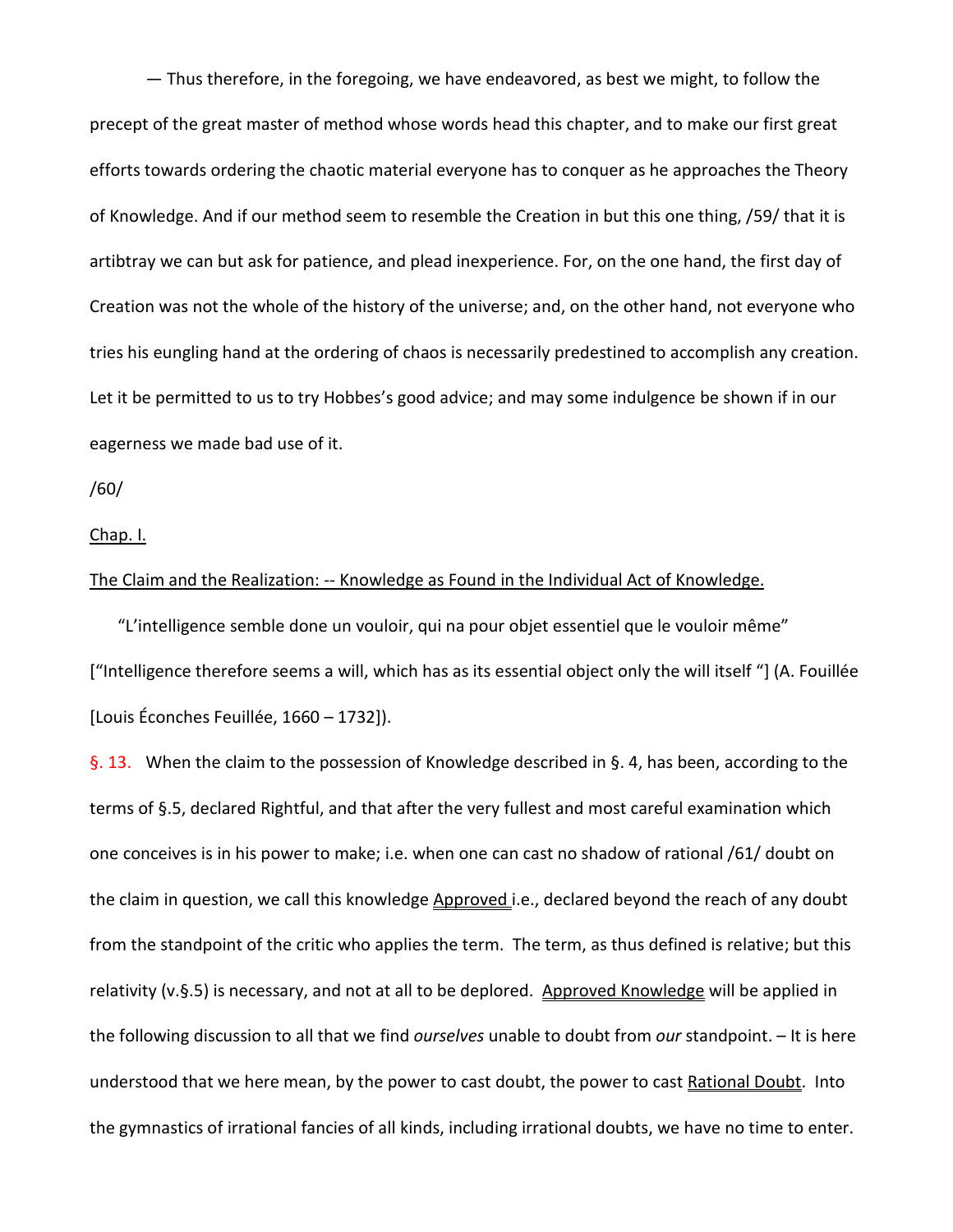— Thus therefore, in the foregoing, we have endeavored, as best we might, to follow the precept of the great master of method whose words head this chapter, and to make our first great efforts towards ordering the chaotic material everyone has to conquer as he approaches the Theory of Knowledge. And if our method seem to resemble the Creation in but this one thing, /59/ that it is artibtray we can but ask for patience, and plead inexperience. For, on the one hand, the first day of Creation was not the whole of the history of the universe; and, on the other hand, not everyone who tries his eungling hand at the ordering of chaos is necessarily predestined to accomplish any creation. Let it be permitted to us to try Hobbes's good advice; and may some indulgence be shown if in our eagerness we made bad use of it.

/60/

Chap. I.

The Claim and the Realization: -- Knowledge as Found in the Individual Act of Knowledge.

"L'intelligence semble done un vouloir, qui na pour objet essentiel que le vouloir même" ["Intelligence therefore seems a will, which has as its essential object only the will itself "] (A. Fouillée [Louis Éconches Feuillée, 1660 – 1732]).

§. 13. When the claim to the possession of Knowledge described in §. 4, has been, according to the terms of §.5, declared Rightful, and that after the very fullest and most careful examination which one conceives is in his power to make; i.e. when one can cast no shadow of rational /61/ doubt on the claim in question, we call this knowledge Approved i.e., declared beyond the reach of any doubt from the standpoint of the critic who applies the term. The term, as thus defined is relative; but this relativity (v.§.5) is necessary, and not at all to be deplored. Approved Knowledge will be applied in the following discussion to all that we find *ourselves* unable to doubt from *our* standpoint. – It is here understood that we here mean, by the power to cast doubt, the power to cast Rational Doubt. Into the gymnastics of irrational fancies of all kinds, including irrational doubts, we have no time to enter.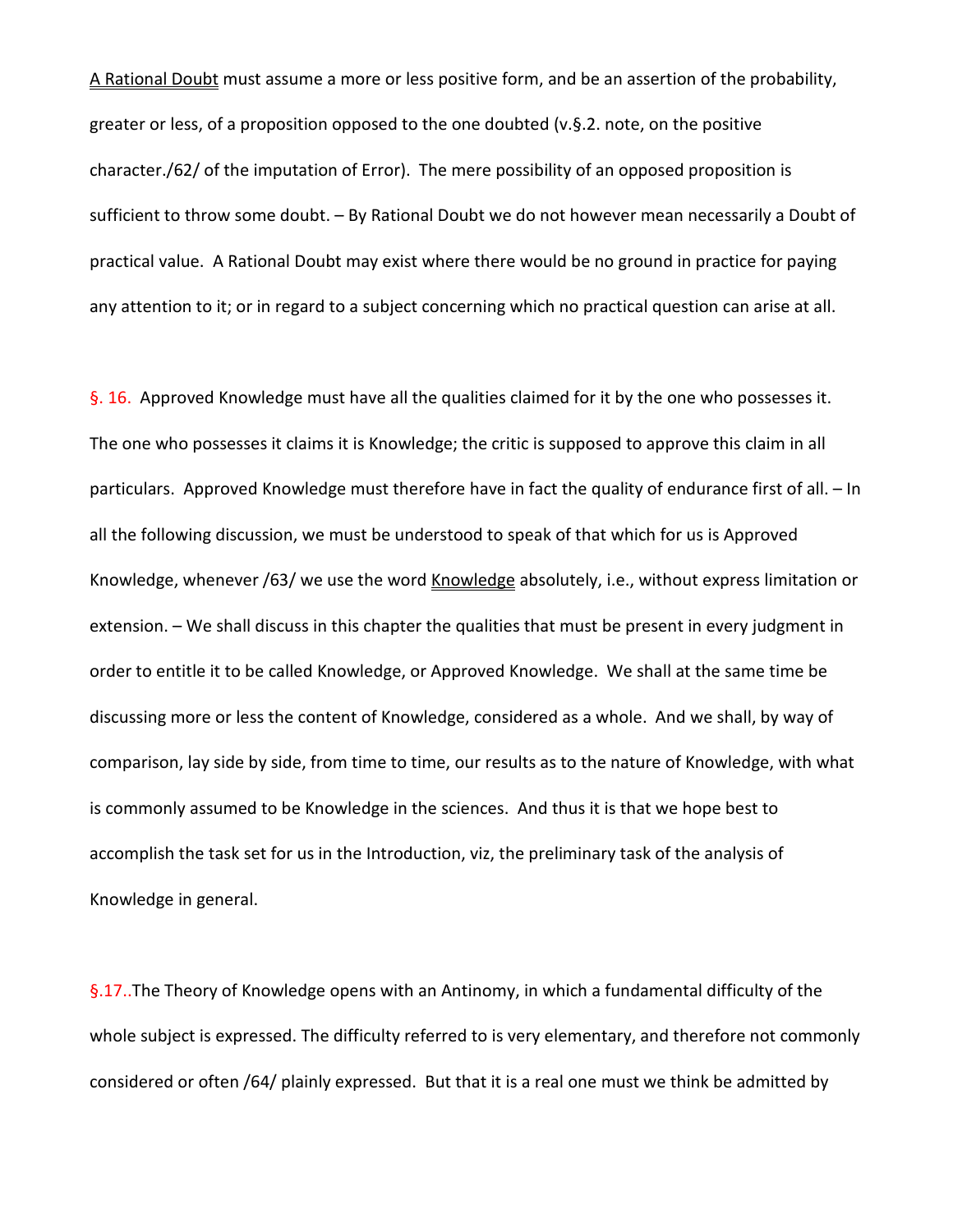A Rational Doubt must assume a more or less positive form, and be an assertion of the probability, greater or less, of a proposition opposed to the one doubted (v.§.2. note, on the positive character./62/ of the imputation of Error). The mere possibility of an opposed proposition is sufficient to throw some doubt. – By Rational Doubt we do not however mean necessarily a Doubt of practical value. A Rational Doubt may exist where there would be no ground in practice for paying any attention to it; or in regard to a subject concerning which no practical question can arise at all.

§. 16. Approved Knowledge must have all the qualities claimed for it by the one who possesses it. The one who possesses it claims it is Knowledge; the critic is supposed to approve this claim in all particulars. Approved Knowledge must therefore have in fact the quality of endurance first of all. – In all the following discussion, we must be understood to speak of that which for us is Approved Knowledge, whenever /63/ we use the word Knowledge absolutely, i.e., without express limitation or extension. – We shall discuss in this chapter the qualities that must be present in every judgment in order to entitle it to be called Knowledge, or Approved Knowledge. We shall at the same time be discussing more or less the content of Knowledge, considered as a whole. And we shall, by way of comparison, lay side by side, from time to time, our results as to the nature of Knowledge, with what is commonly assumed to be Knowledge in the sciences. And thus it is that we hope best to accomplish the task set for us in the Introduction, viz, the preliminary task of the analysis of Knowledge in general.

§.17..The Theory of Knowledge opens with an Antinomy, in which a fundamental difficulty of the whole subject is expressed. The difficulty referred to is very elementary, and therefore not commonly considered or often /64/ plainly expressed. But that it is a real one must we think be admitted by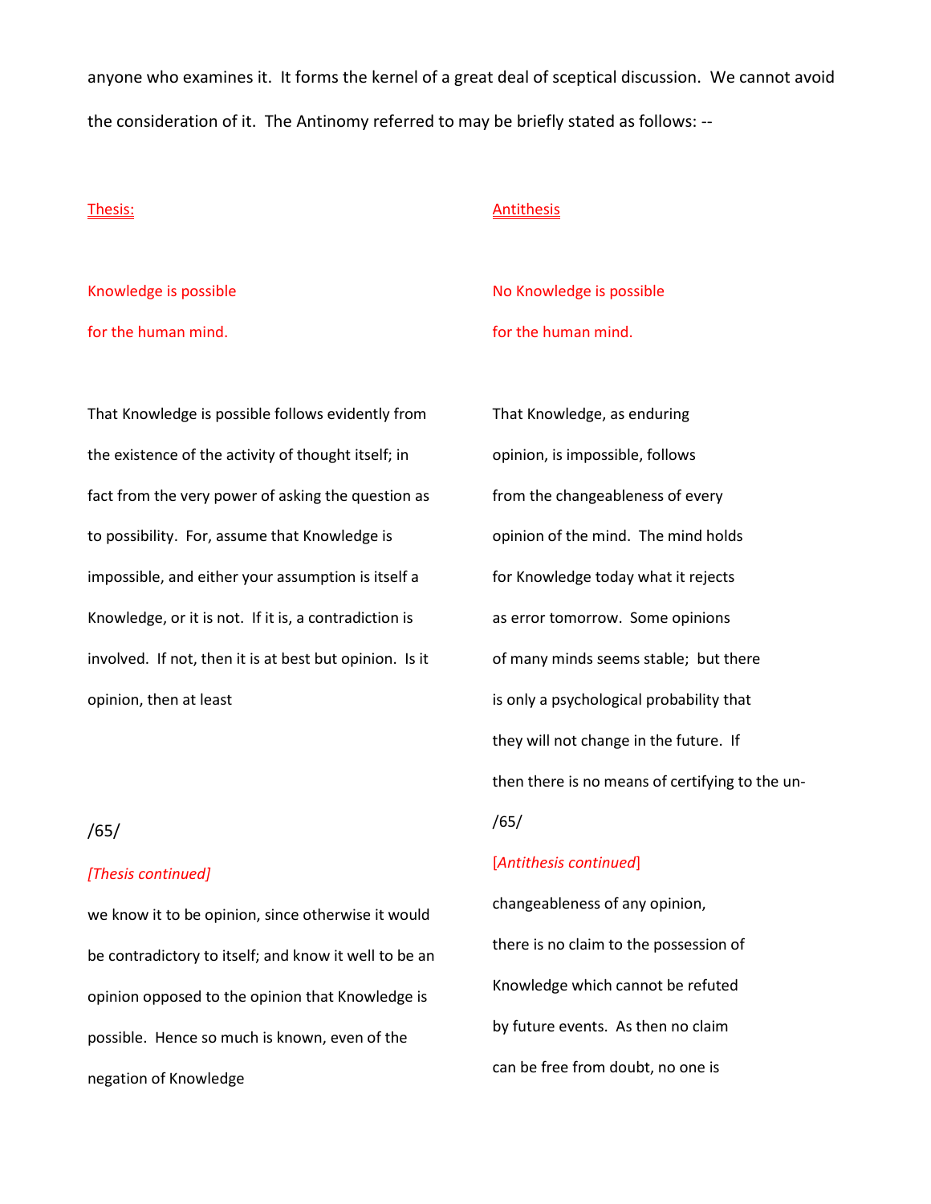anyone who examines it. It forms the kernel of a great deal of sceptical discussion. We cannot avoid the consideration of it. The Antinomy referred to may be briefly stated as follows: --

Thesis:

Knowledge is possible for the human mind.

That Knowledge is possible follows evidently from the existence of the activity of thought itself; in fact from the very power of asking the question as to possibility. For, assume that Knowledge is impossible, and either your assumption is itself a Knowledge, or it is not. If it is, a contradiction is involved. If not, then it is at best but opinion. Is it opinion, then at least

/65/

*[Thesis continued]*

we know it to be opinion, since otherwise it would be contradictory to itself; and know it well to be an opinion opposed to the opinion that Knowledge is possible. Hence so much is known, even of the negation of Knowledge

Antithesis

No Knowledge is possible for the human mind.

That Knowledge, as enduring opinion, is impossible, follows from the changeableness of every opinion of the mind. The mind holds for Knowledge today what it rejects as error tomorrow. Some opinions of many minds seems stable; but there is only a psychological probability that they will not change in the future. If then there is no means of certifying to the un-

/65/

[*Antithesis continued*]

changeableness of any opinion, there is no claim to the possession of Knowledge which cannot be refuted by future events. As then no claim can be free from doubt, no one is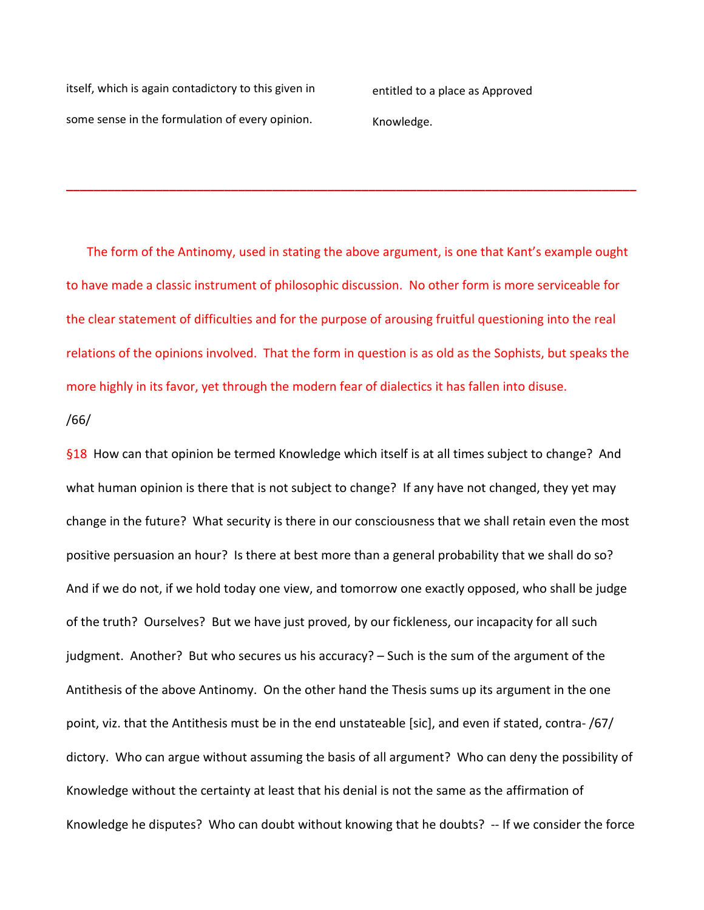itself, which is again contadictory to this given in some sense in the formulation of every opinion.

entitled to a place as Approved Knowledge.

---

The form of the Antinomy, used in stating the above argument, is one that Kant's example ought to have made a classic instrument of philosophic discussion. No other form is more serviceable for the clear statement of difficulties and for the purpose of arousing fruitful questioning into the real relations of the opinions involved. That the form in question is as old as the Sophists, but speaks the more highly in its favor, yet through the modern fear of dialectics it has fallen into disuse.

/66/

§18 How can that opinion be termed Knowledge which itself is at all times subject to change? And what human opinion is there that is not subject to change? If any have not changed, they yet may change in the future? What security is there in our consciousness that we shall retain even the most positive persuasion an hour? Is there at best more than a general probability that we shall do so? And if we do not, if we hold today one view, and tomorrow one exactly opposed, who shall be judge of the truth? Ourselves? But we have just proved, by our fickleness, our incapacity for all such judgment. Another? But who secures us his accuracy? – Such is the sum of the argument of the Antithesis of the above Antinomy. On the other hand the Thesis sums up its argument in the one point, viz. that the Antithesis must be in the end unstateable [sic], and even if stated, contra- /67/ dictory. Who can argue without assuming the basis of all argument? Who can deny the possibility of Knowledge without the certainty at least that his denial is not the same as the affirmation of Knowledge he disputes? Who can doubt without knowing that he doubts? -- If we consider the force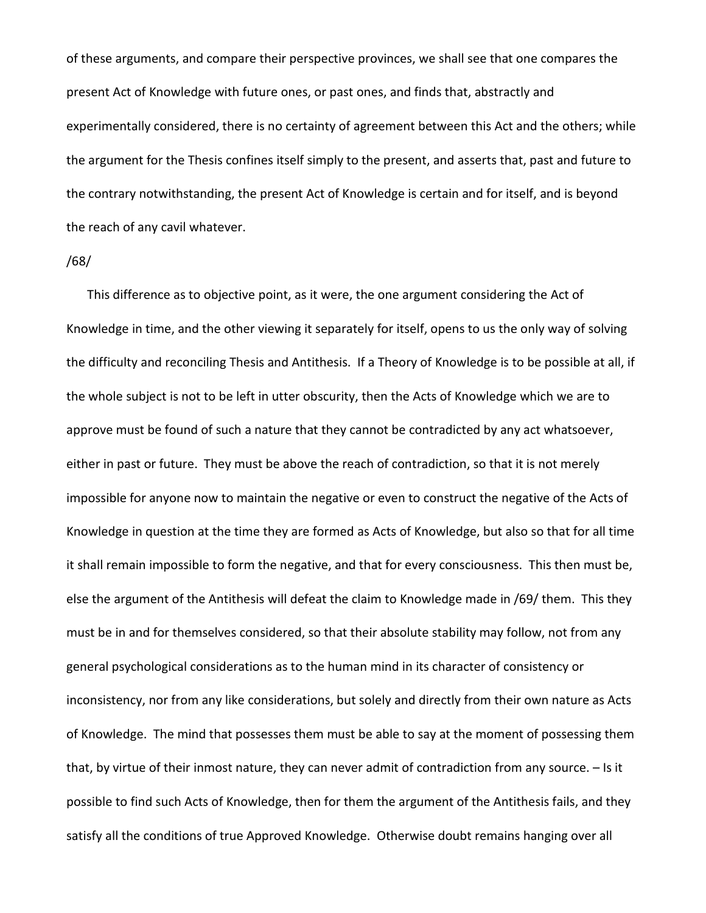of these arguments, and compare their perspective provinces, we shall see that one compares the present Act of Knowledge with future ones, or past ones, and finds that, abstractly and experimentally considered, there is no certainty of agreement between this Act and the others; while the argument for the Thesis confines itself simply to the present, and asserts that, past and future to the contrary notwithstanding, the present Act of Knowledge is certain and for itself, and is beyond the reach of any cavil whatever.

/68/

This difference as to objective point, as it were, the one argument considering the Act of Knowledge in time, and the other viewing it separately for itself, opens to us the only way of solving the difficulty and reconciling Thesis and Antithesis. If a Theory of Knowledge is to be possible at all, if the whole subject is not to be left in utter obscurity, then the Acts of Knowledge which we are to approve must be found of such a nature that they cannot be contradicted by any act whatsoever, either in past or future. They must be above the reach of contradiction, so that it is not merely impossible for anyone now to maintain the negative or even to construct the negative of the Acts of Knowledge in question at the time they are formed as Acts of Knowledge, but also so that for all time it shall remain impossible to form the negative, and that for every consciousness. This then must be, else the argument of the Antithesis will defeat the claim to Knowledge made in /69/ them. This they must be in and for themselves considered, so that their absolute stability may follow, not from any general psychological considerations as to the human mind in its character of consistency or inconsistency, nor from any like considerations, but solely and directly from their own nature as Acts of Knowledge. The mind that possesses them must be able to say at the moment of possessing them that, by virtue of their inmost nature, they can never admit of contradiction from any source. – Is it possible to find such Acts of Knowledge, then for them the argument of the Antithesis fails, and they satisfy all the conditions of true Approved Knowledge. Otherwise doubt remains hanging over all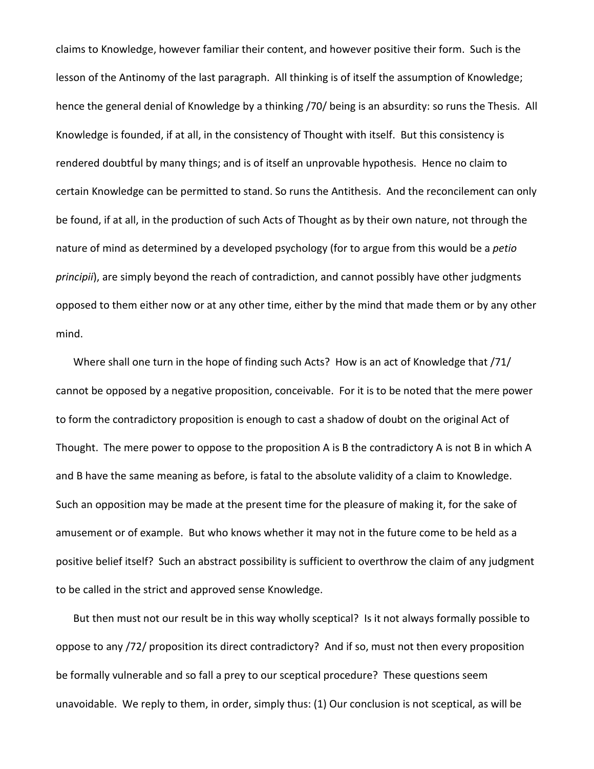claims to Knowledge, however familiar their content, and however positive their form. Such is the lesson of the Antinomy of the last paragraph. All thinking is of itself the assumption of Knowledge; hence the general denial of Knowledge by a thinking /70/ being is an absurdity: so runs the Thesis. All Knowledge is founded, if at all, in the consistency of Thought with itself. But this consistency is rendered doubtful by many things; and is of itself an unprovable hypothesis. Hence no claim to certain Knowledge can be permitted to stand. So runs the Antithesis. And the reconcilement can only be found, if at all, in the production of such Acts of Thought as by their own nature, not through the nature of mind as determined by a developed psychology (for to argue from this would be a *petio principii*), are simply beyond the reach of contradiction, and cannot possibly have other judgments opposed to them either now or at any other time, either by the mind that made them or by any other mind.

Where shall one turn in the hope of finding such Acts? How is an act of Knowledge that /71/ cannot be opposed by a negative proposition, conceivable. For it is to be noted that the mere power to form the contradictory proposition is enough to cast a shadow of doubt on the original Act of Thought. The mere power to oppose to the proposition A is B the contradictory A is not B in which A and B have the same meaning as before, is fatal to the absolute validity of a claim to Knowledge. Such an opposition may be made at the present time for the pleasure of making it, for the sake of amusement or of example. But who knows whether it may not in the future come to be held as a positive belief itself? Such an abstract possibility is sufficient to overthrow the claim of any judgment to be called in the strict and approved sense Knowledge.

But then must not our result be in this way wholly sceptical? Is it not always formally possible to oppose to any /72/ proposition its direct contradictory? And if so, must not then every proposition be formally vulnerable and so fall a prey to our sceptical procedure? These questions seem unavoidable. We reply to them, in order, simply thus: (1) Our conclusion is not sceptical, as will be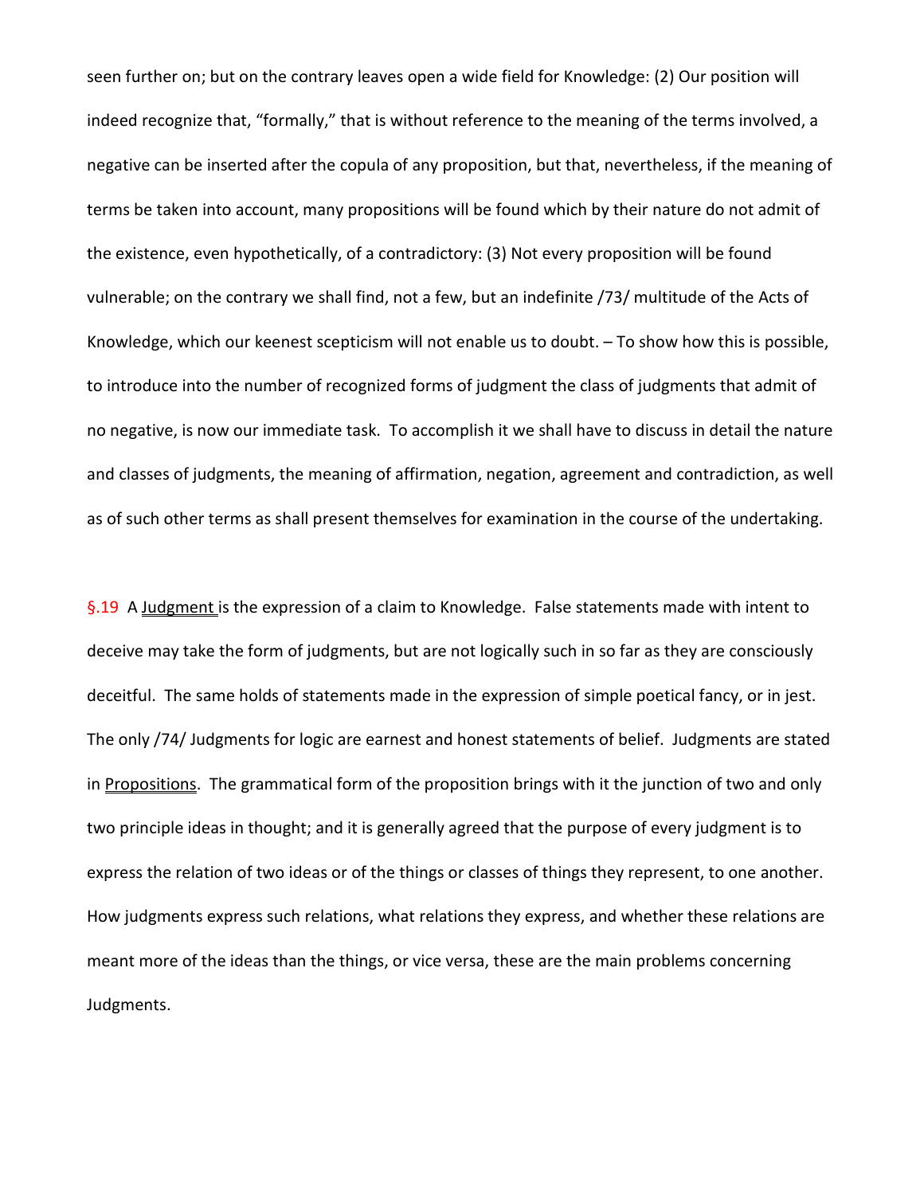seen further on; but on the contrary leaves open a wide field for Knowledge: (2) Our position will indeed recognize that, "formally," that is without reference to the meaning of the terms involved, a negative can be inserted after the copula of any proposition, but that, nevertheless, if the meaning of terms be taken into account, many propositions will be found which by their nature do not admit of the existence, even hypothetically, of a contradictory: (3) Not every proposition will be found vulnerable; on the contrary we shall find, not a few, but an indefinite /73/ multitude of the Acts of Knowledge, which our keenest scepticism will not enable us to doubt. – To show how this is possible, to introduce into the number of recognized forms of judgment the class of judgments that admit of no negative, is now our immediate task. To accomplish it we shall have to discuss in detail the nature and classes of judgments, the meaning of affirmation, negation, agreement and contradiction, as well as of such other terms as shall present themselves for examination in the course of the undertaking.

§.19 A Judgment is the expression of a claim to Knowledge. False statements made with intent to deceive may take the form of judgments, but are not logically such in so far as they are consciously deceitful. The same holds of statements made in the expression of simple poetical fancy, or in jest. The only /74/ Judgments for logic are earnest and honest statements of belief. Judgments are stated in Propositions. The grammatical form of the proposition brings with it the junction of two and only two principle ideas in thought; and it is generally agreed that the purpose of every judgment is to express the relation of two ideas or of the things or classes of things they represent, to one another. How judgments express such relations, what relations they express, and whether these relations are meant more of the ideas than the things, or vice versa, these are the main problems concerning Judgments.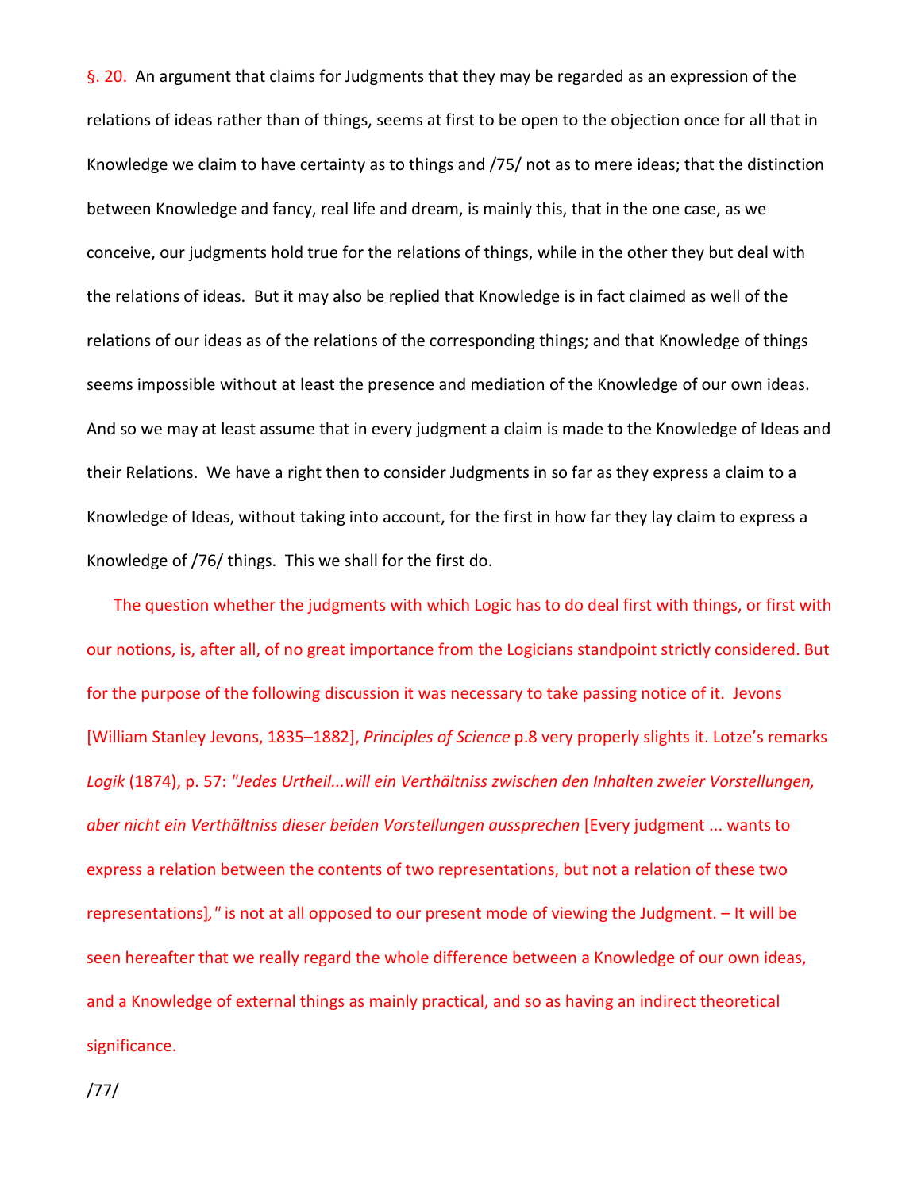§. 20. An argument that claims for Judgments that they may be regarded as an expression of the relations of ideas rather than of things, seems at first to be open to the objection once for all that in Knowledge we claim to have certainty as to things and /75/ not as to mere ideas; that the distinction between Knowledge and fancy, real life and dream, is mainly this, that in the one case, as we conceive, our judgments hold true for the relations of things, while in the other they but deal with the relations of ideas. But it may also be replied that Knowledge is in fact claimed as well of the relations of our ideas as of the relations of the corresponding things; and that Knowledge of things seems impossible without at least the presence and mediation of the Knowledge of our own ideas. And so we may at least assume that in every judgment a claim is made to the Knowledge of Ideas and their Relations. We have a right then to consider Judgments in so far as they express a claim to a Knowledge of Ideas, without taking into account, for the first in how far they lay claim to express a Knowledge of /76/ things. This we shall for the first do.

The question whether the judgments with which Logic has to do deal first with things, or first with our notions, is, after all, of no great importance from the Logicians standpoint strictly considered. But for the purpose of the following discussion it was necessary to take passing notice of it. Jevons [William Stanley Jevons, 1835–1882], *Principles of Science* p.8 very properly slights it. Lotze's remarks *Logik* (1874), p. 57: *"Jedes Urtheil...will ein Verhältniss zwischen den Inhalten zweier Vorstellungen, aber nicht ein Verhältniss dieser beiden Vorstellungen aussprechen* [Every judgment ... wants to express a relation between the contents of two representations, but not a relation of these two representations]," is not at all opposed to our present mode of viewing the Judgment. – It will be seen hereafter that we really regard the whole difference between a Knowledge of our own ideas, and a Knowledge of external things as mainly practical, and so as having an indirect theoretical significance.

/77/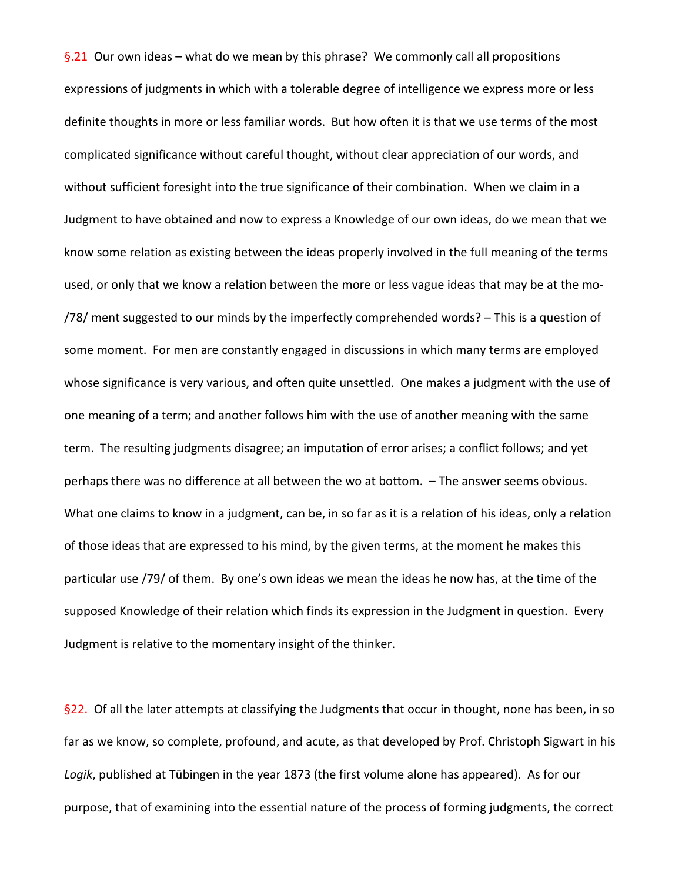§.21  Our own ideas – what do we mean by this phrase?  We commonly call all propositions expressions of judgments in which with a tolerable degree of intelligence we express more or less definite thoughts in more or less familiar words.  But how often it is that we use terms of the most complicated significance without careful thought, without clear appreciation of our words, and without sufficient foresight into the true significance of their combination.  When we claim in a Judgment to have obtained and now to express a Knowledge of our own ideas, do we mean that we know some relation as existing between the ideas properly involved in the full meaning of the terms used, or only that we know a relation between the more or less vague ideas that may be at the mo- /78/ ment suggested to our minds by the imperfectly comprehended words? – This is a question of some moment.  For men are constantly engaged in discussions in which many terms are employed whose significance is very various, and often quite unsettled.  One makes a judgment with the use of one meaning of a term; and another follows him with the use of another meaning with the same term.  The resulting judgments disagree; an imputation of error arises; a conflict follows; and yet perhaps there was no difference at all between the wo at bottom.  – The answer seems obvious.  What one claims to know in a judgment, can be, in so far as it is a relation of his ideas, only a relation of those ideas that are expressed to his mind, by the given terms, at the moment he makes this particular use /79/ of them.  By one's own ideas we mean the ideas he now has, at the time of the supposed Knowledge of their relation which finds its expression in the Judgment in question.  Every Judgment is relative to the momentary insight of the thinker.

§22.  Of all the later attempts at classifying the Judgments that occur in thought, none has been, in so far as we know, so complete, profound, and acute, as that developed by Prof. Christoph Sigwart in his *Logik*, published at Tübingen in the year 1873 (the first volume alone has appeared).  As for our purpose, that of examining into the essential nature of the process of forming judgments, the correct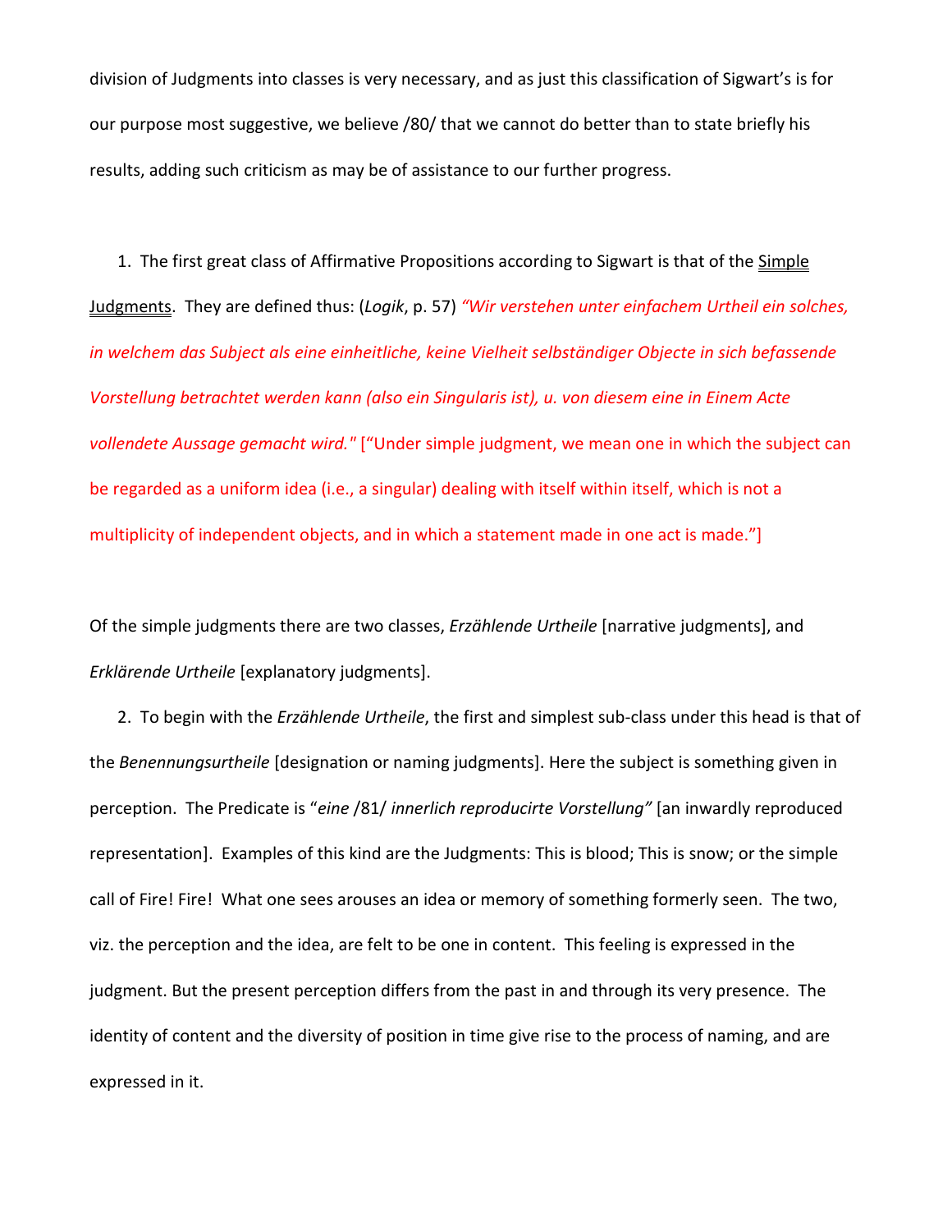division of Judgments into classes is very necessary, and as just this classification of Sigwart's is for our purpose most suggestive, we believe /80/ that we cannot do better than to state briefly his results, adding such criticism as may be of assistance to our further progress.

1. The first great class of Affirmative Propositions according to Sigwart is that of the Simple Judgments. They are defined thus: (*Logik*, p. 57) *"Wir verstehen unter einfachem Urtheil ein solches, in welchem das Subject als eine einheitliche, keine Vielheit selbständiger Objecte in sich befassende Vorstellung betrachtet werden kann (also ein Singularis ist), u. von diesem eine in Einem Acte vollendete Aussage gemacht wird."* ["Under simple judgment, we mean one in which the subject can be regarded as a uniform idea (i.e., a singular) dealing with itself within itself, which is not a multiplicity of independent objects, and in which a statement made in one act is made."]

Of the simple judgments there are two classes, *Erzählende Urtheile* [narrative judgments], and *Erklärende Urtheile* [explanatory judgments].

2. To begin with the *Erzählende Urtheile*, the first and simplest sub-class under this head is that of the *Benennungsurtheile* [designation or naming judgments]. Here the subject is something given in perception. The Predicate is "*eine* /81/ *innerlich reproducirte Vorstellung"* [an inwardly reproduced representation]. Examples of this kind are the Judgments: This is blood; This is snow; or the simple call of Fire! Fire! What one sees arouses an idea or memory of something formerly seen. The two, viz. the perception and the idea, are felt to be one in content. This feeling is expressed in the judgment. But the present perception differs from the past in and through its very presence. The identity of content and the diversity of position in time give rise to the process of naming, and are expressed in it.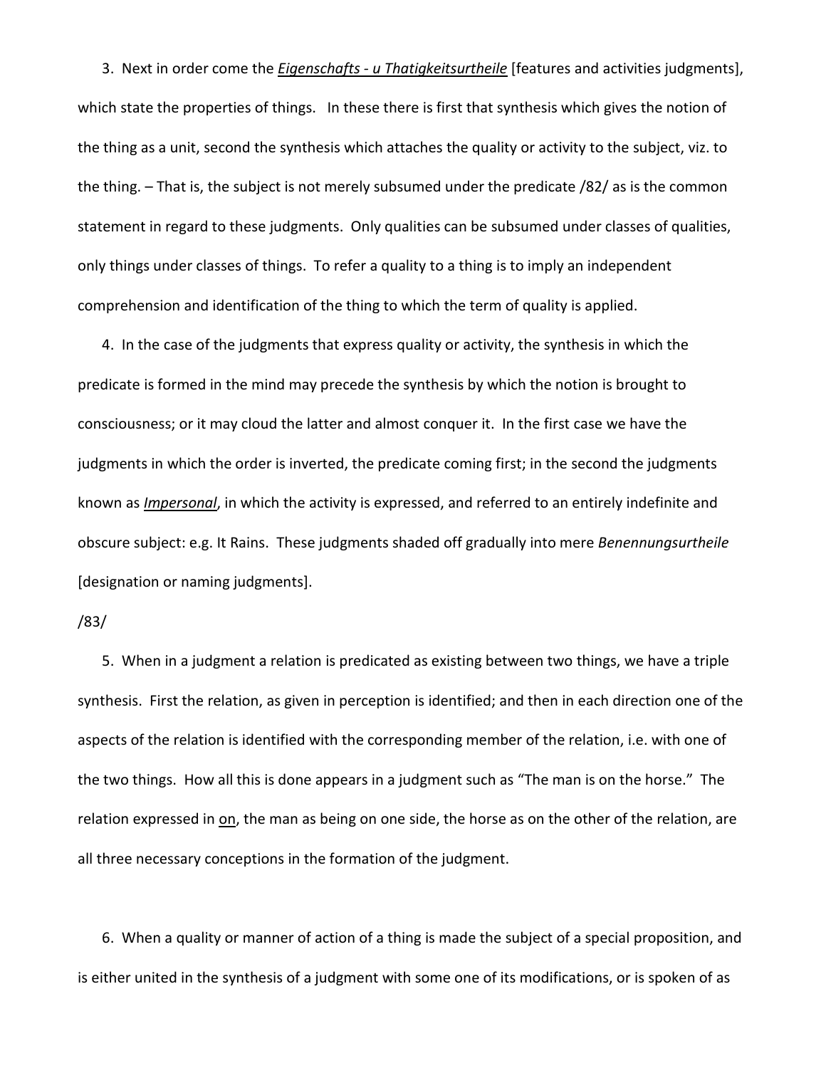3. Next in order come the ***Eigenschafts - u Thatigkeitsurtheile*** [features and activities judgments], which state the properties of things. In these there is first that synthesis which gives the notion of the thing as a unit, second the synthesis which attaches the quality or activity to the subject, viz. to the thing. – That is, the subject is not merely subsumed under the predicate /82/ as is the common statement in regard to these judgments. Only qualities can be subsumed under classes of qualities, only things under classes of things. To refer a quality to a thing is to imply an independent comprehension and identification of the thing to which the term of quality is applied.

4. In the case of the judgments that express quality or activity, the synthesis in which the predicate is formed in the mind may precede the synthesis by which the notion is brought to consciousness; or it may cloud the latter and almost conquer it. In the first case we have the judgments in which the order is inverted, the predicate coming first; in the second the judgments known as ***Impersonal***, in which the activity is expressed, and referred to an entirely indefinite and obscure subject: e.g. It Rains. These judgments shaded off gradually into mere *Benennungsurtheile* [designation or naming judgments].

/83/

5. When in a judgment a relation is predicated as existing between two things, we have a triple synthesis. First the relation, as given in perception is identified; and then in each direction one of the aspects of the relation is identified with the corresponding member of the relation, i.e. with one of the two things. How all this is done appears in a judgment such as "The man is on the horse." The relation expressed in on, the man as being on one side, the horse as on the other of the relation, are all three necessary conceptions in the formation of the judgment.

6. When a quality or manner of action of a thing is made the subject of a special proposition, and is either united in the synthesis of a judgment with some one of its modifications, or is spoken of as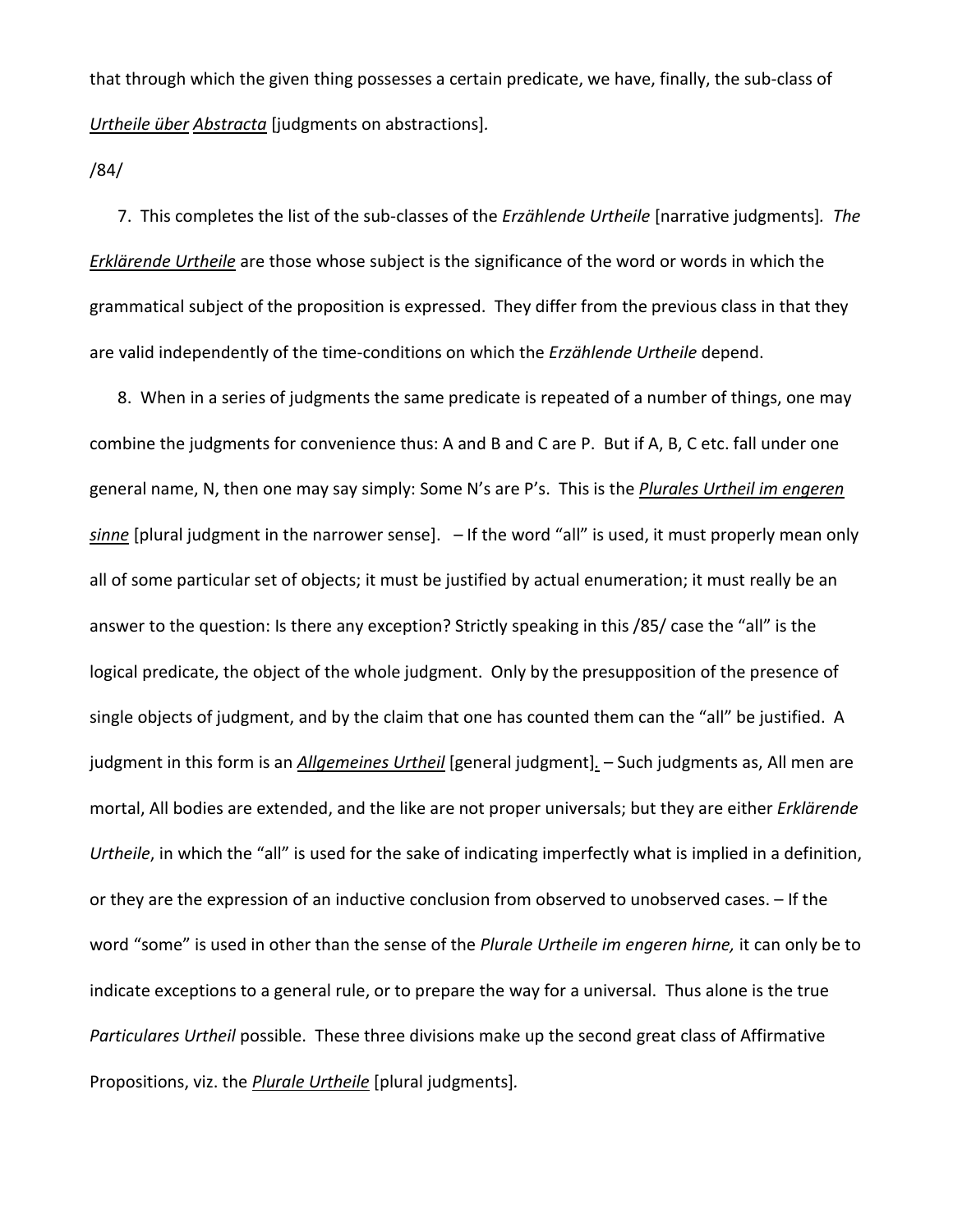that through which the given thing possesses a certain predicate, we have, finally, the sub-class of *Urtheile über Abstracta* [judgments on abstractions].

/84/

7. This completes the list of the sub-classes of the *Erzählende Urtheile* [narrative judgments]. *The Erklärende Urtheile* are those whose subject is the significance of the word or words in which the grammatical subject of the proposition is expressed. They differ from the previous class in that they are valid independently of the time-conditions on which the *Erzählende Urtheile* depend.

8. When in a series of judgments the same predicate is repeated of a number of things, one may combine the judgments for convenience thus: A and B and C are P. But if A, B, C etc. fall under one general name, N, then one may say simply: Some N's are P's. This is the *Plurales Urtheil im engeren sinne* [plural judgment in the narrower sense]. – If the word "all" is used, it must properly mean only all of some particular set of objects; it must be justified by actual enumeration; it must really be an answer to the question: Is there any exception? Strictly speaking in this /85/ case the "all" is the logical predicate, the object of the whole judgment. Only by the presupposition of the presence of single objects of judgment, and by the claim that one has counted them can the "all" be justified. A judgment in this form is an *Allgemeines Urtheil* [general judgment]. – Such judgments as, All men are mortal, All bodies are extended, and the like are not proper universals; but they are either *Erklärende Urtheile*, in which the "all" is used for the sake of indicating imperfectly what is implied in a definition, or they are the expression of an inductive conclusion from observed to unobserved cases. – If the word "some" is used in other than the sense of the *Plurale Urtheile im engeren hirne,* it can only be to indicate exceptions to a general rule, or to prepare the way for a universal. Thus alone is the true *Particulares Urtheil* possible. These three divisions make up the second great class of Affirmative Propositions, viz. the *Plurale Urtheile* [plural judgments].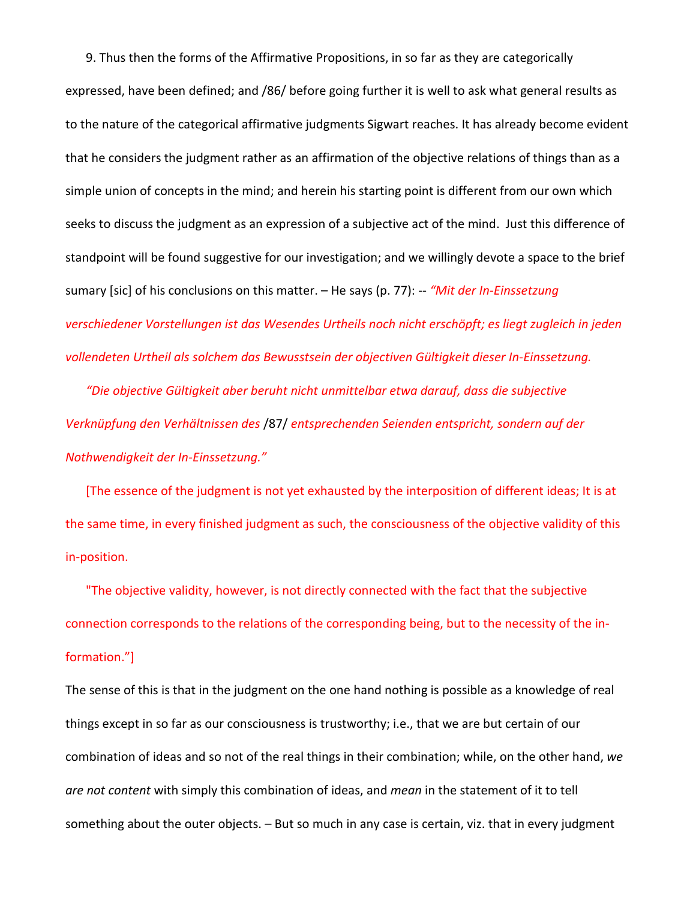9. Thus then the forms of the Affirmative Propositions, in so far as they are categorically expressed, have been defined; and /86/ before going further it is well to ask what general results as to the nature of the categorical affirmative judgments Sigwart reaches. It has already become evident that he considers the judgment rather as an affirmation of the objective relations of things than as a simple union of concepts in the mind; and herein his starting point is different from our own which seeks to discuss the judgment as an expression of a subjective act of the mind.  Just this difference of standpoint will be found suggestive for our investigation; and we willingly devote a space to the brief sumary [sic] of his conclusions on this matter. – He says (p. 77): -- *"Mit der In-Einssetzung verschiedener Vorstellungen ist das Wesendes Urtheils noch nicht erschöpft; es liegt zugleich in jeden vollendeten Urtheil als solchem das Bewusstsein der objectiven Gültigkeit dieser In-Einssetzung.*

*"Die objective Gültigkeit aber beruht nicht unmittelbar etwa darauf, dass die subjective Verknüpfung den Verhältnissen des* /87/ *entsprechenden Seienden entspricht, sondern auf der Nothwendigkeit der In-Einssetzung."*

[The essence of the judgment is not yet exhausted by the interposition of different ideas; It is at the same time, in every finished judgment as such, the consciousness of the objective validity of this in-position.

"The objective validity, however, is not directly connected with the fact that the subjective connection corresponds to the relations of the corresponding being, but to the necessity of the in-formation."]

The sense of this is that in the judgment on the one hand nothing is possible as a knowledge of real things except in so far as our consciousness is trustworthy; i.e., that we are but certain of our combination of ideas and so not of the real things in their combination; while, on the other hand, *we are not content* with simply this combination of ideas, and *mean* in the statement of it to tell something about the outer objects. – But so much in any case is certain, viz. that in every judgment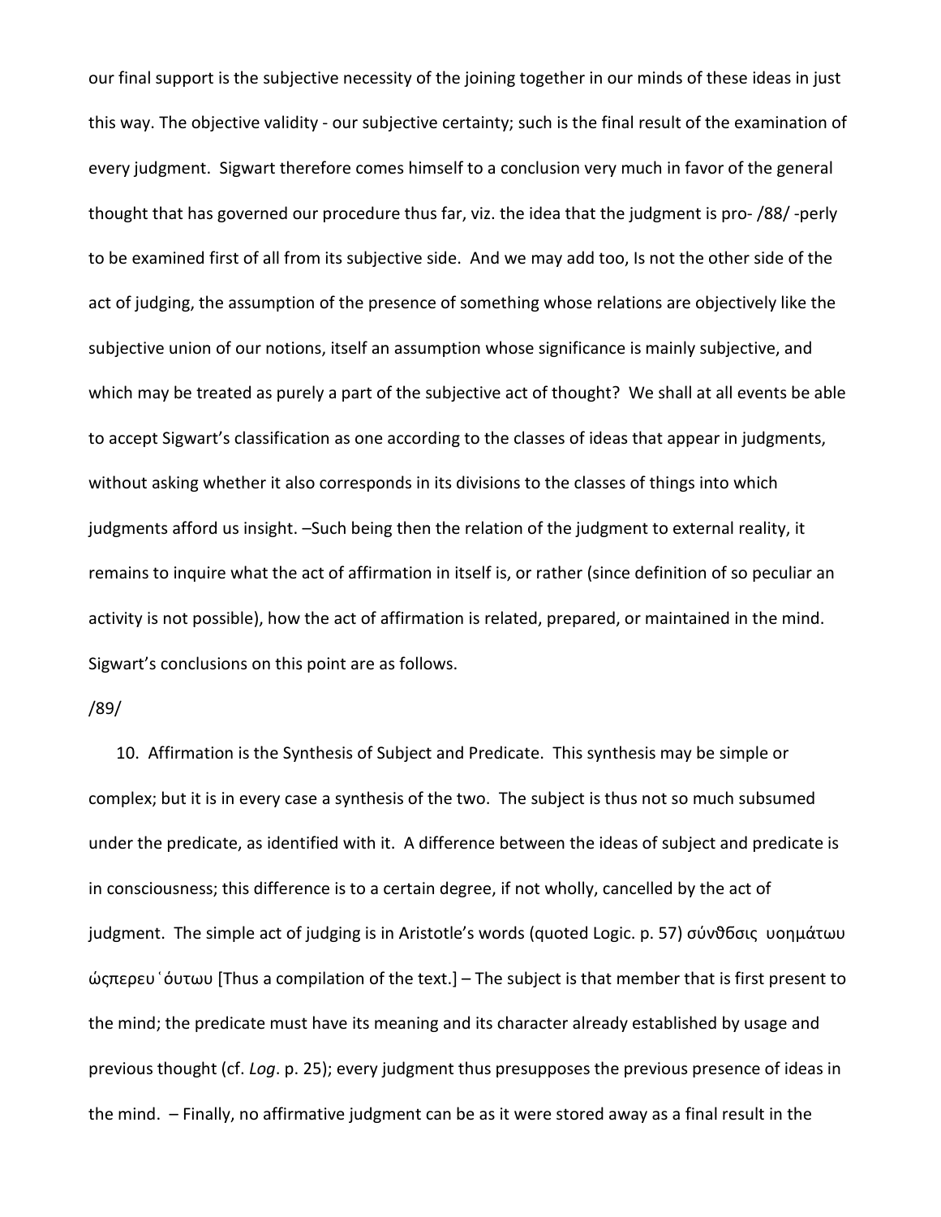our final support is the subjective necessity of the joining together in our minds of these ideas in just this way. The objective validity - our subjective certainty; such is the final result of the examination of every judgment. Sigwart therefore comes himself to a conclusion very much in favor of the general thought that has governed our procedure thus far, viz. the idea that the judgment is pro- /88/ -perly to be examined first of all from its subjective side. And we may add too, Is not the other side of the act of judging, the assumption of the presence of something whose relations are objectively like the subjective union of our notions, itself an assumption whose significance is mainly subjective, and which may be treated as purely a part of the subjective act of thought? We shall at all events be able to accept Sigwart's classification as one according to the classes of ideas that appear in judgments, without asking whether it also corresponds in its divisions to the classes of things into which judgments afford us insight. –Such being then the relation of the judgment to external reality, it remains to inquire what the act of affirmation in itself is, or rather (since definition of so peculiar an activity is not possible), how the act of affirmation is related, prepared, or maintained in the mind. Sigwart's conclusions on this point are as follows.

/89/

10. Affirmation is the Synthesis of Subject and Predicate. This synthesis may be simple or complex; but it is in every case a synthesis of the two. The subject is thus not so much subsumed under the predicate, as identified with it. A difference between the ideas of subject and predicate is in consciousness; this difference is to a certain degree, if not wholly, cancelled by the act of judgment. The simple act of judging is in Aristotle's words (quoted Logic. p. 57) σύνϑδσις υοημάτωυ ώςπερευ ʿόυτωυ [Thus a compilation of the text.] – The subject is that member that is first present to the mind; the predicate must have its meaning and its character already established by usage and previous thought (cf. *Log*. p. 25); every judgment thus presupposes the previous presence of ideas in the mind. – Finally, no affirmative judgment can be as it were stored away as a final result in the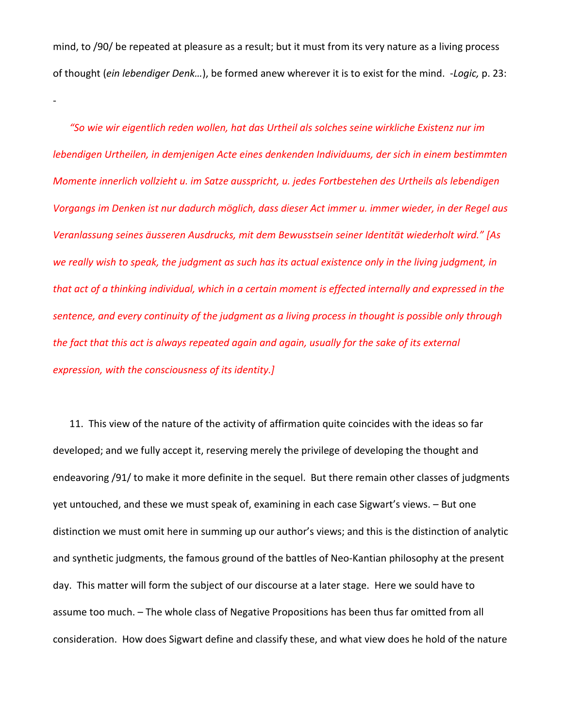mind, to /90/ be repeated at pleasure as a result; but it must from its very nature as a living process of thought (*ein lebendiger Denk…*), be formed anew wherever it is to exist for the mind. -*Logic,* p. 23:

-

*"So wie wir eigentlich reden wollen, hat das Urtheil als solches seine wirkliche Existenz nur im lebendigen Urtheilen, in demjenigen Acte eines denkenden Individuums, der sich in einem bestimmten Momente innerlich vollzieht u. im Satze ausspricht, u. jedes Fortbestehen des Urtheils als lebendigen Vorgangs im Denken ist nur dadurch möglich, dass dieser Act immer u. immer wieder, in der Regel aus Veranlassung seines äusseren Ausdrucks, mit dem Bewusstsein seiner Identität wiederholt wird." [As we really wish to speak, the judgment as such has its actual existence only in the living judgment, in that act of a thinking individual, which in a certain moment is effected internally and expressed in the sentence, and every continuity of the judgment as a living process in thought is possible only through the fact that this act is always repeated again and again, usually for the sake of its external expression, with the consciousness of its identity.]*

11. This view of the nature of the activity of affirmation quite coincides with the ideas so far developed; and we fully accept it, reserving merely the privilege of developing the thought and endeavoring /91/ to make it more definite in the sequel. But there remain other classes of judgments yet untouched, and these we must speak of, examining in each case Sigwart's views. – But one distinction we must omit here in summing up our author's views; and this is the distinction of analytic and synthetic judgments, the famous ground of the battles of Neo-Kantian philosophy at the present day. This matter will form the subject of our discourse at a later stage. Here we sould have to assume too much. – The whole class of Negative Propositions has been thus far omitted from all consideration. How does Sigwart define and classify these, and what view does he hold of the nature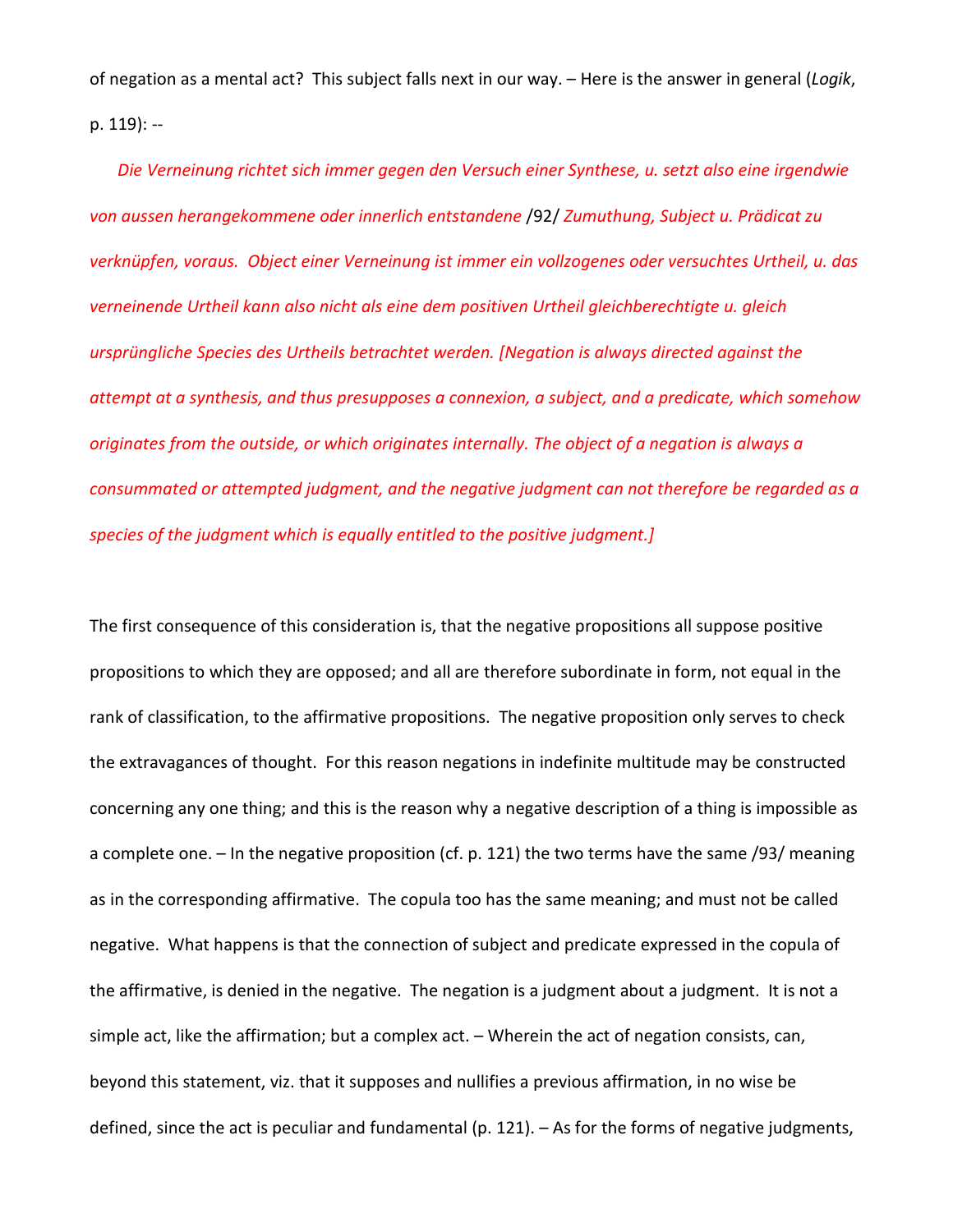of negation as a mental act? This subject falls next in our way. – Here is the answer in general (*Logik*, p. 119): --

*Die Verneinung richtet sich immer gegen den Versuch einer Synthese, u. setzt also eine irgendwie von aussen herangekommene oder innerlich entstandene* /92/ *Zumuthung, Subject u. Prädicat zu verknüpfen, voraus. Object einer Verneinung ist immer ein vollzogenes oder versuchtes Urtheil, u. das verneinende Urtheil kann also nicht als eine dem positiven Urtheil gleichberechtigte u. gleich ursprüngliche Species des Urtheils betrachtet werden. [Negation is always directed against the attempt at a synthesis, and thus presupposes a connexion, a subject, and a predicate, which somehow originates from the outside, or which originates internally. The object of a negation is always a consummated or attempted judgment, and the negative judgment can not therefore be regarded as a species of the judgment which is equally entitled to the positive judgment.]*

The first consequence of this consideration is, that the negative propositions all suppose positive propositions to which they are opposed; and all are therefore subordinate in form, not equal in the rank of classification, to the affirmative propositions. The negative proposition only serves to check the extravagances of thought. For this reason negations in indefinite multitude may be constructed concerning any one thing; and this is the reason why a negative description of a thing is impossible as a complete one. – In the negative proposition (cf. p. 121) the two terms have the same /93/ meaning as in the corresponding affirmative. The copula too has the same meaning; and must not be called negative. What happens is that the connection of subject and predicate expressed in the copula of the affirmative, is denied in the negative. The negation is a judgment about a judgment. It is not a simple act, like the affirmation; but a complex act. – Wherein the act of negation consists, can, beyond this statement, viz. that it supposes and nullifies a previous affirmation, in no wise be defined, since the act is peculiar and fundamental (p. 121). – As for the forms of negative judgments,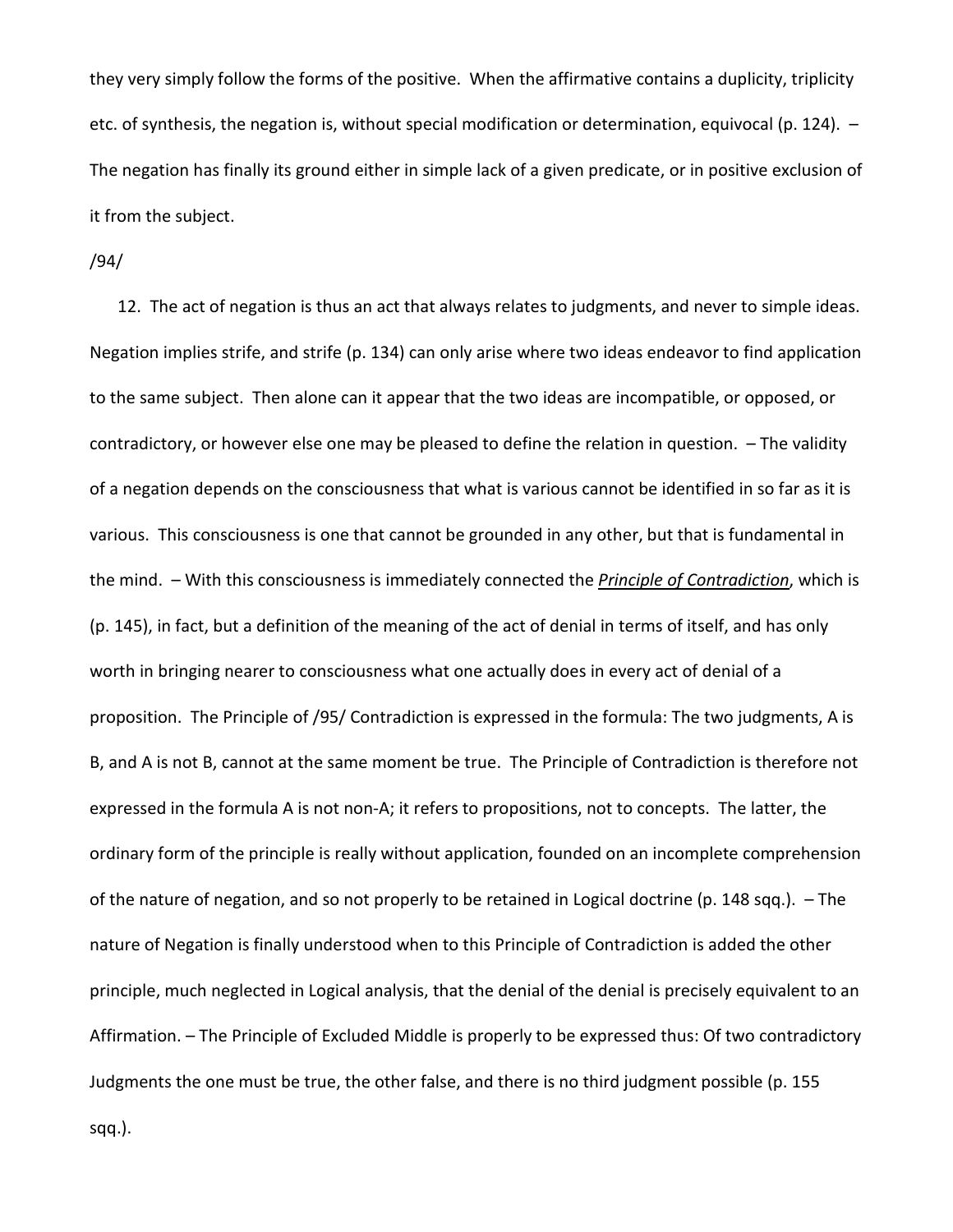they very simply follow the forms of the positive. When the affirmative contains a duplicity, triplicity etc. of synthesis, the negation is, without special modification or determination, equivocal (p. 124). – The negation has finally its ground either in simple lack of a given predicate, or in positive exclusion of it from the subject.

/94/

12. The act of negation is thus an act that always relates to judgments, and never to simple ideas. Negation implies strife, and strife (p. 134) can only arise where two ideas endeavor to find application to the same subject. Then alone can it appear that the two ideas are incompatible, or opposed, or contradictory, or however else one may be pleased to define the relation in question. – The validity of a negation depends on the consciousness that what is various cannot be identified in so far as it is various. This consciousness is one that cannot be grounded in any other, but that is fundamental in the mind. – With this consciousness is immediately connected the ***Principle of Contradiction***, which is (p. 145), in fact, but a definition of the meaning of the act of denial in terms of itself, and has only worth in bringing nearer to consciousness what one actually does in every act of denial of a proposition. The Principle of /95/ Contradiction is expressed in the formula: The two judgments, A is B, and A is not B, cannot at the same moment be true. The Principle of Contradiction is therefore not expressed in the formula A is not non-A; it refers to propositions, not to concepts. The latter, the ordinary form of the principle is really without application, founded on an incomplete comprehension of the nature of negation, and so not properly to be retained in Logical doctrine (p. 148 sqq.). – The nature of Negation is finally understood when to this Principle of Contradiction is added the other principle, much neglected in Logical analysis, that the denial of the denial is precisely equivalent to an Affirmation. – The Principle of Excluded Middle is properly to be expressed thus: Of two contradictory Judgments the one must be true, the other false, and there is no third judgment possible (p. 155 sqq.).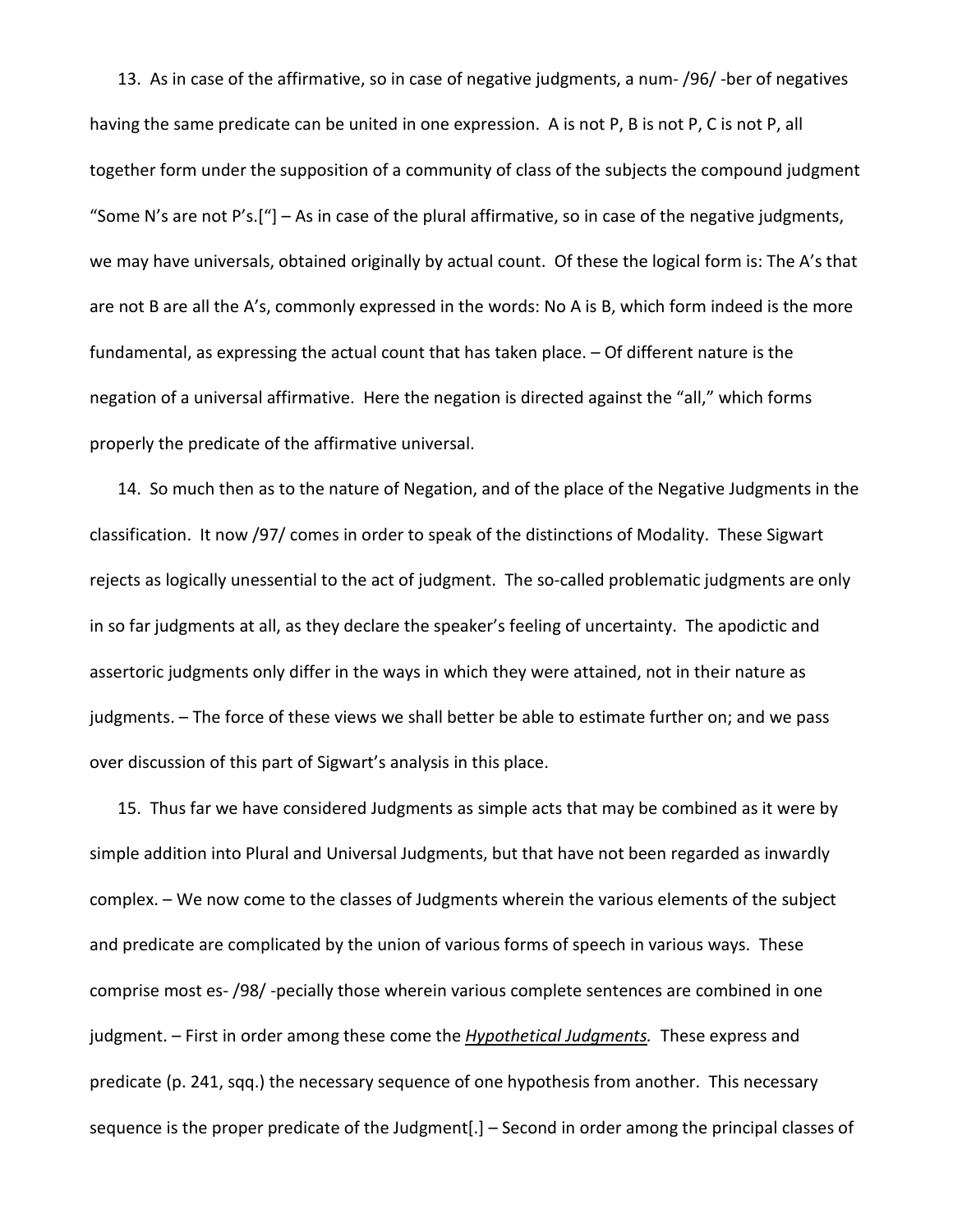13. As in case of the affirmative, so in case of negative judgments, a num- /96/ -ber of negatives having the same predicate can be united in one expression. A is not P, B is not P, C is not P, all together form under the supposition of a community of class of the subjects the compound judgment "Some N's are not P's.["] – As in case of the plural affirmative, so in case of the negative judgments, we may have universals, obtained originally by actual count. Of these the logical form is: The A's that are not B are all the A's, commonly expressed in the words: No A is B, which form indeed is the more fundamental, as expressing the actual count that has taken place. – Of different nature is the negation of a universal affirmative. Here the negation is directed against the "all," which forms properly the predicate of the affirmative universal.

14. So much then as to the nature of Negation, and of the place of the Negative Judgments in the classification. It now /97/ comes in order to speak of the distinctions of Modality. These Sigwart rejects as logically unessential to the act of judgment. The so-called problematic judgments are only in so far judgments at all, as they declare the speaker's feeling of uncertainty. The apodictic and assertoric judgments only differ in the ways in which they were attained, not in their nature as judgments. – The force of these views we shall better be able to estimate further on; and we pass over discussion of this part of Sigwart's analysis in this place.

15. Thus far we have considered Judgments as simple acts that may be combined as it were by simple addition into Plural and Universal Judgments, but that have not been regarded as inwardly complex. – We now come to the classes of Judgments wherein the various elements of the subject and predicate are complicated by the union of various forms of speech in various ways. These comprise most es- /98/ -pecially those wherein various complete sentences are combined in one judgment. – First in order among these come the ***Hypothetical Judgments.*** These express and predicate (p. 241, sqq.) the necessary sequence of one hypothesis from another. This necessary sequence is the proper predicate of the Judgment[.] – Second in order among the principal classes of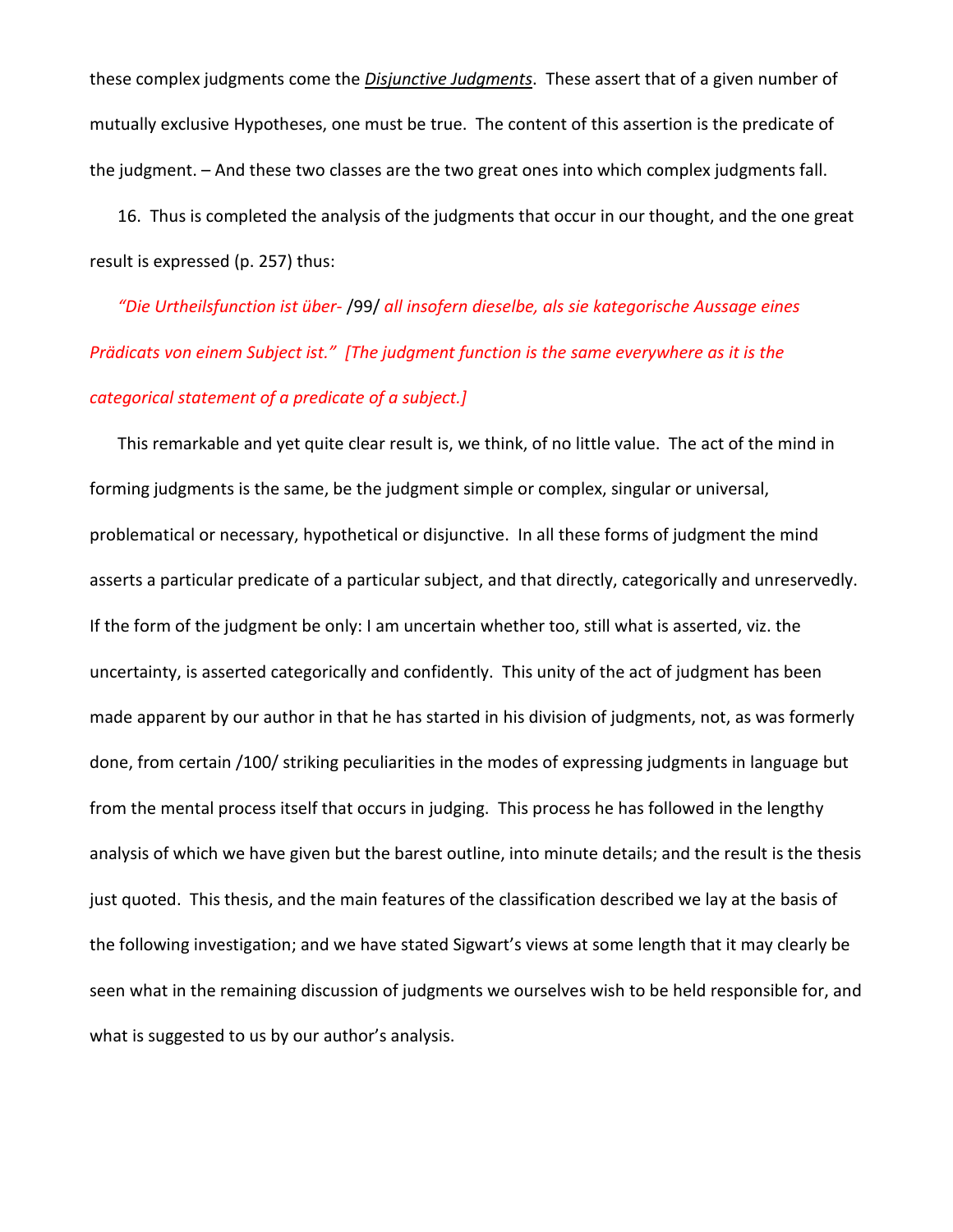these complex judgments come the ***Disjunctive Judgments***. These assert that of a given number of mutually exclusive Hypotheses, one must be true. The content of this assertion is the predicate of the judgment. – And these two classes are the two great ones into which complex judgments fall.

16. Thus is completed the analysis of the judgments that occur in our thought, and the one great result is expressed (p. 257) thus:

*"Die Urtheilsfunction ist über-* /99/ *all insofern dieselbe, als sie kategorische Aussage eines Prädicats von einem Subject ist." [The judgment function is the same everywhere as it is the categorical statement of a predicate of a subject.]*

This remarkable and yet quite clear result is, we think, of no little value. The act of the mind in forming judgments is the same, be the judgment simple or complex, singular or universal, problematical or necessary, hypothetical or disjunctive. In all these forms of judgment the mind asserts a particular predicate of a particular subject, and that directly, categorically and unreservedly. If the form of the judgment be only: I am uncertain whether too, still what is asserted, viz. the uncertainty, is asserted categorically and confidently. This unity of the act of judgment has been made apparent by our author in that he has started in his division of judgments, not, as was formerly done, from certain /100/ striking peculiarities in the modes of expressing judgments in language but from the mental process itself that occurs in judging. This process he has followed in the lengthy analysis of which we have given but the barest outline, into minute details; and the result is the thesis just quoted. This thesis, and the main features of the classification described we lay at the basis of the following investigation; and we have stated Sigwart's views at some length that it may clearly be seen what in the remaining discussion of judgments we ourselves wish to be held responsible for, and what is suggested to us by our author's analysis.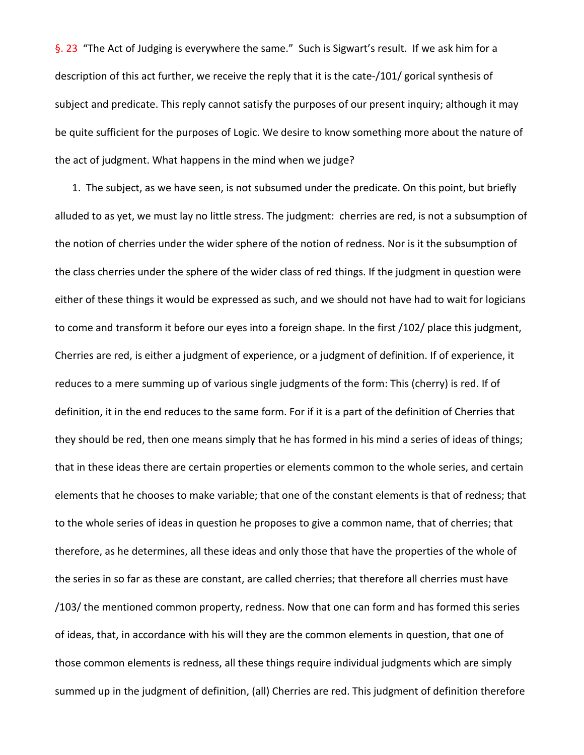§. 23 “The Act of Judging is everywhere the same.” Such is Sigwart’s result. If we ask him for a description of this act further, we receive the reply that it is the cate-/101/ gorical synthesis of subject and predicate. This reply cannot satisfy the purposes of our present inquiry; although it may be quite sufficient for the purposes of Logic. We desire to know something more about the nature of the act of judgment. What happens in the mind when we judge?

1. The subject, as we have seen, is not subsumed under the predicate. On this point, but briefly alluded to as yet, we must lay no little stress. The judgment: cherries are red, is not a subsumption of the notion of cherries under the wider sphere of the notion of redness. Nor is it the subsumption of the class cherries under the sphere of the wider class of red things. If the judgment in question were either of these things it would be expressed as such, and we should not have had to wait for logicians to come and transform it before our eyes into a foreign shape. In the first /102/ place this judgment, Cherries are red, is either a judgment of experience, or a judgment of definition. If of experience, it reduces to a mere summing up of various single judgments of the form: This (cherry) is red. If of definition, it in the end reduces to the same form. For if it is a part of the definition of Cherries that they should be red, then one means simply that he has formed in his mind a series of ideas of things; that in these ideas there are certain properties or elements common to the whole series, and certain elements that he chooses to make variable; that one of the constant elements is that of redness; that to the whole series of ideas in question he proposes to give a common name, that of cherries; that therefore, as he determines, all these ideas and only those that have the properties of the whole of the series in so far as these are constant, are called cherries; that therefore all cherries must have /103/ the mentioned common property, redness. Now that one can form and has formed this series of ideas, that, in accordance with his will they are the common elements in question, that one of those common elements is redness, all these things require individual judgments which are simply summed up in the judgment of definition, (all) Cherries are red. This judgment of definition therefore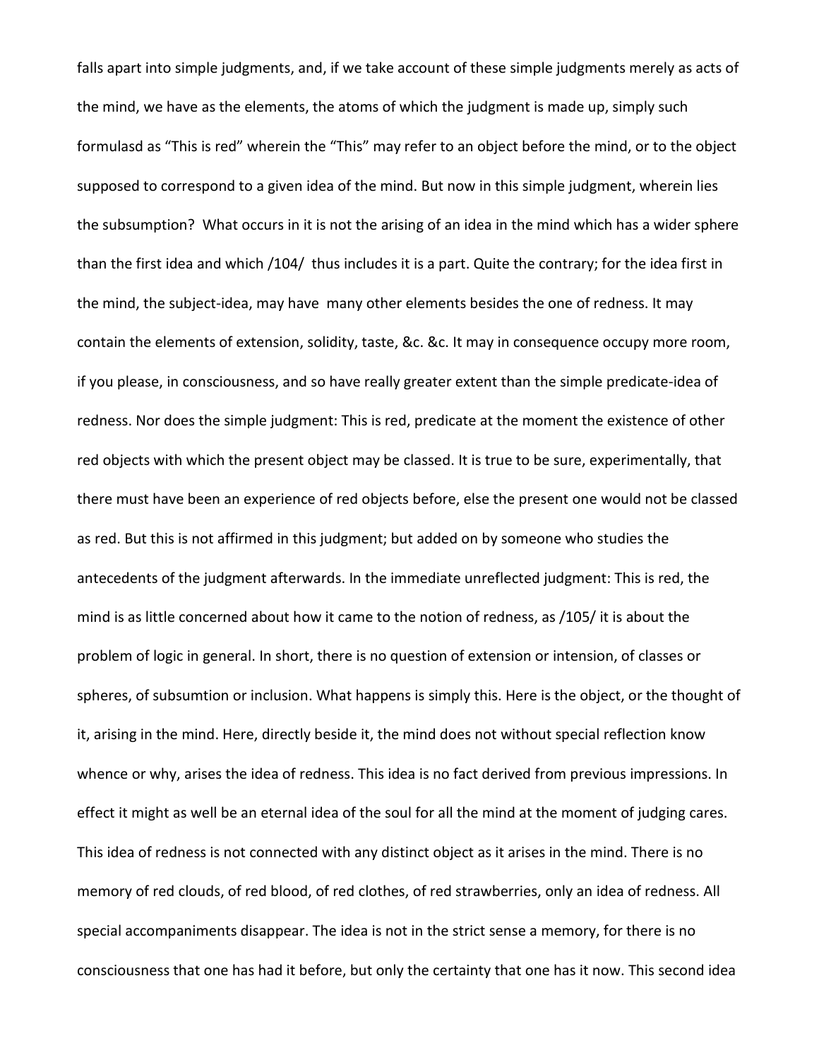falls apart into simple judgments, and, if we take account of these simple judgments merely as acts of the mind, we have as the elements, the atoms of which the judgment is made up, simply such formulasd as "This is red" wherein the "This" may refer to an object before the mind, or to the object supposed to correspond to a given idea of the mind. But now in this simple judgment, wherein lies the subsumption? What occurs in it is not the arising of an idea in the mind which has a wider sphere than the first idea and which /104/ thus includes it is a part. Quite the contrary; for the idea first in the mind, the subject-idea, may have many other elements besides the one of redness. It may contain the elements of extension, solidity, taste, &c. &c. It may in consequence occupy more room, if you please, in consciousness, and so have really greater extent than the simple predicate-idea of redness. Nor does the simple judgment: This is red, predicate at the moment the existence of other red objects with which the present object may be classed. It is true to be sure, experimentally, that there must have been an experience of red objects before, else the present one would not be classed as red. But this is not affirmed in this judgment; but added on by someone who studies the antecedents of the judgment afterwards. In the immediate unreflected judgment: This is red, the mind is as little concerned about how it came to the notion of redness, as /105/ it is about the problem of logic in general. In short, there is no question of extension or intension, of classes or spheres, of subsumtion or inclusion. What happens is simply this. Here is the object, or the thought of it, arising in the mind. Here, directly beside it, the mind does not without special reflection know whence or why, arises the idea of redness. This idea is no fact derived from previous impressions. In effect it might as well be an eternal idea of the soul for all the mind at the moment of judging cares. This idea of redness is not connected with any distinct object as it arises in the mind. There is no memory of red clouds, of red blood, of red clothes, of red strawberries, only an idea of redness. All special accompaniments disappear. The idea is not in the strict sense a memory, for there is no consciousness that one has had it before, but only the certainty that one has it now. This second idea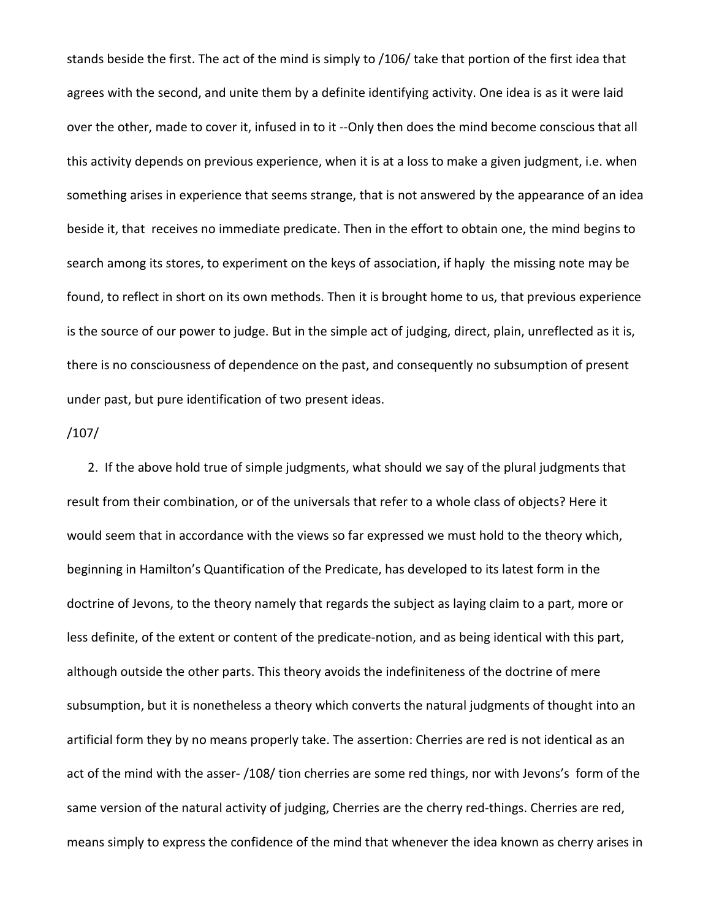stands beside the first. The act of the mind is simply to /106/ take that portion of the first idea that agrees with the second, and unite them by a definite identifying activity. One idea is as it were laid over the other, made to cover it, infused in to it --Only then does the mind become conscious that all this activity depends on previous experience, when it is at a loss to make a given judgment, i.e. when something arises in experience that seems strange, that is not answered by the appearance of an idea beside it, that receives no immediate predicate. Then in the effort to obtain one, the mind begins to search among its stores, to experiment on the keys of association, if haply the missing note may be found, to reflect in short on its own methods. Then it is brought home to us, that previous experience is the source of our power to judge. But in the simple act of judging, direct, plain, unreflected as it is, there is no consciousness of dependence on the past, and consequently no subsumption of present under past, but pure identification of two present ideas.

/107/

2. If the above hold true of simple judgments, what should we say of the plural judgments that result from their combination, or of the universals that refer to a whole class of objects? Here it would seem that in accordance with the views so far expressed we must hold to the theory which, beginning in Hamilton's Quantification of the Predicate, has developed to its latest form in the doctrine of Jevons, to the theory namely that regards the subject as laying claim to a part, more or less definite, of the extent or content of the predicate-notion, and as being identical with this part, although outside the other parts. This theory avoids the indefiniteness of the doctrine of mere subsumption, but it is nonetheless a theory which converts the natural judgments of thought into an artificial form they by no means properly take. The assertion: Cherries are red is not identical as an act of the mind with the asser- /108/ tion cherries are some red things, nor with Jevons's form of the same version of the natural activity of judging, Cherries are the cherry red-things. Cherries are red, means simply to express the confidence of the mind that whenever the idea known as cherry arises in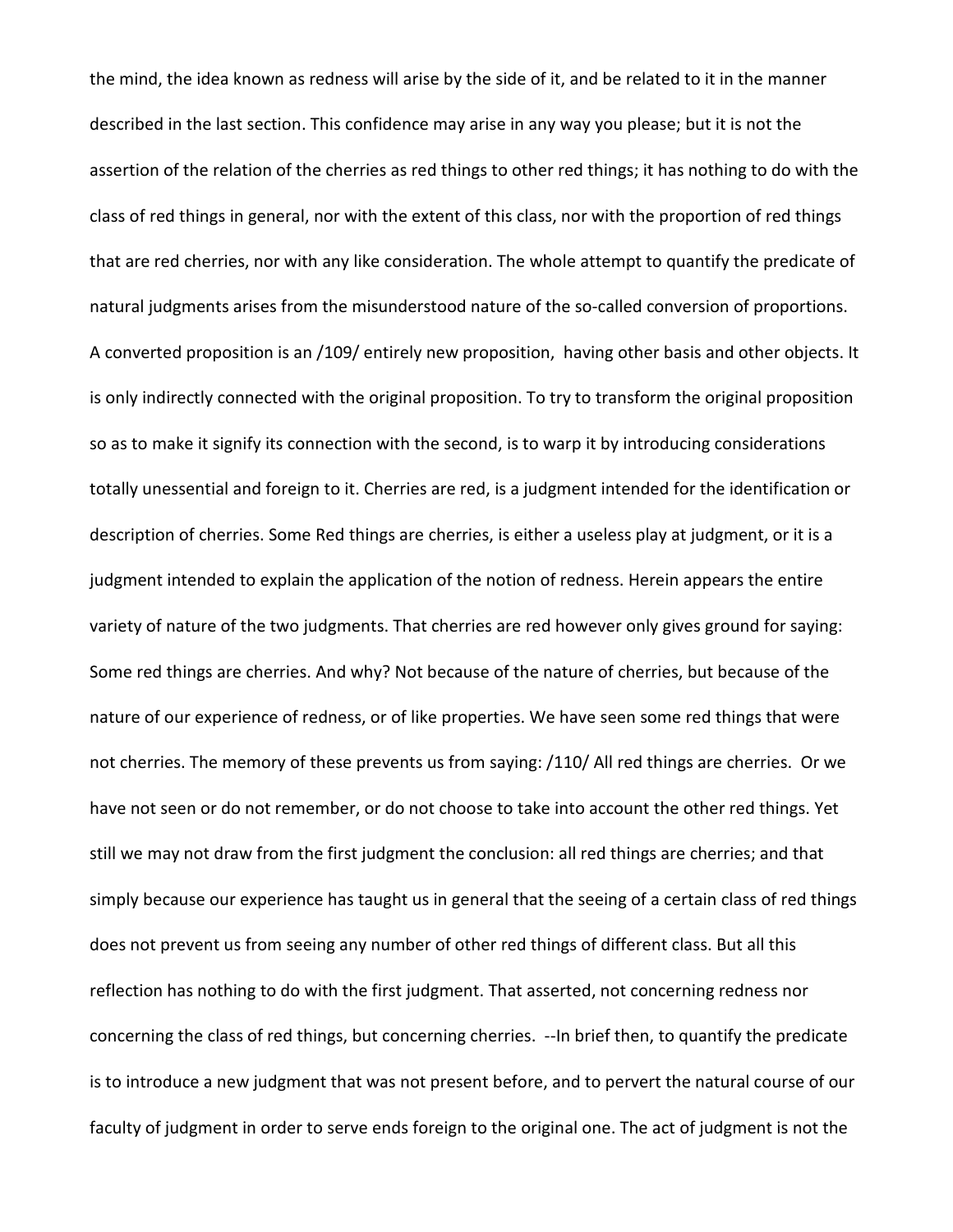the mind, the idea known as redness will arise by the side of it, and be related to it in the manner described in the last section. This confidence may arise in any way you please; but it is not the assertion of the relation of the cherries as red things to other red things; it has nothing to do with the class of red things in general, nor with the extent of this class, nor with the proportion of red things that are red cherries, nor with any like consideration. The whole attempt to quantify the predicate of natural judgments arises from the misunderstood nature of the so-called conversion of proportions. A converted proposition is an /109/ entirely new proposition,  having other basis and other objects. It is only indirectly connected with the original proposition. To try to transform the original proposition so as to make it signify its connection with the second, is to warp it by introducing considerations totally unessential and foreign to it. Cherries are red, is a judgment intended for the identification or description of cherries. Some Red things are cherries, is either a useless play at judgment, or it is a judgment intended to explain the application of the notion of redness. Herein appears the entire variety of nature of the two judgments. That cherries are red however only gives ground for saying: Some red things are cherries. And why? Not because of the nature of cherries, but because of the nature of our experience of redness, or of like properties. We have seen some red things that were not cherries. The memory of these prevents us from saying: /110/ All red things are cherries.  Or we have not seen or do not remember, or do not choose to take into account the other red things. Yet still we may not draw from the first judgment the conclusion: all red things are cherries; and that simply because our experience has taught us in general that the seeing of a certain class of red things does not prevent us from seeing any number of other red things of different class. But all this reflection has nothing to do with the first judgment. That asserted, not concerning redness nor concerning the class of red things, but concerning cherries.  --In brief then, to quantify the predicate is to introduce a new judgment that was not present before, and to pervert the natural course of our faculty of judgment in order to serve ends foreign to the original one. The act of judgment is not the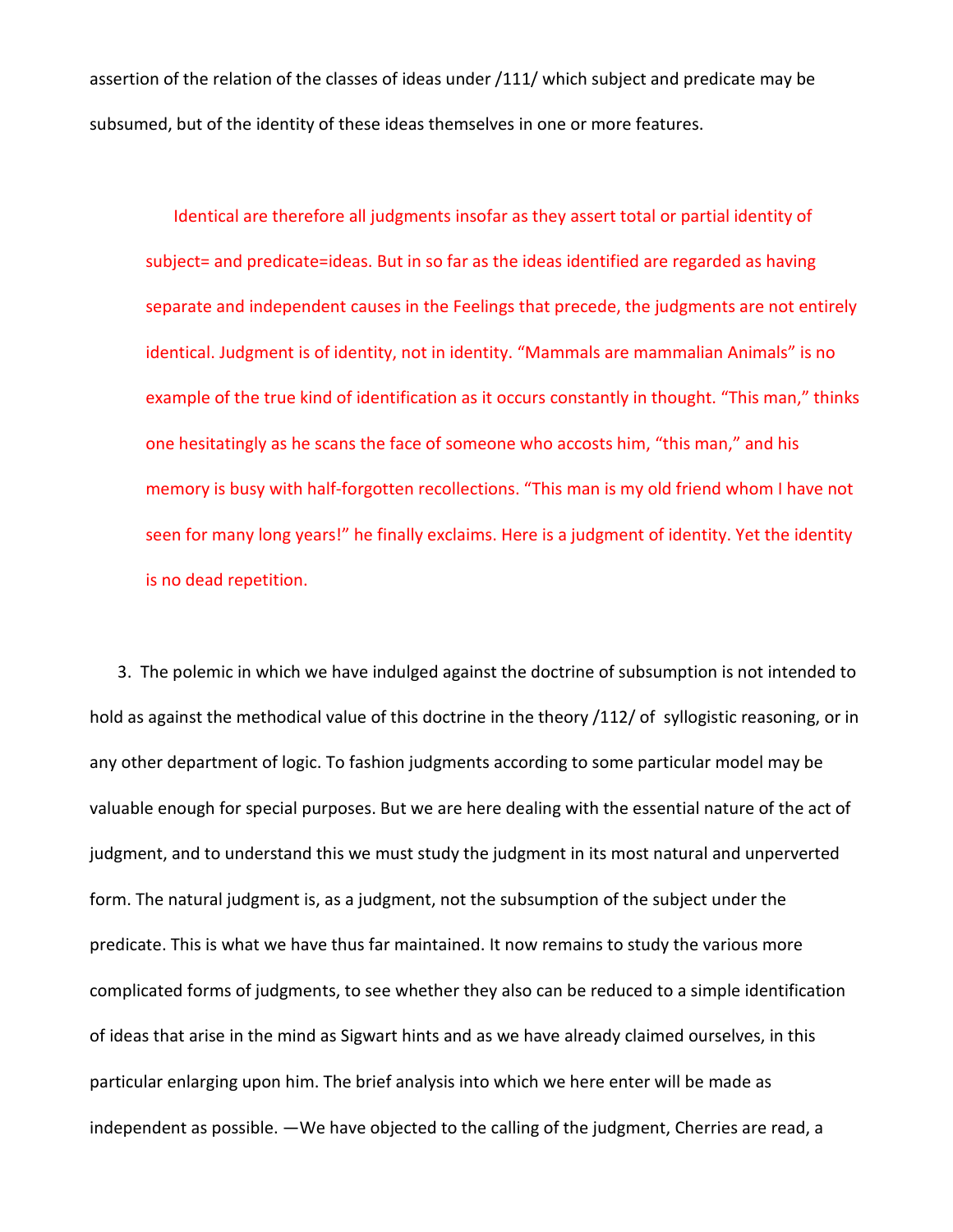assertion of the relation of the classes of ideas under /111/ which subject and predicate may be subsumed, but of the identity of these ideas themselves in one or more features.

> Identical are therefore all judgments insofar as they assert total or partial identity of subject= and predicate=ideas. But in so far as the ideas identified are regarded as having separate and independent causes in the Feelings that precede, the judgments are not entirely identical. Judgment is of identity, not in identity. "Mammals are mammalian Animals" is no example of the true kind of identification as it occurs constantly in thought. "This man," thinks one hesitatingly as he scans the face of someone who accosts him, "this man," and his memory is busy with half-forgotten recollections. "This man is my old friend whom I have not seen for many long years!" he finally exclaims. Here is a judgment of identity. Yet the identity is no dead repetition.

3. The polemic in which we have indulged against the doctrine of subsumption is not intended to hold as against the methodical value of this doctrine in the theory /112/ of syllogistic reasoning, or in any other department of logic. To fashion judgments according to some particular model may be valuable enough for special purposes. But we are here dealing with the essential nature of the act of judgment, and to understand this we must study the judgment in its most natural and unperverted form. The natural judgment is, as a judgment, not the subsumption of the subject under the predicate. This is what we have thus far maintained. It now remains to study the various more complicated forms of judgments, to see whether they also can be reduced to a simple identification of ideas that arise in the mind as Sigwart hints and as we have already claimed ourselves, in this particular enlarging upon him. The brief analysis into which we here enter will be made as independent as possible. —We have objected to the calling of the judgment, Cherries are read, a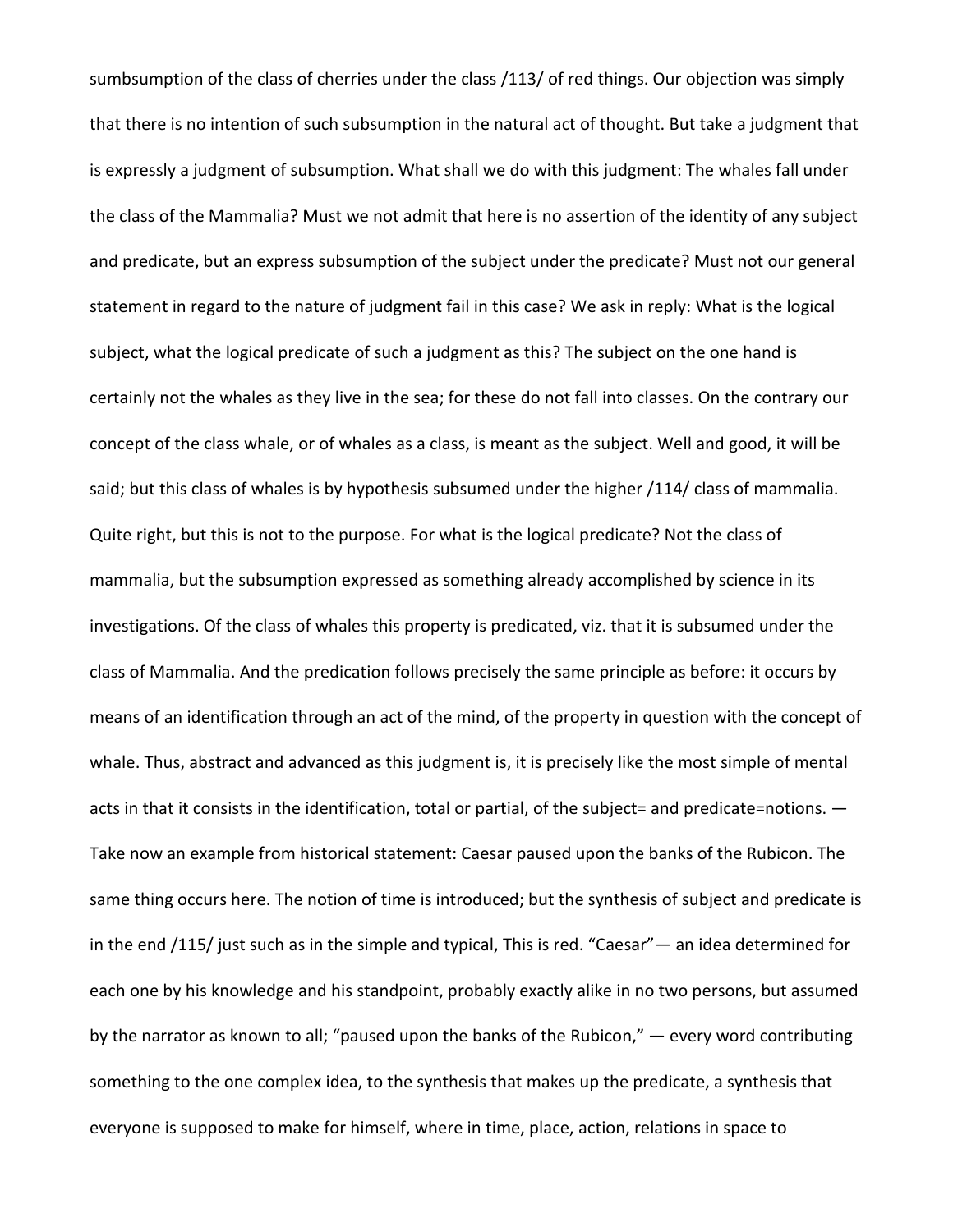sumbsumption of the class of cherries under the class /113/ of red things. Our objection was simply that there is no intention of such subsumption in the natural act of thought. But take a judgment that is expressly a judgment of subsumption. What shall we do with this judgment: The whales fall under the class of the Mammalia? Must we not admit that here is no assertion of the identity of any subject and predicate, but an express subsumption of the subject under the predicate? Must not our general statement in regard to the nature of judgment fail in this case? We ask in reply: What is the logical subject, what the logical predicate of such a judgment as this? The subject on the one hand is certainly not the whales as they live in the sea; for these do not fall into classes. On the contrary our concept of the class whale, or of whales as a class, is meant as the subject. Well and good, it will be said; but this class of whales is by hypothesis subsumed under the higher /114/ class of mammalia. Quite right, but this is not to the purpose. For what is the logical predicate? Not the class of mammalia, but the subsumption expressed as something already accomplished by science in its investigations. Of the class of whales this property is predicated, viz. that it is subsumed under the class of Mammalia. And the predication follows precisely the same principle as before: it occurs by means of an identification through an act of the mind, of the property in question with the concept of whale. Thus, abstract and advanced as this judgment is, it is precisely like the most simple of mental acts in that it consists in the identification, total or partial, of the subject= and predicate=notions. — Take now an example from historical statement: Caesar paused upon the banks of the Rubicon. The same thing occurs here. The notion of time is introduced; but the synthesis of subject and predicate is in the end /115/ just such as in the simple and typical, This is red. "Caesar"— an idea determined for each one by his knowledge and his standpoint, probably exactly alike in no two persons, but assumed by the narrator as known to all; "paused upon the banks of the Rubicon," — every word contributing something to the one complex idea, to the synthesis that makes up the predicate, a synthesis that everyone is supposed to make for himself, where in time, place, action, relations in space to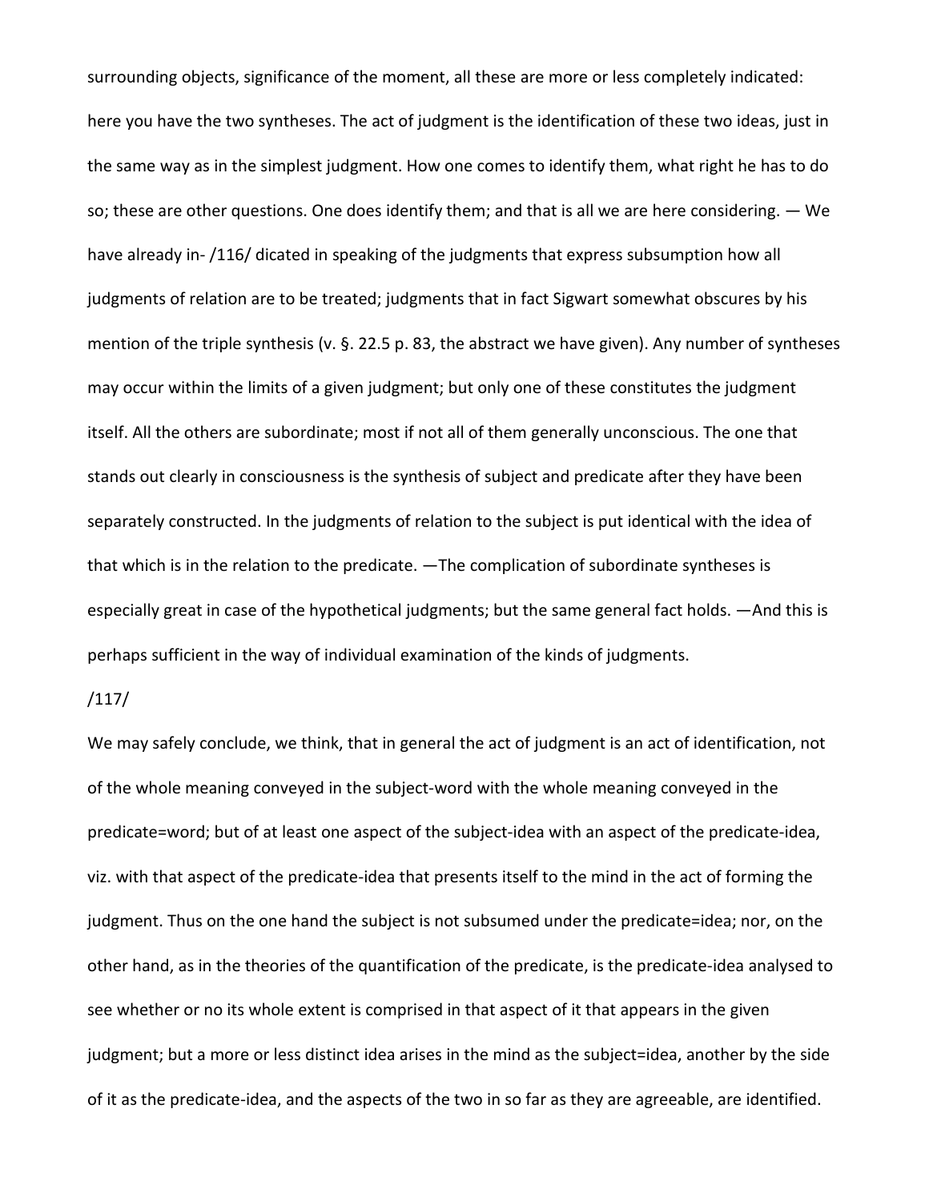surrounding objects, significance of the moment, all these are more or less completely indicated: here you have the two syntheses. The act of judgment is the identification of these two ideas, just in the same way as in the simplest judgment. How one comes to identify them, what right he has to do so; these are other questions. One does identify them; and that is all we are here considering. — We have already in- /116/ dicated in speaking of the judgments that express subsumption how all judgments of relation are to be treated; judgments that in fact Sigwart somewhat obscures by his mention of the triple synthesis (v. §. 22.5 p. 83, the abstract we have given). Any number of syntheses may occur within the limits of a given judgment; but only one of these constitutes the judgment itself. All the others are subordinate; most if not all of them generally unconscious. The one that stands out clearly in consciousness is the synthesis of subject and predicate after they have been separately constructed. In the judgments of relation to the subject is put identical with the idea of that which is in the relation to the predicate. —The complication of subordinate syntheses is especially great in case of the hypothetical judgments; but the same general fact holds. —And this is perhaps sufficient in the way of individual examination of the kinds of judgments.

/117/

We may safely conclude, we think, that in general the act of judgment is an act of identification, not of the whole meaning conveyed in the subject-word with the whole meaning conveyed in the predicate=word; but of at least one aspect of the subject-idea with an aspect of the predicate-idea, viz. with that aspect of the predicate-idea that presents itself to the mind in the act of forming the judgment. Thus on the one hand the subject is not subsumed under the predicate=idea; nor, on the other hand, as in the theories of the quantification of the predicate, is the predicate-idea analysed to see whether or no its whole extent is comprised in that aspect of it that appears in the given judgment; but a more or less distinct idea arises in the mind as the subject=idea, another by the side of it as the predicate-idea, and the aspects of the two in so far as they are agreeable, are identified.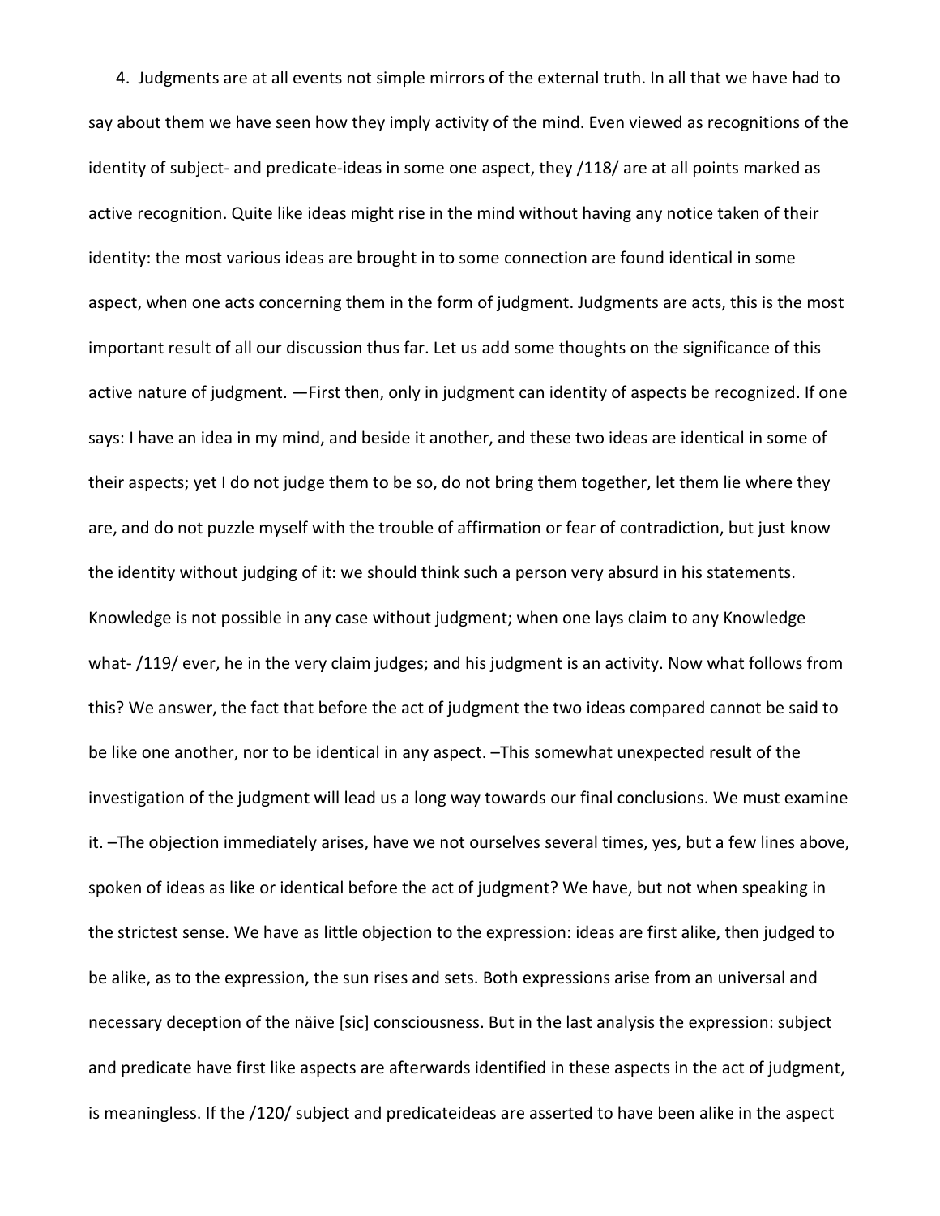4. Judgments are at all events not simple mirrors of the external truth. In all that we have had to say about them we have seen how they imply activity of the mind. Even viewed as recognitions of the identity of subject- and predicate-ideas in some one aspect, they /118/ are at all points marked as active recognition. Quite like ideas might rise in the mind without having any notice taken of their identity: the most various ideas are brought in to some connection are found identical in some aspect, when one acts concerning them in the form of judgment. Judgments are acts, this is the most important result of all our discussion thus far. Let us add some thoughts on the significance of this active nature of judgment. —First then, only in judgment can identity of aspects be recognized. If one says: I have an idea in my mind, and beside it another, and these two ideas are identical in some of their aspects; yet I do not judge them to be so, do not bring them together, let them lie where they are, and do not puzzle myself with the trouble of affirmation or fear of contradiction, but just know the identity without judging of it: we should think such a person very absurd in his statements. Knowledge is not possible in any case without judgment; when one lays claim to any Knowledge what- /119/ ever, he in the very claim judges; and his judgment is an activity. Now what follows from this? We answer, the fact that before the act of judgment the two ideas compared cannot be said to be like one another, nor to be identical in any aspect. –This somewhat unexpected result of the investigation of the judgment will lead us a long way towards our final conclusions. We must examine it. –The objection immediately arises, have we not ourselves several times, yes, but a few lines above, spoken of ideas as like or identical before the act of judgment? We have, but not when speaking in the strictest sense. We have as little objection to the expression: ideas are first alike, then judged to be alike, as to the expression, the sun rises and sets. Both expressions arise from an universal and necessary deception of the näive [sic] consciousness. But in the last analysis the expression: subject and predicate have first like aspects are afterwards identified in these aspects in the act of judgment, is meaningless. If the /120/ subject and predicateideas are asserted to have been alike in the aspect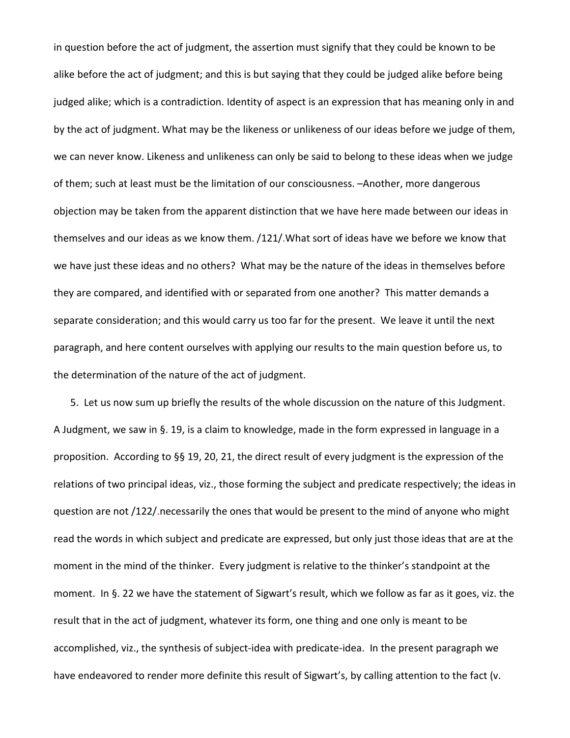in question before the act of judgment, the assertion must signify that they could be known to be alike before the act of judgment; and this is but saying that they could be judged alike before being judged alike; which is a contradiction. Identity of aspect is an expression that has meaning only in and by the act of judgment. What may be the likeness or unlikeness of our ideas before we judge of them, we can never know. Likeness and unlikeness can only be said to belong to these ideas when we judge of them; such at least must be the limitation of our consciousness. –Another, more dangerous objection may be taken from the apparent distinction that we have here made between our ideas in themselves and our ideas as we know them. /121/.What sort of ideas have we before we know that we have just these ideas and no others? What may be the nature of the ideas in themselves before they are compared, and identified with or separated from one another? This matter demands a separate consideration; and this would carry us too far for the present. We leave it until the next paragraph, and here content ourselves with applying our results to the main question before us, to the determination of the nature of the act of judgment.

5. Let us now sum up briefly the results of the whole discussion on the nature of this Judgment. A Judgment, we saw in §. 19, is a claim to knowledge, made in the form expressed in language in a proposition. According to §§ 19, 20, 21, the direct result of every judgment is the expression of the relations of two principal ideas, viz., those forming the subject and predicate respectively; the ideas in question are not /122/.necessarily the ones that would be present to the mind of anyone who might read the words in which subject and predicate are expressed, but only just those ideas that are at the moment in the mind of the thinker. Every judgment is relative to the thinker's standpoint at the moment. In §. 22 we have the statement of Sigwart's result, which we follow as far as it goes, viz. the result that in the act of judgment, whatever its form, one thing and one only is meant to be accomplished, viz., the synthesis of subject-idea with predicate-idea. In the present paragraph we have endeavored to render more definite this result of Sigwart's, by calling attention to the fact (v.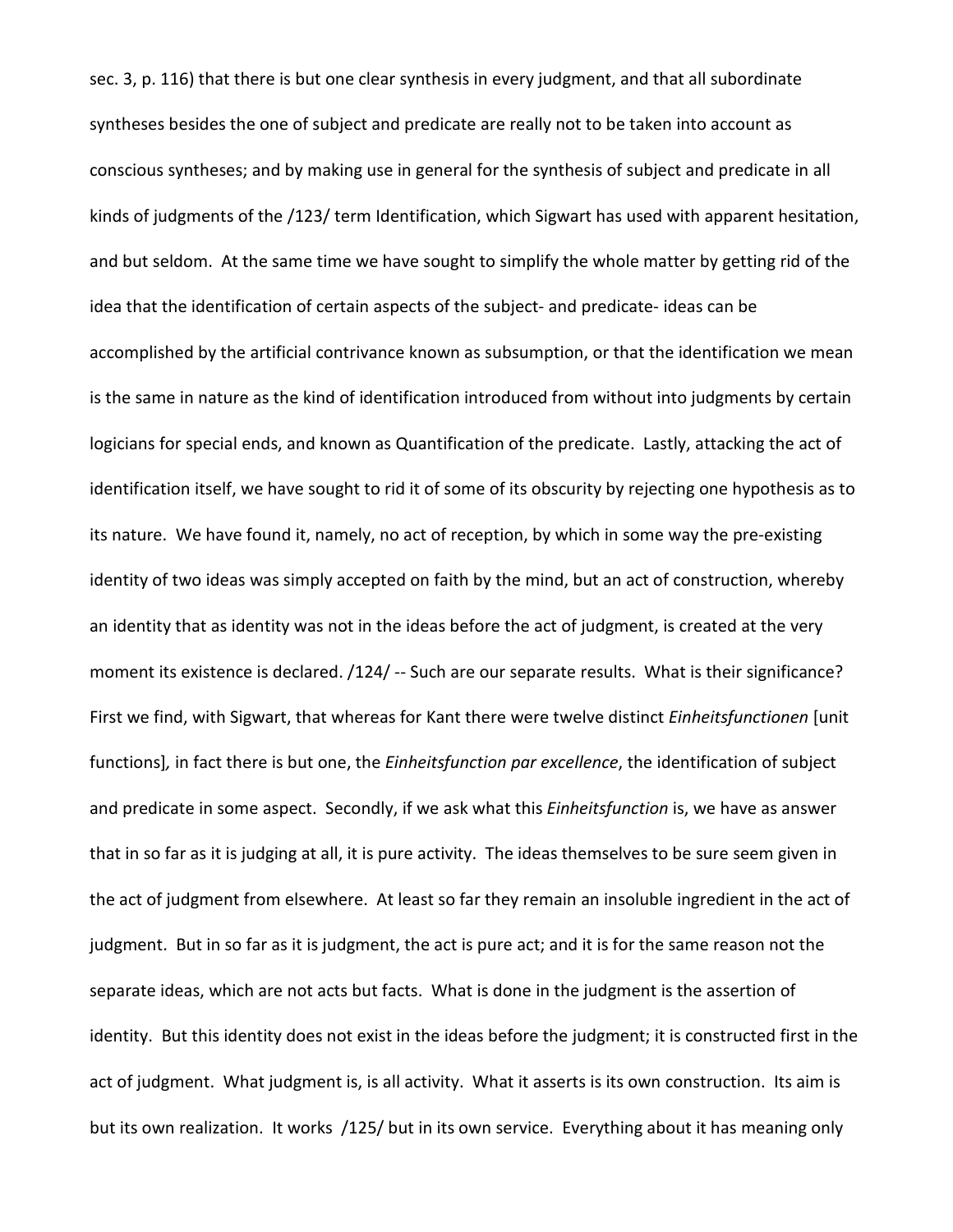sec. 3, p. 116) that there is but one clear synthesis in every judgment, and that all subordinate syntheses besides the one of subject and predicate are really not to be taken into account as conscious syntheses; and by making use in general for the synthesis of subject and predicate in all kinds of judgments of the /123/ term Identification, which Sigwart has used with apparent hesitation, and but seldom. At the same time we have sought to simplify the whole matter by getting rid of the idea that the identification of certain aspects of the subject- and predicate- ideas can be accomplished by the artificial contrivance known as subsumption, or that the identification we mean is the same in nature as the kind of identification introduced from without into judgments by certain logicians for special ends, and known as Quantification of the predicate. Lastly, attacking the act of identification itself, we have sought to rid it of some of its obscurity by rejecting one hypothesis as to its nature. We have found it, namely, no act of reception, by which in some way the pre-existing identity of two ideas was simply accepted on faith by the mind, but an act of construction, whereby an identity that as identity was not in the ideas before the act of judgment, is created at the very moment its existence is declared. /124/ -- Such are our separate results. What is their significance? First we find, with Sigwart, that whereas for Kant there were twelve distinct *Einheitsfunctionen* [unit functions], in fact there is but one, the *Einheitsfunction par excellence*, the identification of subject and predicate in some aspect. Secondly, if we ask what this *Einheitsfunction* is, we have as answer that in so far as it is judging at all, it is pure activity. The ideas themselves to be sure seem given in the act of judgment from elsewhere. At least so far they remain an insoluble ingredient in the act of judgment. But in so far as it is judgment, the act is pure act; and it is for the same reason not the separate ideas, which are not acts but facts. What is done in the judgment is the assertion of identity. But this identity does not exist in the ideas before the judgment; it is constructed first in the act of judgment. What judgment is, is all activity. What it asserts is its own construction. Its aim is but its own realization. It works /125/ but in its own service. Everything about it has meaning only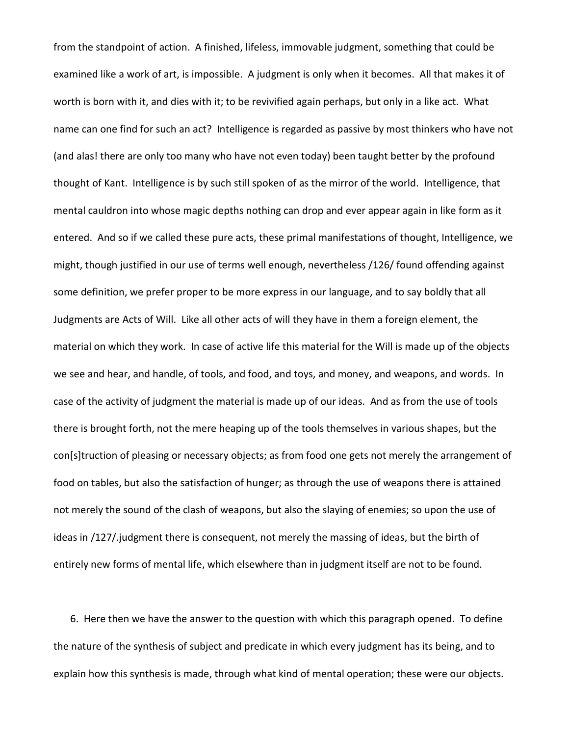from the standpoint of action. A finished, lifeless, immovable judgment, something that could be examined like a work of art, is impossible. A judgment is only when it becomes. All that makes it of worth is born with it, and dies with it; to be revivified again perhaps, but only in a like act. What name can one find for such an act? Intelligence is regarded as passive by most thinkers who have not (and alas! there are only too many who have not even today) been taught better by the profound thought of Kant. Intelligence is by such still spoken of as the mirror of the world. Intelligence, that mental cauldron into whose magic depths nothing can drop and ever appear again in like form as it entered. And so if we called these pure acts, these primal manifestations of thought, Intelligence, we might, though justified in our use of terms well enough, nevertheless /126/ found offending against some definition, we prefer proper to be more express in our language, and to say boldly that all Judgments are Acts of Will. Like all other acts of will they have in them a foreign element, the material on which they work. In case of active life this material for the Will is made up of the objects we see and hear, and handle, of tools, and food, and toys, and money, and weapons, and words. In case of the activity of judgment the material is made up of our ideas. And as from the use of tools there is brought forth, not the mere heaping up of the tools themselves in various shapes, but the con[s]truction of pleasing or necessary objects; as from food one gets not merely the arrangement of food on tables, but also the satisfaction of hunger; as through the use of weapons there is attained not merely the sound of the clash of weapons, but also the slaying of enemies; so upon the use of ideas in /127/.judgment there is consequent, not merely the massing of ideas, but the birth of entirely new forms of mental life, which elsewhere than in judgment itself are not to be found.

6. Here then we have the answer to the question with which this paragraph opened. To define the nature of the synthesis of subject and predicate in which every judgment has its being, and to explain how this synthesis is made, through what kind of mental operation; these were our objects.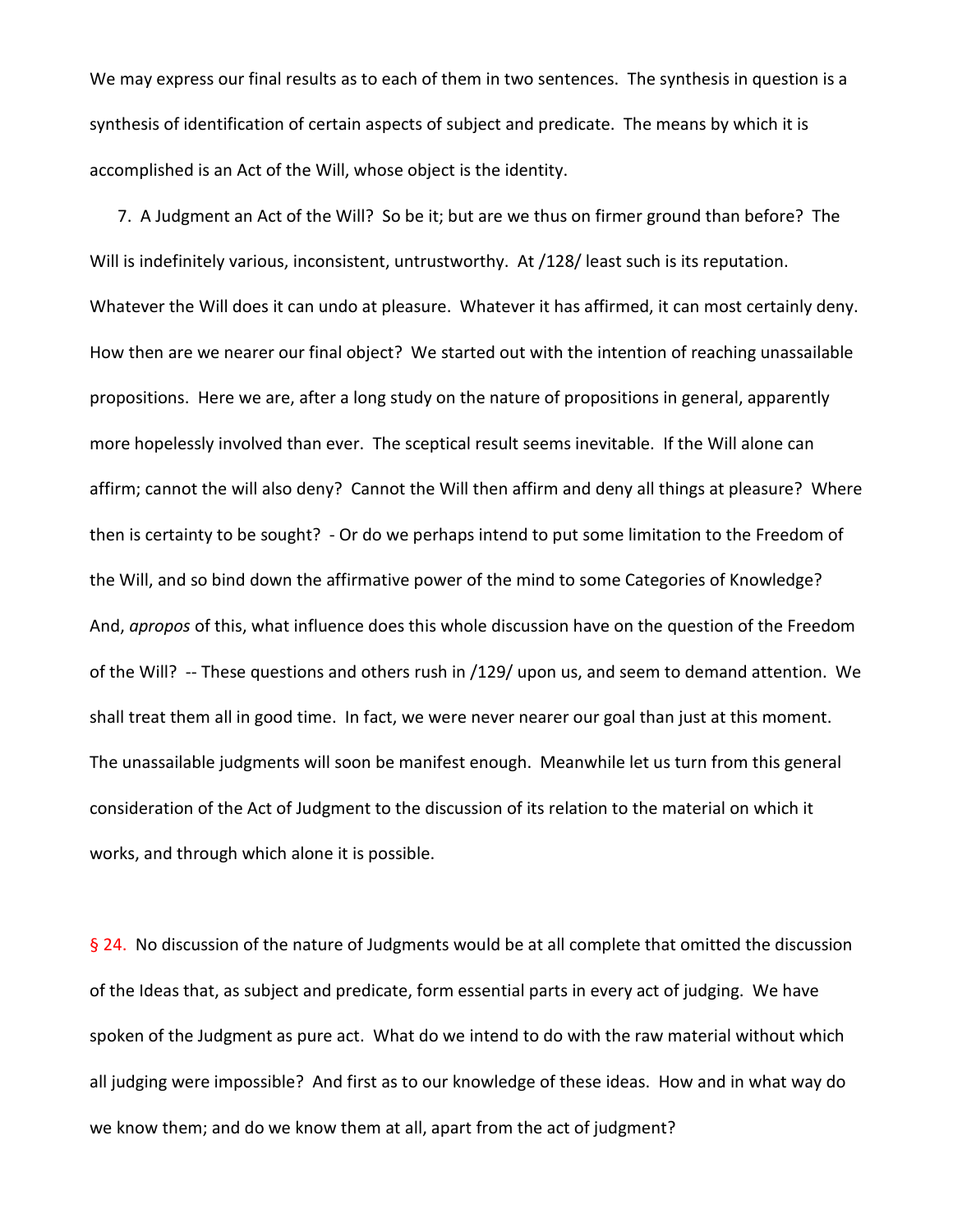We may express our final results as to each of them in two sentences. The synthesis in question is a synthesis of identification of certain aspects of subject and predicate. The means by which it is accomplished is an Act of the Will, whose object is the identity.

7. A Judgment an Act of the Will? So be it; but are we thus on firmer ground than before? The Will is indefinitely various, inconsistent, untrustworthy. At /128/ least such is its reputation. Whatever the Will does it can undo at pleasure. Whatever it has affirmed, it can most certainly deny. How then are we nearer our final object? We started out with the intention of reaching unassailable propositions. Here we are, after a long study on the nature of propositions in general, apparently more hopelessly involved than ever. The sceptical result seems inevitable. If the Will alone can affirm; cannot the will also deny? Cannot the Will then affirm and deny all things at pleasure? Where then is certainty to be sought? - Or do we perhaps intend to put some limitation to the Freedom of the Will, and so bind down the affirmative power of the mind to some Categories of Knowledge? And, *apropos* of this, what influence does this whole discussion have on the question of the Freedom of the Will? -- These questions and others rush in /129/ upon us, and seem to demand attention. We shall treat them all in good time. In fact, we were never nearer our goal than just at this moment. The unassailable judgments will soon be manifest enough. Meanwhile let us turn from this general consideration of the Act of Judgment to the discussion of its relation to the material on which it works, and through which alone it is possible.

§ 24. No discussion of the nature of Judgments would be at all complete that omitted the discussion of the Ideas that, as subject and predicate, form essential parts in every act of judging. We have spoken of the Judgment as pure act. What do we intend to do with the raw material without which all judging were impossible? And first as to our knowledge of these ideas. How and in what way do we know them; and do we know them at all, apart from the act of judgment?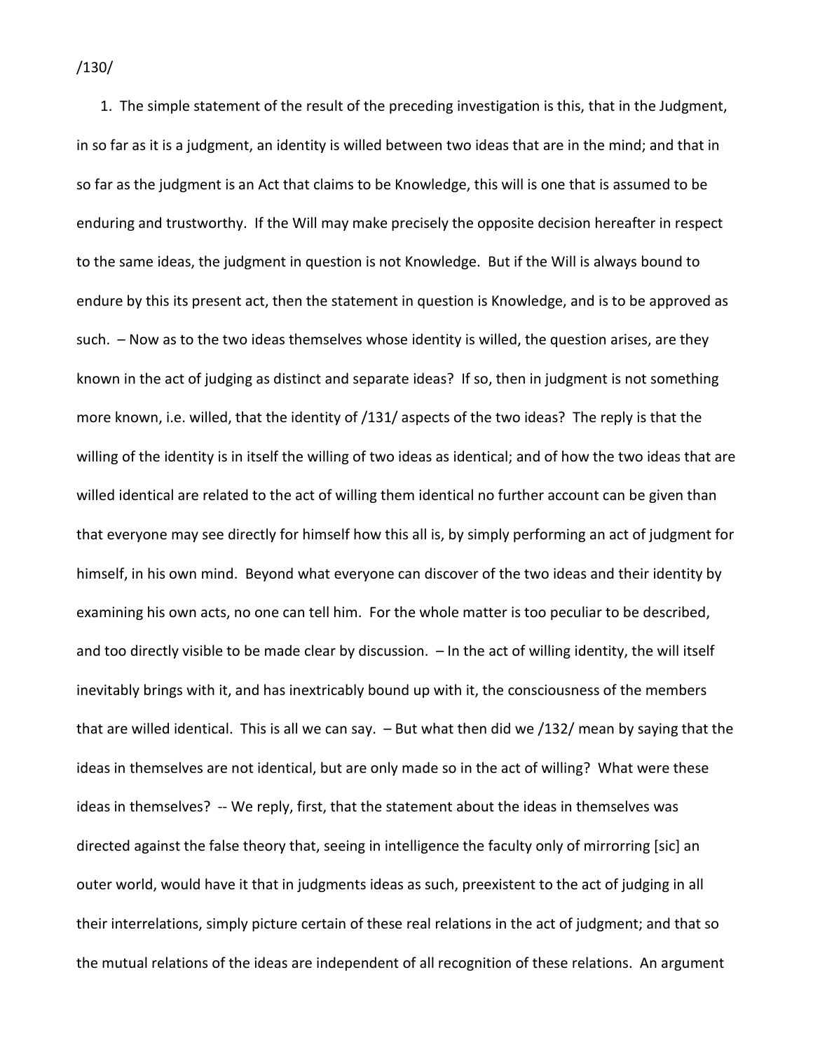/130/

1. The simple statement of the result of the preceding investigation is this, that in the Judgment, in so far as it is a judgment, an identity is willed between two ideas that are in the mind; and that in so far as the judgment is an Act that claims to be Knowledge, this will is one that is assumed to be enduring and trustworthy. If the Will may make precisely the opposite decision hereafter in respect to the same ideas, the judgment in question is not Knowledge. But if the Will is always bound to endure by this its present act, then the statement in question is Knowledge, and is to be approved as such. – Now as to the two ideas themselves whose identity is willed, the question arises, are they known in the act of judging as distinct and separate ideas? If so, then in judgment is not something more known, i.e. willed, that the identity of /131/ aspects of the two ideas? The reply is that the willing of the identity is in itself the willing of two ideas as identical; and of how the two ideas that are willed identical are related to the act of willing them identical no further account can be given than that everyone may see directly for himself how this all is, by simply performing an act of judgment for himself, in his own mind. Beyond what everyone can discover of the two ideas and their identity by examining his own acts, no one can tell him. For the whole matter is too peculiar to be described, and too directly visible to be made clear by discussion. – In the act of willing identity, the will itself inevitably brings with it, and has inextricably bound up with it, the consciousness of the members that are willed identical. This is all we can say. – But what then did we /132/ mean by saying that the ideas in themselves are not identical, but are only made so in the act of willing? What were these ideas in themselves? -- We reply, first, that the statement about the ideas in themselves was directed against the false theory that, seeing in intelligence the faculty only of mirrorring [sic] an outer world, would have it that in judgments ideas as such, preexistent to the act of judging in all their interrelations, simply picture certain of these real relations in the act of judgment; and that so the mutual relations of the ideas are independent of all recognition of these relations. An argument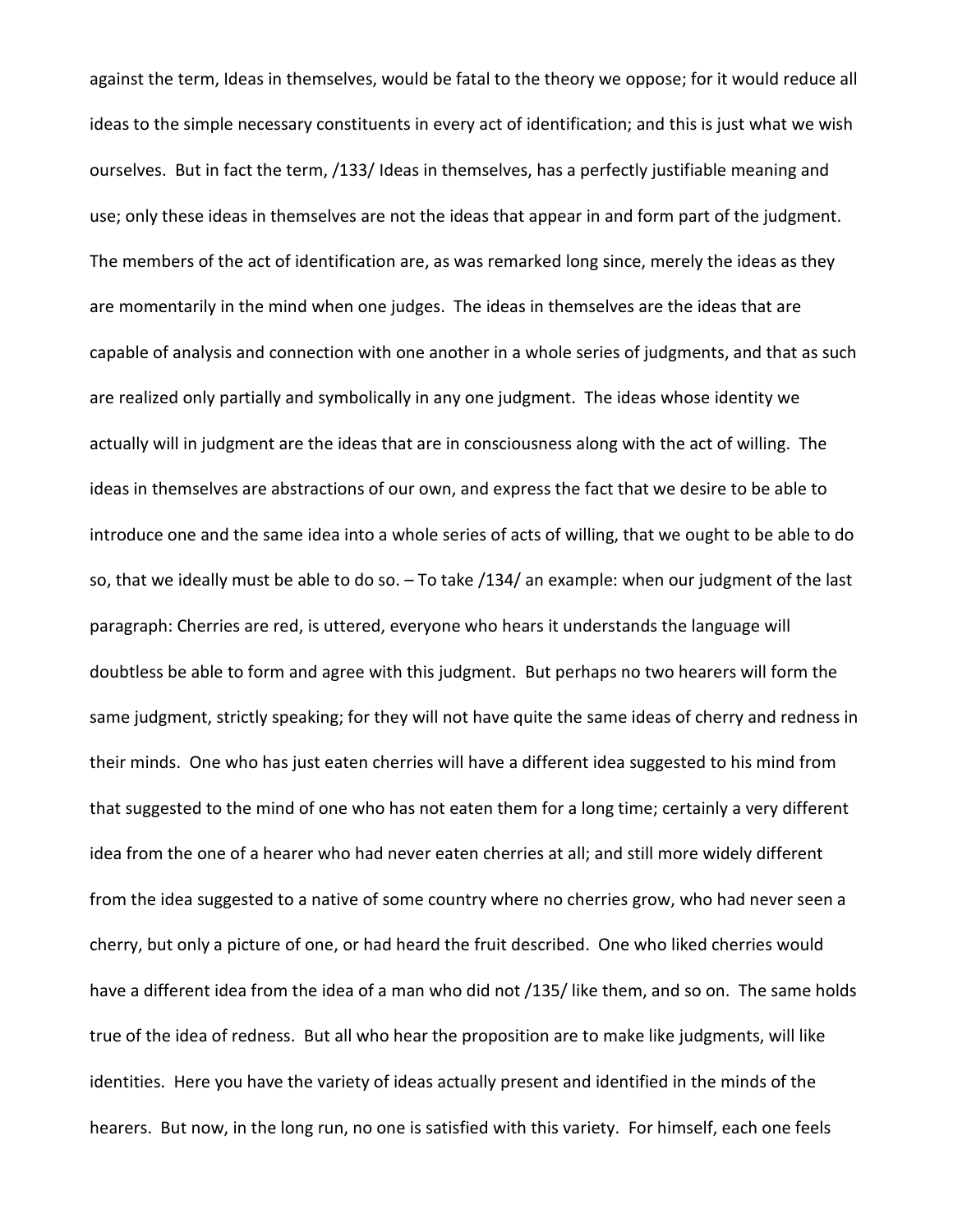against the term, Ideas in themselves, would be fatal to the theory we oppose; for it would reduce all ideas to the simple necessary constituents in every act of identification; and this is just what we wish ourselves. But in fact the term, /133/ Ideas in themselves, has a perfectly justifiable meaning and use; only these ideas in themselves are not the ideas that appear in and form part of the judgment. The members of the act of identification are, as was remarked long since, merely the ideas as they are momentarily in the mind when one judges. The ideas in themselves are the ideas that are capable of analysis and connection with one another in a whole series of judgments, and that as such are realized only partially and symbolically in any one judgment. The ideas whose identity we actually will in judgment are the ideas that are in consciousness along with the act of willing. The ideas in themselves are abstractions of our own, and express the fact that we desire to be able to introduce one and the same idea into a whole series of acts of willing, that we ought to be able to do so, that we ideally must be able to do so. – To take /134/ an example: when our judgment of the last paragraph: Cherries are red, is uttered, everyone who hears it understands the language will doubtless be able to form and agree with this judgment. But perhaps no two hearers will form the same judgment, strictly speaking; for they will not have quite the same ideas of cherry and redness in their minds. One who has just eaten cherries will have a different idea suggested to his mind from that suggested to the mind of one who has not eaten them for a long time; certainly a very different idea from the one of a hearer who had never eaten cherries at all; and still more widely different from the idea suggested to a native of some country where no cherries grow, who had never seen a cherry, but only a picture of one, or had heard the fruit described. One who liked cherries would have a different idea from the idea of a man who did not /135/ like them, and so on. The same holds true of the idea of redness. But all who hear the proposition are to make like judgments, will like identities. Here you have the variety of ideas actually present and identified in the minds of the hearers. But now, in the long run, no one is satisfied with this variety. For himself, each one feels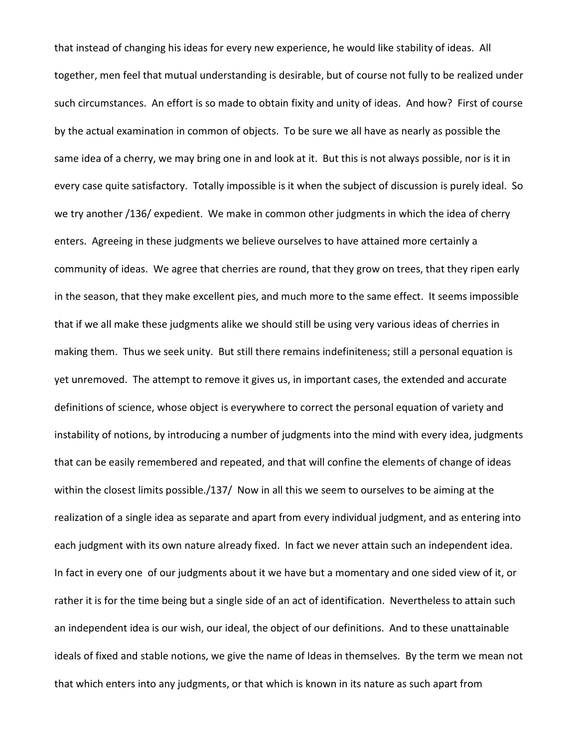that instead of changing his ideas for every new experience, he would like stability of ideas. All together, men feel that mutual understanding is desirable, but of course not fully to be realized under such circumstances. An effort is so made to obtain fixity and unity of ideas. And how? First of course by the actual examination in common of objects. To be sure we all have as nearly as possible the same idea of a cherry, we may bring one in and look at it. But this is not always possible, nor is it in every case quite satisfactory. Totally impossible is it when the subject of discussion is purely ideal. So we try another /136/ expedient. We make in common other judgments in which the idea of cherry enters. Agreeing in these judgments we believe ourselves to have attained more certainly a community of ideas. We agree that cherries are round, that they grow on trees, that they ripen early in the season, that they make excellent pies, and much more to the same effect. It seems impossible that if we all make these judgments alike we should still be using very various ideas of cherries in making them. Thus we seek unity. But still there remains indefiniteness; still a personal equation is yet unremoved. The attempt to remove it gives us, in important cases, the extended and accurate definitions of science, whose object is everywhere to correct the personal equation of variety and instability of notions, by introducing a number of judgments into the mind with every idea, judgments that can be easily remembered and repeated, and that will confine the elements of change of ideas within the closest limits possible./137/ Now in all this we seem to ourselves to be aiming at the realization of a single idea as separate and apart from every individual judgment, and as entering into each judgment with its own nature already fixed. In fact we never attain such an independent idea. In fact in every one of our judgments about it we have but a momentary and one sided view of it, or rather it is for the time being but a single side of an act of identification. Nevertheless to attain such an independent idea is our wish, our ideal, the object of our definitions. And to these unattainable ideals of fixed and stable notions, we give the name of Ideas in themselves. By the term we mean not that which enters into any judgments, or that which is known in its nature as such apart from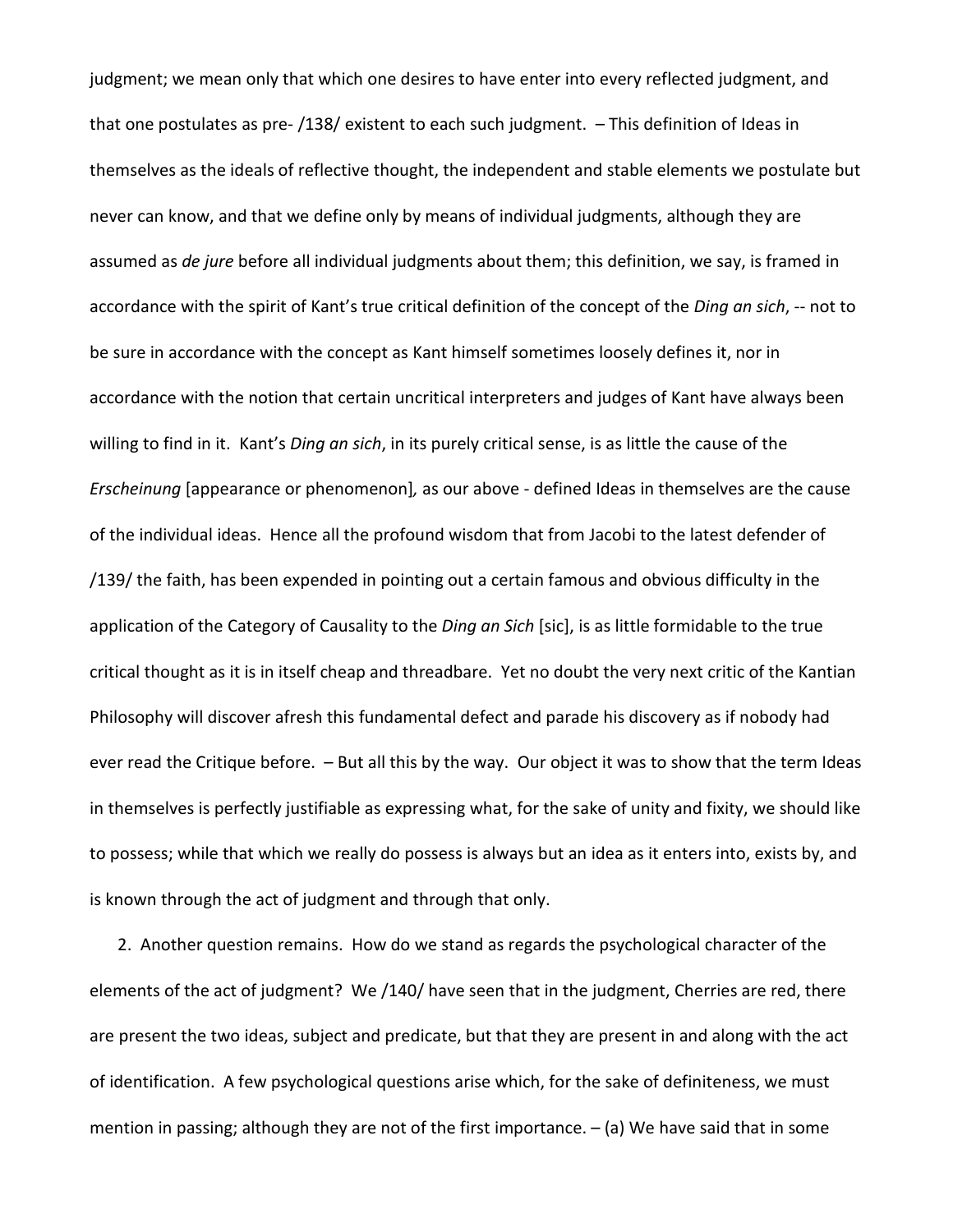judgment; we mean only that which one desires to have enter into every reflected judgment, and that one postulates as pre- /138/ existent to each such judgment. – This definition of Ideas in themselves as the ideals of reflective thought, the independent and stable elements we postulate but never can know, and that we define only by means of individual judgments, although they are assumed as *de jure* before all individual judgments about them; this definition, we say, is framed in accordance with the spirit of Kant's true critical definition of the concept of the *Ding an sich*, -- not to be sure in accordance with the concept as Kant himself sometimes loosely defines it, nor in accordance with the notion that certain uncritical interpreters and judges of Kant have always been willing to find in it. Kant's *Ding an sich*, in its purely critical sense, is as little the cause of the *Erscheinung* [appearance or phenomenon], as our above - defined Ideas in themselves are the cause of the individual ideas. Hence all the profound wisdom that from Jacobi to the latest defender of /139/ the faith, has been expended in pointing out a certain famous and obvious difficulty in the application of the Category of Causality to the *Ding an Sich* [sic], is as little formidable to the true critical thought as it is in itself cheap and threadbare. Yet no doubt the very next critic of the Kantian Philosophy will discover afresh this fundamental defect and parade his discovery as if nobody had ever read the Critique before. – But all this by the way. Our object it was to show that the term Ideas in themselves is perfectly justifiable as expressing what, for the sake of unity and fixity, we should like to possess; while that which we really do possess is always but an idea as it enters into, exists by, and is known through the act of judgment and through that only.

2. Another question remains. How do we stand as regards the psychological character of the elements of the act of judgment? We /140/ have seen that in the judgment, Cherries are red, there are present the two ideas, subject and predicate, but that they are present in and along with the act of identification. A few psychological questions arise which, for the sake of definiteness, we must mention in passing; although they are not of the first importance. – (a) We have said that in some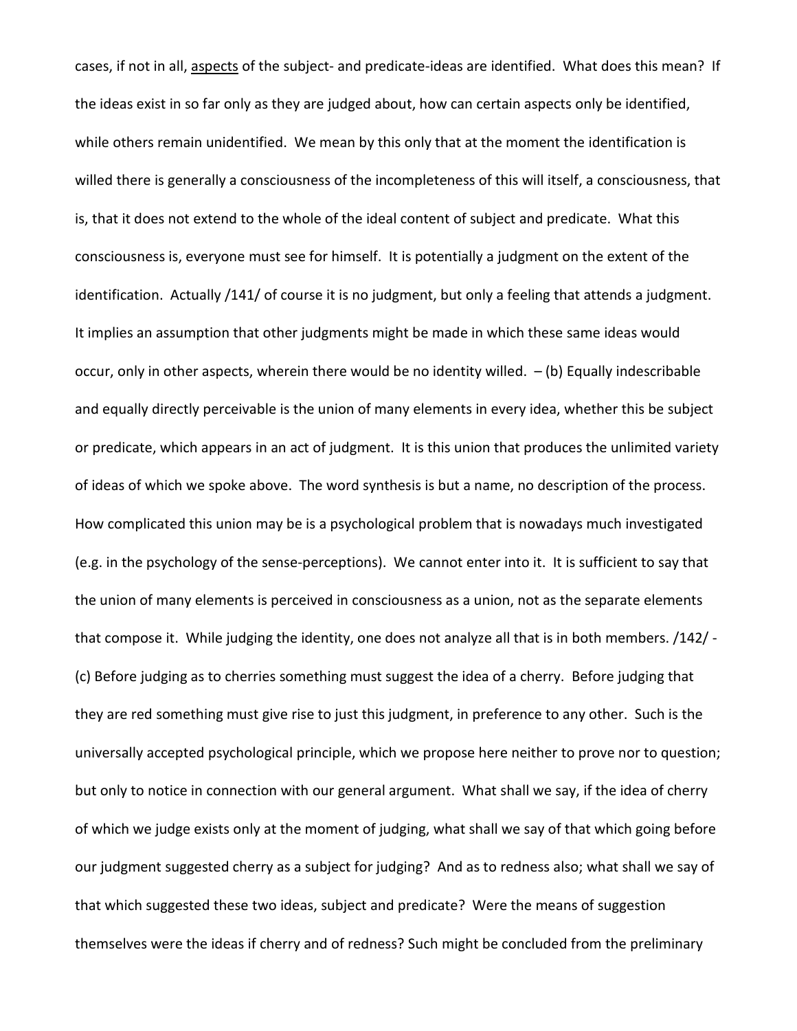cases, if not in all, <u>aspects</u> of the subject- and predicate-ideas are identified. What does this mean? If the ideas exist in so far only as they are judged about, how can certain aspects only be identified, while others remain unidentified. We mean by this only that at the moment the identification is willed there is generally a consciousness of the incompleteness of this will itself, a consciousness, that is, that it does not extend to the whole of the ideal content of subject and predicate. What this consciousness is, everyone must see for himself. It is potentially a judgment on the extent of the identification. Actually /141/ of course it is no judgment, but only a feeling that attends a judgment. It implies an assumption that other judgments might be made in which these same ideas would occur, only in other aspects, wherein there would be no identity willed. – (b) Equally indescribable and equally directly perceivable is the union of many elements in every idea, whether this be subject or predicate, which appears in an act of judgment. It is this union that produces the unlimited variety of ideas of which we spoke above. The word synthesis is but a name, no description of the process. How complicated this union may be is a psychological problem that is nowadays much investigated (e.g. in the psychology of the sense-perceptions). We cannot enter into it. It is sufficient to say that the union of many elements is perceived in consciousness as a union, not as the separate elements that compose it. While judging the identity, one does not analyze all that is in both members. /142/ - (c) Before judging as to cherries something must suggest the idea of a cherry. Before judging that they are red something must give rise to just this judgment, in preference to any other. Such is the universally accepted psychological principle, which we propose here neither to prove nor to question; but only to notice in connection with our general argument. What shall we say, if the idea of cherry of which we judge exists only at the moment of judging, what shall we say of that which going before our judgment suggested cherry as a subject for judging? And as to redness also; what shall we say of that which suggested these two ideas, subject and predicate? Were the means of suggestion themselves were the ideas if cherry and of redness? Such might be concluded from the preliminary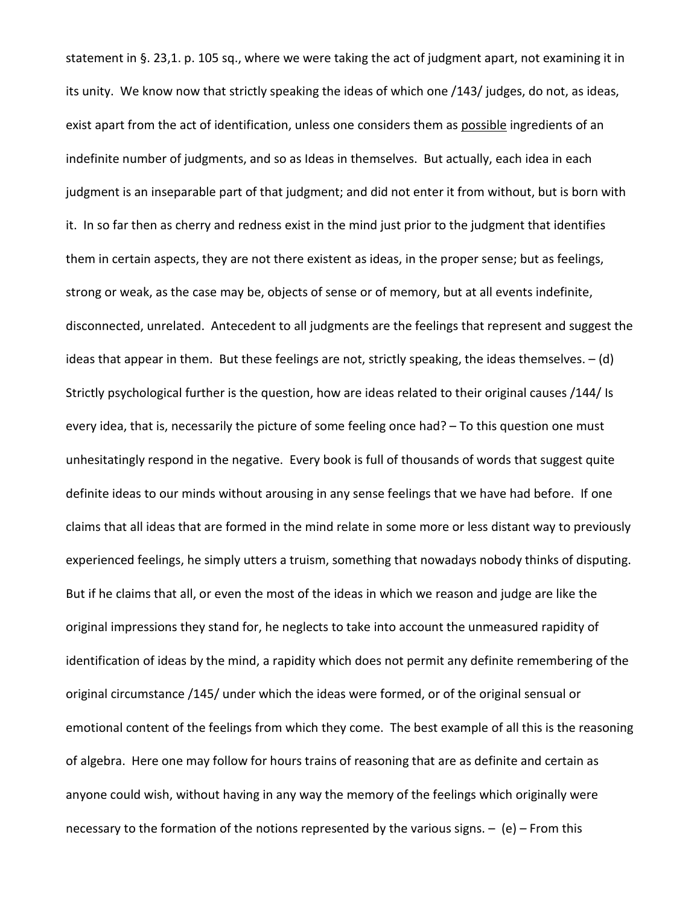statement in §. 23,1. p. 105 sq., where we were taking the act of judgment apart, not examining it in its unity. We know now that strictly speaking the ideas of which one /143/ judges, do not, as ideas, exist apart from the act of identification, unless one considers them as <u>possible</u> ingredients of an indefinite number of judgments, and so as Ideas in themselves. But actually, each idea in each judgment is an inseparable part of that judgment; and did not enter it from without, but is born with it. In so far then as cherry and redness exist in the mind just prior to the judgment that identifies them in certain aspects, they are not there existent as ideas, in the proper sense; but as feelings, strong or weak, as the case may be, objects of sense or of memory, but at all events indefinite, disconnected, unrelated. Antecedent to all judgments are the feelings that represent and suggest the ideas that appear in them. But these feelings are not, strictly speaking, the ideas themselves. – (d) Strictly psychological further is the question, how are ideas related to their original causes /144/ Is every idea, that is, necessarily the picture of some feeling once had? – To this question one must unhesitatingly respond in the negative. Every book is full of thousands of words that suggest quite definite ideas to our minds without arousing in any sense feelings that we have had before. If one claims that all ideas that are formed in the mind relate in some more or less distant way to previously experienced feelings, he simply utters a truism, something that nowadays nobody thinks of disputing. But if he claims that all, or even the most of the ideas in which we reason and judge are like the original impressions they stand for, he neglects to take into account the unmeasured rapidity of identification of ideas by the mind, a rapidity which does not permit any definite remembering of the original circumstance /145/ under which the ideas were formed, or of the original sensual or emotional content of the feelings from which they come. The best example of all this is the reasoning of algebra. Here one may follow for hours trains of reasoning that are as definite and certain as anyone could wish, without having in any way the memory of the feelings which originally were necessary to the formation of the notions represented by the various signs. – (e) – From this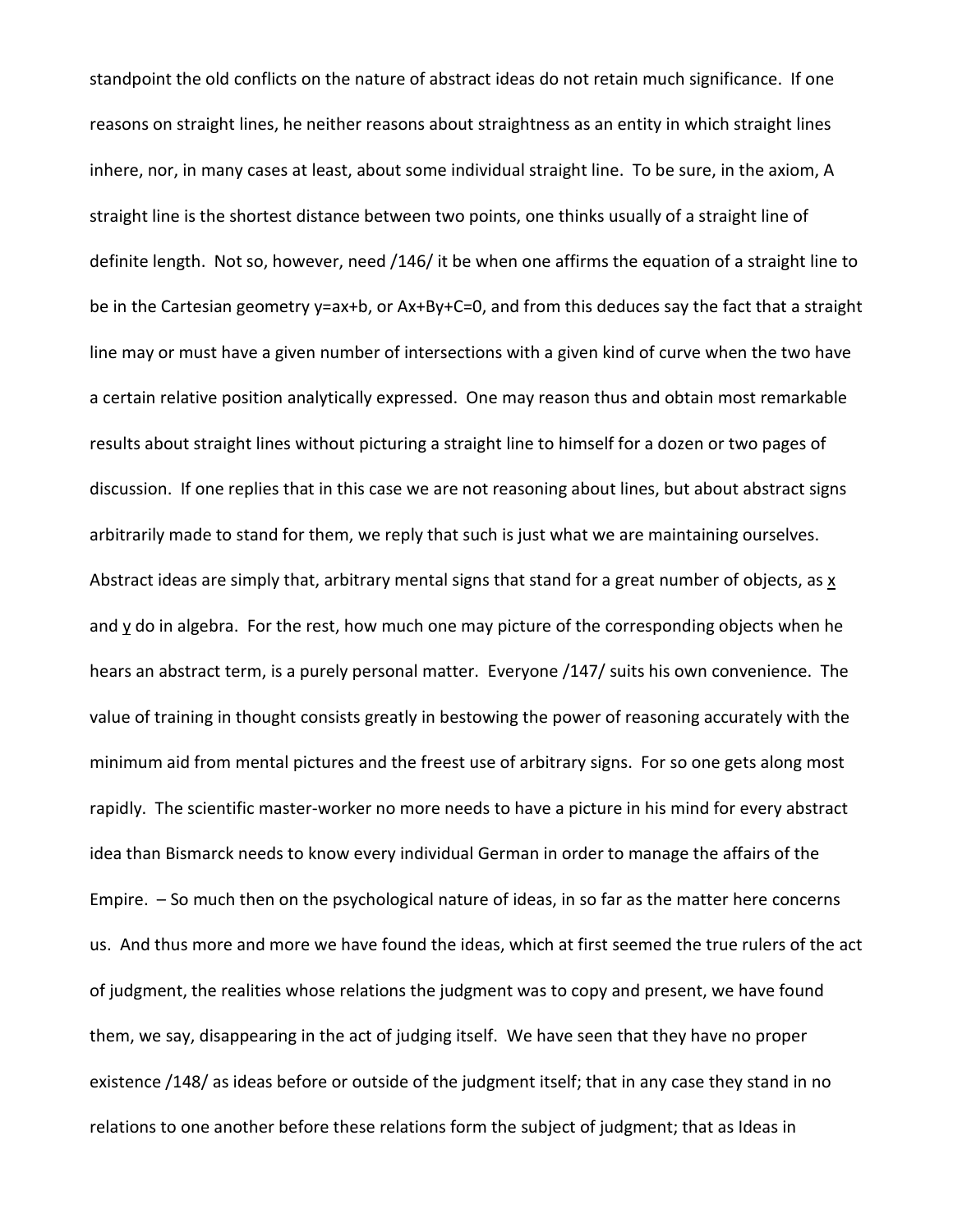standpoint the old conflicts on the nature of abstract ideas do not retain much significance. If one reasons on straight lines, he neither reasons about straightness as an entity in which straight lines inhere, nor, in many cases at least, about some individual straight line. To be sure, in the axiom, A straight line is the shortest distance between two points, one thinks usually of a straight line of definite length. Not so, however, need /146/ it be when one affirms the equation of a straight line to be in the Cartesian geometry $y=ax+b$, or $Ax+By+C=0$, and from this deduces say the fact that a straight line may or must have a given number of intersections with a given kind of curve when the two have a certain relative position analytically expressed. One may reason thus and obtain most remarkable results about straight lines without picturing a straight line to himself for a dozen or two pages of discussion. If one replies that in this case we are not reasoning about lines, but about abstract signs arbitrarily made to stand for them, we reply that such is just what we are maintaining ourselves. Abstract ideas are simply that, arbitrary mental signs that stand for a great number of objects, as _x_ and _y_ do in algebra. For the rest, how much one may picture of the corresponding objects when he hears an abstract term, is a purely personal matter. Everyone /147/ suits his own convenience. The value of training in thought consists greatly in bestowing the power of reasoning accurately with the minimum aid from mental pictures and the freest use of arbitrary signs. For so one gets along most rapidly. The scientific master-worker no more needs to have a picture in his mind for every abstract idea than Bismarck needs to know every individual German in order to manage the affairs of the Empire. – So much then on the psychological nature of ideas, in so far as the matter here concerns us. And thus more and more we have found the ideas, which at first seemed the true rulers of the act of judgment, the realities whose relations the judgment was to copy and present, we have found them, we say, disappearing in the act of judging itself. We have seen that they have no proper existence /148/ as ideas before or outside of the judgment itself; that in any case they stand in no relations to one another before these relations form the subject of judgment; that as Ideas in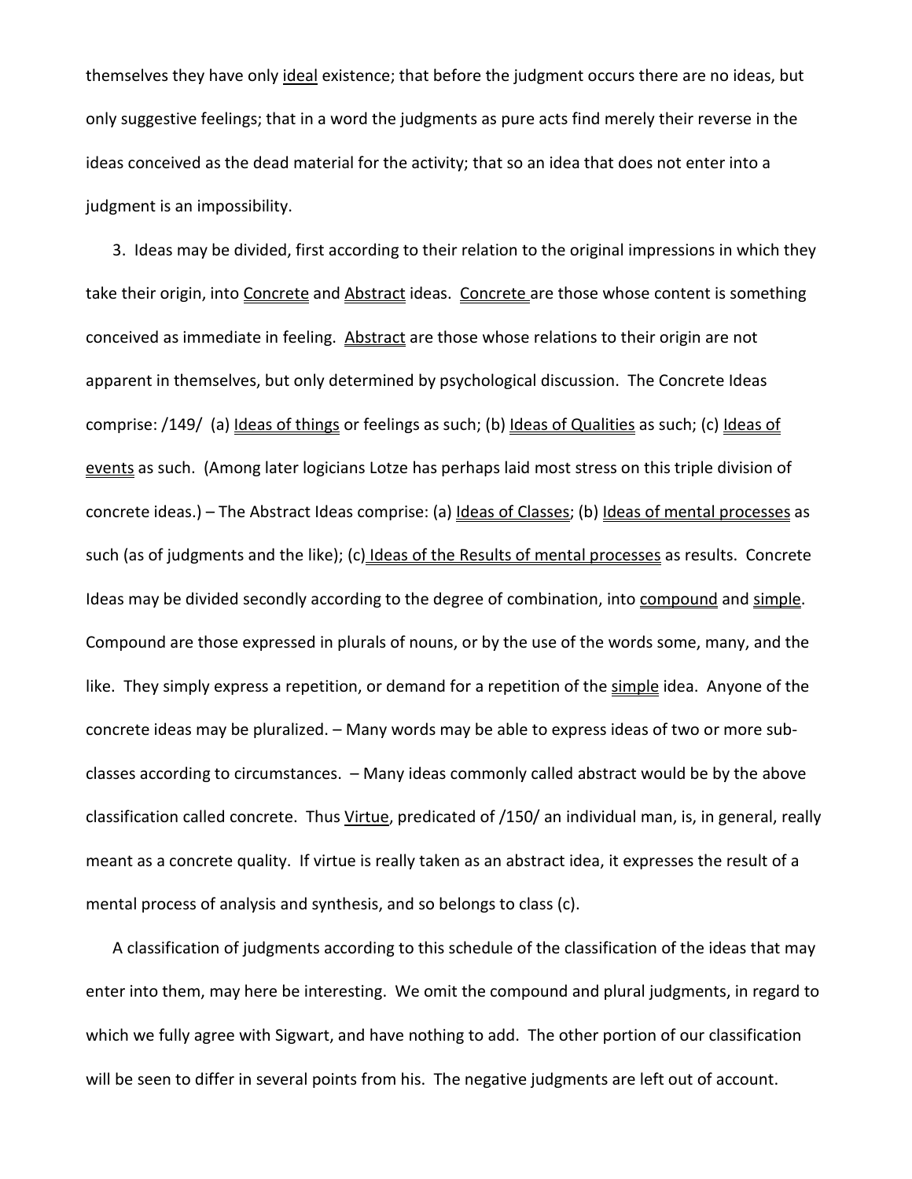themselves they have only ideal existence; that before the judgment occurs there are no ideas, but only suggestive feelings; that in a word the judgments as pure acts find merely their reverse in the ideas conceived as the dead material for the activity; that so an idea that does not enter into a judgment is an impossibility.

3. Ideas may be divided, first according to their relation to the original impressions in which they take their origin, into Concrete and Abstract ideas. Concrete are those whose content is something conceived as immediate in feeling. Abstract are those whose relations to their origin are not apparent in themselves, but only determined by psychological discussion. The Concrete Ideas comprise: /149/ (a) Ideas of things or feelings as such; (b) Ideas of Qualities as such; (c) Ideas of events as such. (Among later logicians Lotze has perhaps laid most stress on this triple division of concrete ideas.) – The Abstract Ideas comprise: (a) Ideas of Classes; (b) Ideas of mental processes as such (as of judgments and the like); (c) Ideas of the Results of mental processes as results. Concrete Ideas may be divided secondly according to the degree of combination, into compound and simple. Compound are those expressed in plurals of nouns, or by the use of the words some, many, and the like. They simply express a repetition, or demand for a repetition of the simple idea. Anyone of the concrete ideas may be pluralized. – Many words may be able to express ideas of two or more sub-classes according to circumstances. – Many ideas commonly called abstract would be by the above classification called concrete. Thus Virtue, predicated of /150/ an individual man, is, in general, really meant as a concrete quality. If virtue is really taken as an abstract idea, it expresses the result of a mental process of analysis and synthesis, and so belongs to class (c).

A classification of judgments according to this schedule of the classification of the ideas that may enter into them, may here be interesting. We omit the compound and plural judgments, in regard to which we fully agree with Sigwart, and have nothing to add. The other portion of our classification will be seen to differ in several points from his. The negative judgments are left out of account.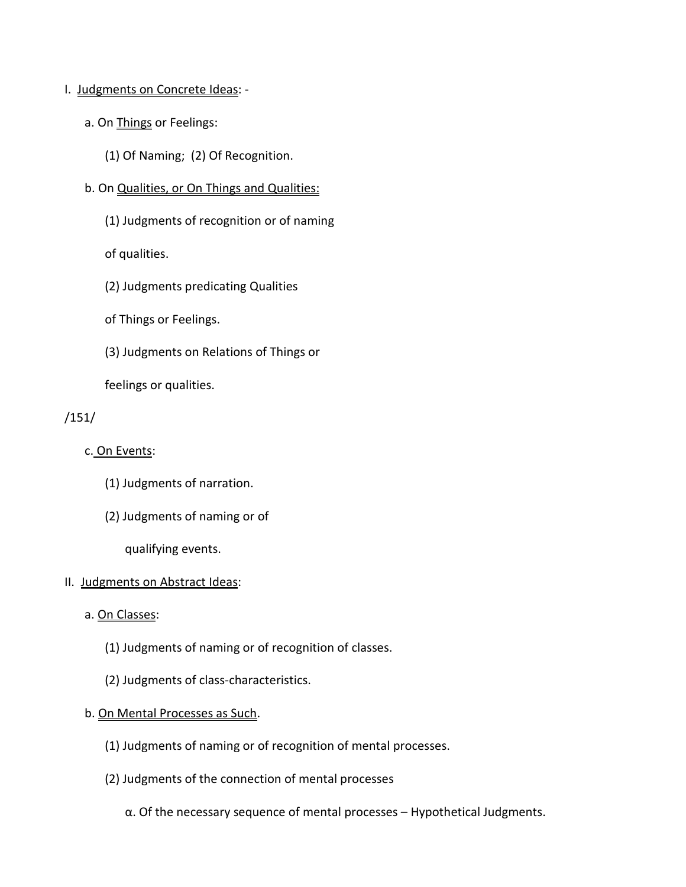I. Judgments on Concrete Ideas: -

a. On Things or Feelings:

(1) Of Naming; (2) Of Recognition.

b. On Qualities, or On Things and Qualities:

(1) Judgments of recognition or of naming of qualities.

(2) Judgments predicating Qualities of Things or Feelings.

(3) Judgments on Relations of Things or feelings or qualities.

/151/

c. On Events:

(1) Judgments of narration.

(2) Judgments of naming or of qualifying events.

II. Judgments on Abstract Ideas:

a. On Classes:

(1) Judgments of naming or of recognition of classes.

(2) Judgments of class-characteristics.

b. On Mental Processes as Such.

(1) Judgments of naming or of recognition of mental processes.

(2) Judgments of the connection of mental processes

α. Of the necessary sequence of mental processes – Hypothetical Judgments.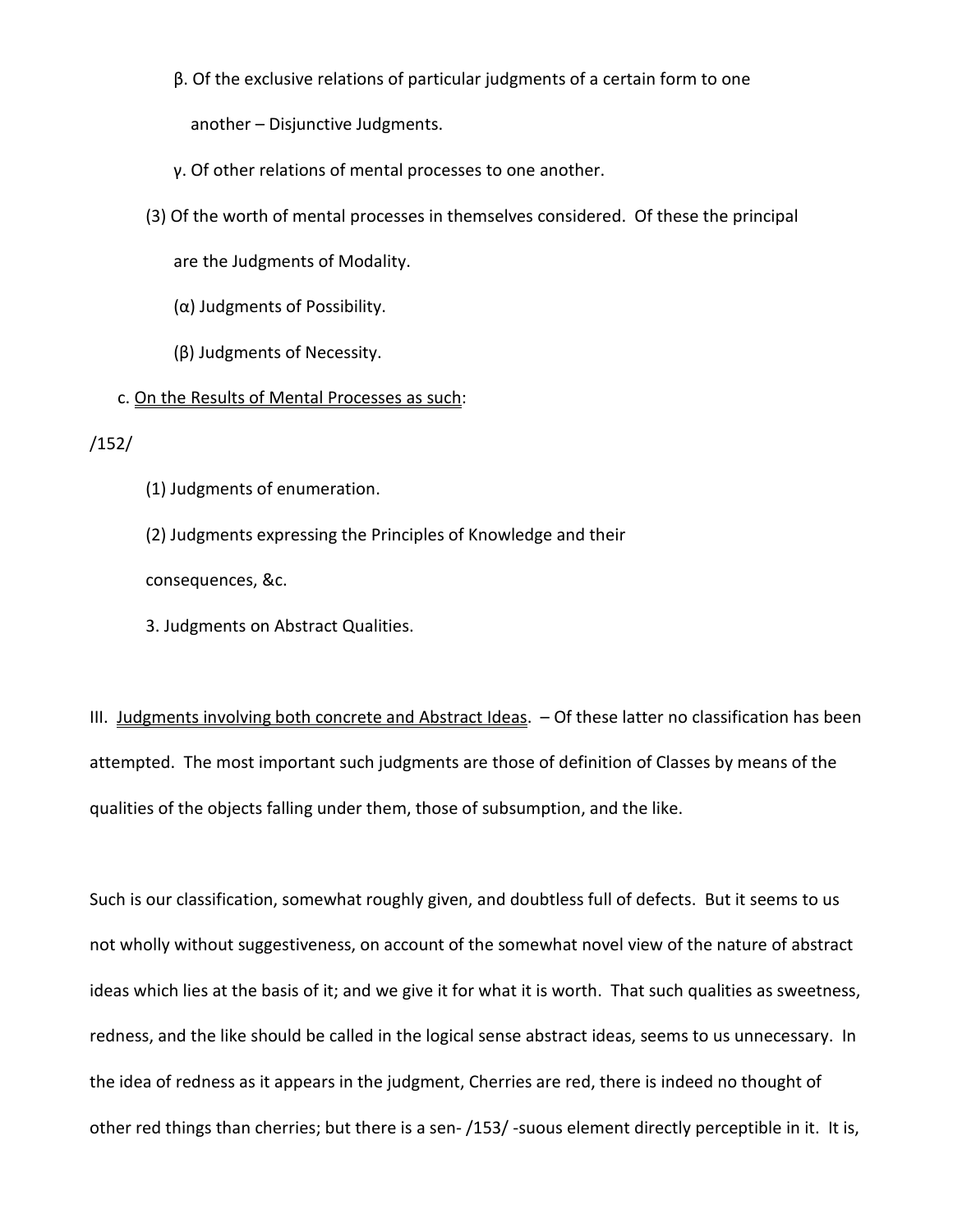β. Of the exclusive relations of particular judgments of a certain form to one another – Disjunctive Judgments.

γ. Of other relations of mental processes to one another.

(3) Of the worth of mental processes in themselves considered. Of these the principal are the Judgments of Modality.

(α) Judgments of Possibility.

(β) Judgments of Necessity.

c. <u>On the Results of Mental Processes as such</u>:

/152/

(1) Judgments of enumeration.

(2) Judgments expressing the Principles of Knowledge and their consequences, &c.

3. Judgments on Abstract Qualities.

III. <u>Judgments involving both concrete and Abstract Ideas</u>. – Of these latter no classification has been attempted. The most important such judgments are those of definition of Classes by means of the qualities of the objects falling under them, those of subsumption, and the like.

Such is our classification, somewhat roughly given, and doubtless full of defects. But it seems to us not wholly without suggestiveness, on account of the somewhat novel view of the nature of abstract ideas which lies at the basis of it; and we give it for what it is worth. That such qualities as sweetness, redness, and the like should be called in the logical sense abstract ideas, seems to us unnecessary. In the idea of redness as it appears in the judgment, Cherries are red, there is indeed no thought of other red things than cherries; but there is a sen- /153/ -suous element directly perceptible in it. It is,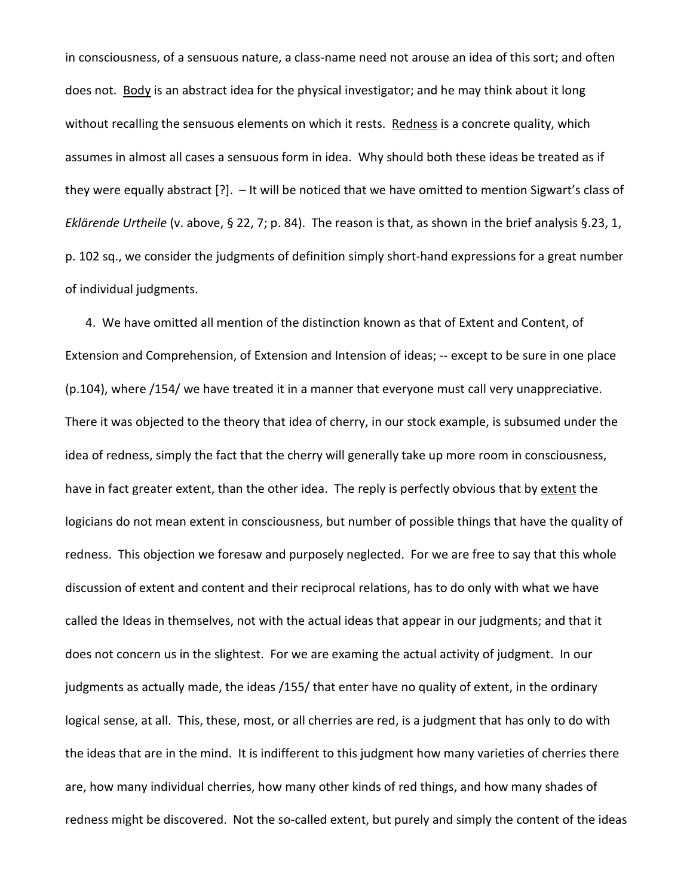in consciousness, of a sensuous nature, a class-name need not arouse an idea of this sort; and often does not. Body is an abstract idea for the physical investigator; and he may think about it long without recalling the sensuous elements on which it rests. Redness is a concrete quality, which assumes in almost all cases a sensuous form in idea. Why should both these ideas be treated as if they were equally abstract [?]. – It will be noticed that we have omitted to mention Sigwart's class of *Eklärende Urtheile* (v. above, § 22, 7; p. 84). The reason is that, as shown in the brief analysis §.23, 1, p. 102 sq., we consider the judgments of definition simply short-hand expressions for a great number of individual judgments.

4. We have omitted all mention of the distinction known as that of Extent and Content, of Extension and Comprehension, of Extension and Intension of ideas; -- except to be sure in one place (p.104), where /154/ we have treated it in a manner that everyone must call very unappreciative. There it was objected to the theory that idea of cherry, in our stock example, is subsumed under the idea of redness, simply the fact that the cherry will generally take up more room in consciousness, have in fact greater extent, than the other idea. The reply is perfectly obvious that by extent the logicians do not mean extent in consciousness, but number of possible things that have the quality of redness. This objection we foresaw and purposely neglected. For we are free to say that this whole discussion of extent and content and their reciprocal relations, has to do only with what we have called the Ideas in themselves, not with the actual ideas that appear in our judgments; and that it does not concern us in the slightest. For we are examing the actual activity of judgment. In our judgments as actually made, the ideas /155/ that enter have no quality of extent, in the ordinary logical sense, at all. This, these, most, or all cherries are red, is a judgment that has only to do with the ideas that are in the mind. It is indifferent to this judgment how many varieties of cherries there are, how many individual cherries, how many other kinds of red things, and how many shades of redness might be discovered. Not the so-called extent, but purely and simply the content of the ideas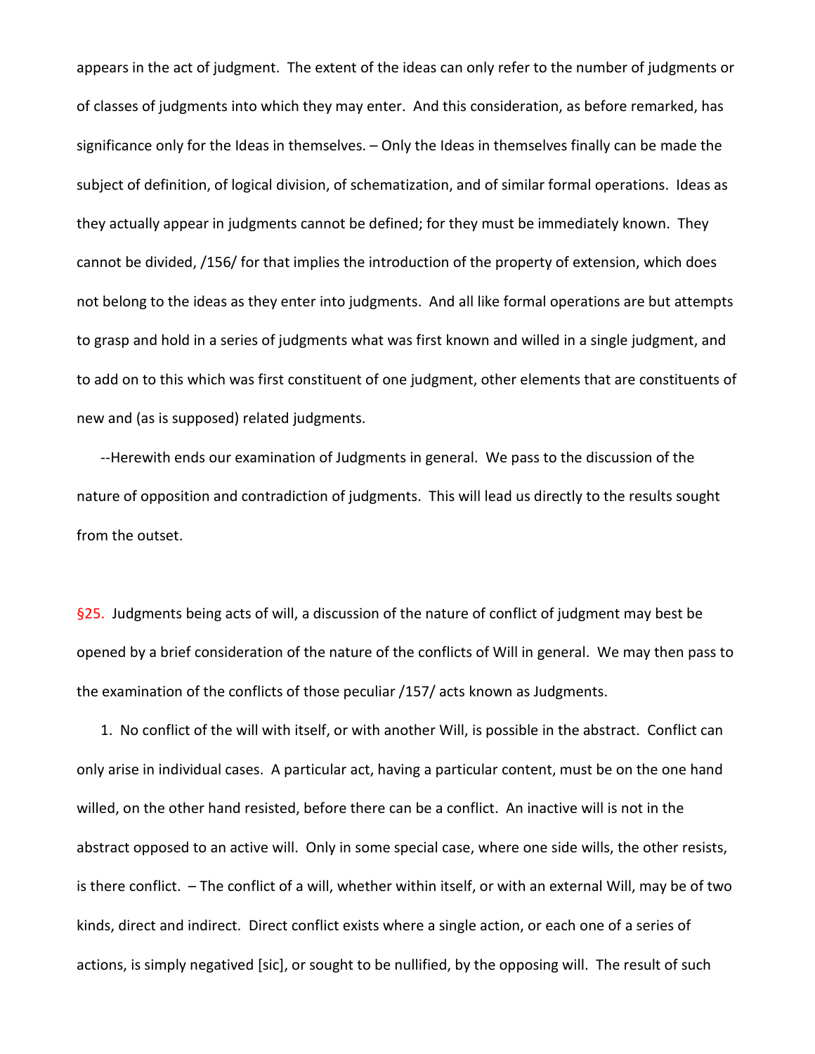appears in the act of judgment. The extent of the ideas can only refer to the number of judgments or of classes of judgments into which they may enter. And this consideration, as before remarked, has significance only for the Ideas in themselves. – Only the Ideas in themselves finally can be made the subject of definition, of logical division, of schematization, and of similar formal operations. Ideas as they actually appear in judgments cannot be defined; for they must be immediately known. They cannot be divided, /156/ for that implies the introduction of the property of extension, which does not belong to the ideas as they enter into judgments. And all like formal operations are but attempts to grasp and hold in a series of judgments what was first known and willed in a single judgment, and to add on to this which was first constituent of one judgment, other elements that are constituents of new and (as is supposed) related judgments.

--Herewith ends our examination of Judgments in general. We pass to the discussion of the nature of opposition and contradiction of judgments. This will lead us directly to the results sought from the outset.

§25. Judgments being acts of will, a discussion of the nature of conflict of judgment may best be opened by a brief consideration of the nature of the conflicts of Will in general. We may then pass to the examination of the conflicts of those peculiar /157/ acts known as Judgments.

1. No conflict of the will with itself, or with another Will, is possible in the abstract. Conflict can only arise in individual cases. A particular act, having a particular content, must be on the one hand willed, on the other hand resisted, before there can be a conflict. An inactive will is not in the abstract opposed to an active will. Only in some special case, where one side wills, the other resists, is there conflict. – The conflict of a will, whether within itself, or with an external Will, may be of two kinds, direct and indirect. Direct conflict exists where a single action, or each one of a series of actions, is simply negatived [sic], or sought to be nullified, by the opposing will. The result of such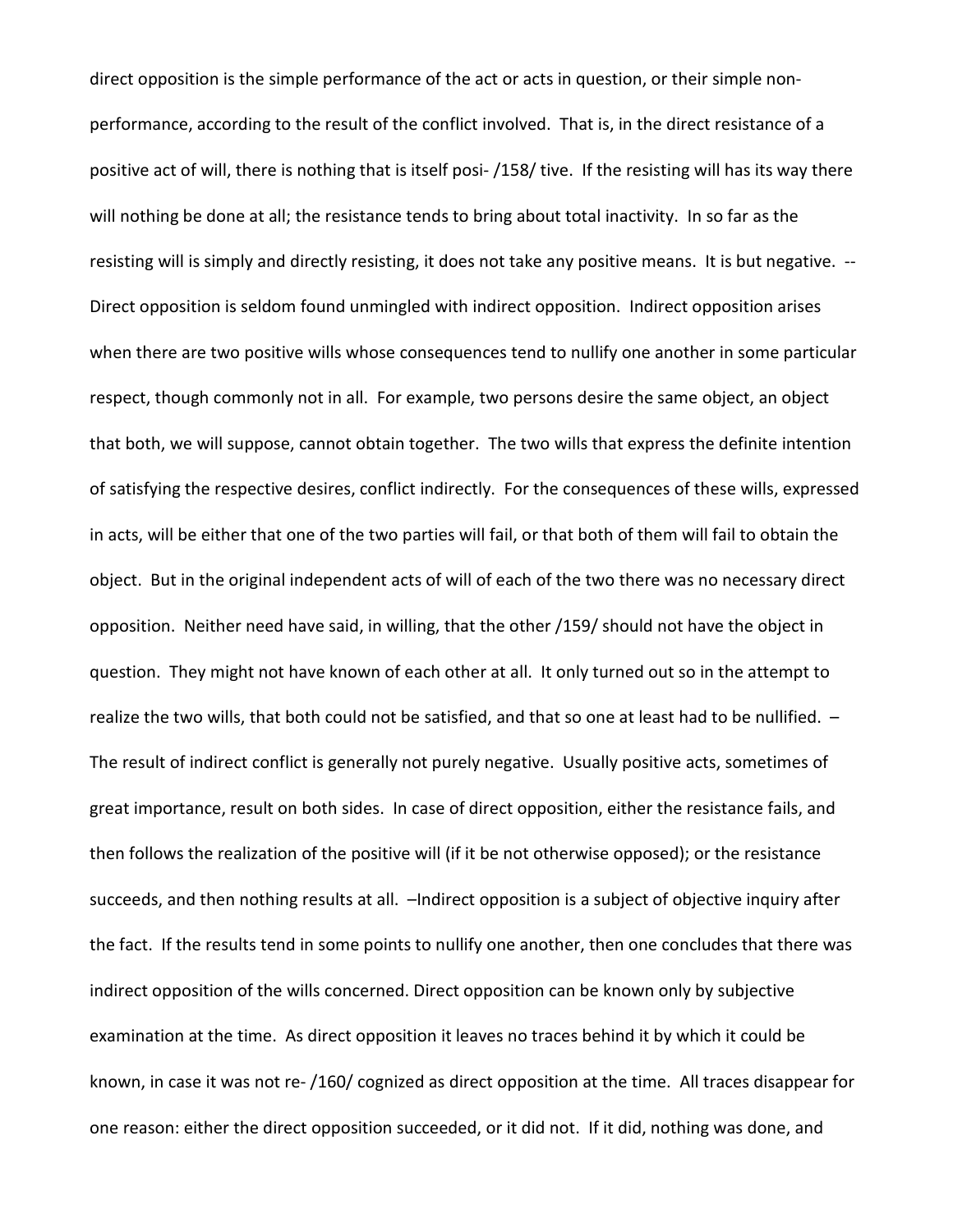direct opposition is the simple performance of the act or acts in question, or their simple non-performance, according to the result of the conflict involved. That is, in the direct resistance of a positive act of will, there is nothing that is itself posi- /158/ tive. If the resisting will has its way there will nothing be done at all; the resistance tends to bring about total inactivity. In so far as the resisting will is simply and directly resisting, it does not take any positive means. It is but negative. -- Direct opposition is seldom found unmingled with indirect opposition. Indirect opposition arises when there are two positive wills whose consequences tend to nullify one another in some particular respect, though commonly not in all. For example, two persons desire the same object, an object that both, we will suppose, cannot obtain together. The two wills that express the definite intention of satisfying the respective desires, conflict indirectly. For the consequences of these wills, expressed in acts, will be either that one of the two parties will fail, or that both of them will fail to obtain the object. But in the original independent acts of will of each of the two there was no necessary direct opposition. Neither need have said, in willing, that the other /159/ should not have the object in question. They might not have known of each other at all. It only turned out so in the attempt to realize the two wills, that both could not be satisfied, and that so one at least had to be nullified. – The result of indirect conflict is generally not purely negative. Usually positive acts, sometimes of great importance, result on both sides. In case of direct opposition, either the resistance fails, and then follows the realization of the positive will (if it be not otherwise opposed); or the resistance succeeds, and then nothing results at all. –Indirect opposition is a subject of objective inquiry after the fact. If the results tend in some points to nullify one another, then one concludes that there was indirect opposition of the wills concerned. Direct opposition can be known only by subjective examination at the time. As direct opposition it leaves no traces behind it by which it could be known, in case it was not re- /160/ cognized as direct opposition at the time. All traces disappear for one reason: either the direct opposition succeeded, or it did not. If it did, nothing was done, and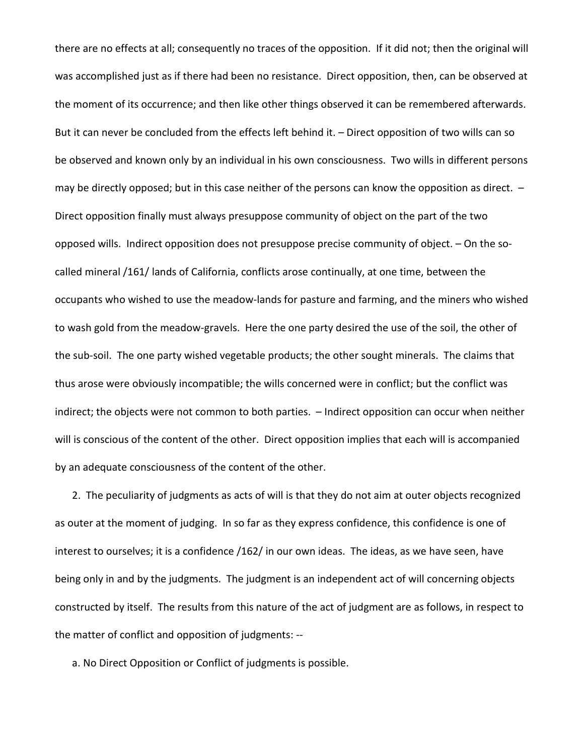there are no effects at all; consequently no traces of the opposition. If it did not; then the original will was accomplished just as if there had been no resistance. Direct opposition, then, can be observed at the moment of its occurrence; and then like other things observed it can be remembered afterwards. But it can never be concluded from the effects left behind it. – Direct opposition of two wills can so be observed and known only by an individual in his own consciousness. Two wills in different persons may be directly opposed; but in this case neither of the persons can know the opposition as direct. – Direct opposition finally must always presuppose community of object on the part of the two opposed wills. Indirect opposition does not presuppose precise community of object. – On the so-called mineral /161/ lands of California, conflicts arose continually, at one time, between the occupants who wished to use the meadow-lands for pasture and farming, and the miners who wished to wash gold from the meadow-gravels. Here the one party desired the use of the soil, the other of the sub-soil. The one party wished vegetable products; the other sought minerals. The claims that thus arose were obviously incompatible; the wills concerned were in conflict; but the conflict was indirect; the objects were not common to both parties. – Indirect opposition can occur when neither will is conscious of the content of the other. Direct opposition implies that each will is accompanied by an adequate consciousness of the content of the other.

2. The peculiarity of judgments as acts of will is that they do not aim at outer objects recognized as outer at the moment of judging. In so far as they express confidence, this confidence is one of interest to ourselves; it is a confidence /162/ in our own ideas. The ideas, as we have seen, have being only in and by the judgments. The judgment is an independent act of will concerning objects constructed by itself. The results from this nature of the act of judgment are as follows, in respect to the matter of conflict and opposition of judgments: --

a. No Direct Opposition or Conflict of judgments is possible.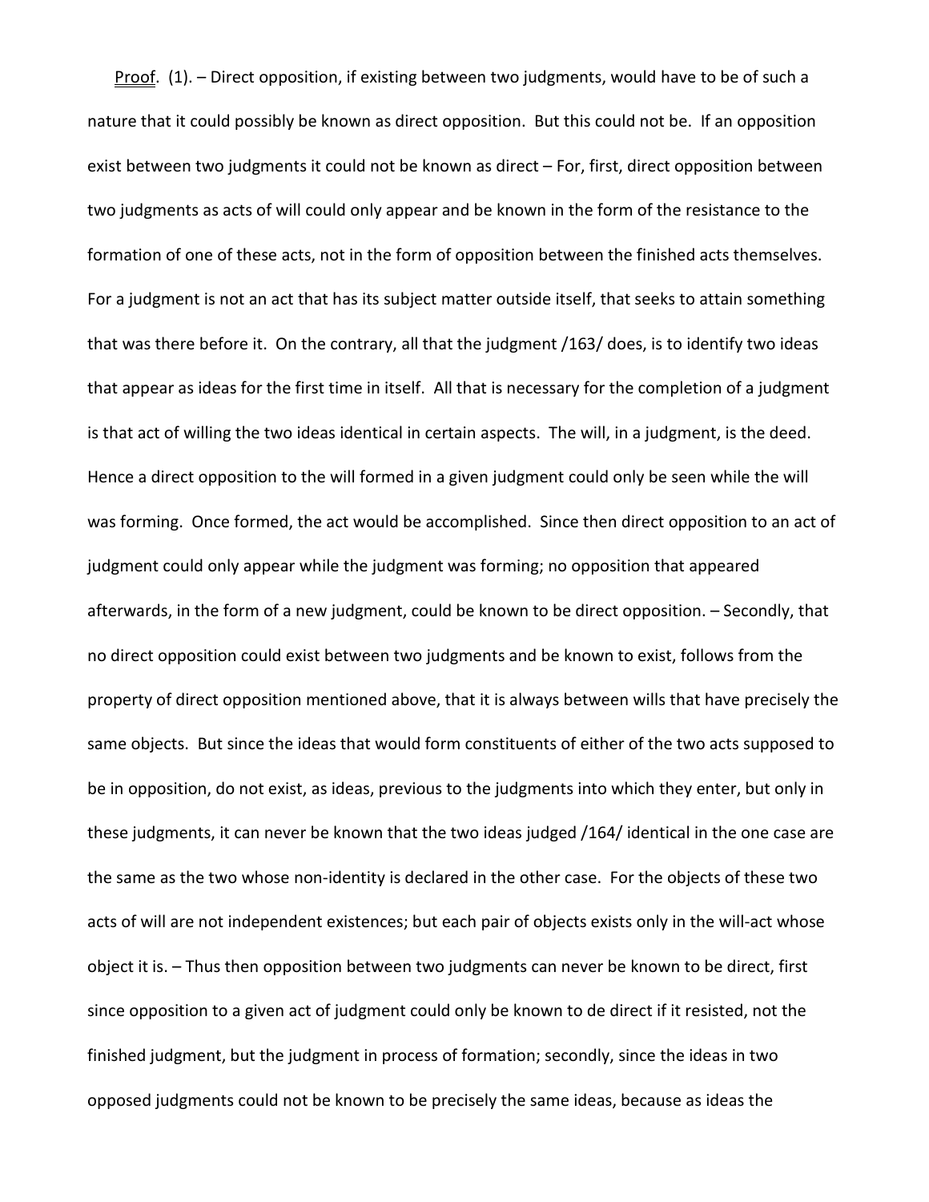Proof. (1). – Direct opposition, if existing between two judgments, would have to be of such a nature that it could possibly be known as direct opposition. But this could not be. If an opposition exist between two judgments it could not be known as direct – For, first, direct opposition between two judgments as acts of will could only appear and be known in the form of the resistance to the formation of one of these acts, not in the form of opposition between the finished acts themselves. For a judgment is not an act that has its subject matter outside itself, that seeks to attain something that was there before it. On the contrary, all that the judgment /163/ does, is to identify two ideas that appear as ideas for the first time in itself. All that is necessary for the completion of a judgment is that act of willing the two ideas identical in certain aspects. The will, in a judgment, is the deed. Hence a direct opposition to the will formed in a given judgment could only be seen while the will was forming. Once formed, the act would be accomplished. Since then direct opposition to an act of judgment could only appear while the judgment was forming; no opposition that appeared afterwards, in the form of a new judgment, could be known to be direct opposition. – Secondly, that no direct opposition could exist between two judgments and be known to exist, follows from the property of direct opposition mentioned above, that it is always between wills that have precisely the same objects. But since the ideas that would form constituents of either of the two acts supposed to be in opposition, do not exist, as ideas, previous to the judgments into which they enter, but only in these judgments, it can never be known that the two ideas judged /164/ identical in the one case are the same as the two whose non-identity is declared in the other case. For the objects of these two acts of will are not independent existences; but each pair of objects exists only in the will-act whose object it is. – Thus then opposition between two judgments can never be known to be direct, first since opposition to a given act of judgment could only be known to de direct if it resisted, not the finished judgment, but the judgment in process of formation; secondly, since the ideas in two opposed judgments could not be known to be precisely the same ideas, because as ideas the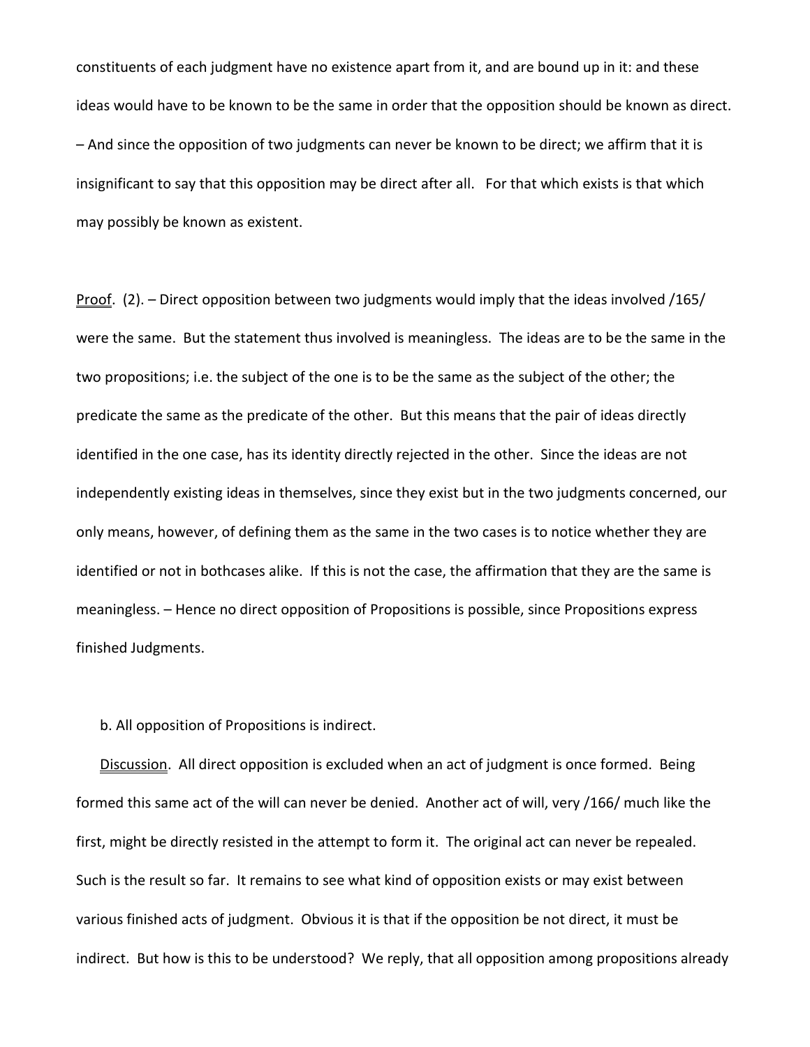constituents of each judgment have no existence apart from it, and are bound up in it: and these ideas would have to be known to be the same in order that the opposition should be known as direct. – And since the opposition of two judgments can never be known to be direct; we affirm that it is insignificant to say that this opposition may be direct after all. For that which exists is that which may possibly be known as existent.

<u>Proof</u>. (2). – Direct opposition between two judgments would imply that the ideas involved /165/ were the same. But the statement thus involved is meaningless. The ideas are to be the same in the two propositions; i.e. the subject of the one is to be the same as the subject of the other; the predicate the same as the predicate of the other. But this means that the pair of ideas directly identified in the one case, has its identity directly rejected in the other. Since the ideas are not independently existing ideas in themselves, since they exist but in the two judgments concerned, our only means, however, of defining them as the same in the two cases is to notice whether they are identified or not in bothcases alike. If this is not the case, the affirmation that they are the same is meaningless. – Hence no direct opposition of Propositions is possible, since Propositions express finished Judgments.

b. All opposition of Propositions is indirect.

<u>Discussion</u>. All direct opposition is excluded when an act of judgment is once formed. Being formed this same act of the will can never be denied. Another act of will, very /166/ much like the first, might be directly resisted in the attempt to form it. The original act can never be repealed. Such is the result so far. It remains to see what kind of opposition exists or may exist between various finished acts of judgment. Obvious it is that if the opposition be not direct, it must be indirect. But how is this to be understood? We reply, that all opposition among propositions already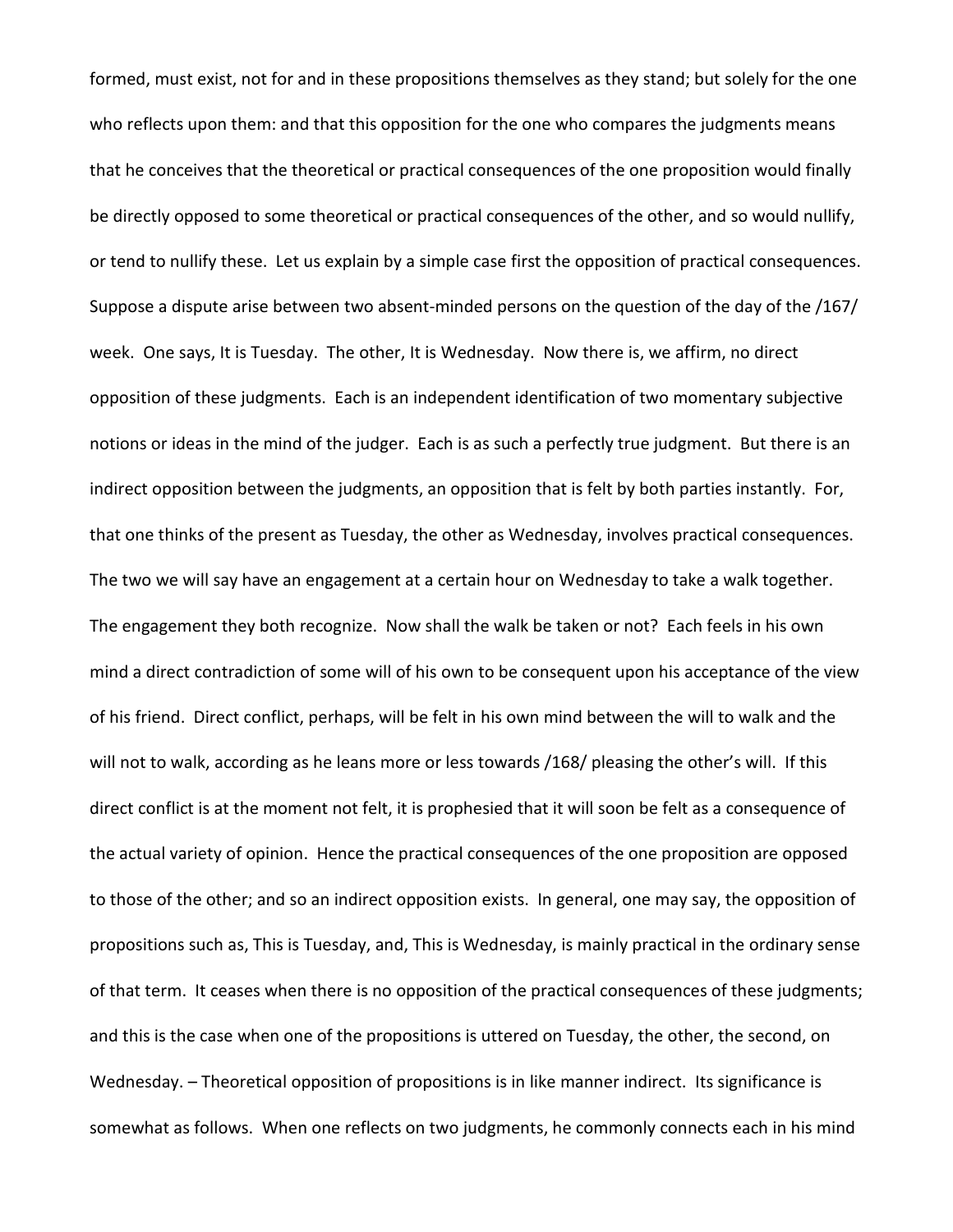formed, must exist, not for and in these propositions themselves as they stand; but solely for the one who reflects upon them: and that this opposition for the one who compares the judgments means that he conceives that the theoretical or practical consequences of the one proposition would finally be directly opposed to some theoretical or practical consequences of the other, and so would nullify, or tend to nullify these. Let us explain by a simple case first the opposition of practical consequences. Suppose a dispute arise between two absent-minded persons on the question of the day of the /167/ week. One says, It is Tuesday. The other, It is Wednesday. Now there is, we affirm, no direct opposition of these judgments. Each is an independent identification of two momentary subjective notions or ideas in the mind of the judger. Each is as such a perfectly true judgment. But there is an indirect opposition between the judgments, an opposition that is felt by both parties instantly. For, that one thinks of the present as Tuesday, the other as Wednesday, involves practical consequences. The two we will say have an engagement at a certain hour on Wednesday to take a walk together. The engagement they both recognize. Now shall the walk be taken or not? Each feels in his own mind a direct contradiction of some will of his own to be consequent upon his acceptance of the view of his friend. Direct conflict, perhaps, will be felt in his own mind between the will to walk and the will not to walk, according as he leans more or less towards /168/ pleasing the other's will. If this direct conflict is at the moment not felt, it is prophesied that it will soon be felt as a consequence of the actual variety of opinion. Hence the practical consequences of the one proposition are opposed to those of the other; and so an indirect opposition exists. In general, one may say, the opposition of propositions such as, This is Tuesday, and, This is Wednesday, is mainly practical in the ordinary sense of that term. It ceases when there is no opposition of the practical consequences of these judgments; and this is the case when one of the propositions is uttered on Tuesday, the other, the second, on Wednesday. – Theoretical opposition of propositions is in like manner indirect. Its significance is somewhat as follows. When one reflects on two judgments, he commonly connects each in his mind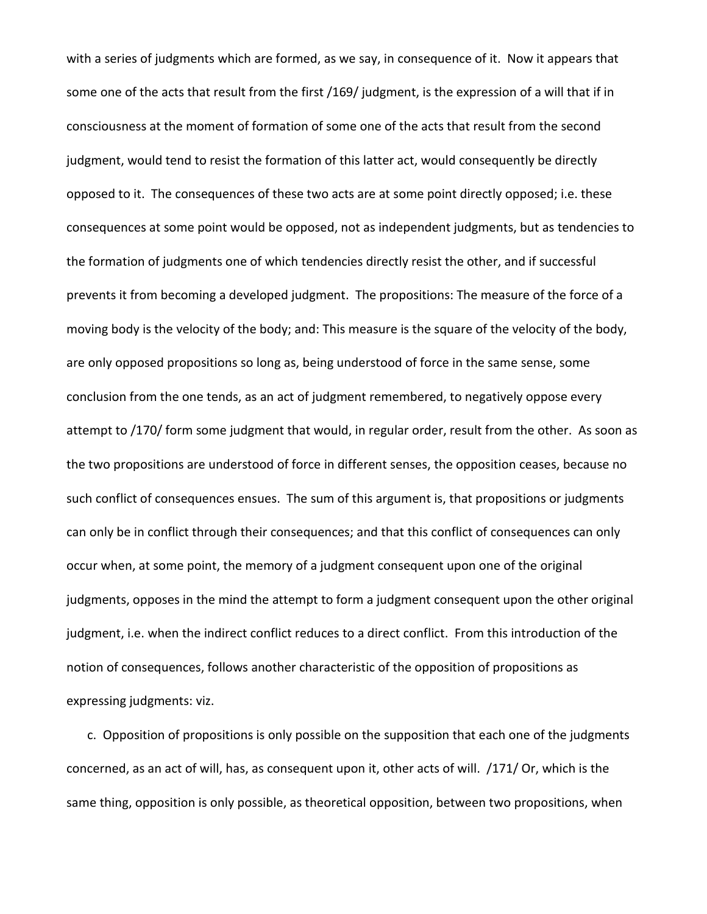with a series of judgments which are formed, as we say, in consequence of it. Now it appears that some one of the acts that result from the first /169/ judgment, is the expression of a will that if in consciousness at the moment of formation of some one of the acts that result from the second judgment, would tend to resist the formation of this latter act, would consequently be directly opposed to it. The consequences of these two acts are at some point directly opposed; i.e. these consequences at some point would be opposed, not as independent judgments, but as tendencies to the formation of judgments one of which tendencies directly resist the other, and if successful prevents it from becoming a developed judgment. The propositions: The measure of the force of a moving body is the velocity of the body; and: This measure is the square of the velocity of the body, are only opposed propositions so long as, being understood of force in the same sense, some conclusion from the one tends, as an act of judgment remembered, to negatively oppose every attempt to /170/ form some judgment that would, in regular order, result from the other. As soon as the two propositions are understood of force in different senses, the opposition ceases, because no such conflict of consequences ensues. The sum of this argument is, that propositions or judgments can only be in conflict through their consequences; and that this conflict of consequences can only occur when, at some point, the memory of a judgment consequent upon one of the original judgments, opposes in the mind the attempt to form a judgment consequent upon the other original judgment, i.e. when the indirect conflict reduces to a direct conflict. From this introduction of the notion of consequences, follows another characteristic of the opposition of propositions as expressing judgments: viz.

c. Opposition of propositions is only possible on the supposition that each one of the judgments concerned, as an act of will, has, as consequent upon it, other acts of will. /171/ Or, which is the same thing, opposition is only possible, as theoretical opposition, between two propositions, when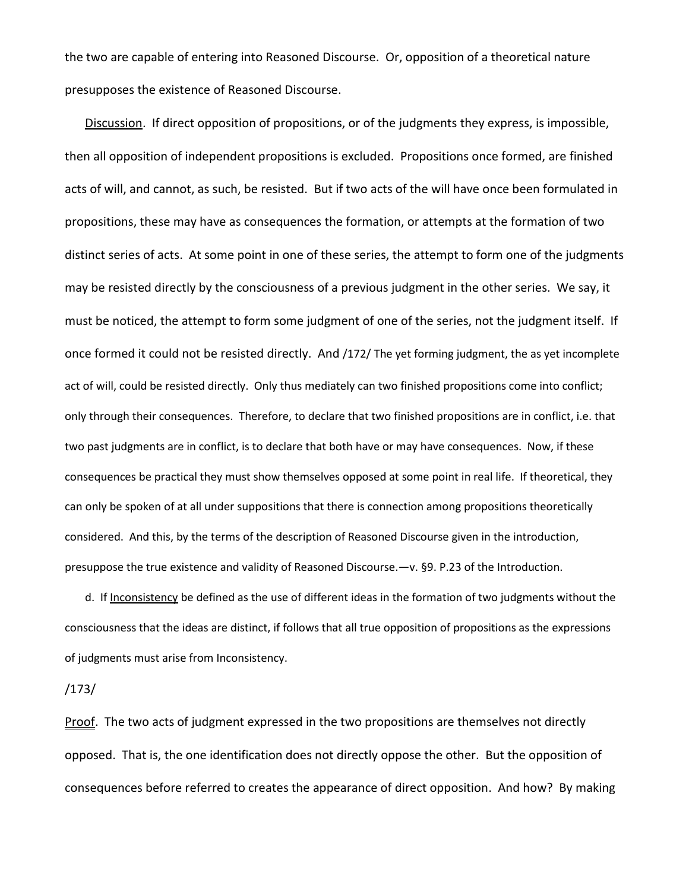the two are capable of entering into Reasoned Discourse. Or, opposition of a theoretical nature presupposes the existence of Reasoned Discourse.

Discussion. If direct opposition of propositions, or of the judgments they express, is impossible, then all opposition of independent propositions is excluded. Propositions once formed, are finished acts of will, and cannot, as such, be resisted. But if two acts of the will have once been formulated in propositions, these may have as consequences the formation, or attempts at the formation of two distinct series of acts. At some point in one of these series, the attempt to form one of the judgments may be resisted directly by the consciousness of a previous judgment in the other series. We say, it must be noticed, the attempt to form some judgment of one of the series, not the judgment itself. If once formed it could not be resisted directly. And /172/ The yet forming judgment, the as yet incomplete act of will, could be resisted directly. Only thus mediately can two finished propositions come into conflict; only through their consequences. Therefore, to declare that two finished propositions are in conflict, i.e. that two past judgments are in conflict, is to declare that both have or may have consequences. Now, if these consequences be practical they must show themselves opposed at some point in real life. If theoretical, they can only be spoken of at all under suppositions that there is connection among propositions theoretically considered. And this, by the terms of the description of Reasoned Discourse given in the introduction, presuppose the true existence and validity of Reasoned Discourse.—v. §9. P.23 of the Introduction.

d. If Inconsistency be defined as the use of different ideas in the formation of two judgments without the consciousness that the ideas are distinct, if follows that all true opposition of propositions as the expressions of judgments must arise from Inconsistency.

/173/

Proof. The two acts of judgment expressed in the two propositions are themselves not directly opposed. That is, the one identification does not directly oppose the other. But the opposition of consequences before referred to creates the appearance of direct opposition. And how? By making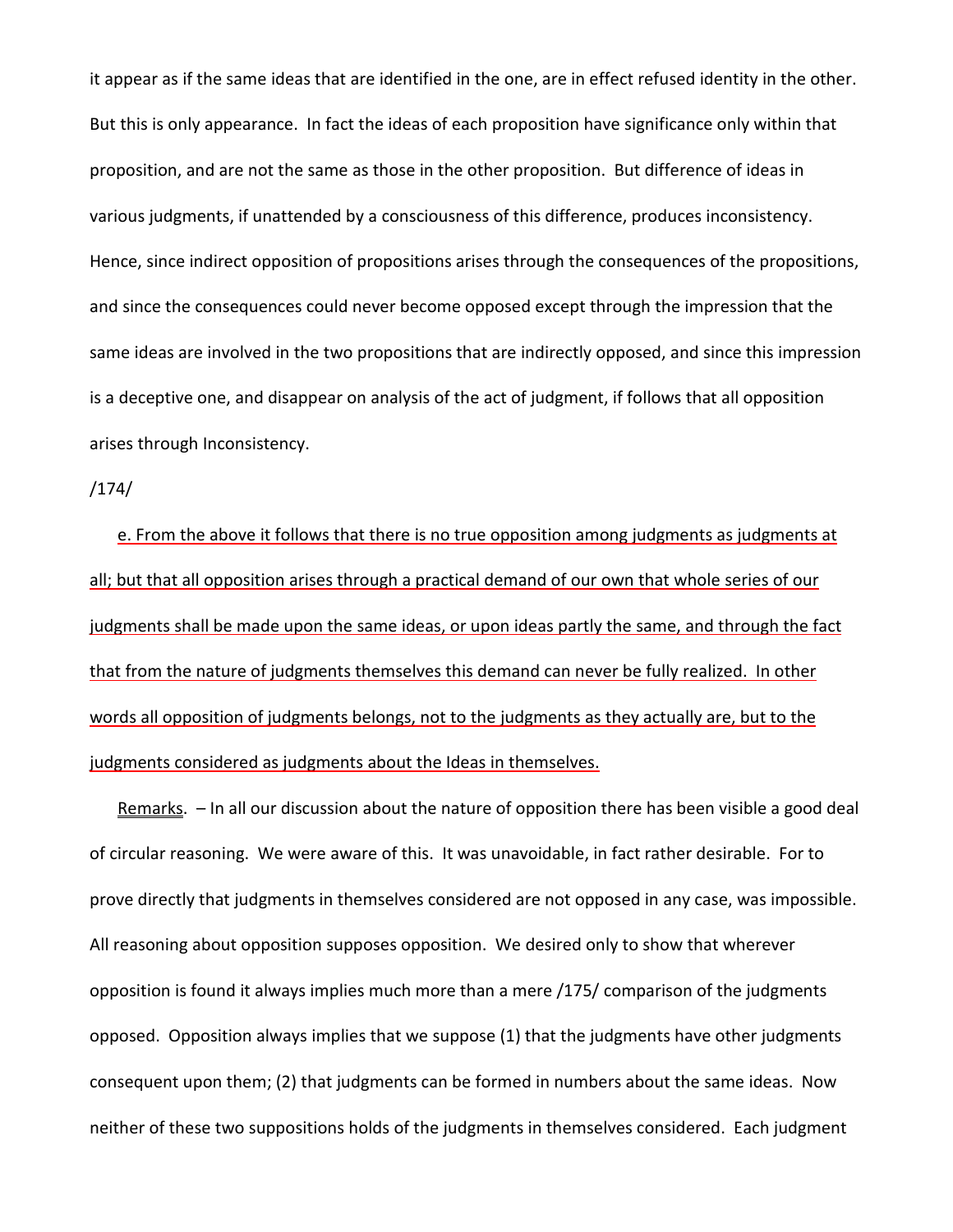it appear as if the same ideas that are identified in the one, are in effect refused identity in the other. But this is only appearance. In fact the ideas of each proposition have significance only within that proposition, and are not the same as those in the other proposition. But difference of ideas in various judgments, if unattended by a consciousness of this difference, produces inconsistency. Hence, since indirect opposition of propositions arises through the consequences of the propositions, and since the consequences could never become opposed except through the impression that the same ideas are involved in the two propositions that are indirectly opposed, and since this impression is a deceptive one, and disappear on analysis of the act of judgment, if follows that all opposition arises through Inconsistency.

/174/

<u>e. From the above it follows that there is no true opposition among judgments as judgments at all; but that all opposition arises through a practical demand of our own that whole series of our judgments shall be made upon the same ideas, or upon ideas partly the same, and through the fact that from the nature of judgments themselves this demand can never be fully realized. In other words all opposition of judgments belongs, not to the judgments as they actually are, but to the judgments considered as judgments about the Ideas in themselves.</u>

<u>Remarks</u>. – In all our discussion about the nature of opposition there has been visible a good deal of circular reasoning. We were aware of this. It was unavoidable, in fact rather desirable. For to prove directly that judgments in themselves considered are not opposed in any case, was impossible. All reasoning about opposition supposes opposition. We desired only to show that wherever opposition is found it always implies much more than a mere /175/ comparison of the judgments opposed. Opposition always implies that we suppose (1) that the judgments have other judgments consequent upon them; (2) that judgments can be formed in numbers about the same ideas. Now neither of these two suppositions holds of the judgments in themselves considered. Each judgment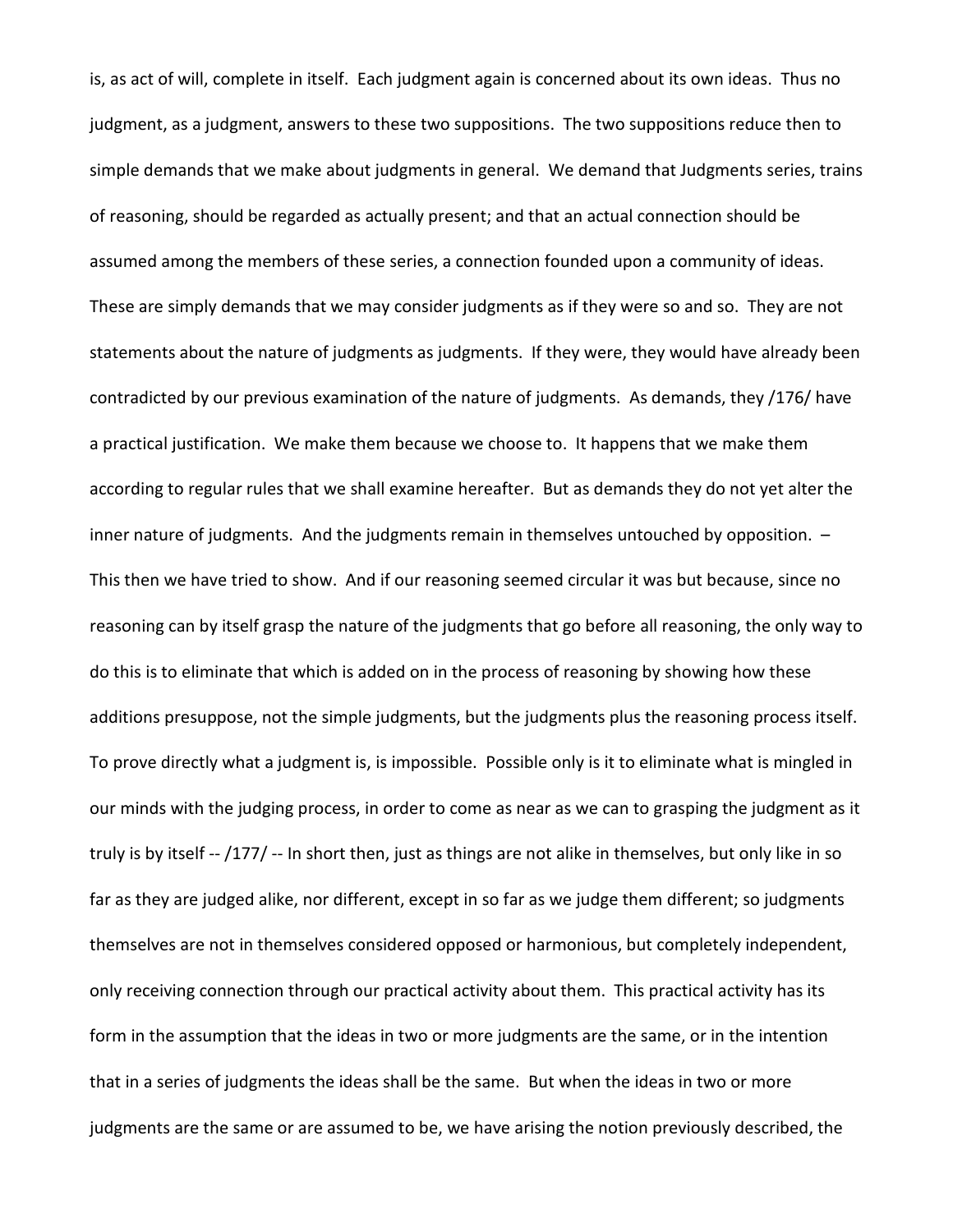is, as act of will, complete in itself. Each judgment again is concerned about its own ideas. Thus no judgment, as a judgment, answers to these two suppositions. The two suppositions reduce then to simple demands that we make about judgments in general. We demand that Judgments series, trains of reasoning, should be regarded as actually present; and that an actual connection should be assumed among the members of these series, a connection founded upon a community of ideas. These are simply demands that we may consider judgments as if they were so and so. They are not statements about the nature of judgments as judgments. If they were, they would have already been contradicted by our previous examination of the nature of judgments. As demands, they /176/ have a practical justification. We make them because we choose to. It happens that we make them according to regular rules that we shall examine hereafter. But as demands they do not yet alter the inner nature of judgments. And the judgments remain in themselves untouched by opposition. – This then we have tried to show. And if our reasoning seemed circular it was but because, since no reasoning can by itself grasp the nature of the judgments that go before all reasoning, the only way to do this is to eliminate that which is added on in the process of reasoning by showing how these additions presuppose, not the simple judgments, but the judgments plus the reasoning process itself. To prove directly what a judgment is, is impossible. Possible only is it to eliminate what is mingled in our minds with the judging process, in order to come as near as we can to grasping the judgment as it truly is by itself -- /177/ -- In short then, just as things are not alike in themselves, but only like in so far as they are judged alike, nor different, except in so far as we judge them different; so judgments themselves are not in themselves considered opposed or harmonious, but completely independent, only receiving connection through our practical activity about them. This practical activity has its form in the assumption that the ideas in two or more judgments are the same, or in the intention that in a series of judgments the ideas shall be the same. But when the ideas in two or more judgments are the same or are assumed to be, we have arising the notion previously described, the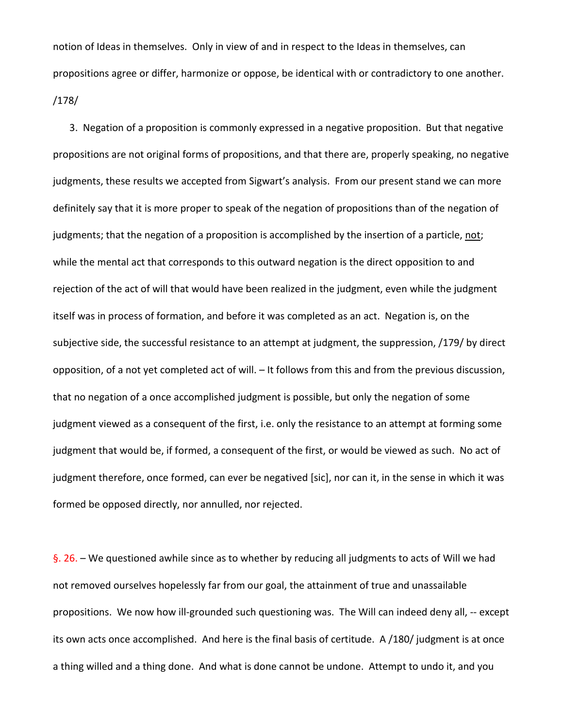notion of Ideas in themselves. Only in view of and in respect to the Ideas in themselves, can propositions agree or differ, harmonize or oppose, be identical with or contradictory to one another. /178/

3. Negation of a proposition is commonly expressed in a negative proposition. But that negative propositions are not original forms of propositions, and that there are, properly speaking, no negative judgments, these results we accepted from Sigwart's analysis. From our present stand we can more definitely say that it is more proper to speak of the negation of propositions than of the negation of judgments; that the negation of a proposition is accomplished by the insertion of a particle, <u>not</u>; while the mental act that corresponds to this outward negation is the direct opposition to and rejection of the act of will that would have been realized in the judgment, even while the judgment itself was in process of formation, and before it was completed as an act. Negation is, on the subjective side, the successful resistance to an attempt at judgment, the suppression, /179/ by direct opposition, of a not yet completed act of will. – It follows from this and from the previous discussion, that no negation of a once accomplished judgment is possible, but only the negation of some judgment viewed as a consequent of the first, i.e. only the resistance to an attempt at forming some judgment that would be, if formed, a consequent of the first, or would be viewed as such. No act of judgment therefore, once formed, can ever be negatived [sic], nor can it, in the sense in which it was formed be opposed directly, nor annulled, nor rejected.

§. 26. – We questioned awhile since as to whether by reducing all judgments to acts of Will we had not removed ourselves hopelessly far from our goal, the attainment of true and unassailable propositions. We now how ill-grounded such questioning was. The Will can indeed deny all, -- except its own acts once accomplished. And here is the final basis of certitude. A /180/ judgment is at once a thing willed and a thing done. And what is done cannot be undone. Attempt to undo it, and you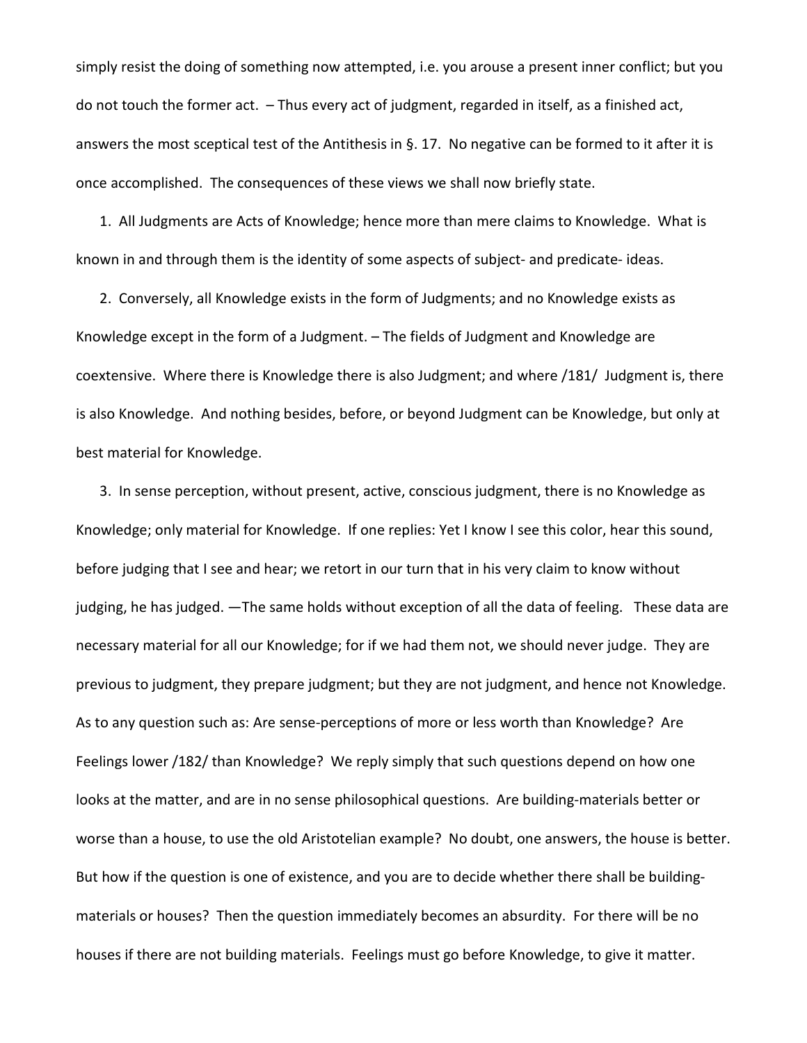simply resist the doing of something now attempted, i.e. you arouse a present inner conflict; but you do not touch the former act. – Thus every act of judgment, regarded in itself, as a finished act, answers the most sceptical test of the Antithesis in §. 17. No negative can be formed to it after it is once accomplished. The consequences of these views we shall now briefly state.

1. All Judgments are Acts of Knowledge; hence more than mere claims to Knowledge. What is known in and through them is the identity of some aspects of subject- and predicate- ideas.

2. Conversely, all Knowledge exists in the form of Judgments; and no Knowledge exists as Knowledge except in the form of a Judgment. – The fields of Judgment and Knowledge are coextensive. Where there is Knowledge there is also Judgment; and where /181/ Judgment is, there is also Knowledge. And nothing besides, before, or beyond Judgment can be Knowledge, but only at best material for Knowledge.

3. In sense perception, without present, active, conscious judgment, there is no Knowledge as Knowledge; only material for Knowledge. If one replies: Yet I know I see this color, hear this sound, before judging that I see and hear; we retort in our turn that in his very claim to know without judging, he has judged. —The same holds without exception of all the data of feeling. These data are necessary material for all our Knowledge; for if we had them not, we should never judge. They are previous to judgment, they prepare judgment; but they are not judgment, and hence not Knowledge. As to any question such as: Are sense-perceptions of more or less worth than Knowledge? Are Feelings lower /182/ than Knowledge? We reply simply that such questions depend on how one looks at the matter, and are in no sense philosophical questions. Are building-materials better or worse than a house, to use the old Aristotelian example? No doubt, one answers, the house is better. But how if the question is one of existence, and you are to decide whether there shall be building-materials or houses? Then the question immediately becomes an absurdity. For there will be no houses if there are not building materials. Feelings must go before Knowledge, to give it matter.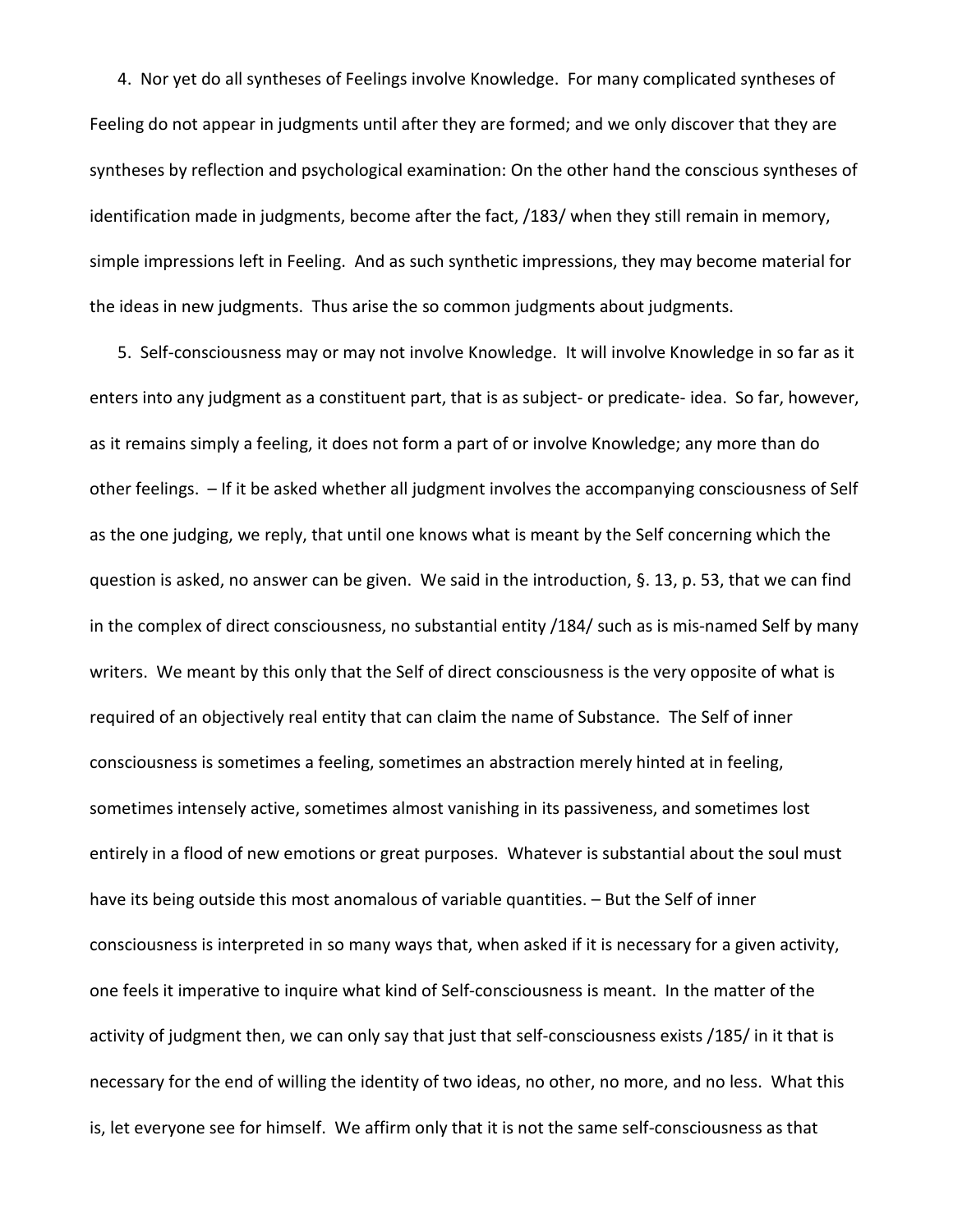4. Nor yet do all syntheses of Feelings involve Knowledge. For many complicated syntheses of Feeling do not appear in judgments until after they are formed; and we only discover that they are syntheses by reflection and psychological examination: On the other hand the conscious syntheses of identification made in judgments, become after the fact, /183/ when they still remain in memory, simple impressions left in Feeling. And as such synthetic impressions, they may become material for the ideas in new judgments. Thus arise the so common judgments about judgments.

5. Self-consciousness may or may not involve Knowledge. It will involve Knowledge in so far as it enters into any judgment as a constituent part, that is as subject- or predicate- idea. So far, however, as it remains simply a feeling, it does not form a part of or involve Knowledge; any more than do other feelings. – If it be asked whether all judgment involves the accompanying consciousness of Self as the one judging, we reply, that until one knows what is meant by the Self concerning which the question is asked, no answer can be given. We said in the introduction, §. 13, p. 53, that we can find in the complex of direct consciousness, no substantial entity /184/ such as is mis-named Self by many writers. We meant by this only that the Self of direct consciousness is the very opposite of what is required of an objectively real entity that can claim the name of Substance. The Self of inner consciousness is sometimes a feeling, sometimes an abstraction merely hinted at in feeling, sometimes intensely active, sometimes almost vanishing in its passiveness, and sometimes lost entirely in a flood of new emotions or great purposes. Whatever is substantial about the soul must have its being outside this most anomalous of variable quantities. – But the Self of inner consciousness is interpreted in so many ways that, when asked if it is necessary for a given activity, one feels it imperative to inquire what kind of Self-consciousness is meant. In the matter of the activity of judgment then, we can only say that just that self-consciousness exists /185/ in it that is necessary for the end of willing the identity of two ideas, no other, no more, and no less. What this is, let everyone see for himself. We affirm only that it is not the same self-consciousness as that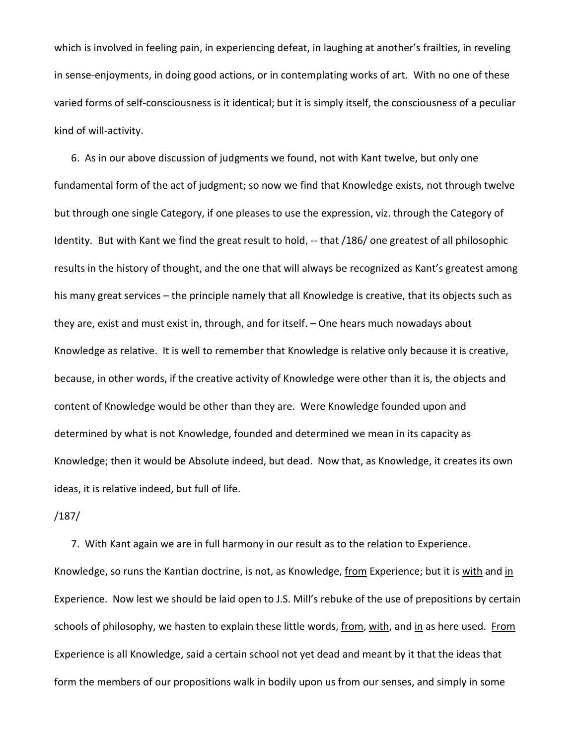which is involved in feeling pain, in experiencing defeat, in laughing at another's frailties, in reveling in sense-enjoyments, in doing good actions, or in contemplating works of art. With no one of these varied forms of self-consciousness is it identical; but it is simply itself, the consciousness of a peculiar kind of will-activity.

6. As in our above discussion of judgments we found, not with Kant twelve, but only one fundamental form of the act of judgment; so now we find that Knowledge exists, not through twelve but through one single Category, if one pleases to use the expression, viz. through the Category of Identity. But with Kant we find the great result to hold, -- that /186/ one greatest of all philosophic results in the history of thought, and the one that will always be recognized as Kant's greatest among his many great services – the principle namely that all Knowledge is creative, that its objects such as they are, exist and must exist in, through, and for itself. – One hears much nowadays about Knowledge as relative. It is well to remember that Knowledge is relative only because it is creative, because, in other words, if the creative activity of Knowledge were other than it is, the objects and content of Knowledge would be other than they are. Were Knowledge founded upon and determined by what is not Knowledge, founded and determined we mean in its capacity as Knowledge; then it would be Absolute indeed, but dead. Now that, as Knowledge, it creates its own ideas, it is relative indeed, but full of life.

/187/

7. With Kant again we are in full harmony in our result as to the relation to Experience. Knowledge, so runs the Kantian doctrine, is not, as Knowledge, <u>from</u> Experience; but it is <u>with</u> and <u>in</u> Experience. Now lest we should be laid open to J.S. Mill's rebuke of the use of prepositions by certain schools of philosophy, we hasten to explain these little words, <u>from</u>, <u>with</u>, and <u>in</u> as here used. <u>From</u> Experience is all Knowledge, said a certain school not yet dead and meant by it that the ideas that form the members of our propositions walk in bodily upon us from our senses, and simply in some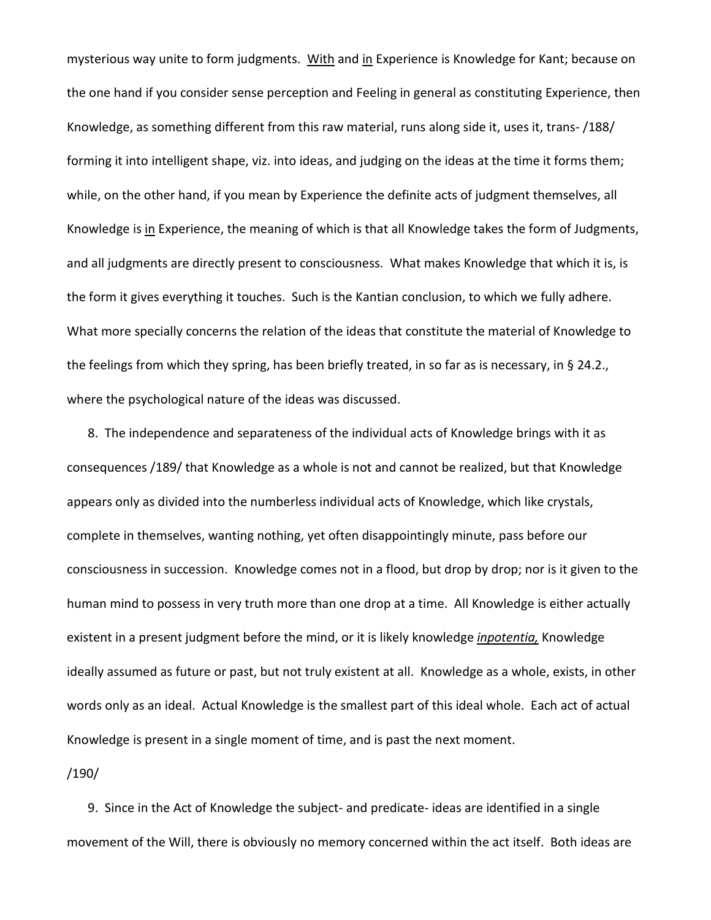mysterious way unite to form judgments. With and in Experience is Knowledge for Kant; because on the one hand if you consider sense perception and Feeling in general as constituting Experience, then Knowledge, as something different from this raw material, runs along side it, uses it, trans- /188/ forming it into intelligent shape, viz. into ideas, and judging on the ideas at the time it forms them; while, on the other hand, if you mean by Experience the definite acts of judgment themselves, all Knowledge is in Experience, the meaning of which is that all Knowledge takes the form of Judgments, and all judgments are directly present to consciousness. What makes Knowledge that which it is, is the form it gives everything it touches. Such is the Kantian conclusion, to which we fully adhere. What more specially concerns the relation of the ideas that constitute the material of Knowledge to the feelings from which they spring, has been briefly treated, in so far as is necessary, in § 24.2., where the psychological nature of the ideas was discussed.

8. The independence and separateness of the individual acts of Knowledge brings with it as consequences /189/ that Knowledge as a whole is not and cannot be realized, but that Knowledge appears only as divided into the numberless individual acts of Knowledge, which like crystals, complete in themselves, wanting nothing, yet often disappointingly minute, pass before our consciousness in succession. Knowledge comes not in a flood, but drop by drop; nor is it given to the human mind to possess in very truth more than one drop at a time. All Knowledge is either actually existent in a present judgment before the mind, or it is likely knowledge ***inpotentia,*** Knowledge ideally assumed as future or past, but not truly existent at all. Knowledge as a whole, exists, in other words only as an ideal. Actual Knowledge is the smallest part of this ideal whole. Each act of actual Knowledge is present in a single moment of time, and is past the next moment.

/190/

9. Since in the Act of Knowledge the subject- and predicate- ideas are identified in a single movement of the Will, there is obviously no memory concerned within the act itself. Both ideas are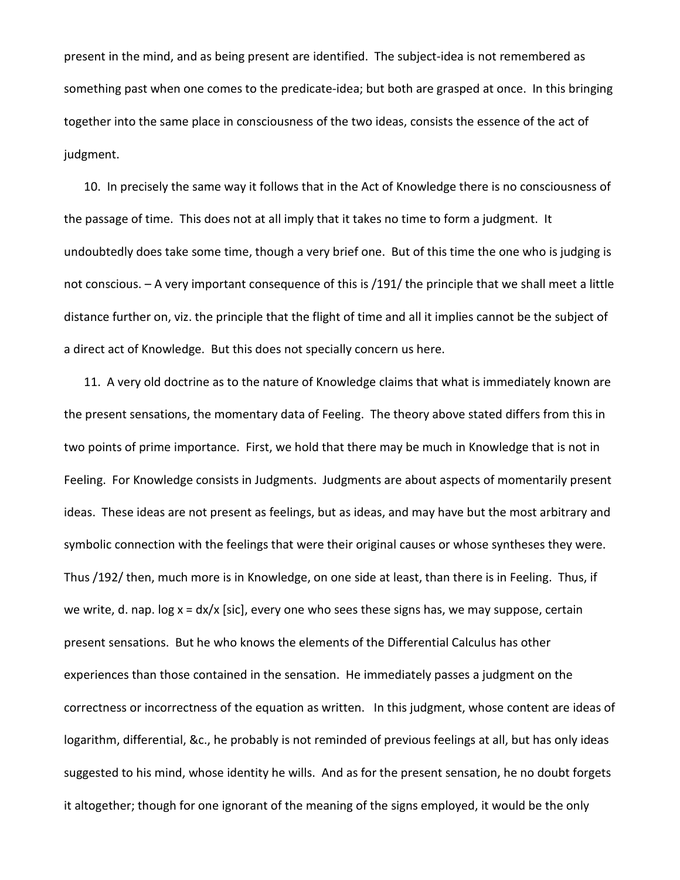present in the mind, and as being present are identified. The subject-idea is not remembered as something past when one comes to the predicate-idea; but both are grasped at once. In this bringing together into the same place in consciousness of the two ideas, consists the essence of the act of judgment.

10. In precisely the same way it follows that in the Act of Knowledge there is no consciousness of the passage of time. This does not at all imply that it takes no time to form a judgment. It undoubtedly does take some time, though a very brief one. But of this time the one who is judging is not conscious. – A very important consequence of this is /191/ the principle that we shall meet a little distance further on, viz. the principle that the flight of time and all it implies cannot be the subject of a direct act of Knowledge. But this does not specially concern us here.

11. A very old doctrine as to the nature of Knowledge claims that what is immediately known are the present sensations, the momentary data of Feeling. The theory above stated differs from this in two points of prime importance. First, we hold that there may be much in Knowledge that is not in Feeling. For Knowledge consists in Judgments. Judgments are about aspects of momentarily present ideas. These ideas are not present as feelings, but as ideas, and may have but the most arbitrary and symbolic connection with the feelings that were their original causes or whose syntheses they were. Thus /192/ then, much more is in Knowledge, on one side at least, than there is in Feeling. Thus, if we write, d. nap. log $x = dx/x$ [sic], every one who sees these signs has, we may suppose, certain present sensations. But he who knows the elements of the Differential Calculus has other experiences than those contained in the sensation. He immediately passes a judgment on the correctness or incorrectness of the equation as written. In this judgment, whose content are ideas of logarithm, differential, &c., he probably is not reminded of previous feelings at all, but has only ideas suggested to his mind, whose identity he wills. And as for the present sensation, he no doubt forgets it altogether; though for one ignorant of the meaning of the signs employed, it would be the only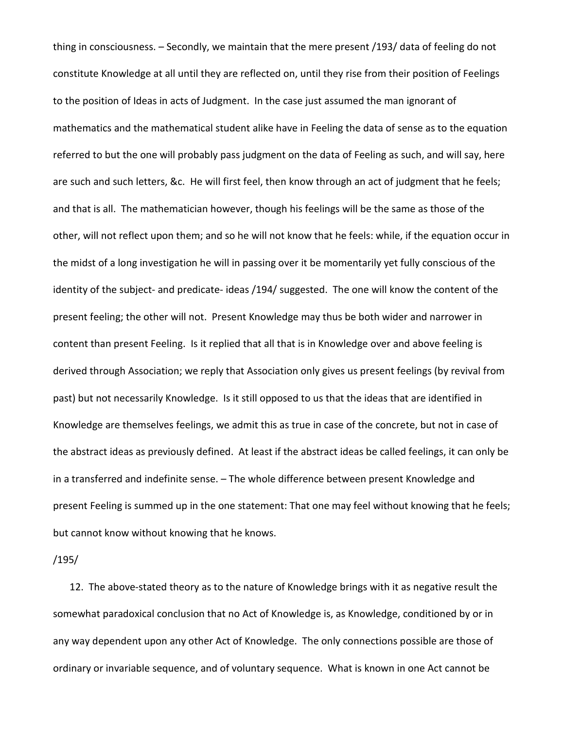thing in consciousness. – Secondly, we maintain that the mere present /193/ data of feeling do not constitute Knowledge at all until they are reflected on, until they rise from their position of Feelings to the position of Ideas in acts of Judgment. In the case just assumed the man ignorant of mathematics and the mathematical student alike have in Feeling the data of sense as to the equation referred to but the one will probably pass judgment on the data of Feeling as such, and will say, here are such and such letters, &c. He will first feel, then know through an act of judgment that he feels; and that is all. The mathematician however, though his feelings will be the same as those of the other, will not reflect upon them; and so he will not know that he feels: while, if the equation occur in the midst of a long investigation he will in passing over it be momentarily yet fully conscious of the identity of the subject- and predicate- ideas /194/ suggested. The one will know the content of the present feeling; the other will not. Present Knowledge may thus be both wider and narrower in content than present Feeling. Is it replied that all that is in Knowledge over and above feeling is derived through Association; we reply that Association only gives us present feelings (by revival from past) but not necessarily Knowledge. Is it still opposed to us that the ideas that are identified in Knowledge are themselves feelings, we admit this as true in case of the concrete, but not in case of the abstract ideas as previously defined. At least if the abstract ideas be called feelings, it can only be in a transferred and indefinite sense. – The whole difference between present Knowledge and present Feeling is summed up in the one statement: That one may feel without knowing that he feels; but cannot know without knowing that he knows.

/195/

12. The above-stated theory as to the nature of Knowledge brings with it as negative result the somewhat paradoxical conclusion that no Act of Knowledge is, as Knowledge, conditioned by or in any way dependent upon any other Act of Knowledge. The only connections possible are those of ordinary or invariable sequence, and of voluntary sequence. What is known in one Act cannot be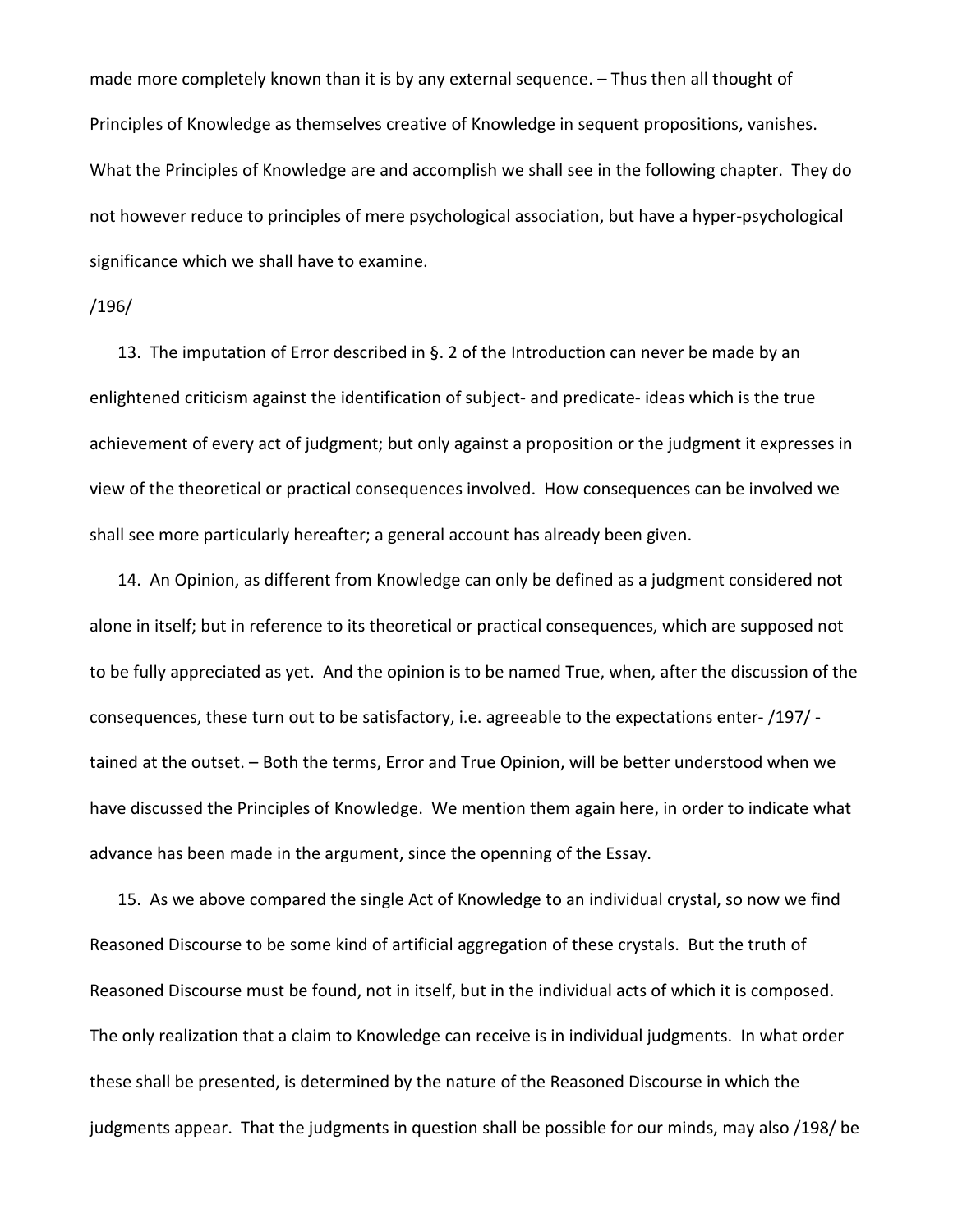made more completely known than it is by any external sequence. – Thus then all thought of Principles of Knowledge as themselves creative of Knowledge in sequent propositions, vanishes. What the Principles of Knowledge are and accomplish we shall see in the following chapter. They do not however reduce to principles of mere psychological association, but have a hyper-psychological significance which we shall have to examine.

/196/

13. The imputation of Error described in §. 2 of the Introduction can never be made by an enlightened criticism against the identification of subject- and predicate- ideas which is the true achievement of every act of judgment; but only against a proposition or the judgment it expresses in view of the theoretical or practical consequences involved. How consequences can be involved we shall see more particularly hereafter; a general account has already been given.

14. An Opinion, as different from Knowledge can only be defined as a judgment considered not alone in itself; but in reference to its theoretical or practical consequences, which are supposed not to be fully appreciated as yet. And the opinion is to be named True, when, after the discussion of the consequences, these turn out to be satisfactory, i.e. agreeable to the expectations enter- /197/ - tained at the outset. – Both the terms, Error and True Opinion, will be better understood when we have discussed the Principles of Knowledge. We mention them again here, in order to indicate what advance has been made in the argument, since the openning of the Essay.

15. As we above compared the single Act of Knowledge to an individual crystal, so now we find Reasoned Discourse to be some kind of artificial aggregation of these crystals. But the truth of Reasoned Discourse must be found, not in itself, but in the individual acts of which it is composed. The only realization that a claim to Knowledge can receive is in individual judgments. In what order these shall be presented, is determined by the nature of the Reasoned Discourse in which the judgments appear. That the judgments in question shall be possible for our minds, may also /198/ be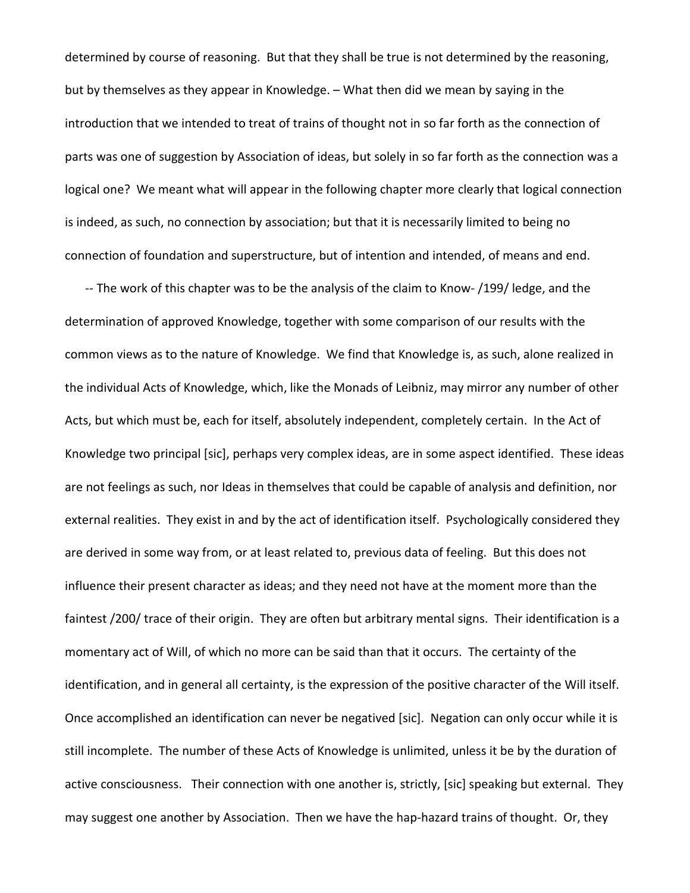determined by course of reasoning. But that they shall be true is not determined by the reasoning, but by themselves as they appear in Knowledge. – What then did we mean by saying in the introduction that we intended to treat of trains of thought not in so far forth as the connection of parts was one of suggestion by Association of ideas, but solely in so far forth as the connection was a logical one? We meant what will appear in the following chapter more clearly that logical connection is indeed, as such, no connection by association; but that it is necessarily limited to being no connection of foundation and superstructure, but of intention and intended, of means and end.

-- The work of this chapter was to be the analysis of the claim to Know- /199/ ledge, and the determination of approved Knowledge, together with some comparison of our results with the common views as to the nature of Knowledge. We find that Knowledge is, as such, alone realized in the individual Acts of Knowledge, which, like the Monads of Leibniz, may mirror any number of other Acts, but which must be, each for itself, absolutely independent, completely certain. In the Act of Knowledge two principal [sic], perhaps very complex ideas, are in some aspect identified. These ideas are not feelings as such, nor Ideas in themselves that could be capable of analysis and definition, nor external realities. They exist in and by the act of identification itself. Psychologically considered they are derived in some way from, or at least related to, previous data of feeling. But this does not influence their present character as ideas; and they need not have at the moment more than the faintest /200/ trace of their origin. They are often but arbitrary mental signs. Their identification is a momentary act of Will, of which no more can be said than that it occurs. The certainty of the identification, and in general all certainty, is the expression of the positive character of the Will itself. Once accomplished an identification can never be negatived [sic]. Negation can only occur while it is still incomplete. The number of these Acts of Knowledge is unlimited, unless it be by the duration of active consciousness. Their connection with one another is, strictly, [sic] speaking but external. They may suggest one another by Association. Then we have the hap-hazard trains of thought. Or, they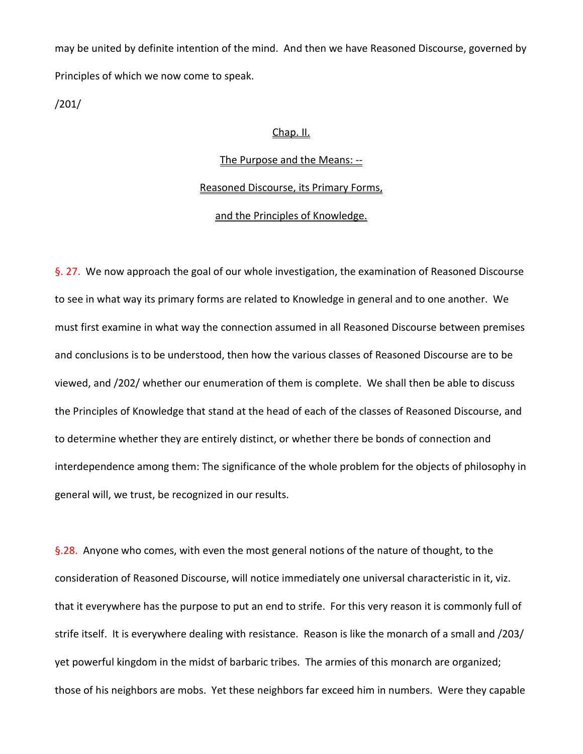may be united by definite intention of the mind. And then we have Reasoned Discourse, governed by Principles of which we now come to speak.

/201/

## Chap. II.

## The Purpose and the Means: --

## Reasoned Discourse, its Primary Forms,

## and the Principles of Knowledge.

§. 27. We now approach the goal of our whole investigation, the examination of Reasoned Discourse to see in what way its primary forms are related to Knowledge in general and to one another. We must first examine in what way the connection assumed in all Reasoned Discourse between premises and conclusions is to be understood, then how the various classes of Reasoned Discourse are to be viewed, and /202/ whether our enumeration of them is complete. We shall then be able to discuss the Principles of Knowledge that stand at the head of each of the classes of Reasoned Discourse, and to determine whether they are entirely distinct, or whether there be bonds of connection and interdependence among them: The significance of the whole problem for the objects of philosophy in general will, we trust, be recognized in our results.

§.28. Anyone who comes, with even the most general notions of the nature of thought, to the consideration of Reasoned Discourse, will notice immediately one universal characteristic in it, viz. that it everywhere has the purpose to put an end to strife. For this very reason it is commonly full of strife itself. It is everywhere dealing with resistance. Reason is like the monarch of a small and /203/ yet powerful kingdom in the midst of barbaric tribes. The armies of this monarch are organized; those of his neighbors are mobs. Yet these neighbors far exceed him in numbers. Were they capable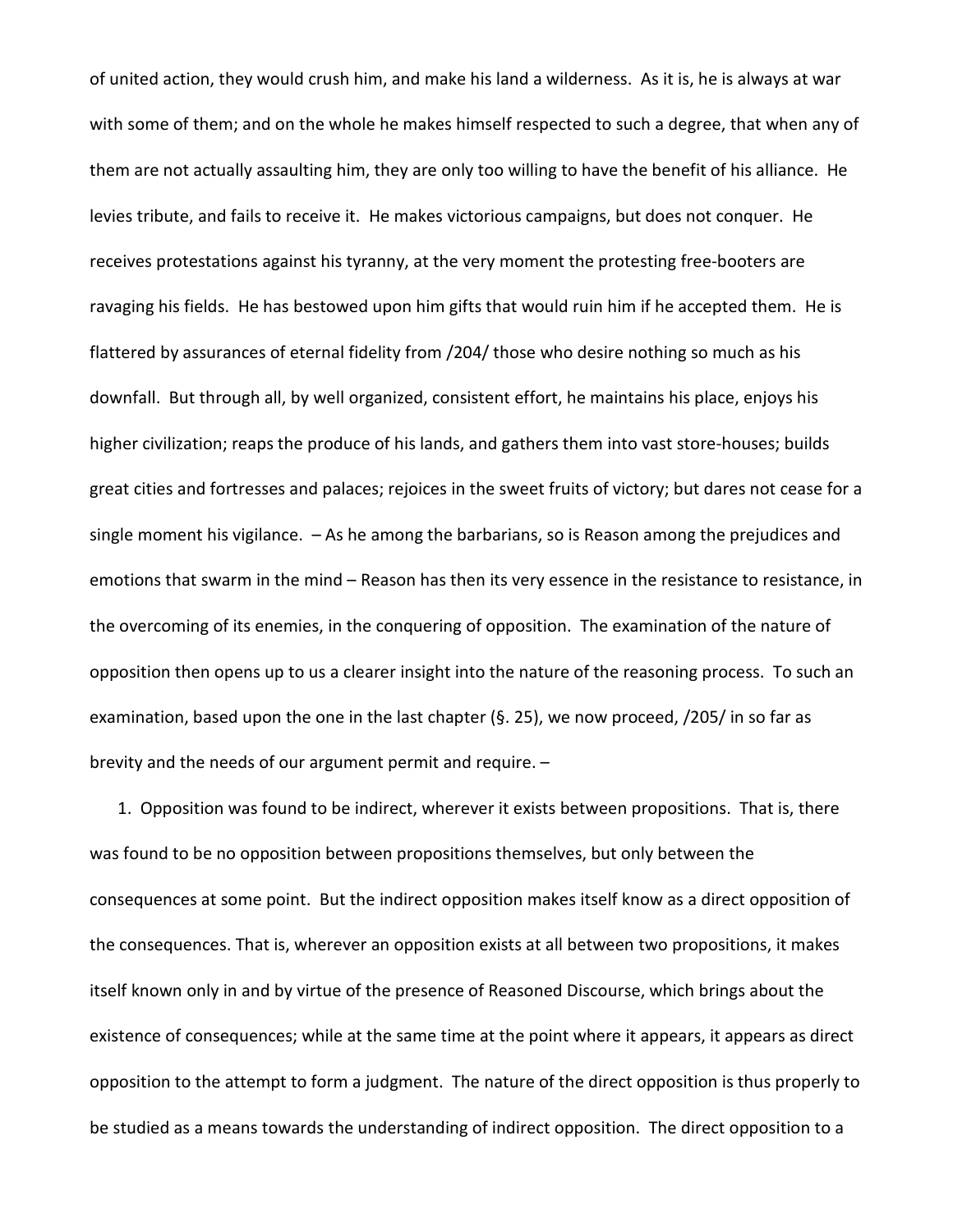of united action, they would crush him, and make his land a wilderness. As it is, he is always at war with some of them; and on the whole he makes himself respected to such a degree, that when any of them are not actually assaulting him, they are only too willing to have the benefit of his alliance. He levies tribute, and fails to receive it. He makes victorious campaigns, but does not conquer. He receives protestations against his tyranny, at the very moment the protesting free-booters are ravaging his fields. He has bestowed upon him gifts that would ruin him if he accepted them. He is flattered by assurances of eternal fidelity from /204/ those who desire nothing so much as his downfall. But through all, by well organized, consistent effort, he maintains his place, enjoys his higher civilization; reaps the produce of his lands, and gathers them into vast store-houses; builds great cities and fortresses and palaces; rejoices in the sweet fruits of victory; but dares not cease for a single moment his vigilance. – As he among the barbarians, so is Reason among the prejudices and emotions that swarm in the mind – Reason has then its very essence in the resistance to resistance, in the overcoming of its enemies, in the conquering of opposition. The examination of the nature of opposition then opens up to us a clearer insight into the nature of the reasoning process. To such an examination, based upon the one in the last chapter (§. 25), we now proceed, /205/ in so far as brevity and the needs of our argument permit and require. –

1. Opposition was found to be indirect, wherever it exists between propositions. That is, there was found to be no opposition between propositions themselves, but only between the consequences at some point. But the indirect opposition makes itself know as a direct opposition of the consequences. That is, wherever an opposition exists at all between two propositions, it makes itself known only in and by virtue of the presence of Reasoned Discourse, which brings about the existence of consequences; while at the same time at the point where it appears, it appears as direct opposition to the attempt to form a judgment. The nature of the direct opposition is thus properly to be studied as a means towards the understanding of indirect opposition. The direct opposition to a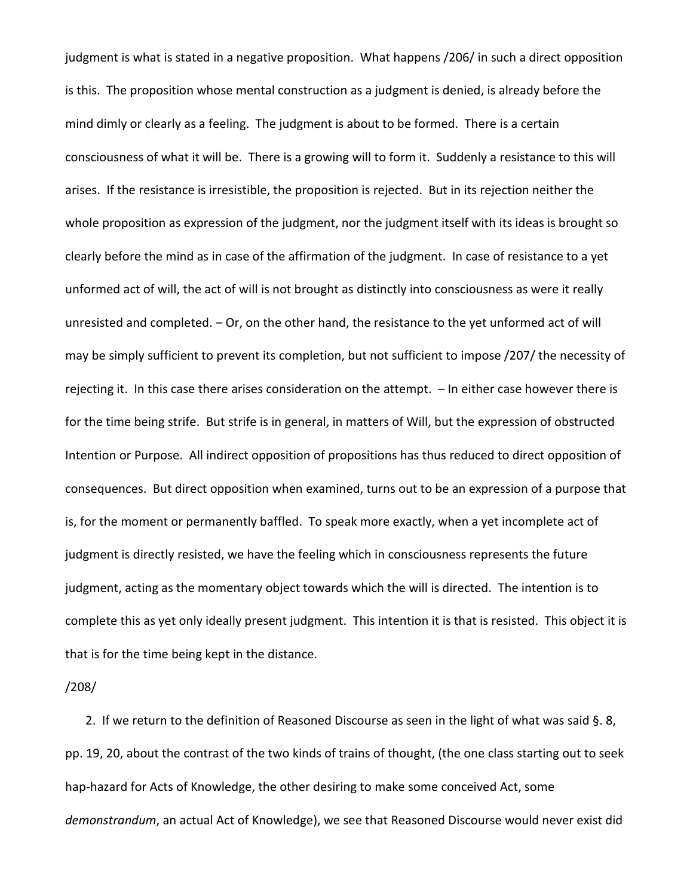judgment is what is stated in a negative proposition. What happens /206/ in such a direct opposition is this. The proposition whose mental construction as a judgment is denied, is already before the mind dimly or clearly as a feeling. The judgment is about to be formed. There is a certain consciousness of what it will be. There is a growing will to form it. Suddenly a resistance to this will arises. If the resistance is irresistible, the proposition is rejected. But in its rejection neither the whole proposition as expression of the judgment, nor the judgment itself with its ideas is brought so clearly before the mind as in case of the affirmation of the judgment. In case of resistance to a yet unformed act of will, the act of will is not brought as distinctly into consciousness as were it really unresisted and completed. – Or, on the other hand, the resistance to the yet unformed act of will may be simply sufficient to prevent its completion, but not sufficient to impose /207/ the necessity of rejecting it. In this case there arises consideration on the attempt. – In either case however there is for the time being strife. But strife is in general, in matters of Will, but the expression of obstructed Intention or Purpose. All indirect opposition of propositions has thus reduced to direct opposition of consequences. But direct opposition when examined, turns out to be an expression of a purpose that is, for the moment or permanently baffled. To speak more exactly, when a yet incomplete act of judgment is directly resisted, we have the feeling which in consciousness represents the future judgment, acting as the momentary object towards which the will is directed. The intention is to complete this as yet only ideally present judgment. This intention it is that is resisted. This object it is that is for the time being kept in the distance.

/208/

2. If we return to the definition of Reasoned Discourse as seen in the light of what was said §. 8, pp. 19, 20, about the contrast of the two kinds of trains of thought, (the one class starting out to seek hap-hazard for Acts of Knowledge, the other desiring to make some conceived Act, some *demonstrandum*, an actual Act of Knowledge), we see that Reasoned Discourse would never exist did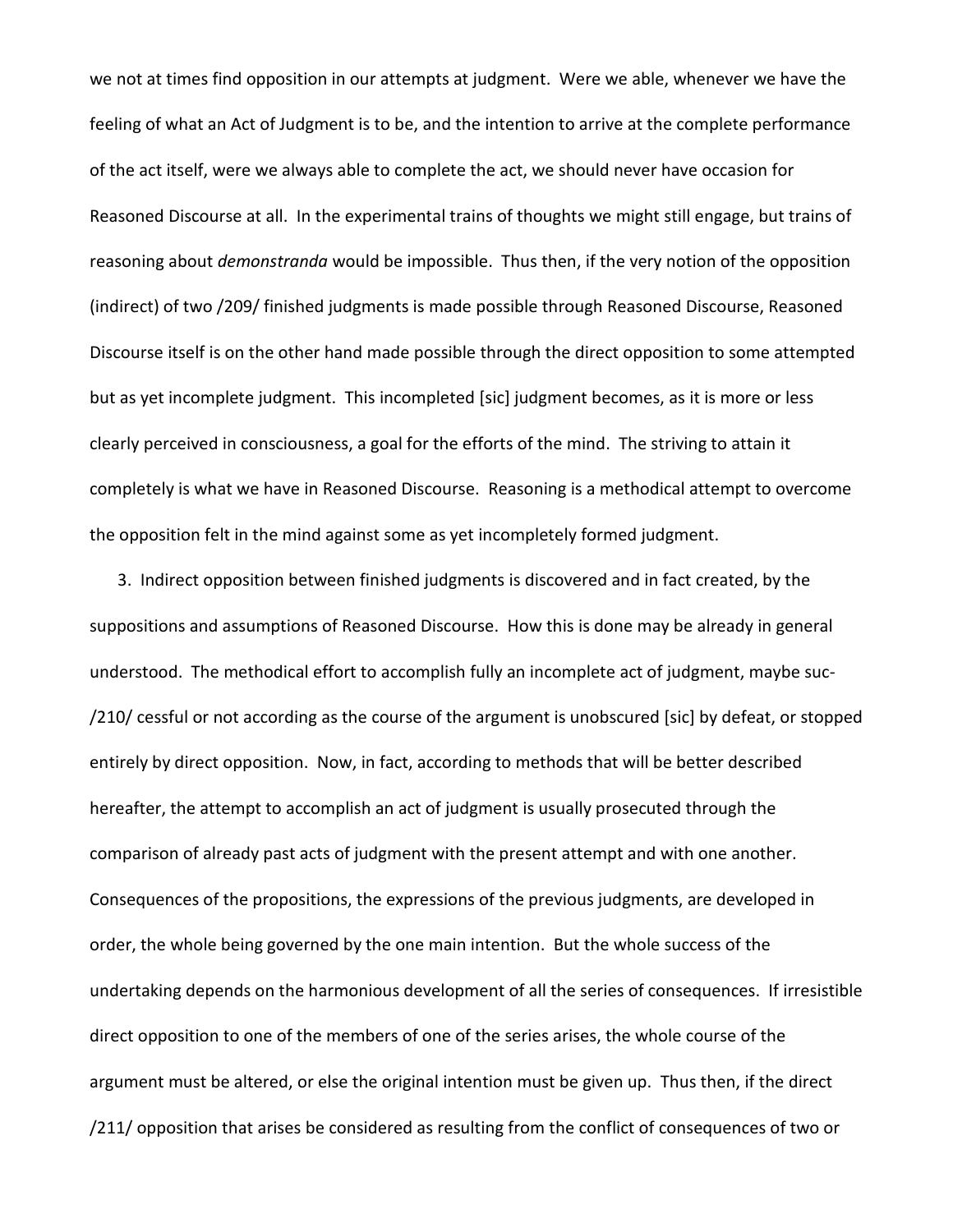we not at times find opposition in our attempts at judgment. Were we able, whenever we have the feeling of what an Act of Judgment is to be, and the intention to arrive at the complete performance of the act itself, were we always able to complete the act, we should never have occasion for Reasoned Discourse at all. In the experimental trains of thoughts we might still engage, but trains of reasoning about *demonstranda* would be impossible. Thus then, if the very notion of the opposition (indirect) of two /209/ finished judgments is made possible through Reasoned Discourse, Reasoned Discourse itself is on the other hand made possible through the direct opposition to some attempted but as yet incomplete judgment. This incompleted [sic] judgment becomes, as it is more or less clearly perceived in consciousness, a goal for the efforts of the mind. The striving to attain it completely is what we have in Reasoned Discourse. Reasoning is a methodical attempt to overcome the opposition felt in the mind against some as yet incompletely formed judgment.

3. Indirect opposition between finished judgments is discovered and in fact created, by the suppositions and assumptions of Reasoned Discourse. How this is done may be already in general understood. The methodical effort to accomplish fully an incomplete act of judgment, maybe suc- /210/ cessful or not according as the course of the argument is unobscured [sic] by defeat, or stopped entirely by direct opposition. Now, in fact, according to methods that will be better described hereafter, the attempt to accomplish an act of judgment is usually prosecuted through the comparison of already past acts of judgment with the present attempt and with one another. Consequences of the propositions, the expressions of the previous judgments, are developed in order, the whole being governed by the one main intention. But the whole success of the undertaking depends on the harmonious development of all the series of consequences. If irresistible direct opposition to one of the members of one of the series arises, the whole course of the argument must be altered, or else the original intention must be given up. Thus then, if the direct /211/ opposition that arises be considered as resulting from the conflict of consequences of two or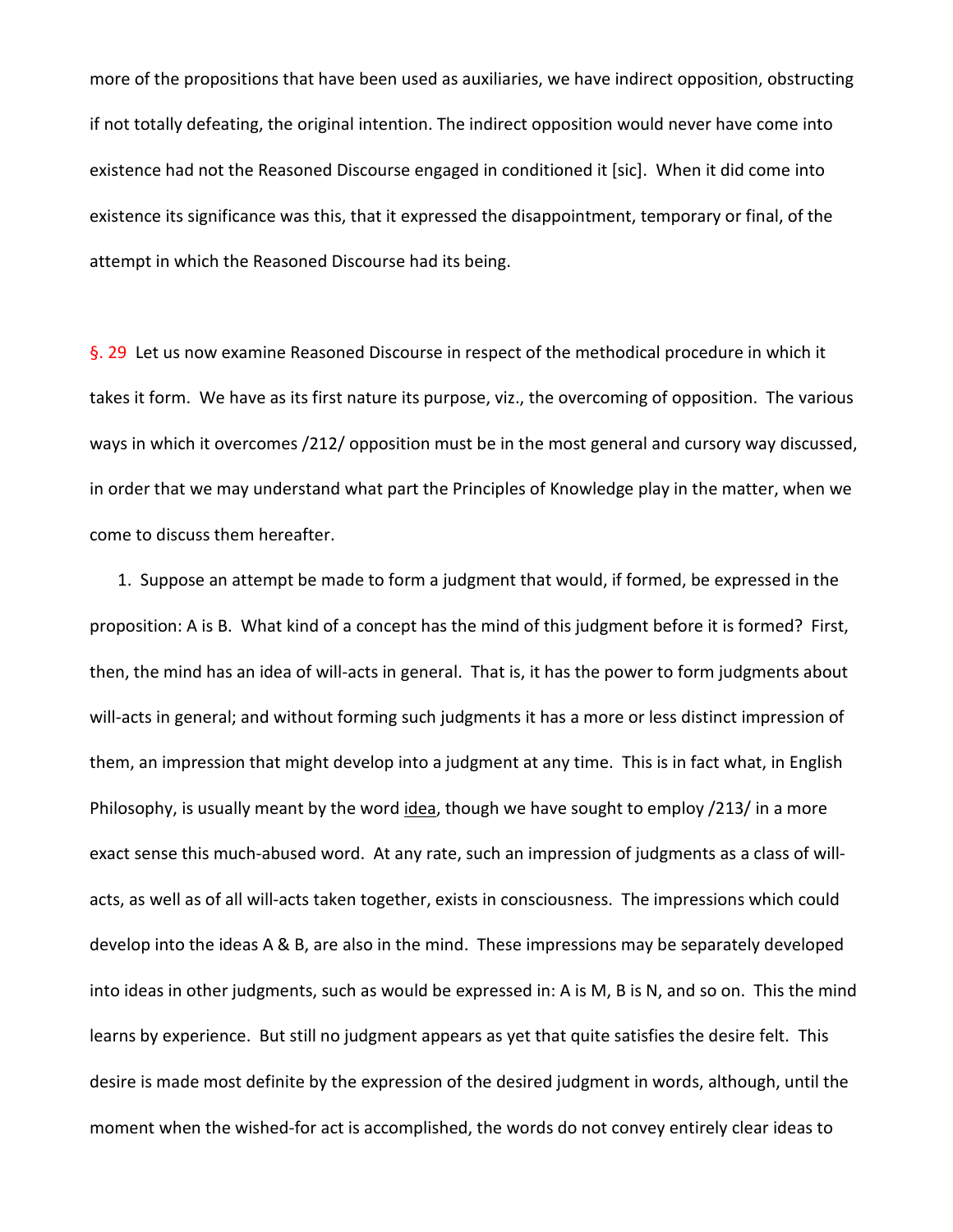more of the propositions that have been used as auxiliaries, we have indirect opposition, obstructing if not totally defeating, the original intention. The indirect opposition would never have come into existence had not the Reasoned Discourse engaged in conditioned it [sic]. When it did come into existence its significance was this, that it expressed the disappointment, temporary or final, of the attempt in which the Reasoned Discourse had its being.

§. 29 Let us now examine Reasoned Discourse in respect of the methodical procedure in which it takes it form. We have as its first nature its purpose, viz., the overcoming of opposition. The various ways in which it overcomes /212/ opposition must be in the most general and cursory way discussed, in order that we may understand what part the Principles of Knowledge play in the matter, when we come to discuss them hereafter.

1. Suppose an attempt be made to form a judgment that would, if formed, be expressed in the proposition: A is B. What kind of a concept has the mind of this judgment before it is formed? First, then, the mind has an idea of will-acts in general. That is, it has the power to form judgments about will-acts in general; and without forming such judgments it has a more or less distinct impression of them, an impression that might develop into a judgment at any time. This is in fact what, in English Philosophy, is usually meant by the word <u>idea</u>, though we have sought to employ /213/ in a more exact sense this much-abused word. At any rate, such an impression of judgments as a class of will-acts, as well as of all will-acts taken together, exists in consciousness. The impressions which could develop into the ideas A & B, are also in the mind. These impressions may be separately developed into ideas in other judgments, such as would be expressed in: A is M, B is N, and so on. This the mind learns by experience. But still no judgment appears as yet that quite satisfies the desire felt. This desire is made most definite by the expression of the desired judgment in words, although, until the moment when the wished-for act is accomplished, the words do not convey entirely clear ideas to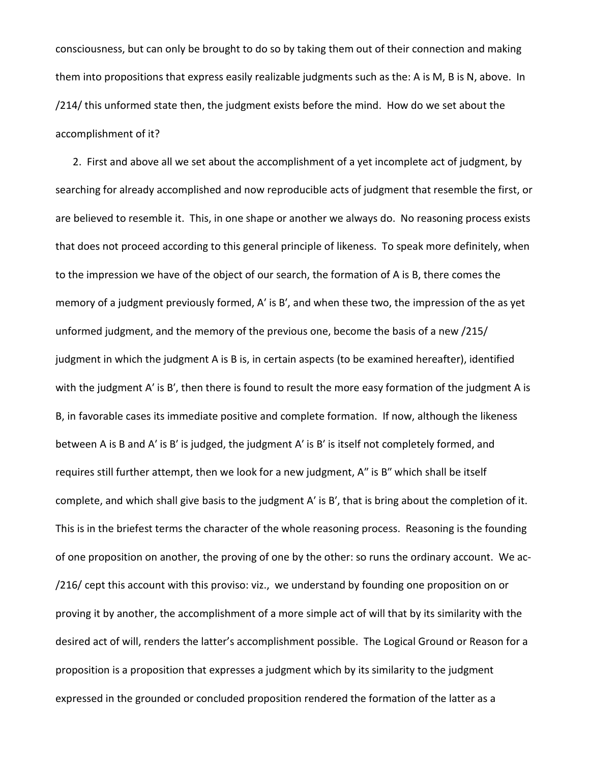consciousness, but can only be brought to do so by taking them out of their connection and making them into propositions that express easily realizable judgments such as the: A is M, B is N, above. In /214/ this unformed state then, the judgment exists before the mind. How do we set about the accomplishment of it?

2. First and above all we set about the accomplishment of a yet incomplete act of judgment, by searching for already accomplished and now reproducible acts of judgment that resemble the first, or are believed to resemble it. This, in one shape or another we always do. No reasoning process exists that does not proceed according to this general principle of likeness. To speak more definitely, when to the impression we have of the object of our search, the formation of A is B, there comes the memory of a judgment previously formed, A' is B', and when these two, the impression of the as yet unformed judgment, and the memory of the previous one, become the basis of a new /215/ judgment in which the judgment A is B is, in certain aspects (to be examined hereafter), identified with the judgment A' is B', then there is found to result the more easy formation of the judgment A is B, in favorable cases its immediate positive and complete formation. If now, although the likeness between A is B and A' is B' is judged, the judgment A' is B' is itself not completely formed, and requires still further attempt, then we look for a new judgment, A" is B" which shall be itself complete, and which shall give basis to the judgment A' is B', that is bring about the completion of it. This is in the briefest terms the character of the whole reasoning process. Reasoning is the founding of one proposition on another, the proving of one by the other: so runs the ordinary account. We ac- /216/ cept this account with this proviso: viz., we understand by founding one proposition on or proving it by another, the accomplishment of a more simple act of will that by its similarity with the desired act of will, renders the latter's accomplishment possible. The Logical Ground or Reason for a proposition is a proposition that expresses a judgment which by its similarity to the judgment expressed in the grounded or concluded proposition rendered the formation of the latter as a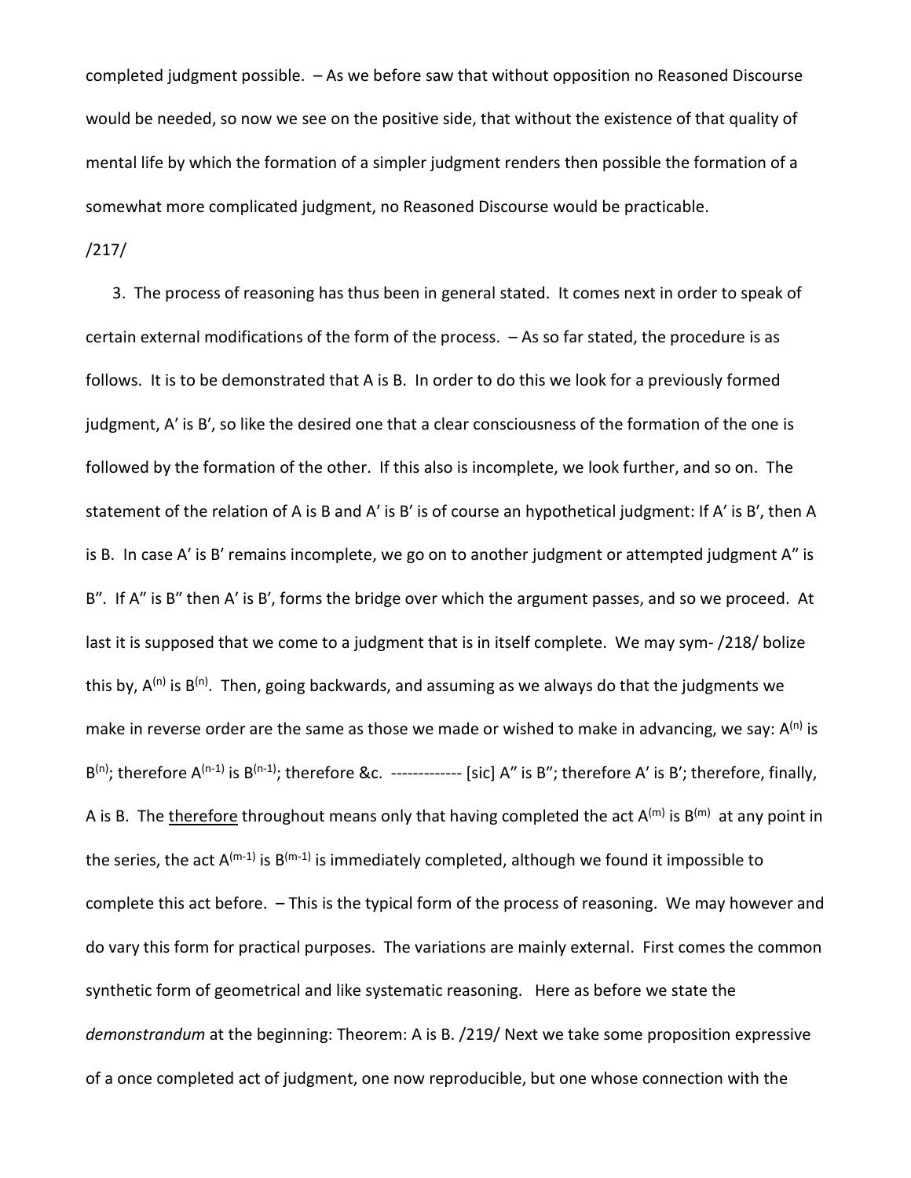completed judgment possible. – As we before saw that without opposition no Reasoned Discourse would be needed, so now we see on the positive side, that without the existence of that quality of mental life by which the formation of a simpler judgment renders then possible the formation of a somewhat more complicated judgment, no Reasoned Discourse would be practicable.

/217/

3. The process of reasoning has thus been in general stated. It comes next in order to speak of certain external modifications of the form of the process. – As so far stated, the procedure is as follows. It is to be demonstrated that A is B. In order to do this we look for a previously formed judgment, A′ is B′, so like the desired one that a clear consciousness of the formation of the one is followed by the formation of the other. If this also is incomplete, we look further, and so on. The statement of the relation of A is B and A′ is B′ is of course an hypothetical judgment: If A′ is B′, then A is B. In case A′ is B′ remains incomplete, we go on to another judgment or attempted judgment A″ is B″. If A″ is B″ then A′ is B′, forms the bridge over which the argument passes, and so we proceed. At last it is supposed that we come to a judgment that is in itself complete. We may sym- /218/ bolize this by, $A^{(n)}$ is $B^{(n)}$. Then, going backwards, and assuming as we always do that the judgments we make in reverse order are the same as those we made or wished to make in advancing, we say: $A^{(n)}$ is $B^{(n)}$; therefore $A^{(n-1)}$ is $B^{(n-1)}$; therefore &c. ------------- [sic] A″ is B″; therefore A′ is B′; therefore, finally, A is B. The <u>therefore</u> throughout means only that having completed the act $A^{(m)}$ is $B^{(m)}$ at any point in the series, the act $A^{(m-1)}$ is $B^{(m-1)}$ is immediately completed, although we found it impossible to complete this act before. – This is the typical form of the process of reasoning. We may however and do vary this form for practical purposes. The variations are mainly external. First comes the common synthetic form of geometrical and like systematic reasoning. Here as before we state the *demonstrandum* at the beginning: Theorem: A is B. /219/ Next we take some proposition expressive of a once completed act of judgment, one now reproducible, but one whose connection with the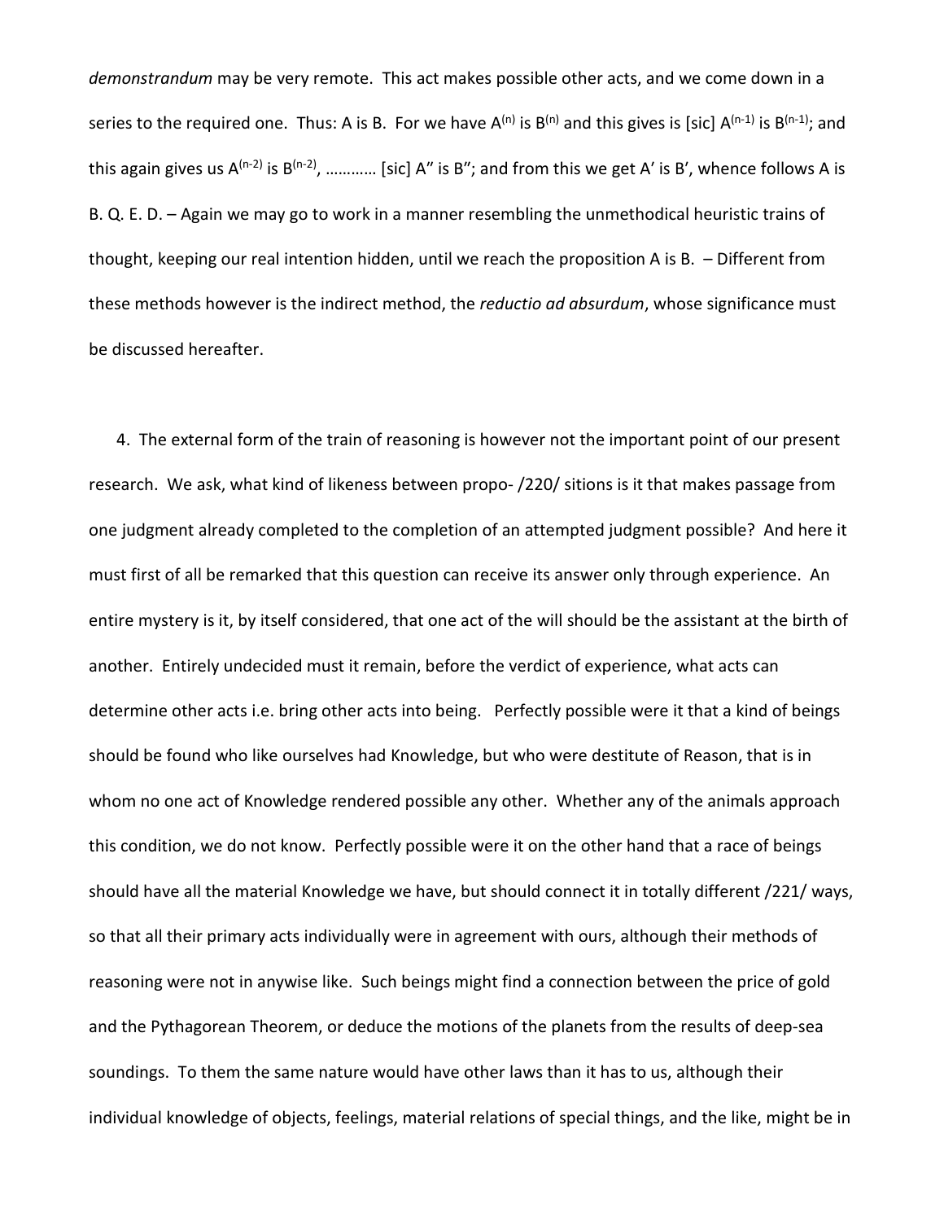*demonstrandum* may be very remote. This act makes possible other acts, and we come down in a series to the required one. Thus: A is B. For we have $A^{(n)}$ is $B^{(n)}$ and this gives is [sic] $A^{(n-1)}$ is $B^{(n-1)}$; and this again gives us $A^{(n-2)}$ is $B^{(n-2)}$, ………… [sic] A″ is B″; and from this we get A′ is B′, whence follows A is B. Q. E. D. – Again we may go to work in a manner resembling the unmethodical heuristic trains of thought, keeping our real intention hidden, until we reach the proposition A is B. – Different from these methods however is the indirect method, the *reductio ad absurdum*, whose significance must be discussed hereafter.

4. The external form of the train of reasoning is however not the important point of our present research. We ask, what kind of likeness between propo- /220/ sitions is it that makes passage from one judgment already completed to the completion of an attempted judgment possible? And here it must first of all be remarked that this question can receive its answer only through experience. An entire mystery is it, by itself considered, that one act of the will should be the assistant at the birth of another. Entirely undecided must it remain, before the verdict of experience, what acts can determine other acts i.e. bring other acts into being. Perfectly possible were it that a kind of beings should be found who like ourselves had Knowledge, but who were destitute of Reason, that is in whom no one act of Knowledge rendered possible any other. Whether any of the animals approach this condition, we do not know. Perfectly possible were it on the other hand that a race of beings should have all the material Knowledge we have, but should connect it in totally different /221/ ways, so that all their primary acts individually were in agreement with ours, although their methods of reasoning were not in anywise like. Such beings might find a connection between the price of gold and the Pythagorean Theorem, or deduce the motions of the planets from the results of deep-sea soundings. To them the same nature would have other laws than it has to us, although their individual knowledge of objects, feelings, material relations of special things, and the like, might be in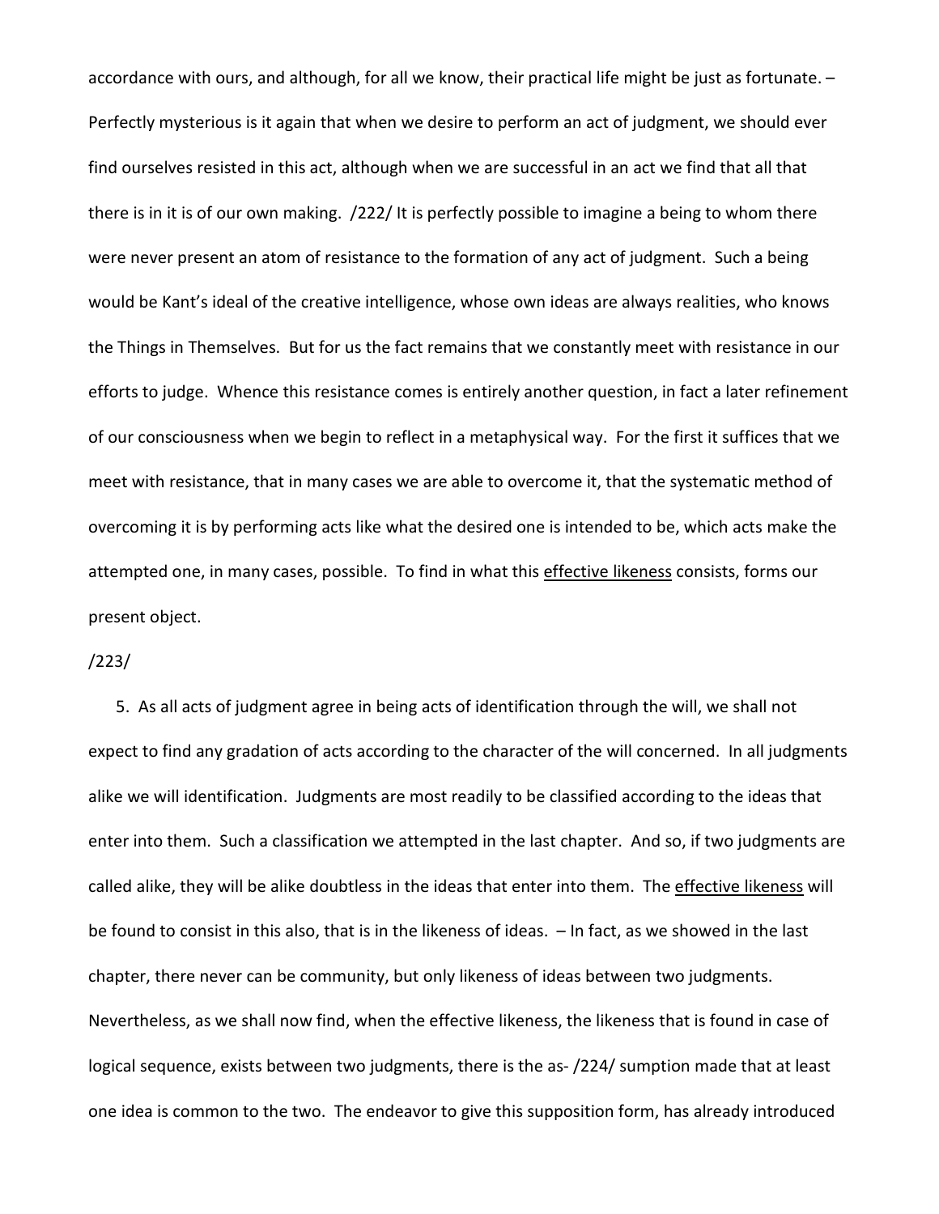accordance with ours, and although, for all we know, their practical life might be just as fortunate. – Perfectly mysterious is it again that when we desire to perform an act of judgment, we should ever find ourselves resisted in this act, although when we are successful in an act we find that all that there is in it is of our own making. /222/ It is perfectly possible to imagine a being to whom there were never present an atom of resistance to the formation of any act of judgment. Such a being would be Kant's ideal of the creative intelligence, whose own ideas are always realities, who knows the Things in Themselves. But for us the fact remains that we constantly meet with resistance in our efforts to judge. Whence this resistance comes is entirely another question, in fact a later refinement of our consciousness when we begin to reflect in a metaphysical way. For the first it suffices that we meet with resistance, that in many cases we are able to overcome it, that the systematic method of overcoming it is by performing acts like what the desired one is intended to be, which acts make the attempted one, in many cases, possible. To find in what this <u>effective likeness</u> consists, forms our present object.

/223/

5. As all acts of judgment agree in being acts of identification through the will, we shall not expect to find any gradation of acts according to the character of the will concerned. In all judgments alike we will identification. Judgments are most readily to be classified according to the ideas that enter into them. Such a classification we attempted in the last chapter. And so, if two judgments are called alike, they will be alike doubtless in the ideas that enter into them. The <u>effective likeness</u> will be found to consist in this also, that is in the likeness of ideas. – In fact, as we showed in the last chapter, there never can be community, but only likeness of ideas between two judgments. Nevertheless, as we shall now find, when the effective likeness, the likeness that is found in case of logical sequence, exists between two judgments, there is the as- /224/ sumption made that at least one idea is common to the two. The endeavor to give this supposition form, has already introduced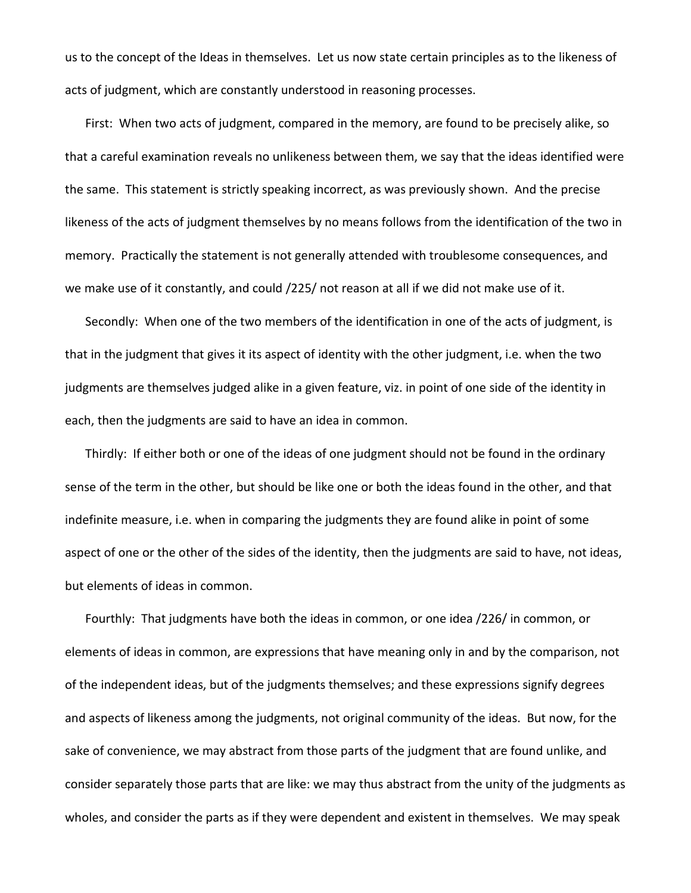us to the concept of the Ideas in themselves. Let us now state certain principles as to the likeness of acts of judgment, which are constantly understood in reasoning processes.

First: When two acts of judgment, compared in the memory, are found to be precisely alike, so that a careful examination reveals no unlikeness between them, we say that the ideas identified were the same. This statement is strictly speaking incorrect, as was previously shown. And the precise likeness of the acts of judgment themselves by no means follows from the identification of the two in memory. Practically the statement is not generally attended with troublesome consequences, and we make use of it constantly, and could /225/ not reason at all if we did not make use of it.

Secondly: When one of the two members of the identification in one of the acts of judgment, is that in the judgment that gives it its aspect of identity with the other judgment, i.e. when the two judgments are themselves judged alike in a given feature, viz. in point of one side of the identity in each, then the judgments are said to have an idea in common.

Thirdly: If either both or one of the ideas of one judgment should not be found in the ordinary sense of the term in the other, but should be like one or both the ideas found in the other, and that indefinite measure, i.e. when in comparing the judgments they are found alike in point of some aspect of one or the other of the sides of the identity, then the judgments are said to have, not ideas, but elements of ideas in common.

Fourthly: That judgments have both the ideas in common, or one idea /226/ in common, or elements of ideas in common, are expressions that have meaning only in and by the comparison, not of the independent ideas, but of the judgments themselves; and these expressions signify degrees and aspects of likeness among the judgments, not original community of the ideas. But now, for the sake of convenience, we may abstract from those parts of the judgment that are found unlike, and consider separately those parts that are like: we may thus abstract from the unity of the judgments as wholes, and consider the parts as if they were dependent and existent in themselves. We may speak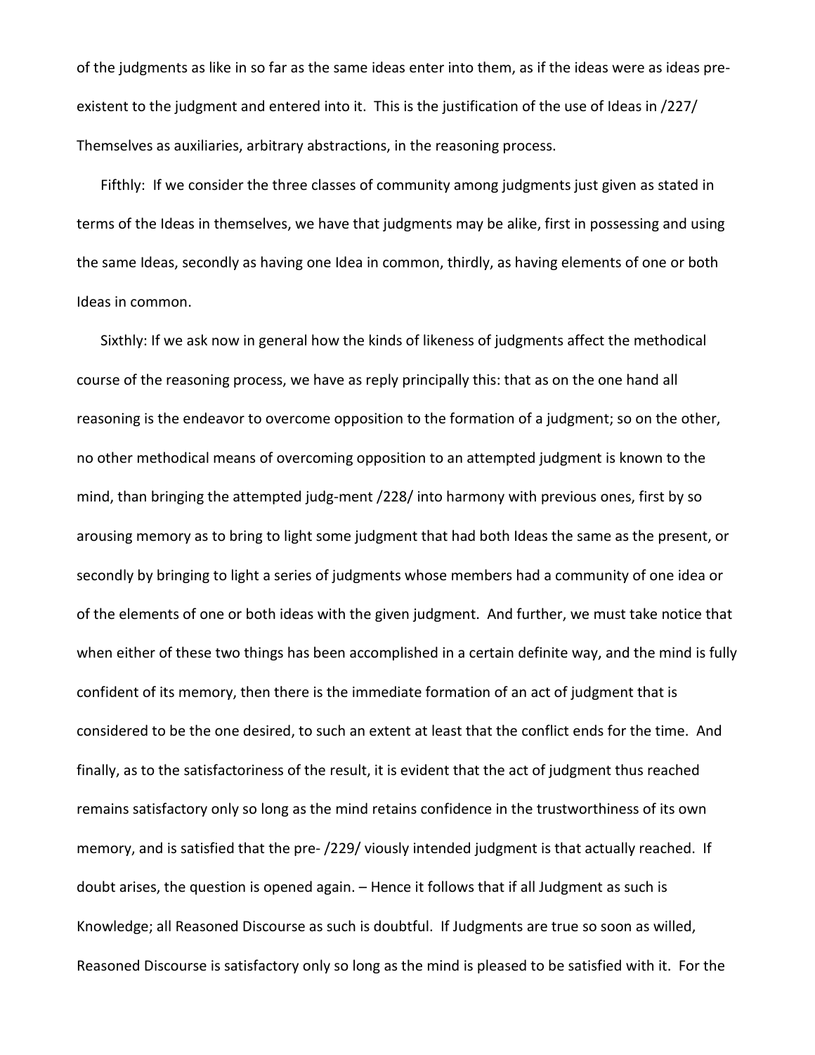of the judgments as like in so far as the same ideas enter into them, as if the ideas were as ideas pre-existent to the judgment and entered into it. This is the justification of the use of Ideas in /227/ Themselves as auxiliaries, arbitrary abstractions, in the reasoning process.

Fifthly: If we consider the three classes of community among judgments just given as stated in terms of the Ideas in themselves, we have that judgments may be alike, first in possessing and using the same Ideas, secondly as having one Idea in common, thirdly, as having elements of one or both Ideas in common.

Sixthly: If we ask now in general how the kinds of likeness of judgments affect the methodical course of the reasoning process, we have as reply principally this: that as on the one hand all reasoning is the endeavor to overcome opposition to the formation of a judgment; so on the other, no other methodical means of overcoming opposition to an attempted judgment is known to the mind, than bringing the attempted judg-ment /228/ into harmony with previous ones, first by so arousing memory as to bring to light some judgment that had both Ideas the same as the present, or secondly by bringing to light a series of judgments whose members had a community of one idea or of the elements of one or both ideas with the given judgment. And further, we must take notice that when either of these two things has been accomplished in a certain definite way, and the mind is fully confident of its memory, then there is the immediate formation of an act of judgment that is considered to be the one desired, to such an extent at least that the conflict ends for the time. And finally, as to the satisfactoriness of the result, it is evident that the act of judgment thus reached remains satisfactory only so long as the mind retains confidence in the trustworthiness of its own memory, and is satisfied that the pre- /229/ viously intended judgment is that actually reached. If doubt arises, the question is opened again. – Hence it follows that if all Judgment as such is Knowledge; all Reasoned Discourse as such is doubtful. If Judgments are true so soon as willed, Reasoned Discourse is satisfactory only so long as the mind is pleased to be satisfied with it. For the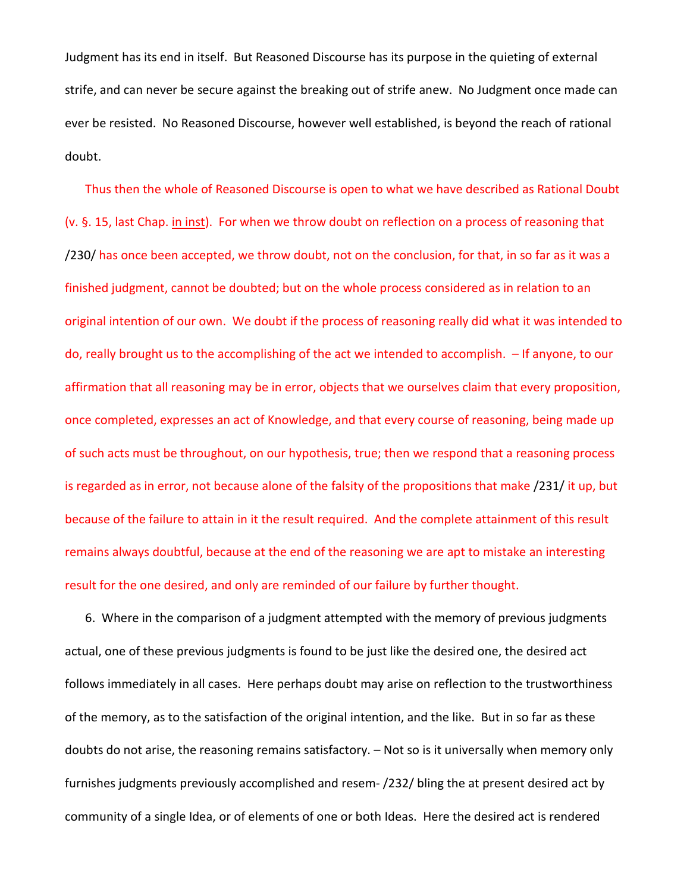Judgment has its end in itself. But Reasoned Discourse has its purpose in the quieting of external strife, and can never be secure against the breaking out of strife anew. No Judgment once made can ever be resisted. No Reasoned Discourse, however well established, is beyond the reach of rational doubt.

Thus then the whole of Reasoned Discourse is open to what we have described as Rational Doubt (v. §. 15, last Chap. in inst). For when we throw doubt on reflection on a process of reasoning that /230/ has once been accepted, we throw doubt, not on the conclusion, for that, in so far as it was a finished judgment, cannot be doubted; but on the whole process considered as in relation to an original intention of our own. We doubt if the process of reasoning really did what it was intended to do, really brought us to the accomplishing of the act we intended to accomplish. – If anyone, to our affirmation that all reasoning may be in error, objects that we ourselves claim that every proposition, once completed, expresses an act of Knowledge, and that every course of reasoning, being made up of such acts must be throughout, on our hypothesis, true; then we respond that a reasoning process is regarded as in error, not because alone of the falsity of the propositions that make /231/ it up, but because of the failure to attain in it the result required. And the complete attainment of this result remains always doubtful, because at the end of the reasoning we are apt to mistake an interesting result for the one desired, and only are reminded of our failure by further thought.

6. Where in the comparison of a judgment attempted with the memory of previous judgments actual, one of these previous judgments is found to be just like the desired one, the desired act follows immediately in all cases. Here perhaps doubt may arise on reflection to the trustworthiness of the memory, as to the satisfaction of the original intention, and the like. But in so far as these doubts do not arise, the reasoning remains satisfactory. – Not so is it universally when memory only furnishes judgments previously accomplished and resem- /232/ bling the at present desired act by community of a single Idea, or of elements of one or both Ideas. Here the desired act is rendered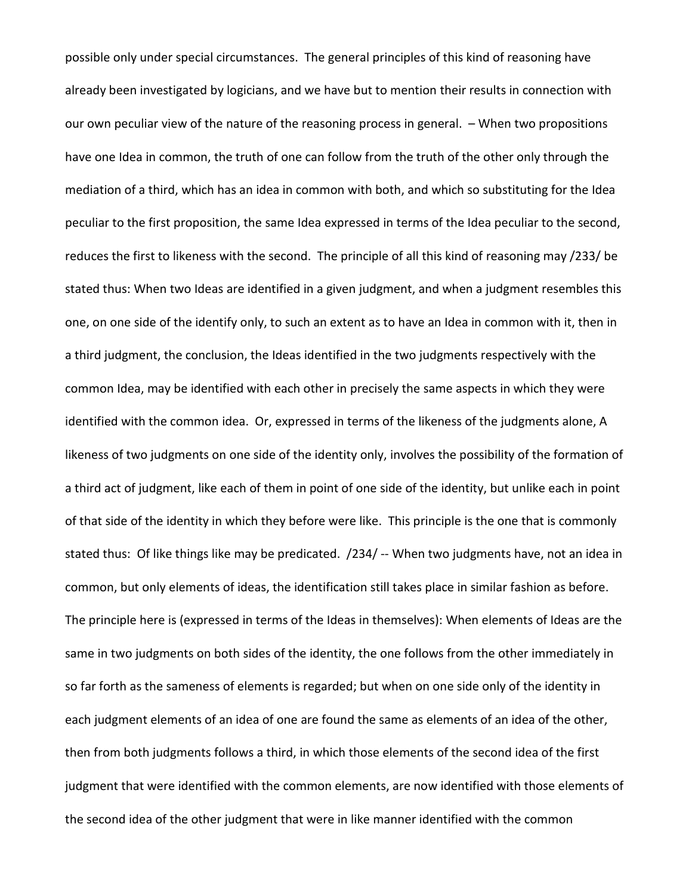possible only under special circumstances. The general principles of this kind of reasoning have already been investigated by logicians, and we have but to mention their results in connection with our own peculiar view of the nature of the reasoning process in general. – When two propositions have one Idea in common, the truth of one can follow from the truth of the other only through the mediation of a third, which has an idea in common with both, and which so substituting for the Idea peculiar to the first proposition, the same Idea expressed in terms of the Idea peculiar to the second, reduces the first to likeness with the second. The principle of all this kind of reasoning may /233/ be stated thus: When two Ideas are identified in a given judgment, and when a judgment resembles this one, on one side of the identify only, to such an extent as to have an Idea in common with it, then in a third judgment, the conclusion, the Ideas identified in the two judgments respectively with the common Idea, may be identified with each other in precisely the same aspects in which they were identified with the common idea. Or, expressed in terms of the likeness of the judgments alone, A likeness of two judgments on one side of the identity only, involves the possibility of the formation of a third act of judgment, like each of them in point of one side of the identity, but unlike each in point of that side of the identity in which they before were like. This principle is the one that is commonly stated thus: Of like things like may be predicated. /234/ -- When two judgments have, not an idea in common, but only elements of ideas, the identification still takes place in similar fashion as before. The principle here is (expressed in terms of the Ideas in themselves): When elements of Ideas are the same in two judgments on both sides of the identity, the one follows from the other immediately in so far forth as the sameness of elements is regarded; but when on one side only of the identity in each judgment elements of an idea of one are found the same as elements of an idea of the other, then from both judgments follows a third, in which those elements of the second idea of the first judgment that were identified with the common elements, are now identified with those elements of the second idea of the other judgment that were in like manner identified with the common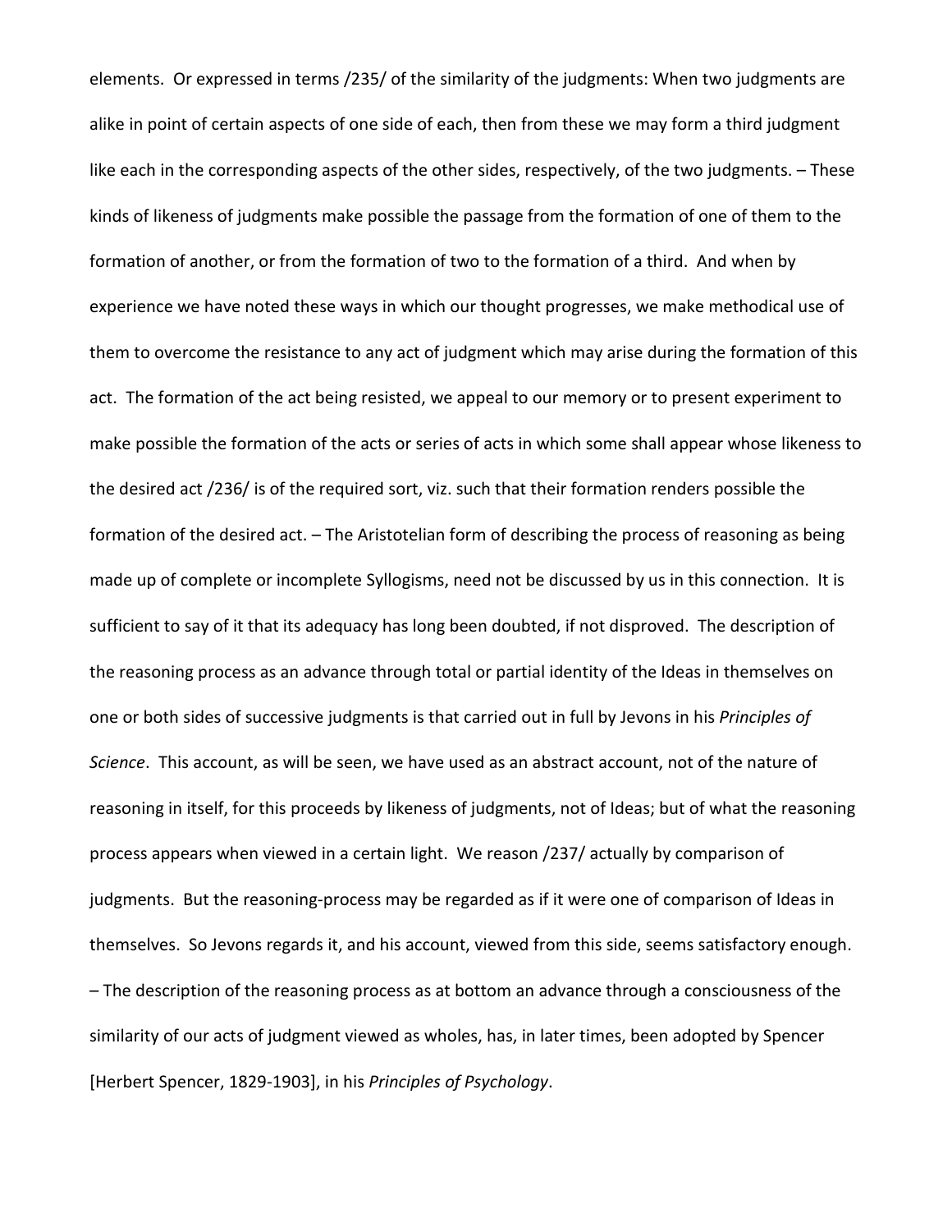elements. Or expressed in terms /235/ of the similarity of the judgments: When two judgments are alike in point of certain aspects of one side of each, then from these we may form a third judgment like each in the corresponding aspects of the other sides, respectively, of the two judgments. – These kinds of likeness of judgments make possible the passage from the formation of one of them to the formation of another, or from the formation of two to the formation of a third. And when by experience we have noted these ways in which our thought progresses, we make methodical use of them to overcome the resistance to any act of judgment which may arise during the formation of this act. The formation of the act being resisted, we appeal to our memory or to present experiment to make possible the formation of the acts or series of acts in which some shall appear whose likeness to the desired act /236/ is of the required sort, viz. such that their formation renders possible the formation of the desired act. – The Aristotelian form of describing the process of reasoning as being made up of complete or incomplete Syllogisms, need not be discussed by us in this connection. It is sufficient to say of it that its adequacy has long been doubted, if not disproved. The description of the reasoning process as an advance through total or partial identity of the Ideas in themselves on one or both sides of successive judgments is that carried out in full by Jevons in his *Principles of Science*. This account, as will be seen, we have used as an abstract account, not of the nature of reasoning in itself, for this proceeds by likeness of judgments, not of Ideas; but of what the reasoning process appears when viewed in a certain light. We reason /237/ actually by comparison of judgments. But the reasoning-process may be regarded as if it were one of comparison of Ideas in themselves. So Jevons regards it, and his account, viewed from this side, seems satisfactory enough. – The description of the reasoning process as at bottom an advance through a consciousness of the similarity of our acts of judgment viewed as wholes, has, in later times, been adopted by Spencer [Herbert Spencer, 1829-1903], in his *Principles of Psychology*.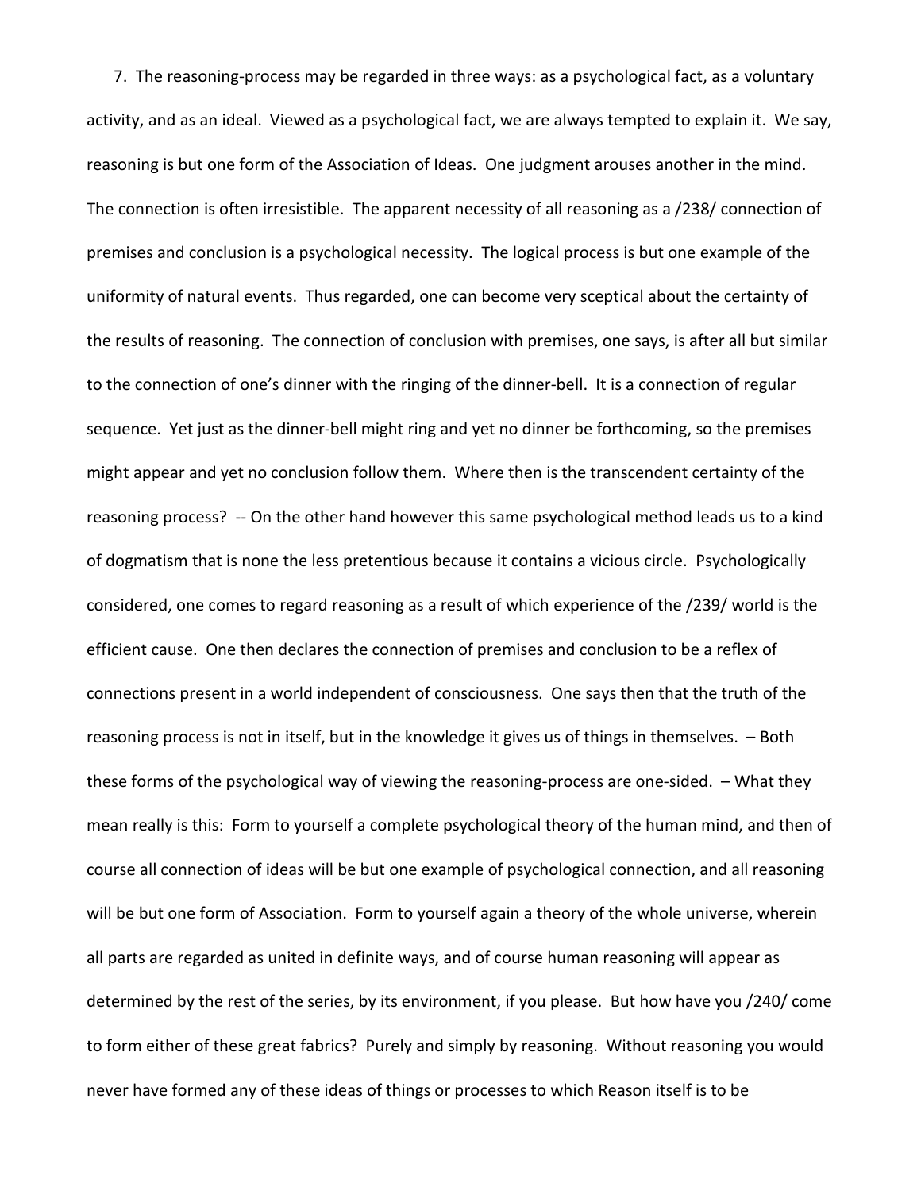7. The reasoning-process may be regarded in three ways: as a psychological fact, as a voluntary activity, and as an ideal. Viewed as a psychological fact, we are always tempted to explain it. We say, reasoning is but one form of the Association of Ideas. One judgment arouses another in the mind. The connection is often irresistible. The apparent necessity of all reasoning as a /238/ connection of premises and conclusion is a psychological necessity. The logical process is but one example of the uniformity of natural events. Thus regarded, one can become very sceptical about the certainty of the results of reasoning. The connection of conclusion with premises, one says, is after all but similar to the connection of one's dinner with the ringing of the dinner-bell. It is a connection of regular sequence. Yet just as the dinner-bell might ring and yet no dinner be forthcoming, so the premises might appear and yet no conclusion follow them. Where then is the transcendent certainty of the reasoning process? -- On the other hand however this same psychological method leads us to a kind of dogmatism that is none the less pretentious because it contains a vicious circle. Psychologically considered, one comes to regard reasoning as a result of which experience of the /239/ world is the efficient cause. One then declares the connection of premises and conclusion to be a reflex of connections present in a world independent of consciousness. One says then that the truth of the reasoning process is not in itself, but in the knowledge it gives us of things in themselves. – Both these forms of the psychological way of viewing the reasoning-process are one-sided. – What they mean really is this: Form to yourself a complete psychological theory of the human mind, and then of course all connection of ideas will be but one example of psychological connection, and all reasoning will be but one form of Association. Form to yourself again a theory of the whole universe, wherein all parts are regarded as united in definite ways, and of course human reasoning will appear as determined by the rest of the series, by its environment, if you please. But how have you /240/ come to form either of these great fabrics? Purely and simply by reasoning. Without reasoning you would never have formed any of these ideas of things or processes to which Reason itself is to be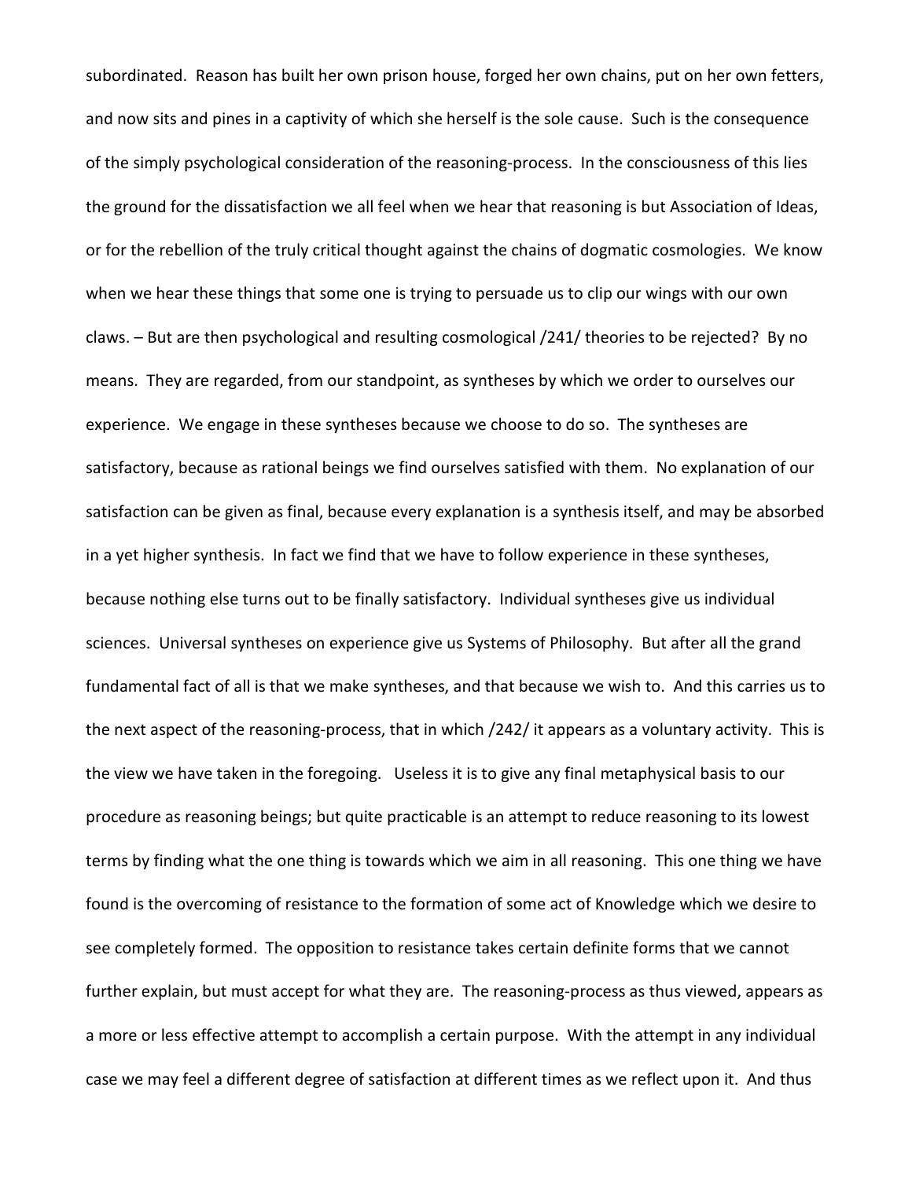subordinated. Reason has built her own prison house, forged her own chains, put on her own fetters, and now sits and pines in a captivity of which she herself is the sole cause. Such is the consequence of the simply psychological consideration of the reasoning-process. In the consciousness of this lies the ground for the dissatisfaction we all feel when we hear that reasoning is but Association of Ideas, or for the rebellion of the truly critical thought against the chains of dogmatic cosmologies. We know when we hear these things that some one is trying to persuade us to clip our wings with our own claws. – But are then psychological and resulting cosmological /241/ theories to be rejected? By no means. They are regarded, from our standpoint, as syntheses by which we order to ourselves our experience. We engage in these syntheses because we choose to do so. The syntheses are satisfactory, because as rational beings we find ourselves satisfied with them. No explanation of our satisfaction can be given as final, because every explanation is a synthesis itself, and may be absorbed in a yet higher synthesis. In fact we find that we have to follow experience in these syntheses, because nothing else turns out to be finally satisfactory. Individual syntheses give us individual sciences. Universal syntheses on experience give us Systems of Philosophy. But after all the grand fundamental fact of all is that we make syntheses, and that because we wish to. And this carries us to the next aspect of the reasoning-process, that in which /242/ it appears as a voluntary activity. This is the view we have taken in the foregoing. Useless it is to give any final metaphysical basis to our procedure as reasoning beings; but quite practicable is an attempt to reduce reasoning to its lowest terms by finding what the one thing is towards which we aim in all reasoning. This one thing we have found is the overcoming of resistance to the formation of some act of Knowledge which we desire to see completely formed. The opposition to resistance takes certain definite forms that we cannot further explain, but must accept for what they are. The reasoning-process as thus viewed, appears as a more or less effective attempt to accomplish a certain purpose. With the attempt in any individual case we may feel a different degree of satisfaction at different times as we reflect upon it. And thus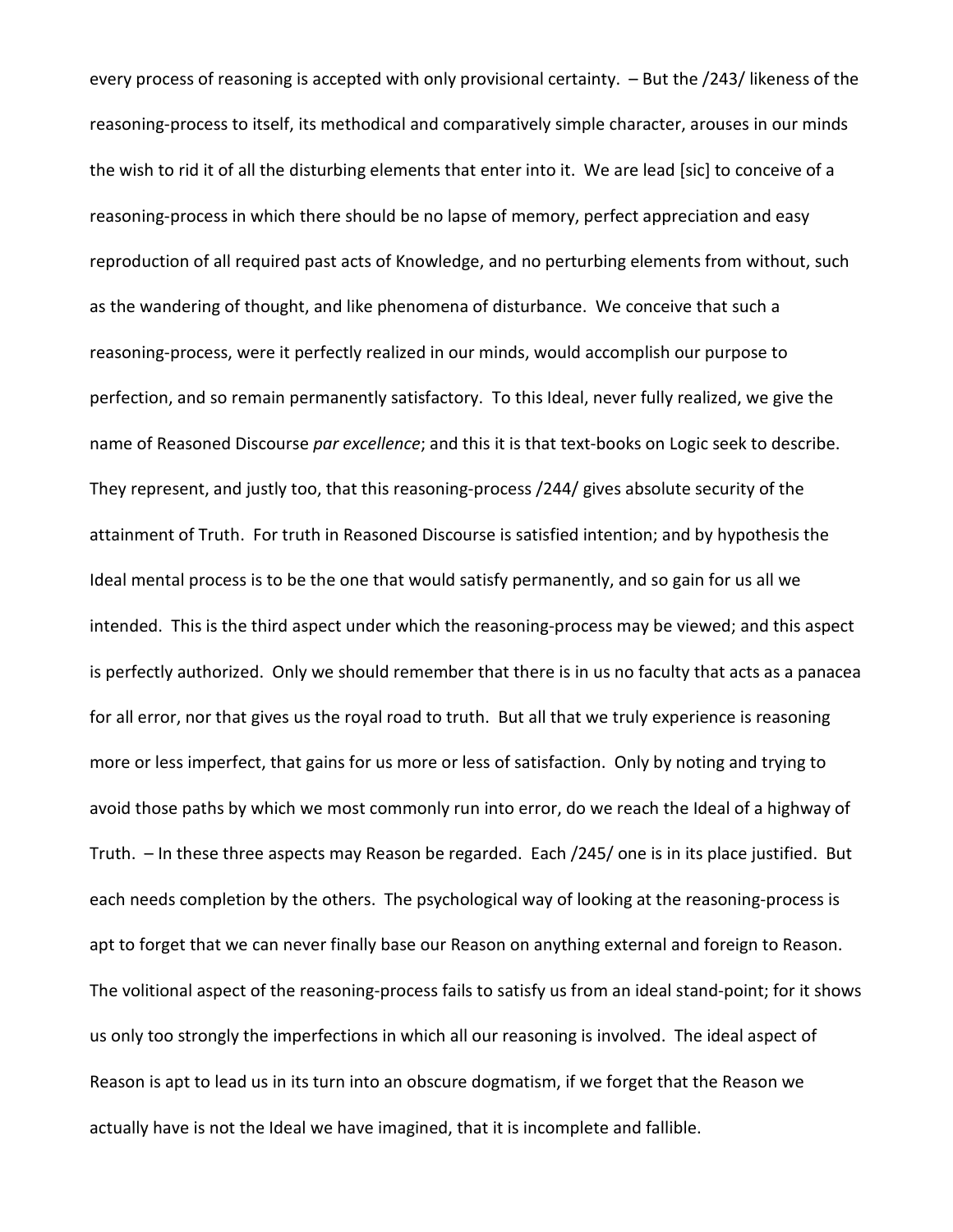every process of reasoning is accepted with only provisional certainty. – But the /243/ likeness of the reasoning-process to itself, its methodical and comparatively simple character, arouses in our minds the wish to rid it of all the disturbing elements that enter into it. We are lead [sic] to conceive of a reasoning-process in which there should be no lapse of memory, perfect appreciation and easy reproduction of all required past acts of Knowledge, and no perturbing elements from without, such as the wandering of thought, and like phenomena of disturbance. We conceive that such a reasoning-process, were it perfectly realized in our minds, would accomplish our purpose to perfection, and so remain permanently satisfactory. To this Ideal, never fully realized, we give the name of Reasoned Discourse *par excellence*; and this it is that text-books on Logic seek to describe. They represent, and justly too, that this reasoning-process /244/ gives absolute security of the attainment of Truth. For truth in Reasoned Discourse is satisfied intention; and by hypothesis the Ideal mental process is to be the one that would satisfy permanently, and so gain for us all we intended. This is the third aspect under which the reasoning-process may be viewed; and this aspect is perfectly authorized. Only we should remember that there is in us no faculty that acts as a panacea for all error, nor that gives us the royal road to truth. But all that we truly experience is reasoning more or less imperfect, that gains for us more or less of satisfaction. Only by noting and trying to avoid those paths by which we most commonly run into error, do we reach the Ideal of a highway of Truth. – In these three aspects may Reason be regarded. Each /245/ one is in its place justified. But each needs completion by the others. The psychological way of looking at the reasoning-process is apt to forget that we can never finally base our Reason on anything external and foreign to Reason. The volitional aspect of the reasoning-process fails to satisfy us from an ideal stand-point; for it shows us only too strongly the imperfections in which all our reasoning is involved. The ideal aspect of Reason is apt to lead us in its turn into an obscure dogmatism, if we forget that the Reason we actually have is not the Ideal we have imagined, that it is incomplete and fallible.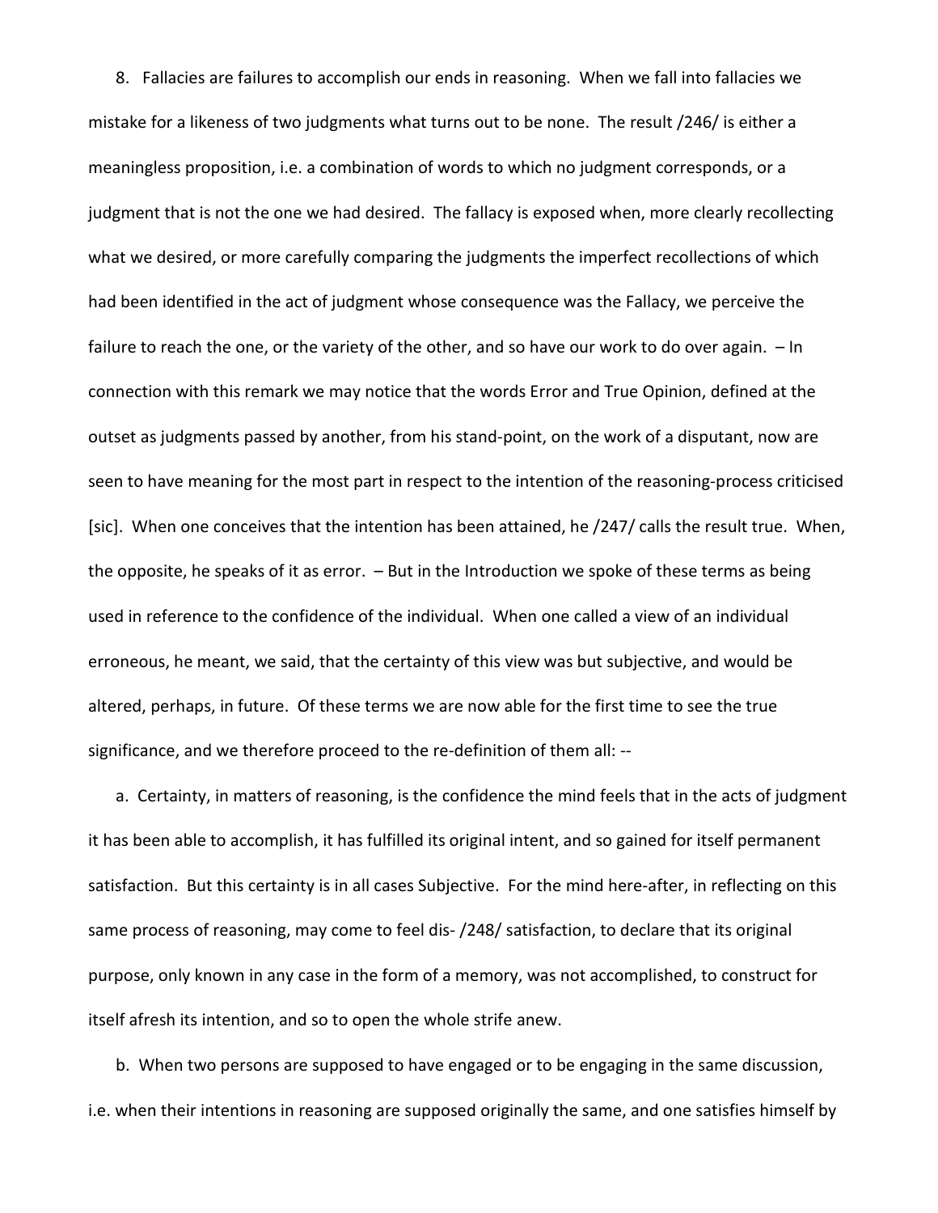8. Fallacies are failures to accomplish our ends in reasoning. When we fall into fallacies we mistake for a likeness of two judgments what turns out to be none. The result /246/ is either a meaningless proposition, i.e. a combination of words to which no judgment corresponds, or a judgment that is not the one we had desired. The fallacy is exposed when, more clearly recollecting what we desired, or more carefully comparing the judgments the imperfect recollections of which had been identified in the act of judgment whose consequence was the Fallacy, we perceive the failure to reach the one, or the variety of the other, and so have our work to do over again. – In connection with this remark we may notice that the words Error and True Opinion, defined at the outset as judgments passed by another, from his stand-point, on the work of a disputant, now are seen to have meaning for the most part in respect to the intention of the reasoning-process criticised [sic]. When one conceives that the intention has been attained, he /247/ calls the result true. When, the opposite, he speaks of it as error. – But in the Introduction we spoke of these terms as being used in reference to the confidence of the individual. When one called a view of an individual erroneous, he meant, we said, that the certainty of this view was but subjective, and would be altered, perhaps, in future. Of these terms we are now able for the first time to see the true significance, and we therefore proceed to the re-definition of them all: --

a. Certainty, in matters of reasoning, is the confidence the mind feels that in the acts of judgment it has been able to accomplish, it has fulfilled its original intent, and so gained for itself permanent satisfaction. But this certainty is in all cases Subjective. For the mind here-after, in reflecting on this same process of reasoning, may come to feel dis- /248/ satisfaction, to declare that its original purpose, only known in any case in the form of a memory, was not accomplished, to construct for itself afresh its intention, and so to open the whole strife anew.

b. When two persons are supposed to have engaged or to be engaging in the same discussion, i.e. when their intentions in reasoning are supposed originally the same, and one satisfies himself by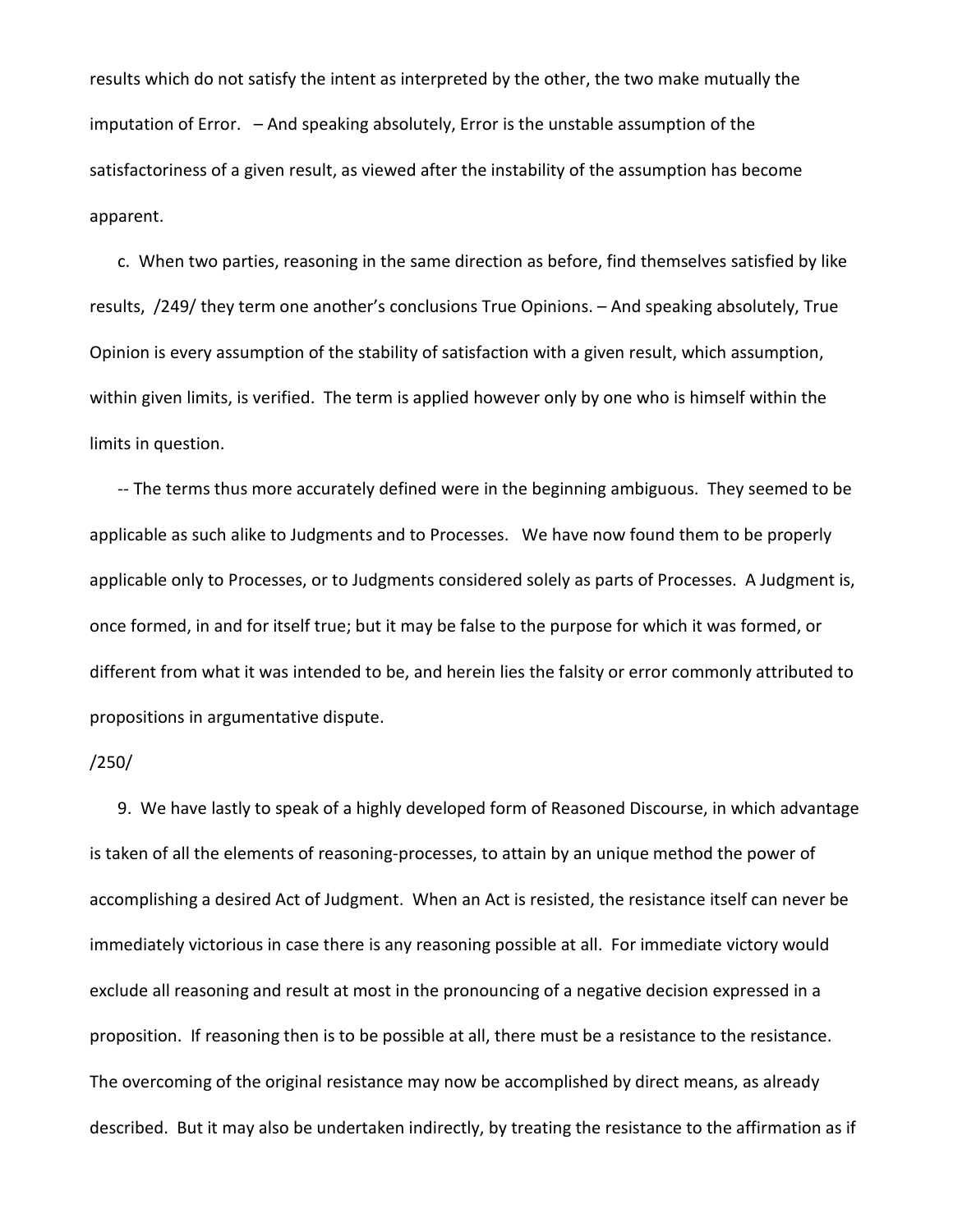results which do not satisfy the intent as interpreted by the other, the two make mutually the imputation of Error. – And speaking absolutely, Error is the unstable assumption of the satisfactoriness of a given result, as viewed after the instability of the assumption has become apparent.

c. When two parties, reasoning in the same direction as before, find themselves satisfied by like results, /249/ they term one another's conclusions True Opinions. – And speaking absolutely, True Opinion is every assumption of the stability of satisfaction with a given result, which assumption, within given limits, is verified. The term is applied however only by one who is himself within the limits in question.

-- The terms thus more accurately defined were in the beginning ambiguous. They seemed to be applicable as such alike to Judgments and to Processes. We have now found them to be properly applicable only to Processes, or to Judgments considered solely as parts of Processes. A Judgment is, once formed, in and for itself true; but it may be false to the purpose for which it was formed, or different from what it was intended to be, and herein lies the falsity or error commonly attributed to propositions in argumentative dispute.

/250/

9. We have lastly to speak of a highly developed form of Reasoned Discourse, in which advantage is taken of all the elements of reasoning-processes, to attain by an unique method the power of accomplishing a desired Act of Judgment. When an Act is resisted, the resistance itself can never be immediately victorious in case there is any reasoning possible at all. For immediate victory would exclude all reasoning and result at most in the pronouncing of a negative decision expressed in a proposition. If reasoning then is to be possible at all, there must be a resistance to the resistance. The overcoming of the original resistance may now be accomplished by direct means, as already described. But it may also be undertaken indirectly, by treating the resistance to the affirmation as if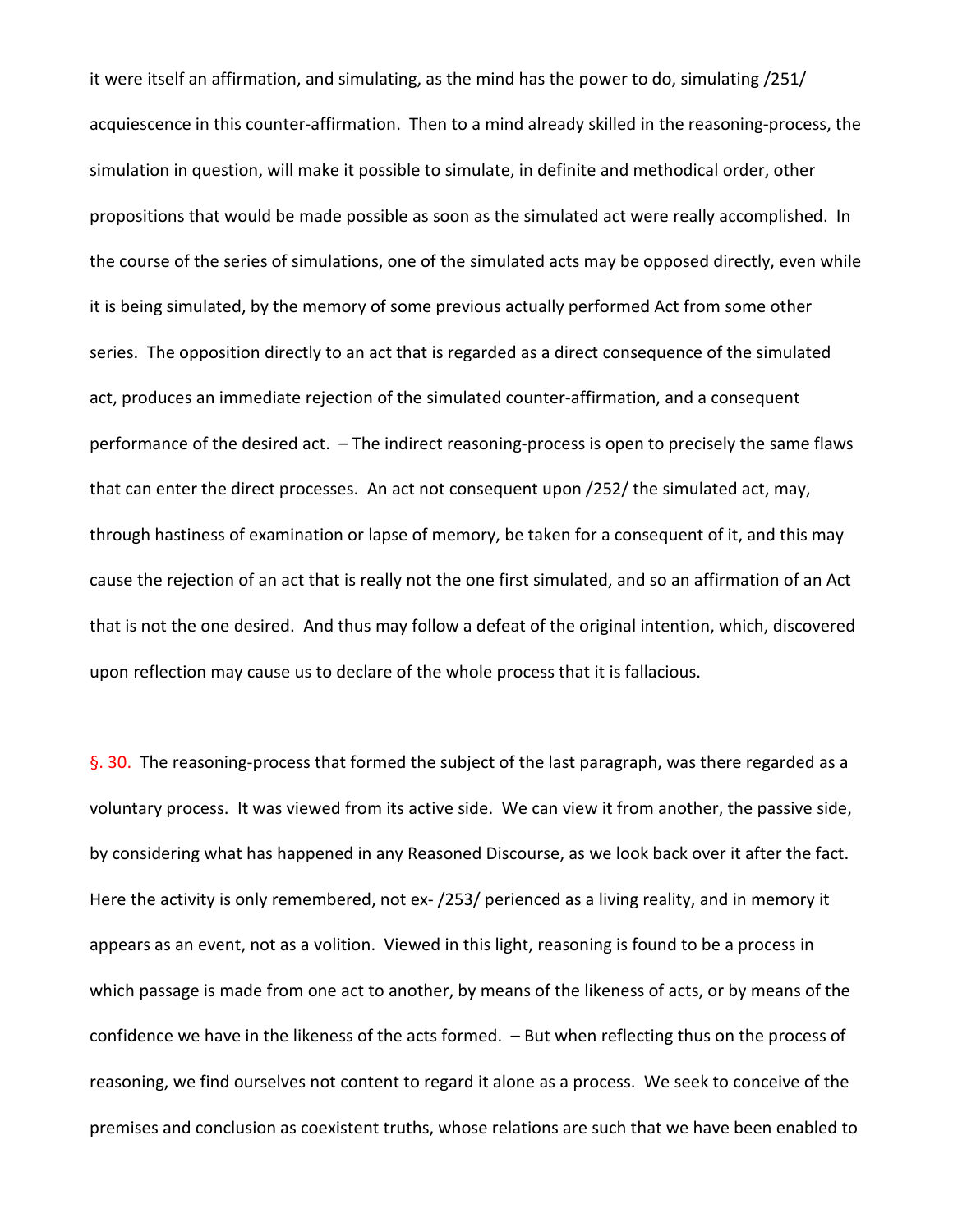it were itself an affirmation, and simulating, as the mind has the power to do, simulating /251/ acquiescence in this counter-affirmation. Then to a mind already skilled in the reasoning-process, the simulation in question, will make it possible to simulate, in definite and methodical order, other propositions that would be made possible as soon as the simulated act were really accomplished. In the course of the series of simulations, one of the simulated acts may be opposed directly, even while it is being simulated, by the memory of some previous actually performed Act from some other series. The opposition directly to an act that is regarded as a direct consequence of the simulated act, produces an immediate rejection of the simulated counter-affirmation, and a consequent performance of the desired act. – The indirect reasoning-process is open to precisely the same flaws that can enter the direct processes. An act not consequent upon /252/ the simulated act, may, through hastiness of examination or lapse of memory, be taken for a consequent of it, and this may cause the rejection of an act that is really not the one first simulated, and so an affirmation of an Act that is not the one desired. And thus may follow a defeat of the original intention, which, discovered upon reflection may cause us to declare of the whole process that it is fallacious.

§. 30. The reasoning-process that formed the subject of the last paragraph, was there regarded as a voluntary process. It was viewed from its active side. We can view it from another, the passive side, by considering what has happened in any Reasoned Discourse, as we look back over it after the fact. Here the activity is only remembered, not ex- /253/ perienced as a living reality, and in memory it appears as an event, not as a volition. Viewed in this light, reasoning is found to be a process in which passage is made from one act to another, by means of the likeness of acts, or by means of the confidence we have in the likeness of the acts formed. – But when reflecting thus on the process of reasoning, we find ourselves not content to regard it alone as a process. We seek to conceive of the premises and conclusion as coexistent truths, whose relations are such that we have been enabled to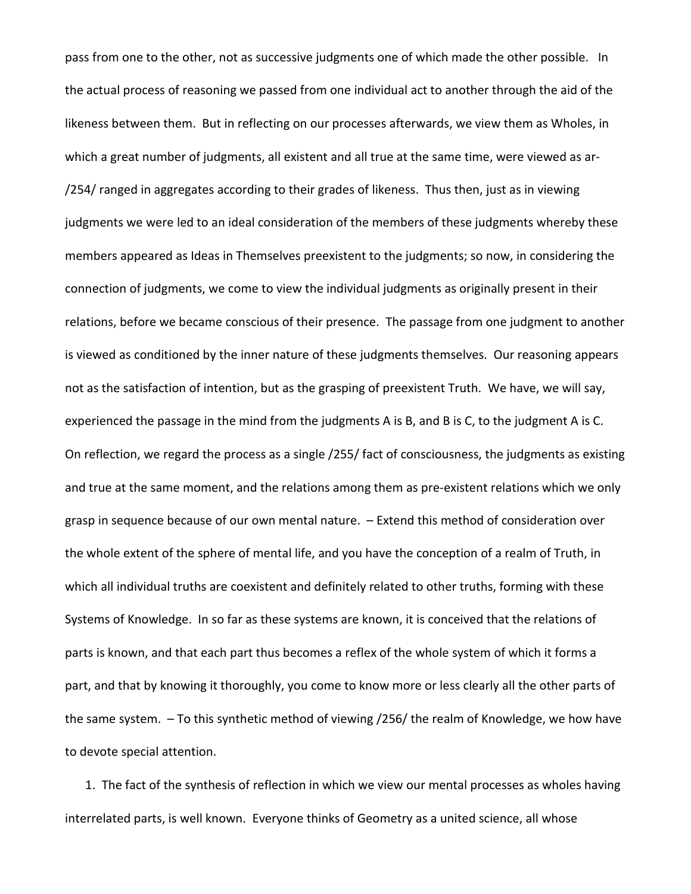pass from one to the other, not as successive judgments one of which made the other possible. In the actual process of reasoning we passed from one individual act to another through the aid of the likeness between them. But in reflecting on our processes afterwards, we view them as Wholes, in which a great number of judgments, all existent and all true at the same time, were viewed as ar- /254/ ranged in aggregates according to their grades of likeness. Thus then, just as in viewing judgments we were led to an ideal consideration of the members of these judgments whereby these members appeared as Ideas in Themselves preexistent to the judgments; so now, in considering the connection of judgments, we come to view the individual judgments as originally present in their relations, before we became conscious of their presence. The passage from one judgment to another is viewed as conditioned by the inner nature of these judgments themselves. Our reasoning appears not as the satisfaction of intention, but as the grasping of preexistent Truth. We have, we will say, experienced the passage in the mind from the judgments A is B, and B is C, to the judgment A is C. On reflection, we regard the process as a single /255/ fact of consciousness, the judgments as existing and true at the same moment, and the relations among them as pre-existent relations which we only grasp in sequence because of our own mental nature. – Extend this method of consideration over the whole extent of the sphere of mental life, and you have the conception of a realm of Truth, in which all individual truths are coexistent and definitely related to other truths, forming with these Systems of Knowledge. In so far as these systems are known, it is conceived that the relations of parts is known, and that each part thus becomes a reflex of the whole system of which it forms a part, and that by knowing it thoroughly, you come to know more or less clearly all the other parts of the same system. – To this synthetic method of viewing /256/ the realm of Knowledge, we how have to devote special attention.

1. The fact of the synthesis of reflection in which we view our mental processes as wholes having interrelated parts, is well known. Everyone thinks of Geometry as a united science, all whose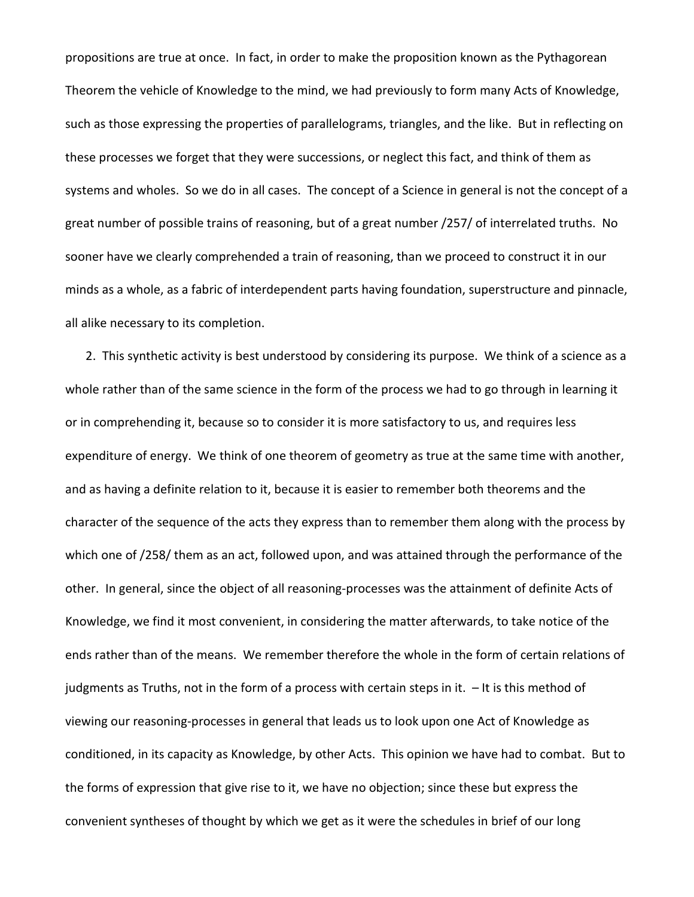propositions are true at once. In fact, in order to make the proposition known as the Pythagorean Theorem the vehicle of Knowledge to the mind, we had previously to form many Acts of Knowledge, such as those expressing the properties of parallelograms, triangles, and the like. But in reflecting on these processes we forget that they were successions, or neglect this fact, and think of them as systems and wholes. So we do in all cases. The concept of a Science in general is not the concept of a great number of possible trains of reasoning, but of a great number /257/ of interrelated truths. No sooner have we clearly comprehended a train of reasoning, than we proceed to construct it in our minds as a whole, as a fabric of interdependent parts having foundation, superstructure and pinnacle, all alike necessary to its completion.

2. This synthetic activity is best understood by considering its purpose. We think of a science as a whole rather than of the same science in the form of the process we had to go through in learning it or in comprehending it, because so to consider it is more satisfactory to us, and requires less expenditure of energy. We think of one theorem of geometry as true at the same time with another, and as having a definite relation to it, because it is easier to remember both theorems and the character of the sequence of the acts they express than to remember them along with the process by which one of /258/ them as an act, followed upon, and was attained through the performance of the other. In general, since the object of all reasoning-processes was the attainment of definite Acts of Knowledge, we find it most convenient, in considering the matter afterwards, to take notice of the ends rather than of the means. We remember therefore the whole in the form of certain relations of judgments as Truths, not in the form of a process with certain steps in it. – It is this method of viewing our reasoning-processes in general that leads us to look upon one Act of Knowledge as conditioned, in its capacity as Knowledge, by other Acts. This opinion we have had to combat. But to the forms of expression that give rise to it, we have no objection; since these but express the convenient syntheses of thought by which we get as it were the schedules in brief of our long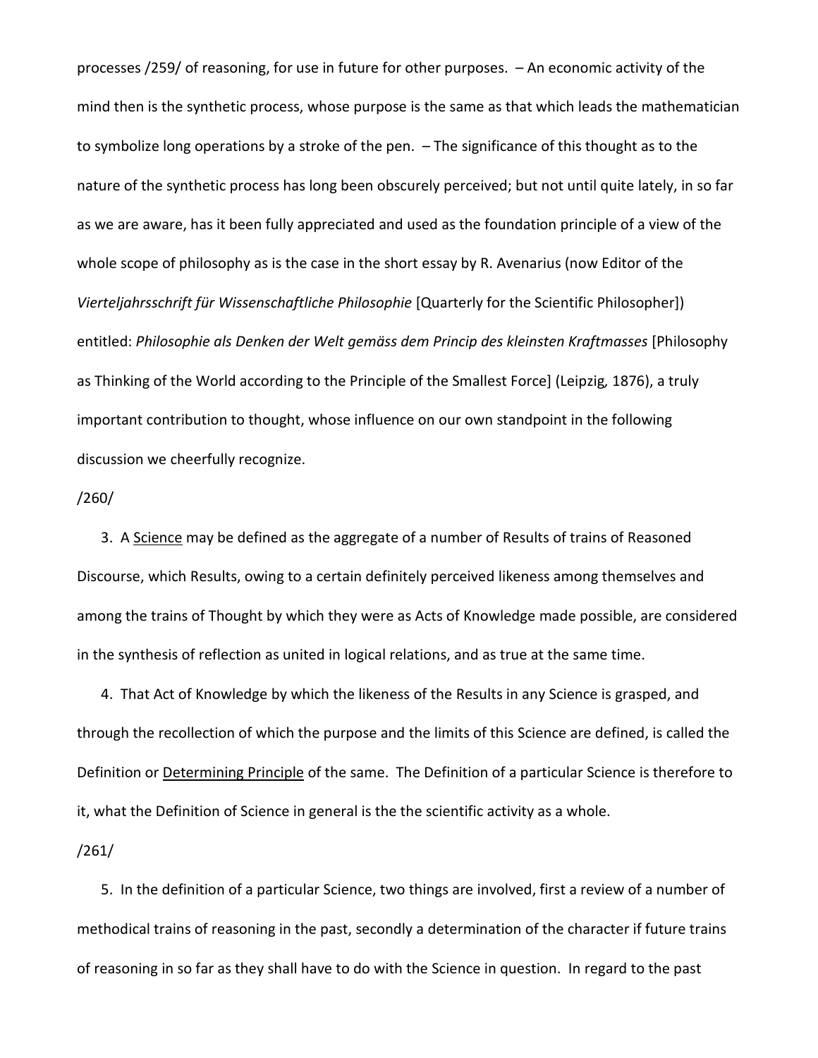processes /259/ of reasoning, for use in future for other purposes. – An economic activity of the mind then is the synthetic process, whose purpose is the same as that which leads the mathematician to symbolize long operations by a stroke of the pen. – The significance of this thought as to the nature of the synthetic process has long been obscurely perceived; but not until quite lately, in so far as we are aware, has it been fully appreciated and used as the foundation principle of a view of the whole scope of philosophy as is the case in the short essay by R. Avenarius (now Editor of the *Vierteljahrsschrift für Wissenschaftliche Philosophie* [Quarterly for the Scientific Philosopher]) entitled: *Philosophie als Denken der Welt gemäss dem Princip des kleinsten Kraftmasses* [Philosophy as Thinking of the World according to the Principle of the Smallest Force] (Leipzig*,* 1876), a truly important contribution to thought, whose influence on our own standpoint in the following discussion we cheerfully recognize.

/260/

3. A <u>Science</u> may be defined as the aggregate of a number of Results of trains of Reasoned Discourse, which Results, owing to a certain definitely perceived likeness among themselves and among the trains of Thought by which they were as Acts of Knowledge made possible, are considered in the synthesis of reflection as united in logical relations, and as true at the same time.

4. That Act of Knowledge by which the likeness of the Results in any Science is grasped, and through the recollection of which the purpose and the limits of this Science are defined, is called the Definition or <u>Determining Principle</u> of the same. The Definition of a particular Science is therefore to it, what the Definition of Science in general is the the scientific activity as a whole.

/261/

5. In the definition of a particular Science, two things are involved, first a review of a number of methodical trains of reasoning in the past, secondly a determination of the character if future trains of reasoning in so far as they shall have to do with the Science in question. In regard to the past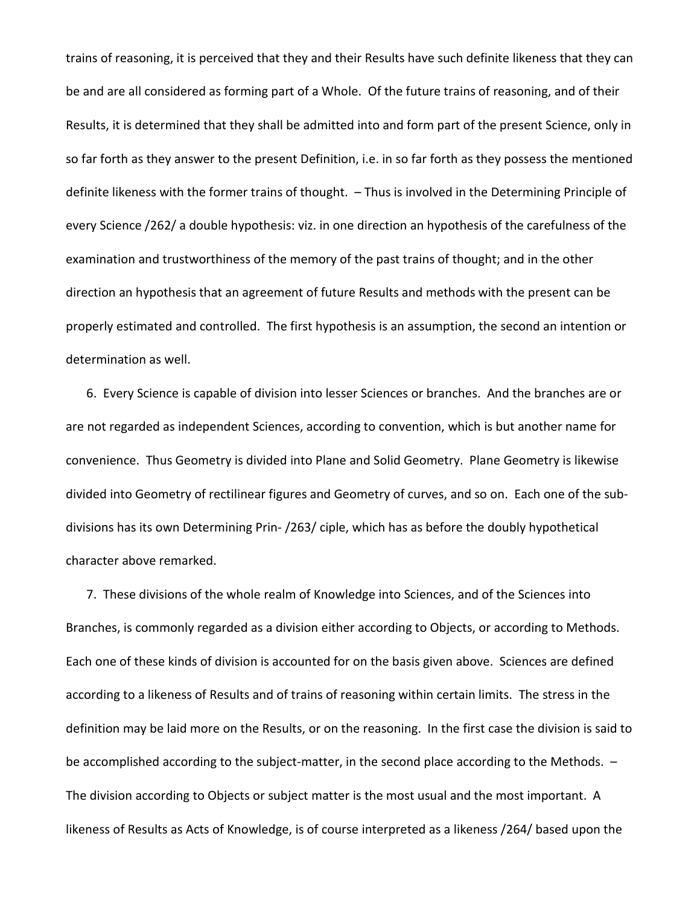trains of reasoning, it is perceived that they and their Results have such definite likeness that they can be and are all considered as forming part of a Whole. Of the future trains of reasoning, and of their Results, it is determined that they shall be admitted into and form part of the present Science, only in so far forth as they answer to the present Definition, i.e. in so far forth as they possess the mentioned definite likeness with the former trains of thought. – Thus is involved in the Determining Principle of every Science /262/ a double hypothesis: viz. in one direction an hypothesis of the carefulness of the examination and trustworthiness of the memory of the past trains of thought; and in the other direction an hypothesis that an agreement of future Results and methods with the present can be properly estimated and controlled. The first hypothesis is an assumption, the second an intention or determination as well.

6. Every Science is capable of division into lesser Sciences or branches. And the branches are or are not regarded as independent Sciences, according to convention, which is but another name for convenience. Thus Geometry is divided into Plane and Solid Geometry. Plane Geometry is likewise divided into Geometry of rectilinear figures and Geometry of curves, and so on. Each one of the sub-divisions has its own Determining Prin- /263/ ciple, which has as before the doubly hypothetical character above remarked.

7. These divisions of the whole realm of Knowledge into Sciences, and of the Sciences into Branches, is commonly regarded as a division either according to Objects, or according to Methods. Each one of these kinds of division is accounted for on the basis given above. Sciences are defined according to a likeness of Results and of trains of reasoning within certain limits. The stress in the definition may be laid more on the Results, or on the reasoning. In the first case the division is said to be accomplished according to the subject-matter, in the second place according to the Methods. – The division according to Objects or subject matter is the most usual and the most important. A likeness of Results as Acts of Knowledge, is of course interpreted as a likeness /264/ based upon the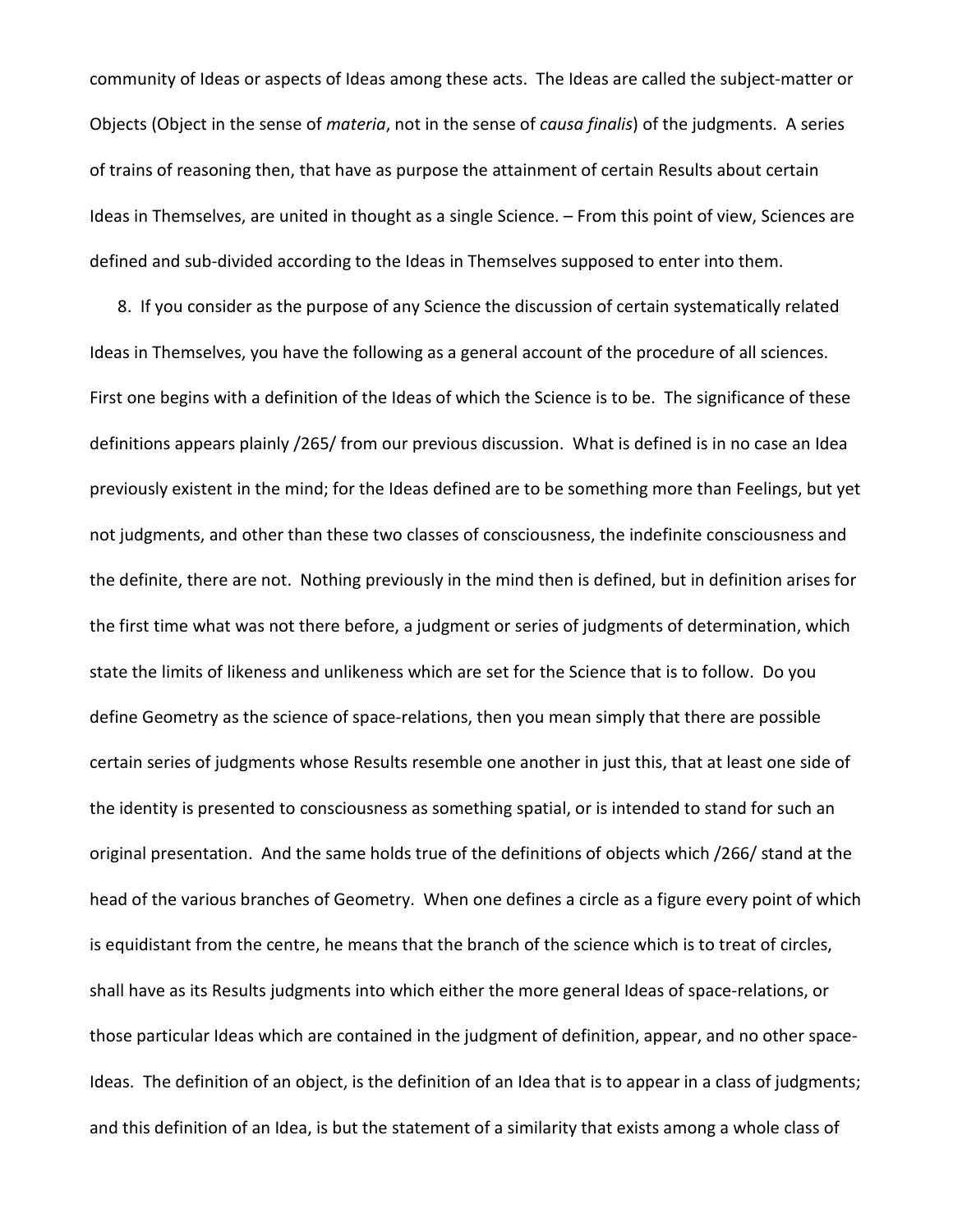community of Ideas or aspects of Ideas among these acts. The Ideas are called the subject-matter or Objects (Object in the sense of *materia*, not in the sense of *causa finalis*) of the judgments. A series of trains of reasoning then, that have as purpose the attainment of certain Results about certain Ideas in Themselves, are united in thought as a single Science. – From this point of view, Sciences are defined and sub-divided according to the Ideas in Themselves supposed to enter into them.

8. If you consider as the purpose of any Science the discussion of certain systematically related Ideas in Themselves, you have the following as a general account of the procedure of all sciences. First one begins with a definition of the Ideas of which the Science is to be. The significance of these definitions appears plainly /265/ from our previous discussion. What is defined is in no case an Idea previously existent in the mind; for the Ideas defined are to be something more than Feelings, but yet not judgments, and other than these two classes of consciousness, the indefinite consciousness and the definite, there are not. Nothing previously in the mind then is defined, but in definition arises for the first time what was not there before, a judgment or series of judgments of determination, which state the limits of likeness and unlikeness which are set for the Science that is to follow. Do you define Geometry as the science of space-relations, then you mean simply that there are possible certain series of judgments whose Results resemble one another in just this, that at least one side of the identity is presented to consciousness as something spatial, or is intended to stand for such an original presentation. And the same holds true of the definitions of objects which /266/ stand at the head of the various branches of Geometry. When one defines a circle as a figure every point of which is equidistant from the centre, he means that the branch of the science which is to treat of circles, shall have as its Results judgments into which either the more general Ideas of space-relations, or those particular Ideas which are contained in the judgment of definition, appear, and no other space-Ideas. The definition of an object, is the definition of an Idea that is to appear in a class of judgments; and this definition of an Idea, is but the statement of a similarity that exists among a whole class of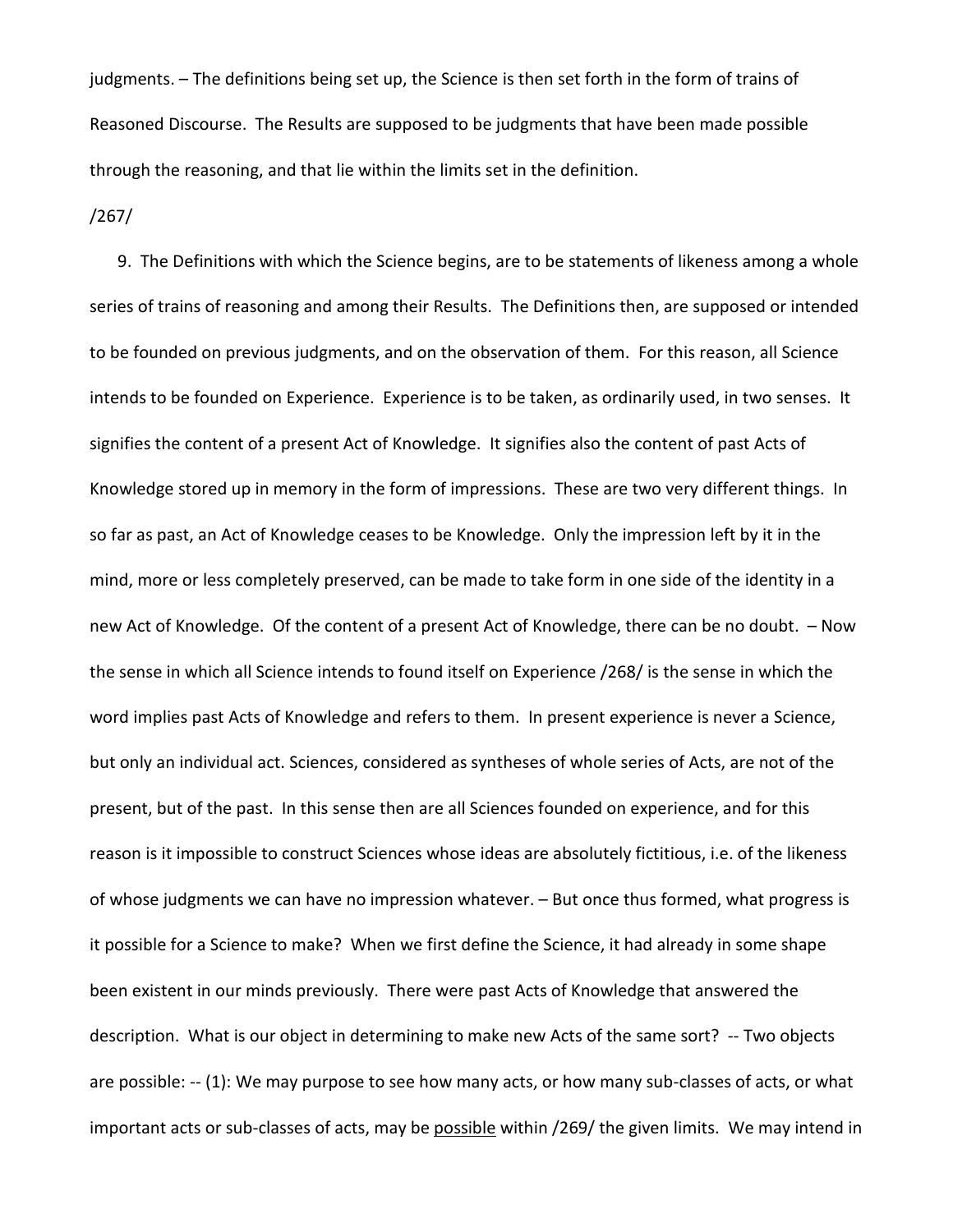judgments. – The definitions being set up, the Science is then set forth in the form of trains of Reasoned Discourse. The Results are supposed to be judgments that have been made possible through the reasoning, and that lie within the limits set in the definition.

/267/

9. The Definitions with which the Science begins, are to be statements of likeness among a whole series of trains of reasoning and among their Results. The Definitions then, are supposed or intended to be founded on previous judgments, and on the observation of them. For this reason, all Science intends to be founded on Experience. Experience is to be taken, as ordinarily used, in two senses. It signifies the content of a present Act of Knowledge. It signifies also the content of past Acts of Knowledge stored up in memory in the form of impressions. These are two very different things. In so far as past, an Act of Knowledge ceases to be Knowledge. Only the impression left by it in the mind, more or less completely preserved, can be made to take form in one side of the identity in a new Act of Knowledge. Of the content of a present Act of Knowledge, there can be no doubt. – Now the sense in which all Science intends to found itself on Experience /268/ is the sense in which the word implies past Acts of Knowledge and refers to them. In present experience is never a Science, but only an individual act. Sciences, considered as syntheses of whole series of Acts, are not of the present, but of the past. In this sense then are all Sciences founded on experience, and for this reason is it impossible to construct Sciences whose ideas are absolutely fictitious, i.e. of the likeness of whose judgments we can have no impression whatever. – But once thus formed, what progress is it possible for a Science to make? When we first define the Science, it had already in some shape been existent in our minds previously. There were past Acts of Knowledge that answered the description. What is our object in determining to make new Acts of the same sort? -- Two objects are possible: -- (1): We may purpose to see how many acts, or how many sub-classes of acts, or what important acts or sub-classes of acts, may be <u>possible</u> within /269/ the given limits. We may intend in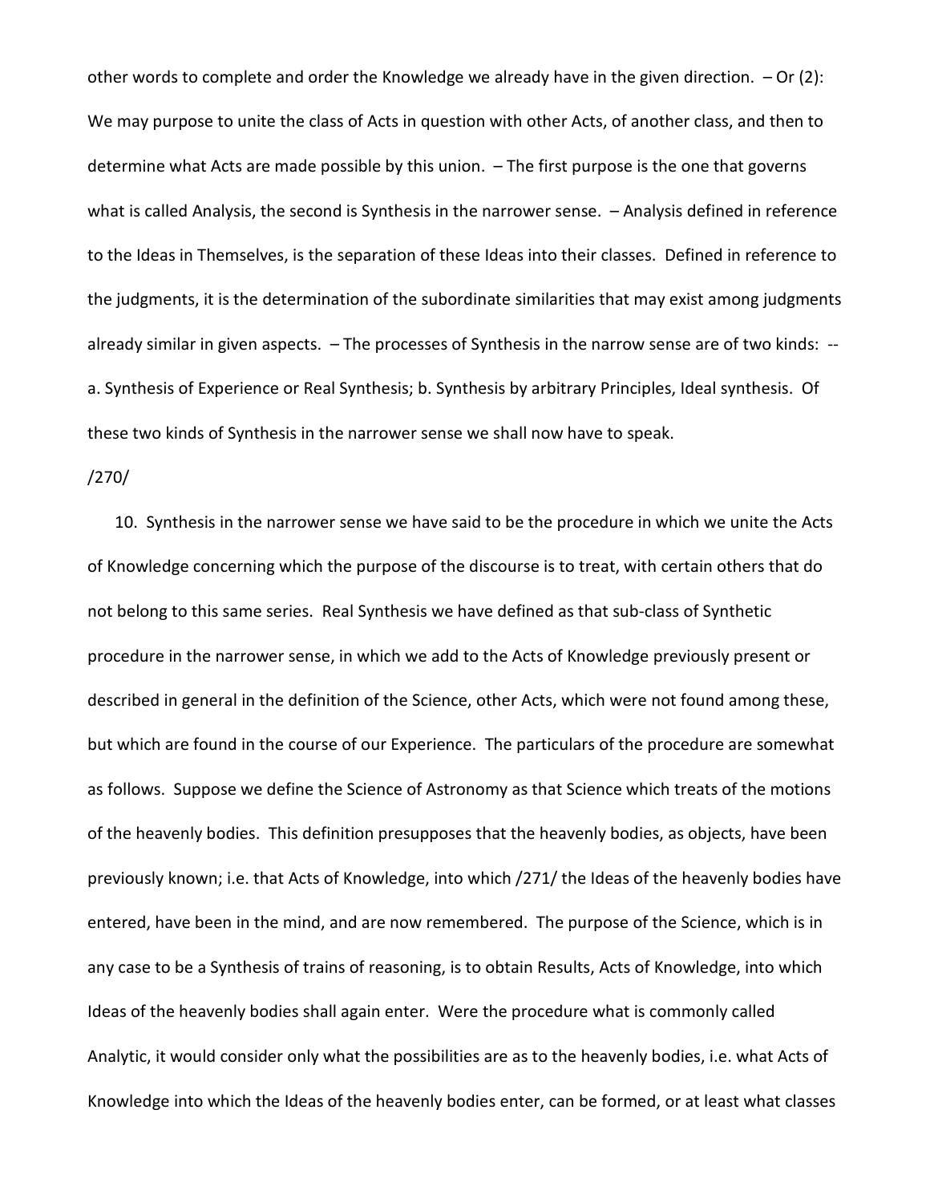other words to complete and order the Knowledge we already have in the given direction. – Or (2): We may purpose to unite the class of Acts in question with other Acts, of another class, and then to determine what Acts are made possible by this union. – The first purpose is the one that governs what is called Analysis, the second is Synthesis in the narrower sense. – Analysis defined in reference to the Ideas in Themselves, is the separation of these Ideas into their classes. Defined in reference to the judgments, it is the determination of the subordinate similarities that may exist among judgments already similar in given aspects. – The processes of Synthesis in the narrow sense are of two kinds: -- a. Synthesis of Experience or Real Synthesis; b. Synthesis by arbitrary Principles, Ideal synthesis. Of these two kinds of Synthesis in the narrower sense we shall now have to speak.

/270/

10. Synthesis in the narrower sense we have said to be the procedure in which we unite the Acts of Knowledge concerning which the purpose of the discourse is to treat, with certain others that do not belong to this same series. Real Synthesis we have defined as that sub-class of Synthetic procedure in the narrower sense, in which we add to the Acts of Knowledge previously present or described in general in the definition of the Science, other Acts, which were not found among these, but which are found in the course of our Experience. The particulars of the procedure are somewhat as follows. Suppose we define the Science of Astronomy as that Science which treats of the motions of the heavenly bodies. This definition presupposes that the heavenly bodies, as objects, have been previously known; i.e. that Acts of Knowledge, into which /271/ the Ideas of the heavenly bodies have entered, have been in the mind, and are now remembered. The purpose of the Science, which is in any case to be a Synthesis of trains of reasoning, is to obtain Results, Acts of Knowledge, into which Ideas of the heavenly bodies shall again enter. Were the procedure what is commonly called Analytic, it would consider only what the possibilities are as to the heavenly bodies, i.e. what Acts of Knowledge into which the Ideas of the heavenly bodies enter, can be formed, or at least what classes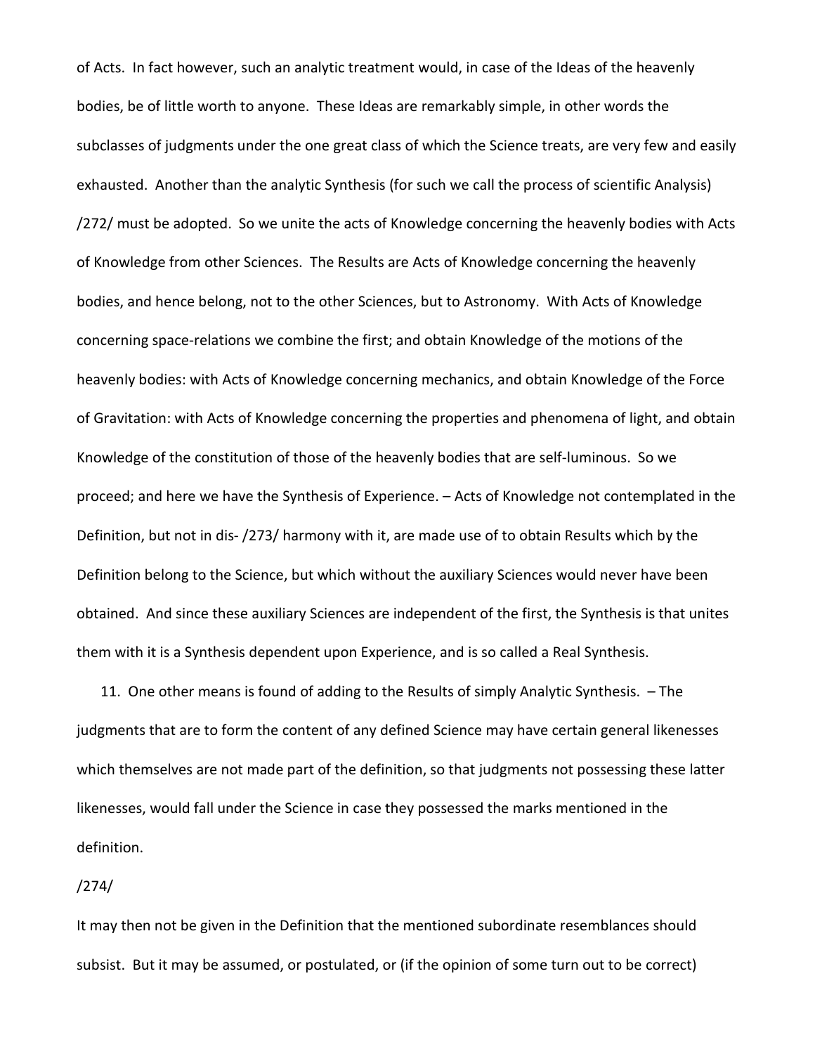of Acts. In fact however, such an analytic treatment would, in case of the Ideas of the heavenly bodies, be of little worth to anyone. These Ideas are remarkably simple, in other words the subclasses of judgments under the one great class of which the Science treats, are very few and easily exhausted. Another than the analytic Synthesis (for such we call the process of scientific Analysis) /272/ must be adopted. So we unite the acts of Knowledge concerning the heavenly bodies with Acts of Knowledge from other Sciences. The Results are Acts of Knowledge concerning the heavenly bodies, and hence belong, not to the other Sciences, but to Astronomy. With Acts of Knowledge concerning space-relations we combine the first; and obtain Knowledge of the motions of the heavenly bodies: with Acts of Knowledge concerning mechanics, and obtain Knowledge of the Force of Gravitation: with Acts of Knowledge concerning the properties and phenomena of light, and obtain Knowledge of the constitution of those of the heavenly bodies that are self-luminous. So we proceed; and here we have the Synthesis of Experience. – Acts of Knowledge not contemplated in the Definition, but not in dis- /273/ harmony with it, are made use of to obtain Results which by the Definition belong to the Science, but which without the auxiliary Sciences would never have been obtained. And since these auxiliary Sciences are independent of the first, the Synthesis is that unites them with it is a Synthesis dependent upon Experience, and is so called a Real Synthesis.

11. One other means is found of adding to the Results of simply Analytic Synthesis. – The judgments that are to form the content of any defined Science may have certain general likenesses which themselves are not made part of the definition, so that judgments not possessing these latter likenesses, would fall under the Science in case they possessed the marks mentioned in the definition.

/274/

It may then not be given in the Definition that the mentioned subordinate resemblances should subsist. But it may be assumed, or postulated, or (if the opinion of some turn out to be correct)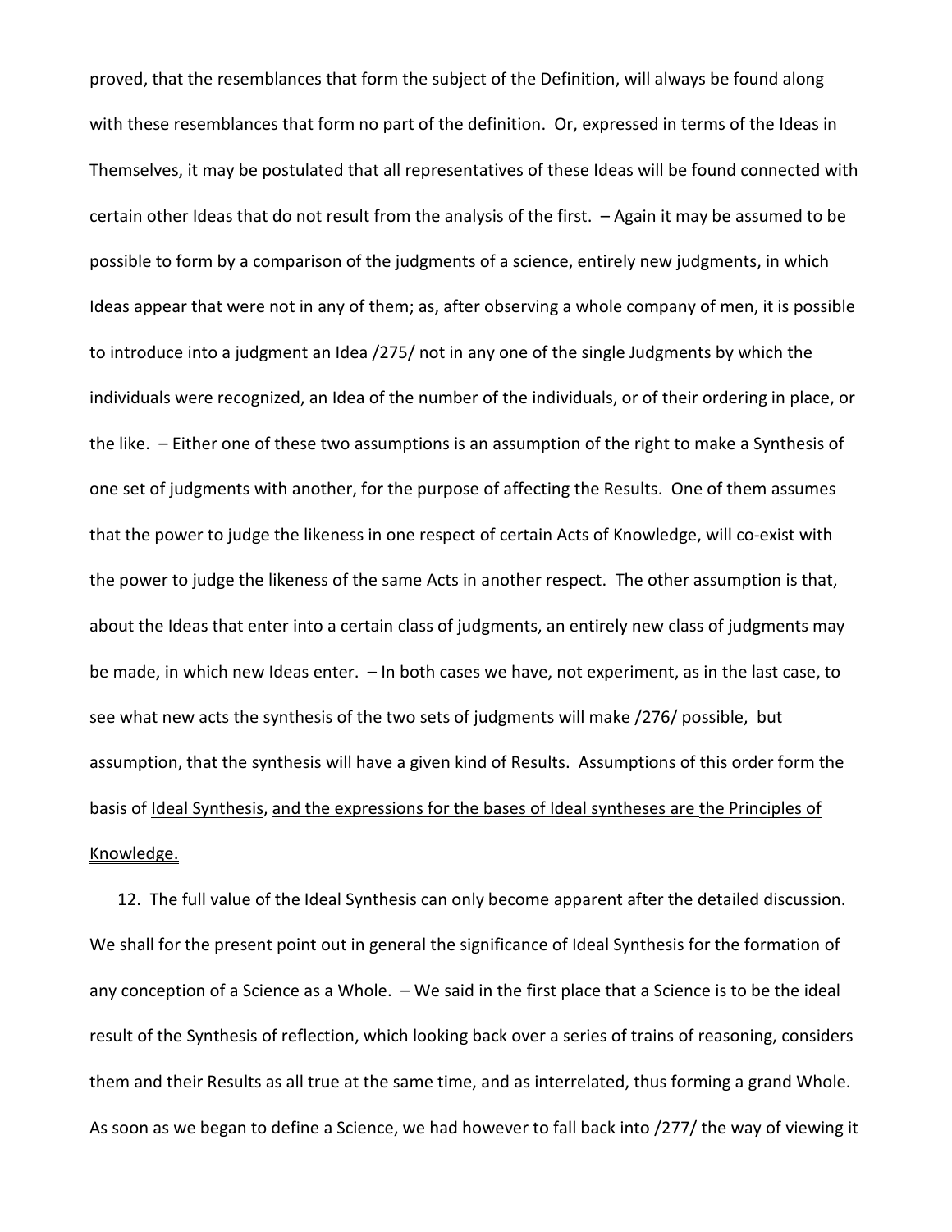proved, that the resemblances that form the subject of the Definition, will always be found along with these resemblances that form no part of the definition. Or, expressed in terms of the Ideas in Themselves, it may be postulated that all representatives of these Ideas will be found connected with certain other Ideas that do not result from the analysis of the first. – Again it may be assumed to be possible to form by a comparison of the judgments of a science, entirely new judgments, in which Ideas appear that were not in any of them; as, after observing a whole company of men, it is possible to introduce into a judgment an Idea /275/ not in any one of the single Judgments by which the individuals were recognized, an Idea of the number of the individuals, or of their ordering in place, or the like. – Either one of these two assumptions is an assumption of the right to make a Synthesis of one set of judgments with another, for the purpose of affecting the Results. One of them assumes that the power to judge the likeness in one respect of certain Acts of Knowledge, will co-exist with the power to judge the likeness of the same Acts in another respect. The other assumption is that, about the Ideas that enter into a certain class of judgments, an entirely new class of judgments may be made, in which new Ideas enter. – In both cases we have, not experiment, as in the last case, to see what new acts the synthesis of the two sets of judgments will make /276/ possible, but assumption, that the synthesis will have a given kind of Results. Assumptions of this order form the basis of <u>Ideal Synthesis</u>, <u>and the expressions for the bases of Ideal syntheses are</u> <u>the Principles of Knowledge.</u>

12. The full value of the Ideal Synthesis can only become apparent after the detailed discussion. We shall for the present point out in general the significance of Ideal Synthesis for the formation of any conception of a Science as a Whole. – We said in the first place that a Science is to be the ideal result of the Synthesis of reflection, which looking back over a series of trains of reasoning, considers them and their Results as all true at the same time, and as interrelated, thus forming a grand Whole. As soon as we began to define a Science, we had however to fall back into /277/ the way of viewing it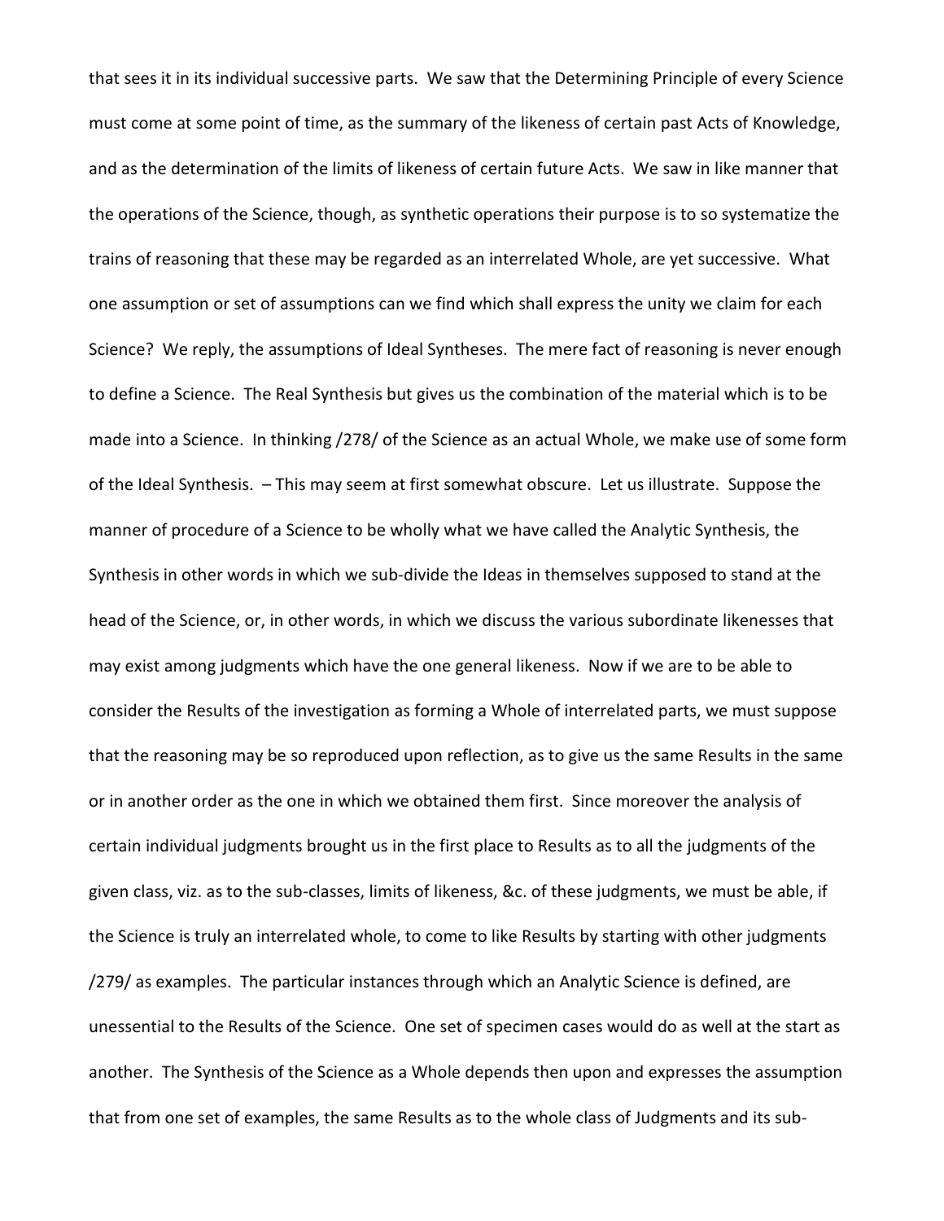that sees it in its individual successive parts. We saw that the Determining Principle of every Science must come at some point of time, as the summary of the likeness of certain past Acts of Knowledge, and as the determination of the limits of likeness of certain future Acts. We saw in like manner that the operations of the Science, though, as synthetic operations their purpose is to so systematize the trains of reasoning that these may be regarded as an interrelated Whole, are yet successive. What one assumption or set of assumptions can we find which shall express the unity we claim for each Science? We reply, the assumptions of Ideal Syntheses. The mere fact of reasoning is never enough to define a Science. The Real Synthesis but gives us the combination of the material which is to be made into a Science. In thinking /278/ of the Science as an actual Whole, we make use of some form of the Ideal Synthesis. – This may seem at first somewhat obscure. Let us illustrate. Suppose the manner of procedure of a Science to be wholly what we have called the Analytic Synthesis, the Synthesis in other words in which we sub-divide the Ideas in themselves supposed to stand at the head of the Science, or, in other words, in which we discuss the various subordinate likenesses that may exist among judgments which have the one general likeness. Now if we are to be able to consider the Results of the investigation as forming a Whole of interrelated parts, we must suppose that the reasoning may be so reproduced upon reflection, as to give us the same Results in the same or in another order as the one in which we obtained them first. Since moreover the analysis of certain individual judgments brought us in the first place to Results as to all the judgments of the given class, viz. as to the sub-classes, limits of likeness, &c. of these judgments, we must be able, if the Science is truly an interrelated whole, to come to like Results by starting with other judgments /279/ as examples. The particular instances through which an Analytic Science is defined, are unessential to the Results of the Science. One set of specimen cases would do as well at the start as another. The Synthesis of the Science as a Whole depends then upon and expresses the assumption that from one set of examples, the same Results as to the whole class of Judgments and its sub-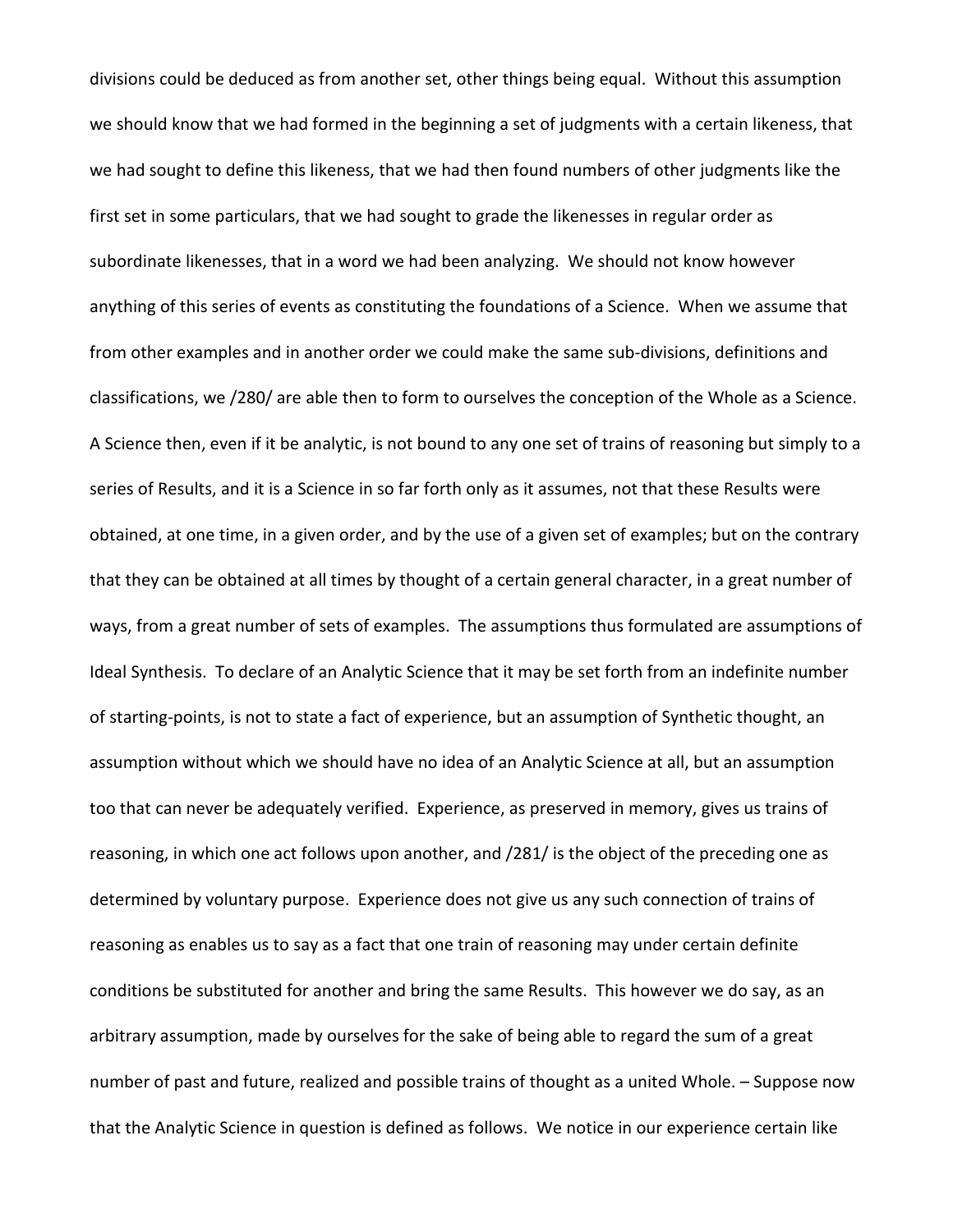divisions could be deduced as from another set, other things being equal. Without this assumption we should know that we had formed in the beginning a set of judgments with a certain likeness, that we had sought to define this likeness, that we had then found numbers of other judgments like the first set in some particulars, that we had sought to grade the likenesses in regular order as subordinate likenesses, that in a word we had been analyzing. We should not know however anything of this series of events as constituting the foundations of a Science. When we assume that from other examples and in another order we could make the same sub-divisions, definitions and classifications, we /280/ are able then to form to ourselves the conception of the Whole as a Science. A Science then, even if it be analytic, is not bound to any one set of trains of reasoning but simply to a series of Results, and it is a Science in so far forth only as it assumes, not that these Results were obtained, at one time, in a given order, and by the use of a given set of examples; but on the contrary that they can be obtained at all times by thought of a certain general character, in a great number of ways, from a great number of sets of examples. The assumptions thus formulated are assumptions of Ideal Synthesis. To declare of an Analytic Science that it may be set forth from an indefinite number of starting-points, is not to state a fact of experience, but an assumption of Synthetic thought, an assumption without which we should have no idea of an Analytic Science at all, but an assumption too that can never be adequately verified. Experience, as preserved in memory, gives us trains of reasoning, in which one act follows upon another, and /281/ is the object of the preceding one as determined by voluntary purpose. Experience does not give us any such connection of trains of reasoning as enables us to say as a fact that one train of reasoning may under certain definite conditions be substituted for another and bring the same Results. This however we do say, as an arbitrary assumption, made by ourselves for the sake of being able to regard the sum of a great number of past and future, realized and possible trains of thought as a united Whole. – Suppose now that the Analytic Science in question is defined as follows. We notice in our experience certain like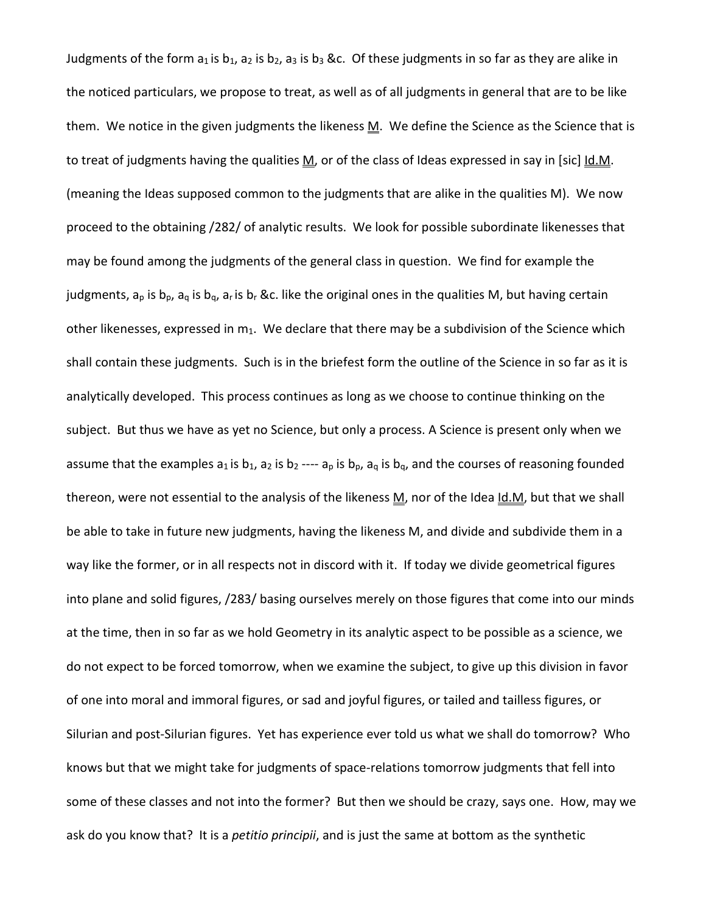Judgments of the form $a_1$ is $b_1$, $a_2$ is $b_2$, $a_3$ is $b_3$ &c. Of these judgments in so far as they are alike in the noticed particulars, we propose to treat, as well as of all judgments in general that are to be like them. We notice in the given judgments the likeness $\underline{\underline{M}}$. We define the Science as the Science that is to treat of judgments having the qualities $\underline{\underline{M}}$, or of the class of Ideas expressed in say in [sic] $\underline{\underline{Id.M}}$. (meaning the Ideas supposed common to the judgments that are alike in the qualities M). We now proceed to the obtaining /282/ of analytic results. We look for possible subordinate likenesses that may be found among the judgments of the general class in question. We find for example the judgments, $a_p$ is $b_p$, $a_q$ is $b_q$, $a_r$ is $b_r$ &c. like the original ones in the qualities M, but having certain other likenesses, expressed in $m_1$. We declare that there may be a subdivision of the Science which shall contain these judgments. Such is in the briefest form the outline of the Science in so far as it is analytically developed. This process continues as long as we choose to continue thinking on the subject. But thus we have as yet no Science, but only a process. A Science is present only when we assume that the examples $a_1$ is $b_1$, $a_2$ is $b_2$ ---- $a_p$ is $b_p$, $a_q$ is $b_q$, and the courses of reasoning founded thereon, were not essential to the analysis of the likeness $\underline{\underline{M}}$, nor of the Idea $\underline{\underline{Id.M}}$, but that we shall be able to take in future new judgments, having the likeness M, and divide and subdivide them in a way like the former, or in all respects not in discord with it. If today we divide geometrical figures into plane and solid figures, /283/ basing ourselves merely on those figures that come into our minds at the time, then in so far as we hold Geometry in its analytic aspect to be possible as a science, we do not expect to be forced tomorrow, when we examine the subject, to give up this division in favor of one into moral and immoral figures, or sad and joyful figures, or tailed and tailless figures, or Silurian and post-Silurian figures. Yet has experience ever told us what we shall do tomorrow? Who knows but that we might take for judgments of space-relations tomorrow judgments that fell into some of these classes and not into the former? But then we should be crazy, says one. How, may we ask do you know that? It is a *petitio principii*, and is just the same at bottom as the synthetic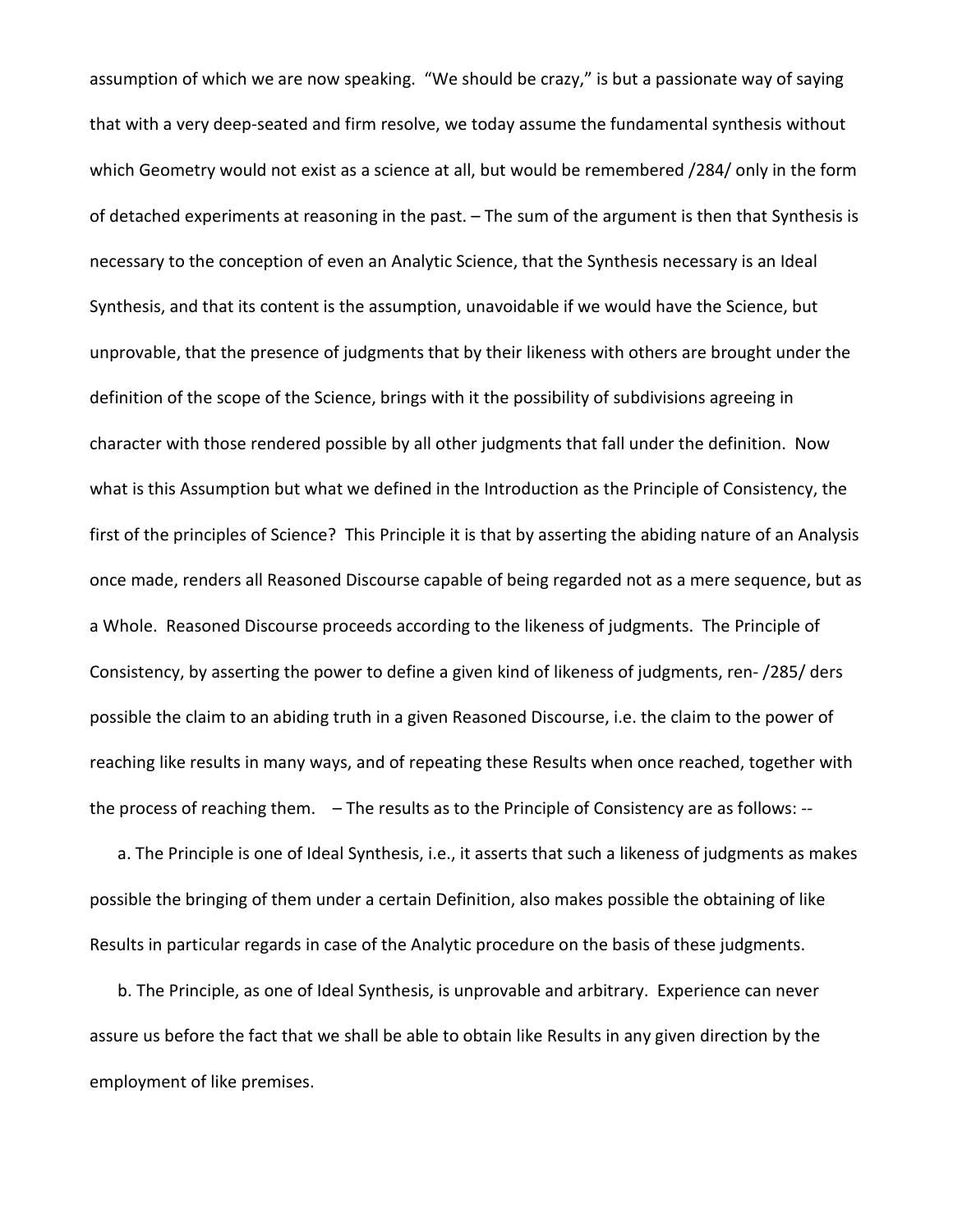assumption of which we are now speaking. "We should be crazy," is but a passionate way of saying that with a very deep-seated and firm resolve, we today assume the fundamental synthesis without which Geometry would not exist as a science at all, but would be remembered /284/ only in the form of detached experiments at reasoning in the past. – The sum of the argument is then that Synthesis is necessary to the conception of even an Analytic Science, that the Synthesis necessary is an Ideal Synthesis, and that its content is the assumption, unavoidable if we would have the Science, but unprovable, that the presence of judgments that by their likeness with others are brought under the definition of the scope of the Science, brings with it the possibility of subdivisions agreeing in character with those rendered possible by all other judgments that fall under the definition. Now what is this Assumption but what we defined in the Introduction as the Principle of Consistency, the first of the principles of Science? This Principle it is that by asserting the abiding nature of an Analysis once made, renders all Reasoned Discourse capable of being regarded not as a mere sequence, but as a Whole. Reasoned Discourse proceeds according to the likeness of judgments. The Principle of Consistency, by asserting the power to define a given kind of likeness of judgments, ren- /285/ ders possible the claim to an abiding truth in a given Reasoned Discourse, i.e. the claim to the power of reaching like results in many ways, and of repeating these Results when once reached, together with the process of reaching them. – The results as to the Principle of Consistency are as follows: --

a. The Principle is one of Ideal Synthesis, i.e., it asserts that such a likeness of judgments as makes possible the bringing of them under a certain Definition, also makes possible the obtaining of like Results in particular regards in case of the Analytic procedure on the basis of these judgments.

b. The Principle, as one of Ideal Synthesis, is unprovable and arbitrary. Experience can never assure us before the fact that we shall be able to obtain like Results in any given direction by the employment of like premises.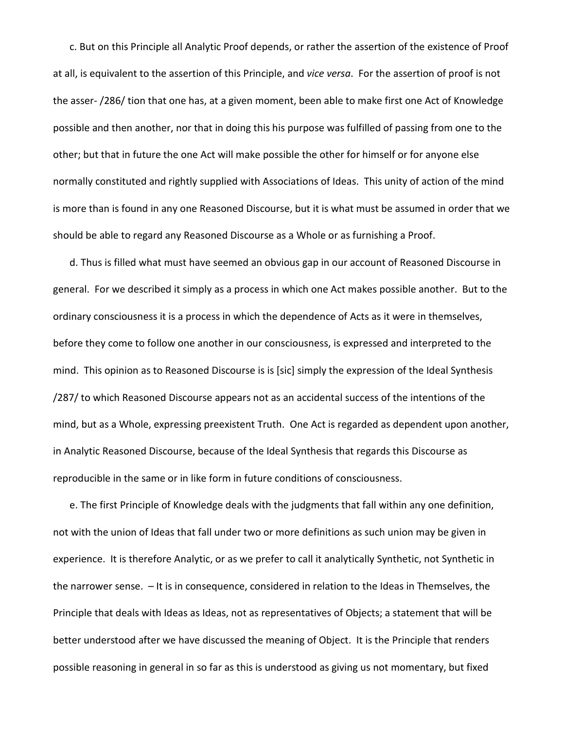c. But on this Principle all Analytic Proof depends, or rather the assertion of the existence of Proof at all, is equivalent to the assertion of this Principle, and *vice versa*. For the assertion of proof is not the asser- /286/ tion that one has, at a given moment, been able to make first one Act of Knowledge possible and then another, nor that in doing this his purpose was fulfilled of passing from one to the other; but that in future the one Act will make possible the other for himself or for anyone else normally constituted and rightly supplied with Associations of Ideas. This unity of action of the mind is more than is found in any one Reasoned Discourse, but it is what must be assumed in order that we should be able to regard any Reasoned Discourse as a Whole or as furnishing a Proof.

d. Thus is filled what must have seemed an obvious gap in our account of Reasoned Discourse in general. For we described it simply as a process in which one Act makes possible another. But to the ordinary consciousness it is a process in which the dependence of Acts as it were in themselves, before they come to follow one another in our consciousness, is expressed and interpreted to the mind. This opinion as to Reasoned Discourse is is [sic] simply the expression of the Ideal Synthesis /287/ to which Reasoned Discourse appears not as an accidental success of the intentions of the mind, but as a Whole, expressing preexistent Truth. One Act is regarded as dependent upon another, in Analytic Reasoned Discourse, because of the Ideal Synthesis that regards this Discourse as reproducible in the same or in like form in future conditions of consciousness.

e. The first Principle of Knowledge deals with the judgments that fall within any one definition, not with the union of Ideas that fall under two or more definitions as such union may be given in experience. It is therefore Analytic, or as we prefer to call it analytically Synthetic, not Synthetic in the narrower sense. – It is in consequence, considered in relation to the Ideas in Themselves, the Principle that deals with Ideas as Ideas, not as representatives of Objects; a statement that will be better understood after we have discussed the meaning of Object. It is the Principle that renders possible reasoning in general in so far as this is understood as giving us not momentary, but fixed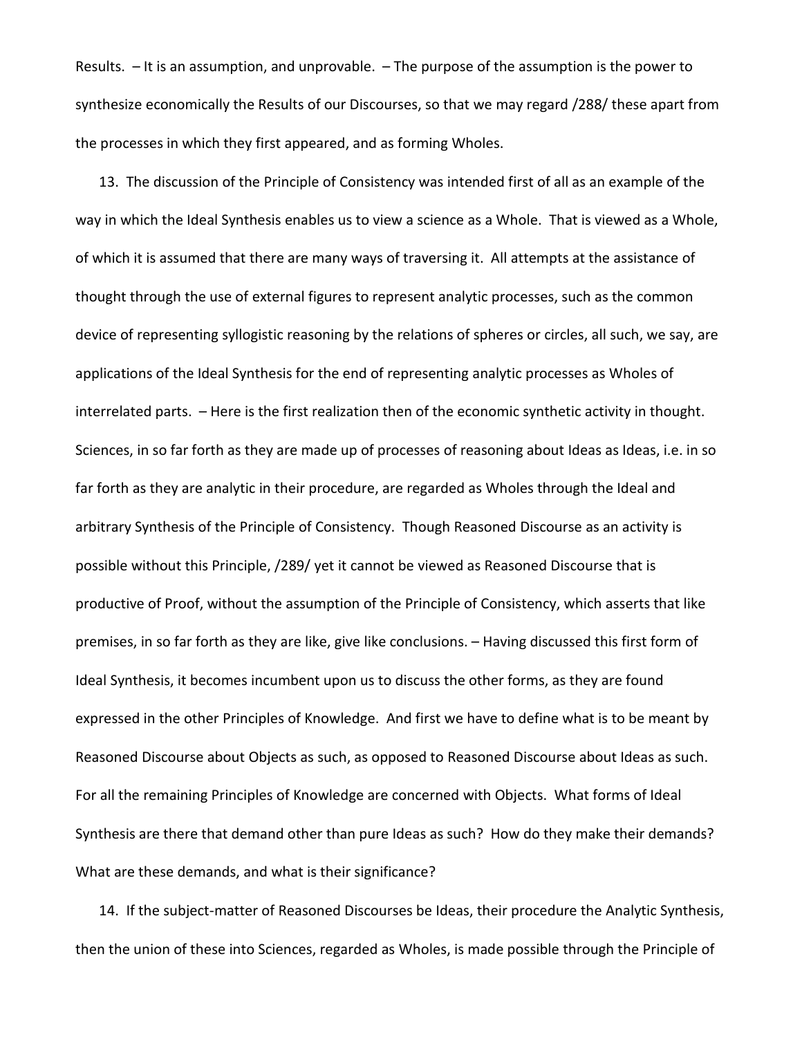Results. – It is an assumption, and unprovable. – The purpose of the assumption is the power to synthesize economically the Results of our Discourses, so that we may regard /288/ these apart from the processes in which they first appeared, and as forming Wholes.

13. The discussion of the Principle of Consistency was intended first of all as an example of the way in which the Ideal Synthesis enables us to view a science as a Whole. That is viewed as a Whole, of which it is assumed that there are many ways of traversing it. All attempts at the assistance of thought through the use of external figures to represent analytic processes, such as the common device of representing syllogistic reasoning by the relations of spheres or circles, all such, we say, are applications of the Ideal Synthesis for the end of representing analytic processes as Wholes of interrelated parts. – Here is the first realization then of the economic synthetic activity in thought. Sciences, in so far forth as they are made up of processes of reasoning about Ideas as Ideas, i.e. in so far forth as they are analytic in their procedure, are regarded as Wholes through the Ideal and arbitrary Synthesis of the Principle of Consistency. Though Reasoned Discourse as an activity is possible without this Principle, /289/ yet it cannot be viewed as Reasoned Discourse that is productive of Proof, without the assumption of the Principle of Consistency, which asserts that like premises, in so far forth as they are like, give like conclusions. – Having discussed this first form of Ideal Synthesis, it becomes incumbent upon us to discuss the other forms, as they are found expressed in the other Principles of Knowledge. And first we have to define what is to be meant by Reasoned Discourse about Objects as such, as opposed to Reasoned Discourse about Ideas as such. For all the remaining Principles of Knowledge are concerned with Objects. What forms of Ideal Synthesis are there that demand other than pure Ideas as such? How do they make their demands? What are these demands, and what is their significance?

14. If the subject-matter of Reasoned Discourses be Ideas, their procedure the Analytic Synthesis, then the union of these into Sciences, regarded as Wholes, is made possible through the Principle of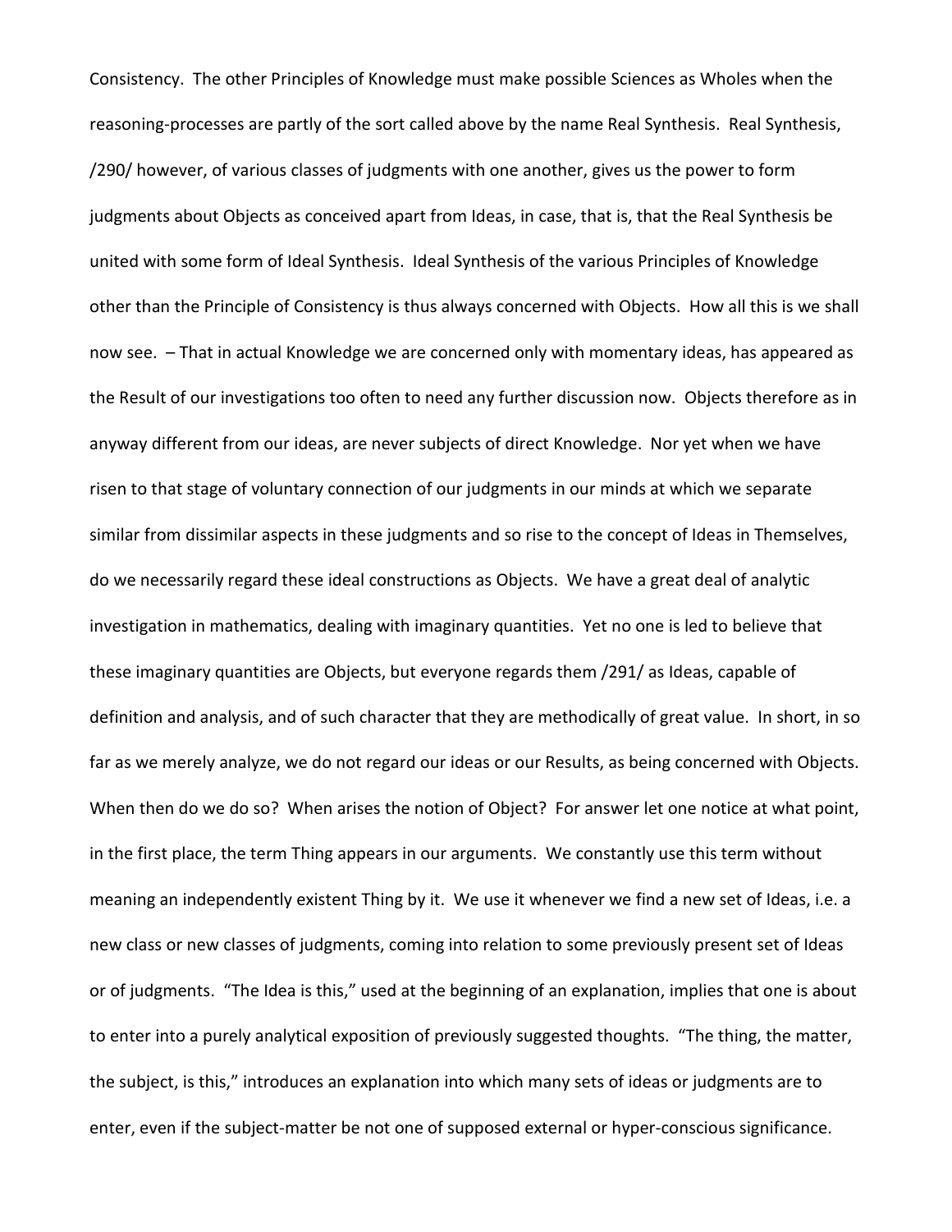Consistency. The other Principles of Knowledge must make possible Sciences as Wholes when the reasoning-processes are partly of the sort called above by the name Real Synthesis. Real Synthesis, /290/ however, of various classes of judgments with one another, gives us the power to form judgments about Objects as conceived apart from Ideas, in case, that is, that the Real Synthesis be united with some form of Ideal Synthesis. Ideal Synthesis of the various Principles of Knowledge other than the Principle of Consistency is thus always concerned with Objects. How all this is we shall now see. – That in actual Knowledge we are concerned only with momentary ideas, has appeared as the Result of our investigations too often to need any further discussion now. Objects therefore as in anyway different from our ideas, are never subjects of direct Knowledge. Nor yet when we have risen to that stage of voluntary connection of our judgments in our minds at which we separate similar from dissimilar aspects in these judgments and so rise to the concept of Ideas in Themselves, do we necessarily regard these ideal constructions as Objects. We have a great deal of analytic investigation in mathematics, dealing with imaginary quantities. Yet no one is led to believe that these imaginary quantities are Objects, but everyone regards them /291/ as Ideas, capable of definition and analysis, and of such character that they are methodically of great value. In short, in so far as we merely analyze, we do not regard our ideas or our Results, as being concerned with Objects. When then do we do so? When arises the notion of Object? For answer let one notice at what point, in the first place, the term Thing appears in our arguments. We constantly use this term without meaning an independently existent Thing by it. We use it whenever we find a new set of Ideas, i.e. a new class or new classes of judgments, coming into relation to some previously present set of Ideas or of judgments. "The Idea is this," used at the beginning of an explanation, implies that one is about to enter into a purely analytical exposition of previously suggested thoughts. "The thing, the matter, the subject, is this," introduces an explanation into which many sets of ideas or judgments are to enter, even if the subject-matter be not one of supposed external or hyper-conscious significance.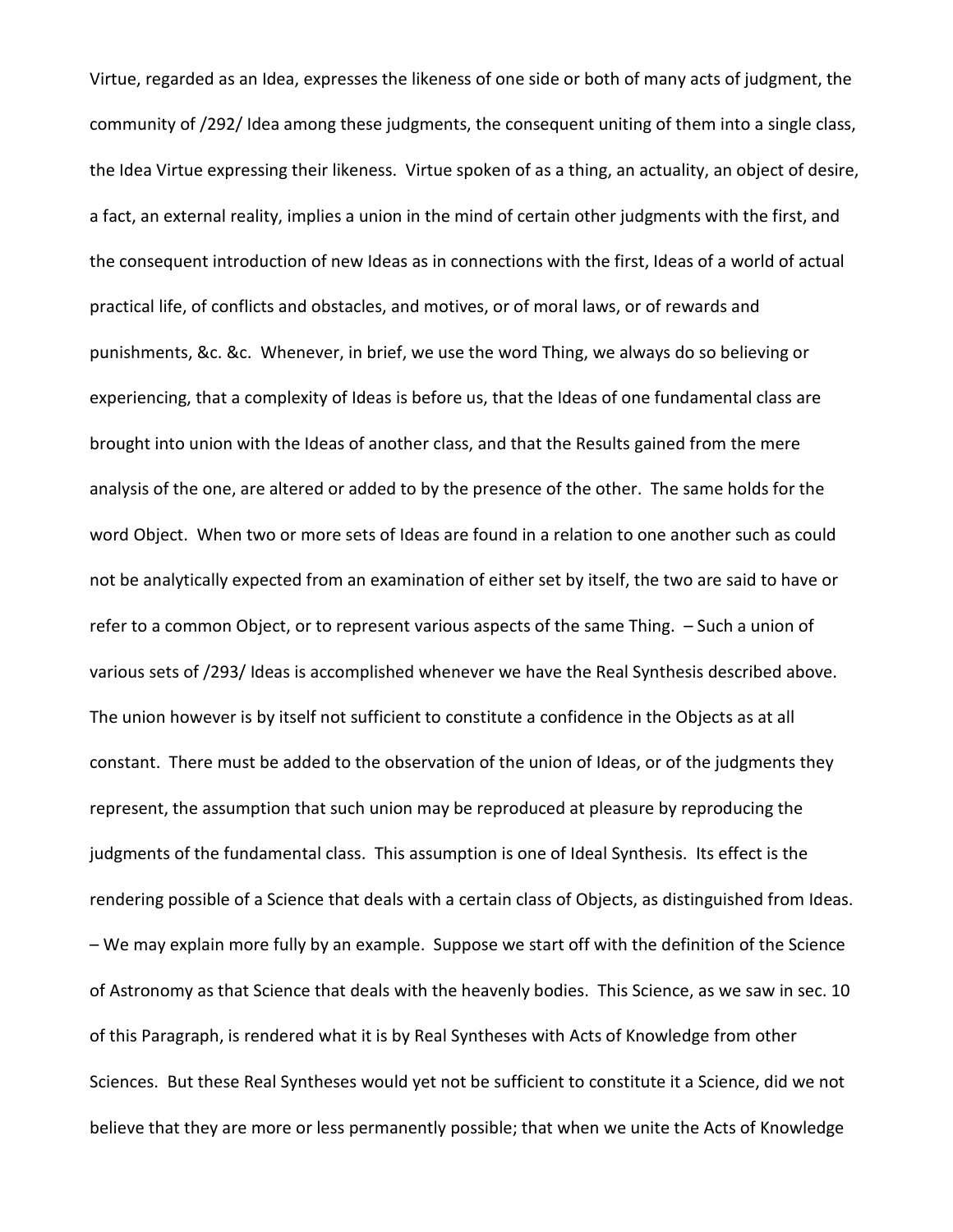Virtue, regarded as an Idea, expresses the likeness of one side or both of many acts of judgment, the community of /292/ Idea among these judgments, the consequent uniting of them into a single class, the Idea Virtue expressing their likeness. Virtue spoken of as a thing, an actuality, an object of desire, a fact, an external reality, implies a union in the mind of certain other judgments with the first, and the consequent introduction of new Ideas as in connections with the first, Ideas of a world of actual practical life, of conflicts and obstacles, and motives, or of moral laws, or of rewards and punishments, &c. &c. Whenever, in brief, we use the word Thing, we always do so believing or experiencing, that a complexity of Ideas is before us, that the Ideas of one fundamental class are brought into union with the Ideas of another class, and that the Results gained from the mere analysis of the one, are altered or added to by the presence of the other. The same holds for the word Object. When two or more sets of Ideas are found in a relation to one another such as could not be analytically expected from an examination of either set by itself, the two are said to have or refer to a common Object, or to represent various aspects of the same Thing. – Such a union of various sets of /293/ Ideas is accomplished whenever we have the Real Synthesis described above. The union however is by itself not sufficient to constitute a confidence in the Objects as at all constant. There must be added to the observation of the union of Ideas, or of the judgments they represent, the assumption that such union may be reproduced at pleasure by reproducing the judgments of the fundamental class. This assumption is one of Ideal Synthesis. Its effect is the rendering possible of a Science that deals with a certain class of Objects, as distinguished from Ideas. – We may explain more fully by an example. Suppose we start off with the definition of the Science of Astronomy as that Science that deals with the heavenly bodies. This Science, as we saw in sec. 10 of this Paragraph, is rendered what it is by Real Syntheses with Acts of Knowledge from other Sciences. But these Real Syntheses would yet not be sufficient to constitute it a Science, did we not believe that they are more or less permanently possible; that when we unite the Acts of Knowledge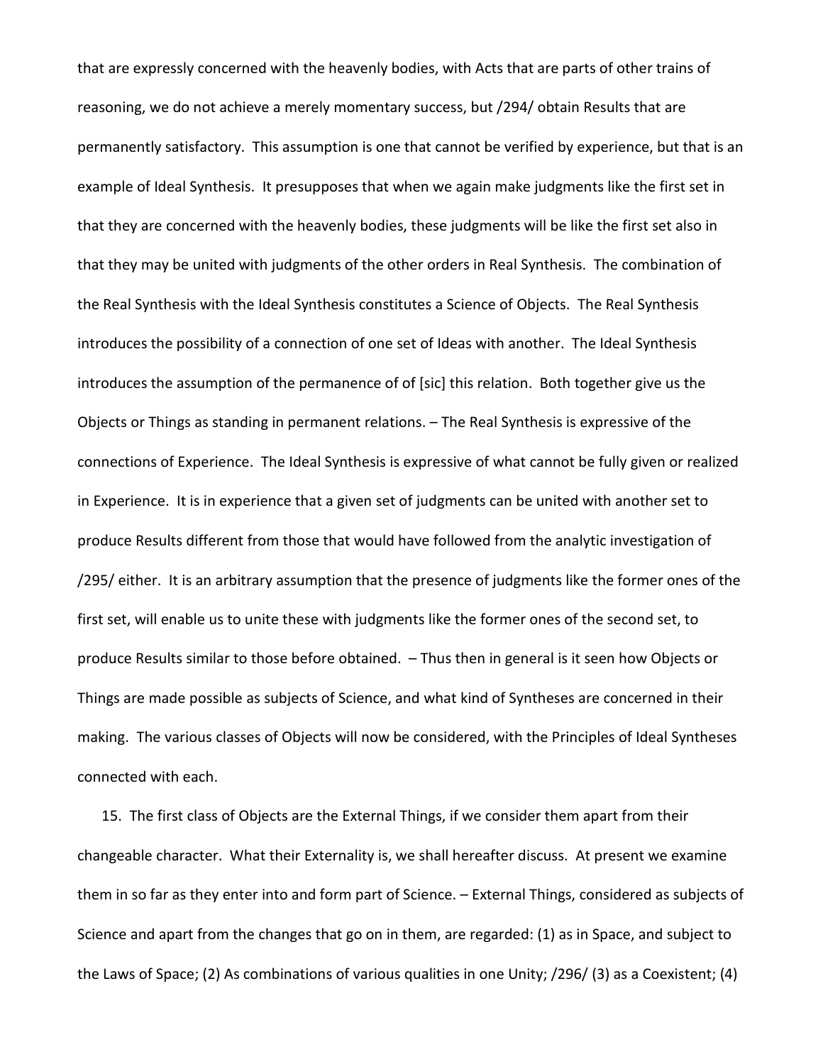that are expressly concerned with the heavenly bodies, with Acts that are parts of other trains of reasoning, we do not achieve a merely momentary success, but /294/ obtain Results that are permanently satisfactory. This assumption is one that cannot be verified by experience, but that is an example of Ideal Synthesis. It presupposes that when we again make judgments like the first set in that they are concerned with the heavenly bodies, these judgments will be like the first set also in that they may be united with judgments of the other orders in Real Synthesis. The combination of the Real Synthesis with the Ideal Synthesis constitutes a Science of Objects. The Real Synthesis introduces the possibility of a connection of one set of Ideas with another. The Ideal Synthesis introduces the assumption of the permanence of of [sic] this relation. Both together give us the Objects or Things as standing in permanent relations. – The Real Synthesis is expressive of the connections of Experience. The Ideal Synthesis is expressive of what cannot be fully given or realized in Experience. It is in experience that a given set of judgments can be united with another set to produce Results different from those that would have followed from the analytic investigation of /295/ either. It is an arbitrary assumption that the presence of judgments like the former ones of the first set, will enable us to unite these with judgments like the former ones of the second set, to produce Results similar to those before obtained. – Thus then in general is it seen how Objects or Things are made possible as subjects of Science, and what kind of Syntheses are concerned in their making. The various classes of Objects will now be considered, with the Principles of Ideal Syntheses connected with each.

15. The first class of Objects are the External Things, if we consider them apart from their changeable character. What their Externality is, we shall hereafter discuss. At present we examine them in so far as they enter into and form part of Science. – External Things, considered as subjects of Science and apart from the changes that go on in them, are regarded: (1) as in Space, and subject to the Laws of Space; (2) As combinations of various qualities in one Unity; /296/ (3) as a Coexistent; (4)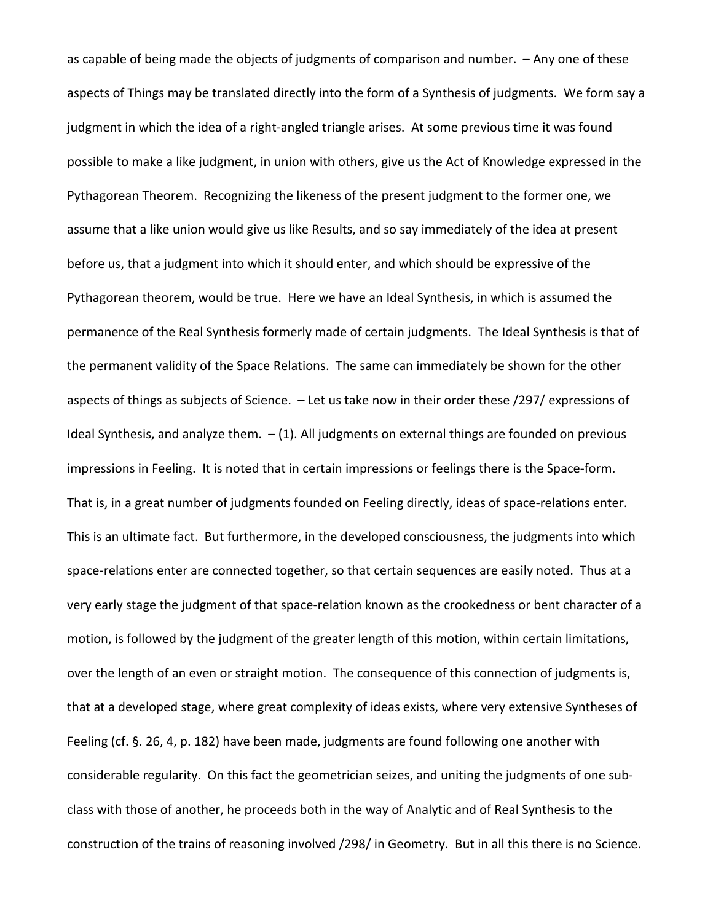as capable of being made the objects of judgments of comparison and number. – Any one of these aspects of Things may be translated directly into the form of a Synthesis of judgments. We form say a judgment in which the idea of a right-angled triangle arises. At some previous time it was found possible to make a like judgment, in union with others, give us the Act of Knowledge expressed in the Pythagorean Theorem. Recognizing the likeness of the present judgment to the former one, we assume that a like union would give us like Results, and so say immediately of the idea at present before us, that a judgment into which it should enter, and which should be expressive of the Pythagorean theorem, would be true. Here we have an Ideal Synthesis, in which is assumed the permanence of the Real Synthesis formerly made of certain judgments. The Ideal Synthesis is that of the permanent validity of the Space Relations. The same can immediately be shown for the other aspects of things as subjects of Science. – Let us take now in their order these /297/ expressions of Ideal Synthesis, and analyze them. – (1). All judgments on external things are founded on previous impressions in Feeling. It is noted that in certain impressions or feelings there is the Space-form. That is, in a great number of judgments founded on Feeling directly, ideas of space-relations enter. This is an ultimate fact. But furthermore, in the developed consciousness, the judgments into which space-relations enter are connected together, so that certain sequences are easily noted. Thus at a very early stage the judgment of that space-relation known as the crookedness or bent character of a motion, is followed by the judgment of the greater length of this motion, within certain limitations, over the length of an even or straight motion. The consequence of this connection of judgments is, that at a developed stage, where great complexity of ideas exists, where very extensive Syntheses of Feeling (cf. §. 26, 4, p. 182) have been made, judgments are found following one another with considerable regularity. On this fact the geometrician seizes, and uniting the judgments of one sub-class with those of another, he proceeds both in the way of Analytic and of Real Synthesis to the construction of the trains of reasoning involved /298/ in Geometry. But in all this there is no Science.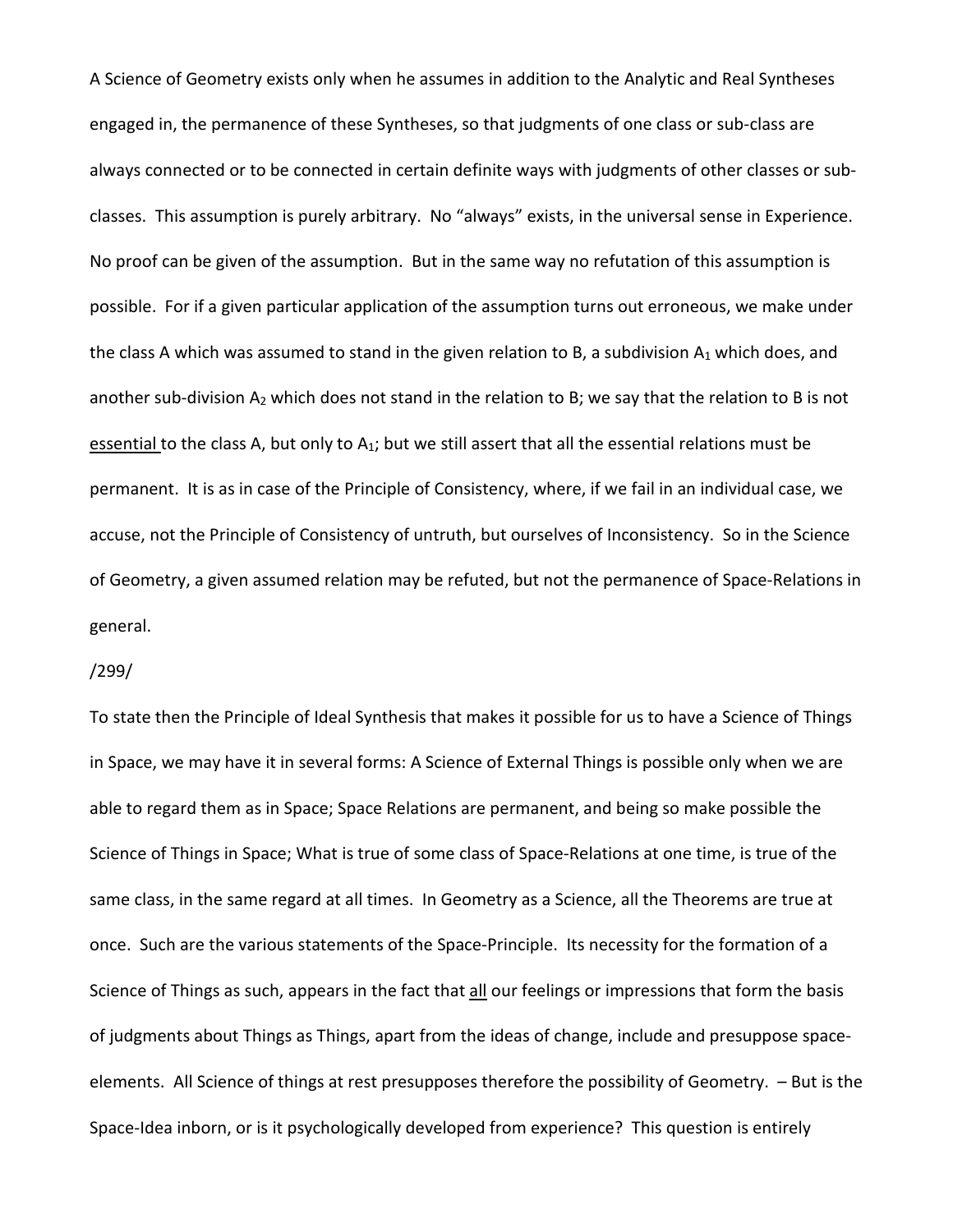A Science of Geometry exists only when he assumes in addition to the Analytic and Real Syntheses engaged in, the permanence of these Syntheses, so that judgments of one class or sub-class are always connected or to be connected in certain definite ways with judgments of other classes or sub-classes. This assumption is purely arbitrary. No "always" exists, in the universal sense in Experience. No proof can be given of the assumption. But in the same way no refutation of this assumption is possible. For if a given particular application of the assumption turns out erroneous, we make under the class A which was assumed to stand in the given relation to B, a subdivision $A_1$ which does, and another sub-division $A_2$ which does not stand in the relation to B; we say that the relation to B is not <u>essential</u> to the class A, but only to $A_1$; but we still assert that all the essential relations must be permanent. It is as in case of the Principle of Consistency, where, if we fail in an individual case, we accuse, not the Principle of Consistency of untruth, but ourselves of Inconsistency. So in the Science of Geometry, a given assumed relation may be refuted, but not the permanence of Space-Relations in general.

/299/

To state then the Principle of Ideal Synthesis that makes it possible for us to have a Science of Things in Space, we may have it in several forms: A Science of External Things is possible only when we are able to regard them as in Space; Space Relations are permanent, and being so make possible the Science of Things in Space; What is true of some class of Space-Relations at one time, is true of the same class, in the same regard at all times. In Geometry as a Science, all the Theorems are true at once. Such are the various statements of the Space-Principle. Its necessity for the formation of a Science of Things as such, appears in the fact that <u>all</u> our feelings or impressions that form the basis of judgments about Things as Things, apart from the ideas of change, include and presuppose space-elements. All Science of things at rest presupposes therefore the possibility of Geometry. – But is the Space-Idea inborn, or is it psychologically developed from experience? This question is entirely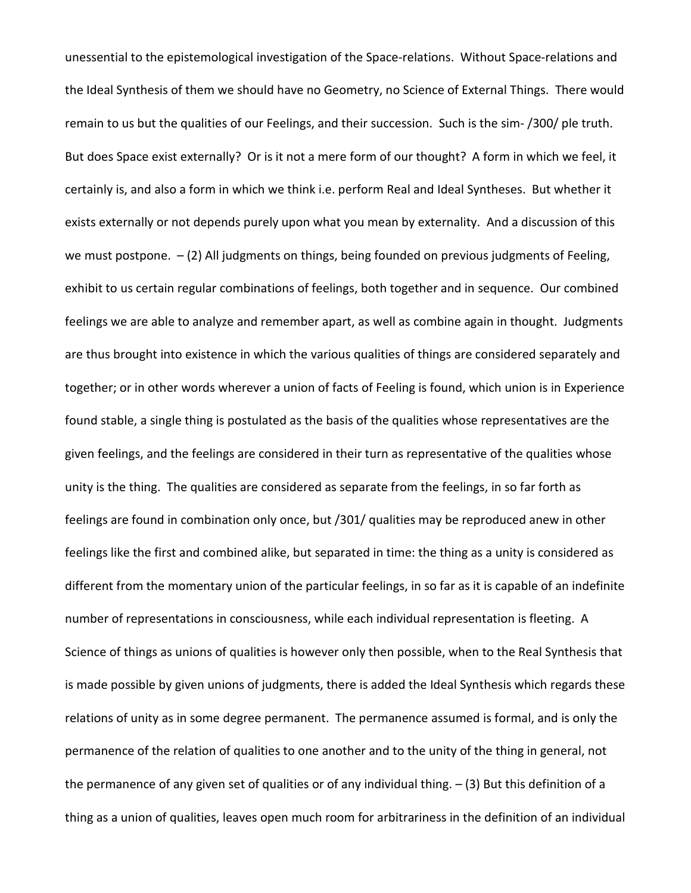unessential to the epistemological investigation of the Space-relations. Without Space-relations and the Ideal Synthesis of them we should have no Geometry, no Science of External Things. There would remain to us but the qualities of our Feelings, and their succession. Such is the sim- /300/ ple truth. But does Space exist externally? Or is it not a mere form of our thought? A form in which we feel, it certainly is, and also a form in which we think i.e. perform Real and Ideal Syntheses. But whether it exists externally or not depends purely upon what you mean by externality. And a discussion of this we must postpone. – (2) All judgments on things, being founded on previous judgments of Feeling, exhibit to us certain regular combinations of feelings, both together and in sequence. Our combined feelings we are able to analyze and remember apart, as well as combine again in thought. Judgments are thus brought into existence in which the various qualities of things are considered separately and together; or in other words wherever a union of facts of Feeling is found, which union is in Experience found stable, a single thing is postulated as the basis of the qualities whose representatives are the given feelings, and the feelings are considered in their turn as representative of the qualities whose unity is the thing. The qualities are considered as separate from the feelings, in so far forth as feelings are found in combination only once, but /301/ qualities may be reproduced anew in other feelings like the first and combined alike, but separated in time: the thing as a unity is considered as different from the momentary union of the particular feelings, in so far as it is capable of an indefinite number of representations in consciousness, while each individual representation is fleeting. A Science of things as unions of qualities is however only then possible, when to the Real Synthesis that is made possible by given unions of judgments, there is added the Ideal Synthesis which regards these relations of unity as in some degree permanent. The permanence assumed is formal, and is only the permanence of the relation of qualities to one another and to the unity of the thing in general, not the permanence of any given set of qualities or of any individual thing. – (3) But this definition of a thing as a union of qualities, leaves open much room for arbitrariness in the definition of an individual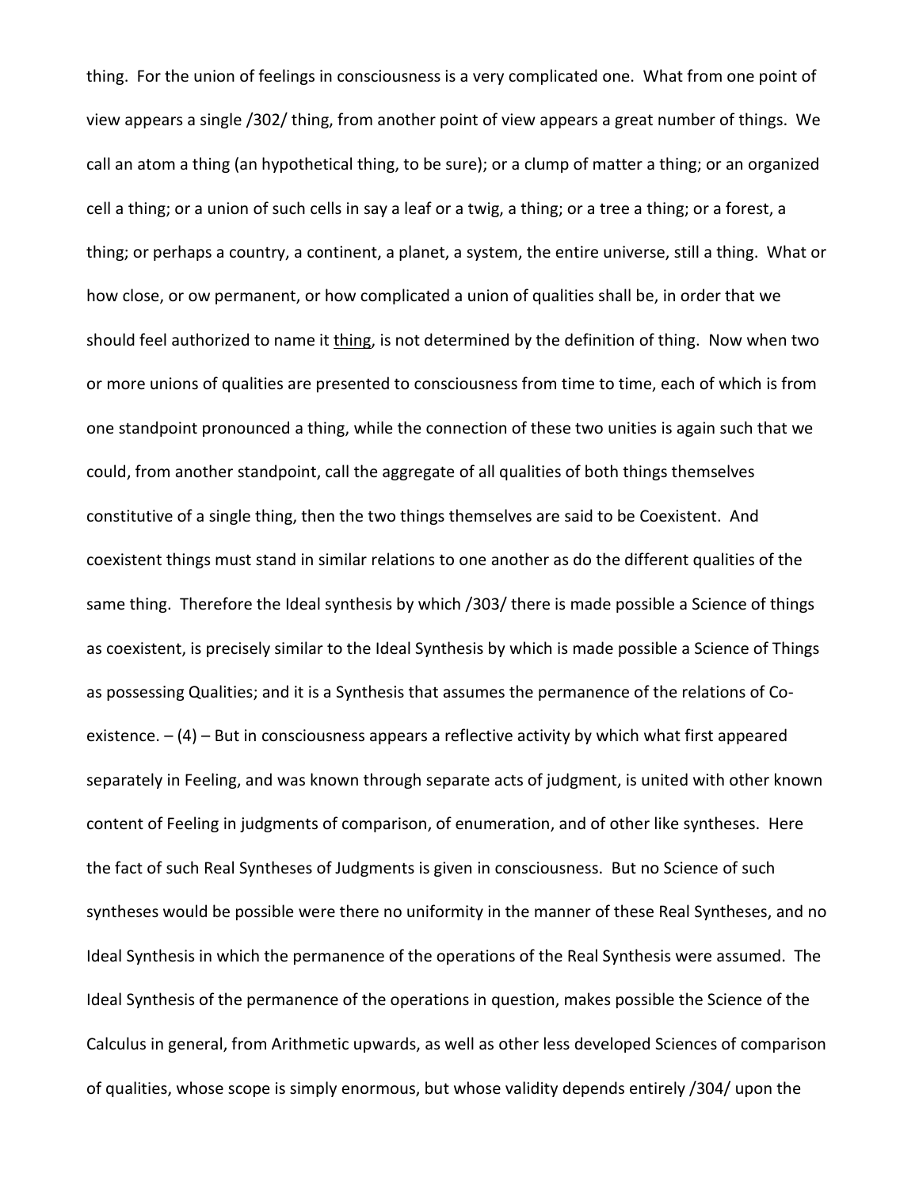thing. For the union of feelings in consciousness is a very complicated one. What from one point of view appears a single /302/ thing, from another point of view appears a great number of things. We call an atom a thing (an hypothetical thing, to be sure); or a clump of matter a thing; or an organized cell a thing; or a union of such cells in say a leaf or a twig, a thing; or a tree a thing; or a forest, a thing; or perhaps a country, a continent, a planet, a system, the entire universe, still a thing. What or how close, or ow permanent, or how complicated a union of qualities shall be, in order that we should feel authorized to name it <u>thing</u>, is not determined by the definition of thing. Now when two or more unions of qualities are presented to consciousness from time to time, each of which is from one standpoint pronounced a thing, while the connection of these two unities is again such that we could, from another standpoint, call the aggregate of all qualities of both things themselves constitutive of a single thing, then the two things themselves are said to be Coexistent. And coexistent things must stand in similar relations to one another as do the different qualities of the same thing. Therefore the Ideal synthesis by which /303/ there is made possible a Science of things as coexistent, is precisely similar to the Ideal Synthesis by which is made possible a Science of Things as possessing Qualities; and it is a Synthesis that assumes the permanence of the relations of Co-existence. – (4) – But in consciousness appears a reflective activity by which what first appeared separately in Feeling, and was known through separate acts of judgment, is united with other known content of Feeling in judgments of comparison, of enumeration, and of other like syntheses. Here the fact of such Real Syntheses of Judgments is given in consciousness. But no Science of such syntheses would be possible were there no uniformity in the manner of these Real Syntheses, and no Ideal Synthesis in which the permanence of the operations of the Real Synthesis were assumed. The Ideal Synthesis of the permanence of the operations in question, makes possible the Science of the Calculus in general, from Arithmetic upwards, as well as other less developed Sciences of comparison of qualities, whose scope is simply enormous, but whose validity depends entirely /304/ upon the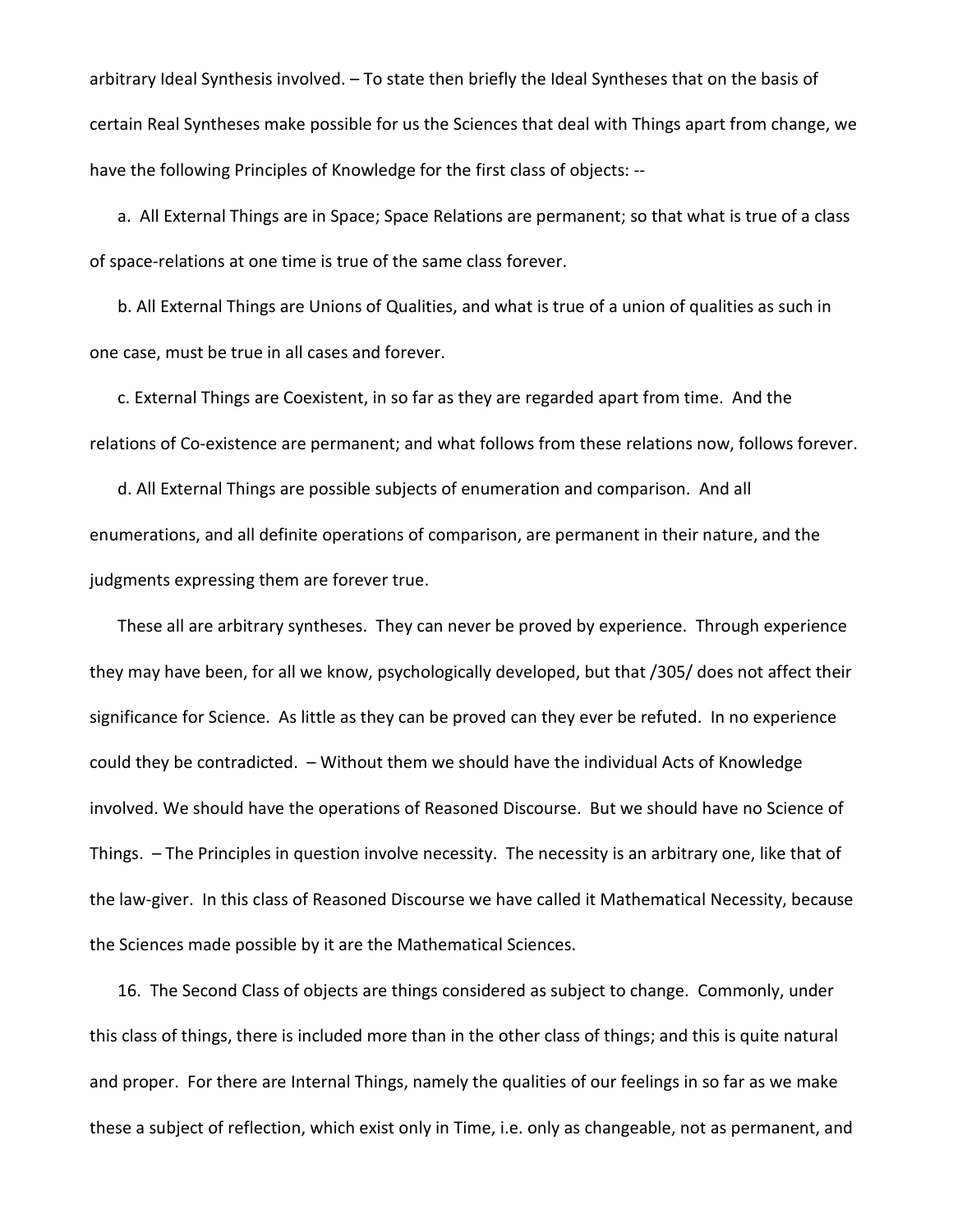arbitrary Ideal Synthesis involved. – To state then briefly the Ideal Syntheses that on the basis of certain Real Syntheses make possible for us the Sciences that deal with Things apart from change, we have the following Principles of Knowledge for the first class of objects: --

a. All External Things are in Space; Space Relations are permanent; so that what is true of a class of space-relations at one time is true of the same class forever.

b. All External Things are Unions of Qualities, and what is true of a union of qualities as such in one case, must be true in all cases and forever.

c. External Things are Coexistent, in so far as they are regarded apart from time. And the relations of Co-existence are permanent; and what follows from these relations now, follows forever.

d. All External Things are possible subjects of enumeration and comparison. And all enumerations, and all definite operations of comparison, are permanent in their nature, and the judgments expressing them are forever true.

These all are arbitrary syntheses. They can never be proved by experience. Through experience they may have been, for all we know, psychologically developed, but that /305/ does not affect their significance for Science. As little as they can be proved can they ever be refuted. In no experience could they be contradicted. – Without them we should have the individual Acts of Knowledge involved. We should have the operations of Reasoned Discourse. But we should have no Science of Things. – The Principles in question involve necessity. The necessity is an arbitrary one, like that of the law-giver. In this class of Reasoned Discourse we have called it Mathematical Necessity, because the Sciences made possible by it are the Mathematical Sciences.

16. The Second Class of objects are things considered as subject to change. Commonly, under this class of things, there is included more than in the other class of things; and this is quite natural and proper. For there are Internal Things, namely the qualities of our feelings in so far as we make these a subject of reflection, which exist only in Time, i.e. only as changeable, not as permanent, and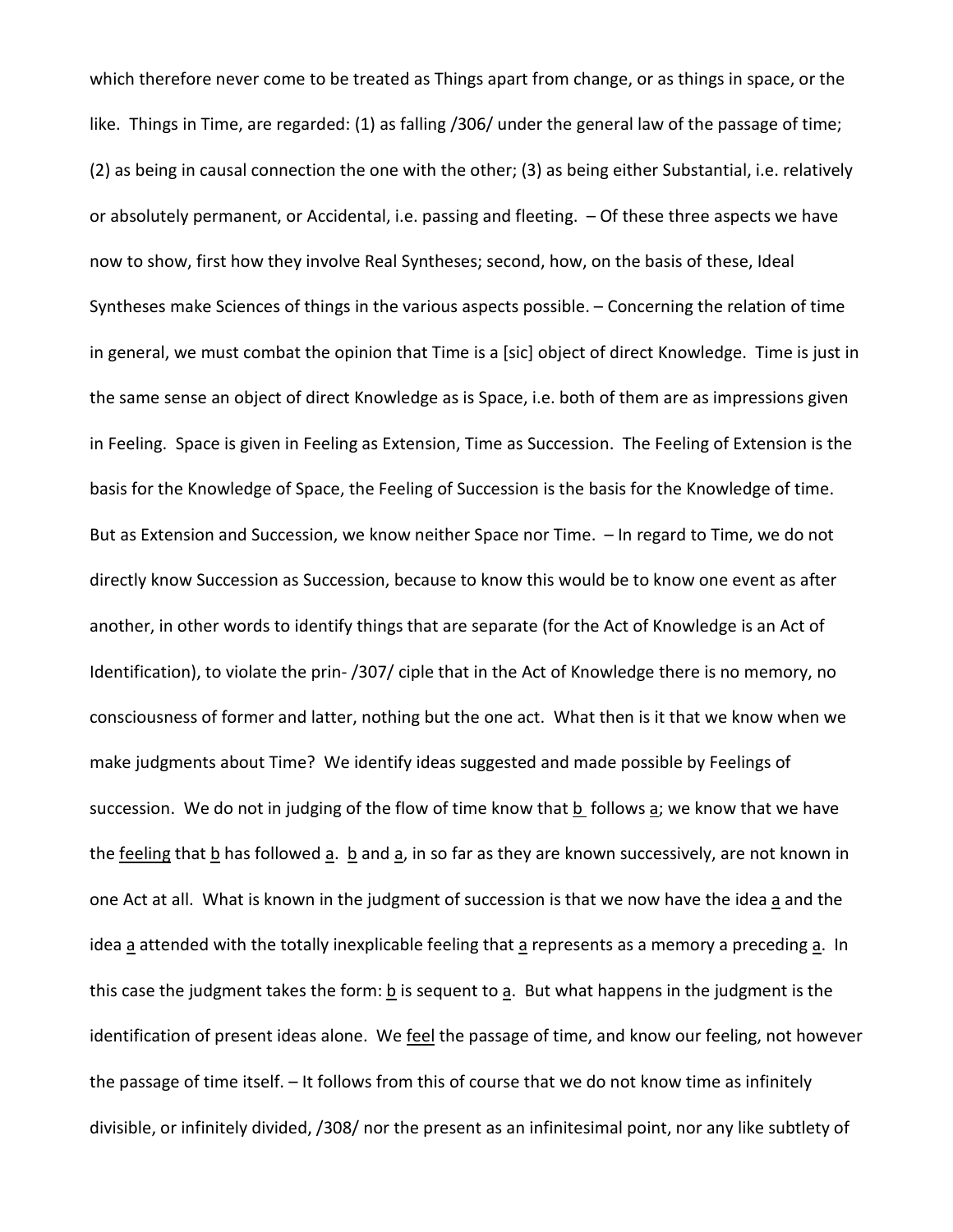which therefore never come to be treated as Things apart from change, or as things in space, or the like. Things in Time, are regarded: (1) as falling /306/ under the general law of the passage of time; (2) as being in causal connection the one with the other; (3) as being either Substantial, i.e. relatively or absolutely permanent, or Accidental, i.e. passing and fleeting. – Of these three aspects we have now to show, first how they involve Real Syntheses; second, how, on the basis of these, Ideal Syntheses make Sciences of things in the various aspects possible. – Concerning the relation of time in general, we must combat the opinion that Time is a [sic] object of direct Knowledge. Time is just in the same sense an object of direct Knowledge as is Space, i.e. both of them are as impressions given in Feeling. Space is given in Feeling as Extension, Time as Succession. The Feeling of Extension is the basis for the Knowledge of Space, the Feeling of Succession is the basis for the Knowledge of time. But as Extension and Succession, we know neither Space nor Time. – In regard to Time, we do not directly know Succession as Succession, because to know this would be to know one event as after another, in other words to identify things that are separate (for the Act of Knowledge is an Act of Identification), to violate the prin- /307/ ciple that in the Act of Knowledge there is no memory, no consciousness of former and latter, nothing but the one act. What then is it that we know when we make judgments about Time? We identify ideas suggested and made possible by Feelings of succession. We do not in judging of the flow of time know that <u>b</u> follows <u>a</u>; we know that we have the <u>feeling</u> that <u>b</u> has followed <u>a</u>. <u>b</u> and <u>a</u>, in so far as they are known successively, are not known in one Act at all. What is known in the judgment of succession is that we now have the idea <u>a</u> and the idea <u>a</u> attended with the totally inexplicable feeling that <u>a</u> represents as a memory a preceding <u>a</u>. In this case the judgment takes the form: <u>b</u> is sequent to <u>a</u>. But what happens in the judgment is the identification of present ideas alone. We <u>feel</u> the passage of time, and know our feeling, not however the passage of time itself. – It follows from this of course that we do not know time as infinitely divisible, or infinitely divided, /308/ nor the present as an infinitesimal point, nor any like subtlety of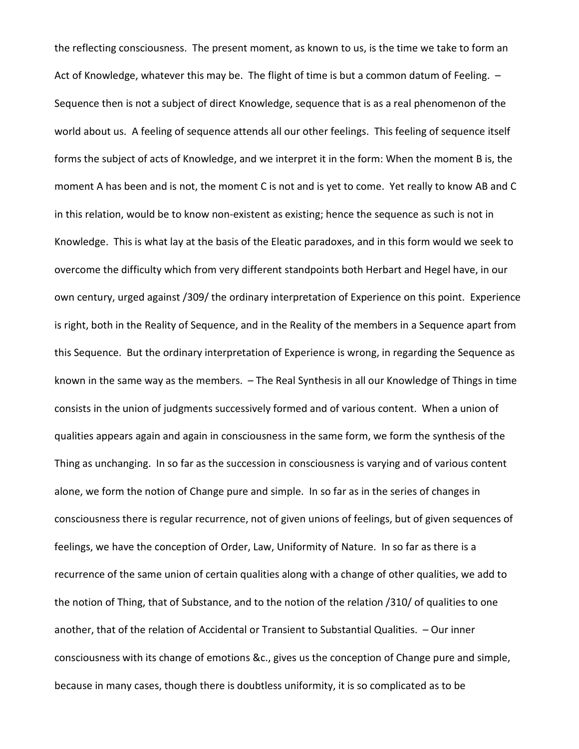the reflecting consciousness. The present moment, as known to us, is the time we take to form an Act of Knowledge, whatever this may be. The flight of time is but a common datum of Feeling. – Sequence then is not a subject of direct Knowledge, sequence that is as a real phenomenon of the world about us. A feeling of sequence attends all our other feelings. This feeling of sequence itself forms the subject of acts of Knowledge, and we interpret it in the form: When the moment B is, the moment A has been and is not, the moment C is not and is yet to come. Yet really to know AB and C in this relation, would be to know non-existent as existing; hence the sequence as such is not in Knowledge. This is what lay at the basis of the Eleatic paradoxes, and in this form would we seek to overcome the difficulty which from very different standpoints both Herbart and Hegel have, in our own century, urged against /309/ the ordinary interpretation of Experience on this point. Experience is right, both in the Reality of Sequence, and in the Reality of the members in a Sequence apart from this Sequence. But the ordinary interpretation of Experience is wrong, in regarding the Sequence as known in the same way as the members. – The Real Synthesis in all our Knowledge of Things in time consists in the union of judgments successively formed and of various content. When a union of qualities appears again and again in consciousness in the same form, we form the synthesis of the Thing as unchanging. In so far as the succession in consciousness is varying and of various content alone, we form the notion of Change pure and simple. In so far as in the series of changes in consciousness there is regular recurrence, not of given unions of feelings, but of given sequences of feelings, we have the conception of Order, Law, Uniformity of Nature. In so far as there is a recurrence of the same union of certain qualities along with a change of other qualities, we add to the notion of Thing, that of Substance, and to the notion of the relation /310/ of qualities to one another, that of the relation of Accidental or Transient to Substantial Qualities. – Our inner consciousness with its change of emotions &c., gives us the conception of Change pure and simple, because in many cases, though there is doubtless uniformity, it is so complicated as to be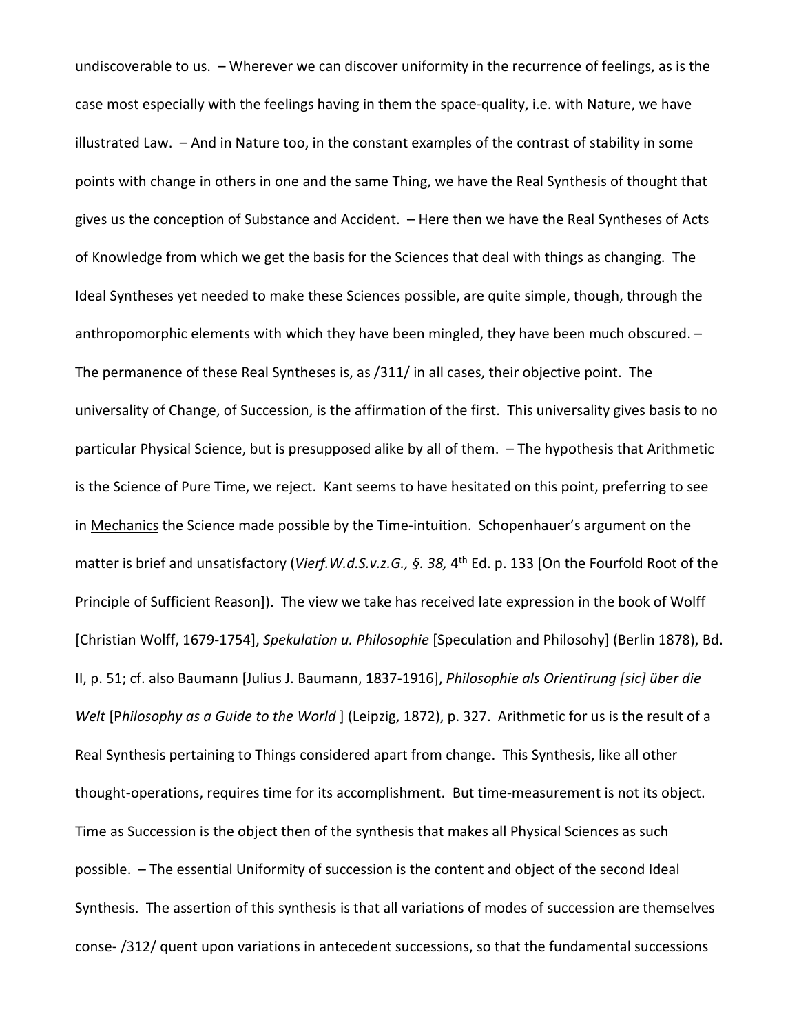undiscoverable to us. – Wherever we can discover uniformity in the recurrence of feelings, as is the case most especially with the feelings having in them the space-quality, i.e. with Nature, we have illustrated Law. – And in Nature too, in the constant examples of the contrast of stability in some points with change in others in one and the same Thing, we have the Real Synthesis of thought that gives us the conception of Substance and Accident. – Here then we have the Real Syntheses of Acts of Knowledge from which we get the basis for the Sciences that deal with things as changing. The Ideal Syntheses yet needed to make these Sciences possible, are quite simple, though, through the anthropomorphic elements with which they have been mingled, they have been much obscured. – The permanence of these Real Syntheses is, as /311/ in all cases, their objective point. The universality of Change, of Succession, is the affirmation of the first. This universality gives basis to no particular Physical Science, but is presupposed alike by all of them. – The hypothesis that Arithmetic is the Science of Pure Time, we reject. Kant seems to have hesitated on this point, preferring to see in <u>Mechanics</u> the Science made possible by the Time-intuition. Schopenhauer's argument on the matter is brief and unsatisfactory (*Vierf.W.d.S.v.z.G., §. 38,* 4th Ed. p. 133 [On the Fourfold Root of the Principle of Sufficient Reason]). The view we take has received late expression in the book of Wolff [Christian Wolff, 1679-1754], *Spekulation u. Philosophie* [Speculation and Philosohy] (Berlin 1878), Bd. II, p. 51; cf. also Baumann [Julius J. Baumann, 1837-1916], *Philosophie als Orientirung [sic] über die Welt* [P*hilosophy as a Guide to the World* ] (Leipzig, 1872), p. 327. Arithmetic for us is the result of a Real Synthesis pertaining to Things considered apart from change. This Synthesis, like all other thought-operations, requires time for its accomplishment. But time-measurement is not its object. Time as Succession is the object then of the synthesis that makes all Physical Sciences as such possible. – The essential Uniformity of succession is the content and object of the second Ideal Synthesis. The assertion of this synthesis is that all variations of modes of succession are themselves conse- /312/ quent upon variations in antecedent successions, so that the fundamental successions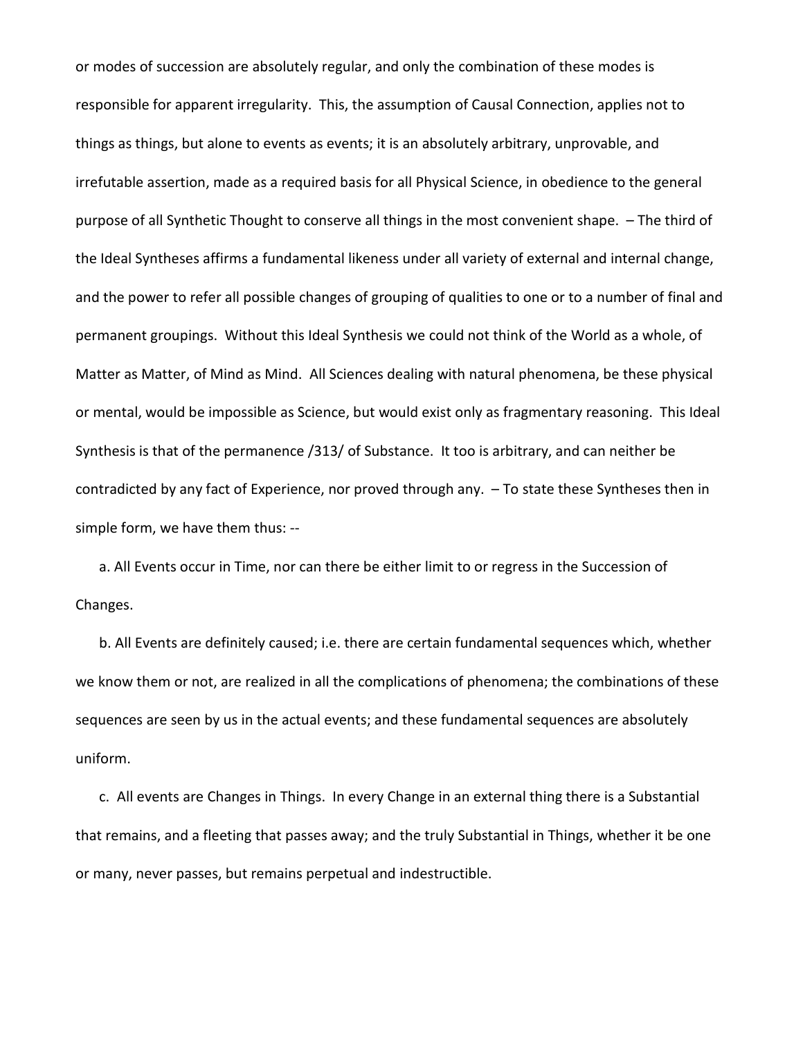or modes of succession are absolutely regular, and only the combination of these modes is responsible for apparent irregularity. This, the assumption of Causal Connection, applies not to things as things, but alone to events as events; it is an absolutely arbitrary, unprovable, and irrefutable assertion, made as a required basis for all Physical Science, in obedience to the general purpose of all Synthetic Thought to conserve all things in the most convenient shape. – The third of the Ideal Syntheses affirms a fundamental likeness under all variety of external and internal change, and the power to refer all possible changes of grouping of qualities to one or to a number of final and permanent groupings. Without this Ideal Synthesis we could not think of the World as a whole, of Matter as Matter, of Mind as Mind. All Sciences dealing with natural phenomena, be these physical or mental, would be impossible as Science, but would exist only as fragmentary reasoning. This Ideal Synthesis is that of the permanence /313/ of Substance. It too is arbitrary, and can neither be contradicted by any fact of Experience, nor proved through any. – To state these Syntheses then in simple form, we have them thus: --

a. All Events occur in Time, nor can there be either limit to or regress in the Succession of Changes.

b. All Events are definitely caused; i.e. there are certain fundamental sequences which, whether we know them or not, are realized in all the complications of phenomena; the combinations of these sequences are seen by us in the actual events; and these fundamental sequences are absolutely uniform.

c. All events are Changes in Things. In every Change in an external thing there is a Substantial that remains, and a fleeting that passes away; and the truly Substantial in Things, whether it be one or many, never passes, but remains perpetual and indestructible.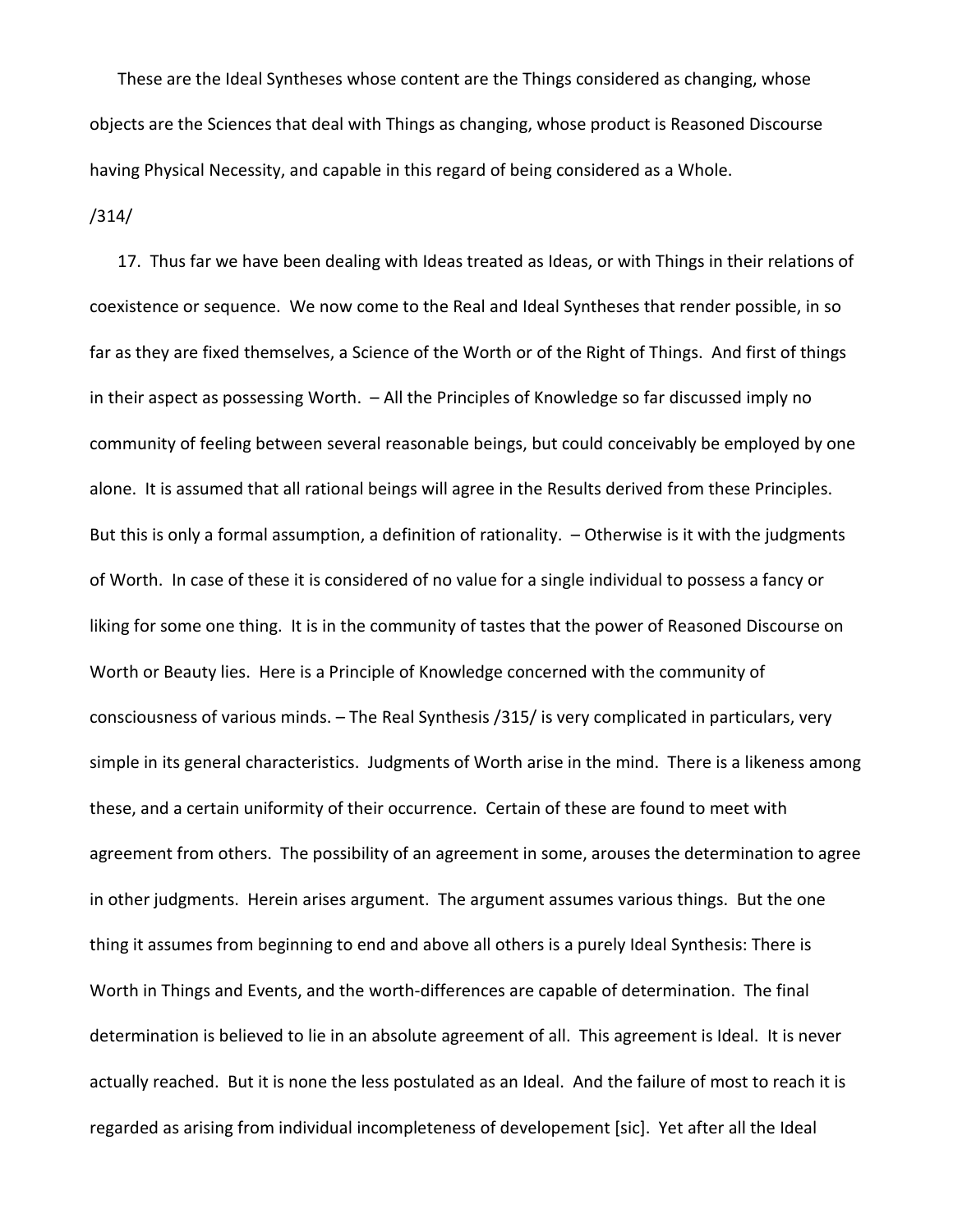These are the Ideal Syntheses whose content are the Things considered as changing, whose objects are the Sciences that deal with Things as changing, whose product is Reasoned Discourse having Physical Necessity, and capable in this regard of being considered as a Whole.

/314/

17. Thus far we have been dealing with Ideas treated as Ideas, or with Things in their relations of coexistence or sequence. We now come to the Real and Ideal Syntheses that render possible, in so far as they are fixed themselves, a Science of the Worth or of the Right of Things. And first of things in their aspect as possessing Worth. – All the Principles of Knowledge so far discussed imply no community of feeling between several reasonable beings, but could conceivably be employed by one alone. It is assumed that all rational beings will agree in the Results derived from these Principles. But this is only a formal assumption, a definition of rationality. – Otherwise is it with the judgments of Worth. In case of these it is considered of no value for a single individual to possess a fancy or liking for some one thing. It is in the community of tastes that the power of Reasoned Discourse on Worth or Beauty lies. Here is a Principle of Knowledge concerned with the community of consciousness of various minds. – The Real Synthesis /315/ is very complicated in particulars, very simple in its general characteristics. Judgments of Worth arise in the mind. There is a likeness among these, and a certain uniformity of their occurrence. Certain of these are found to meet with agreement from others. The possibility of an agreement in some, arouses the determination to agree in other judgments. Herein arises argument. The argument assumes various things. But the one thing it assumes from beginning to end and above all others is a purely Ideal Synthesis: There is Worth in Things and Events, and the worth-differences are capable of determination. The final determination is believed to lie in an absolute agreement of all. This agreement is Ideal. It is never actually reached. But it is none the less postulated as an Ideal. And the failure of most to reach it is regarded as arising from individual incompleteness of developement [sic]. Yet after all the Ideal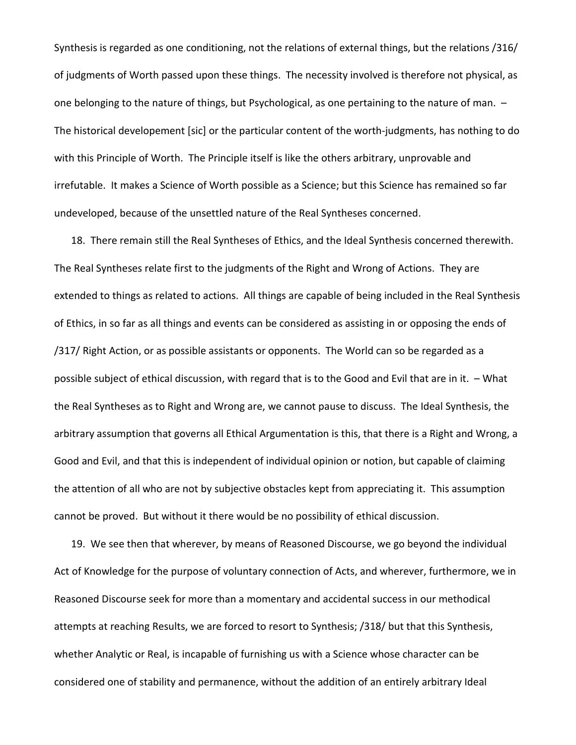Synthesis is regarded as one conditioning, not the relations of external things, but the relations /316/ of judgments of Worth passed upon these things. The necessity involved is therefore not physical, as one belonging to the nature of things, but Psychological, as one pertaining to the nature of man. – The historical developement [sic] or the particular content of the worth-judgments, has nothing to do with this Principle of Worth. The Principle itself is like the others arbitrary, unprovable and irrefutable. It makes a Science of Worth possible as a Science; but this Science has remained so far undeveloped, because of the unsettled nature of the Real Syntheses concerned.

18. There remain still the Real Syntheses of Ethics, and the Ideal Synthesis concerned therewith. The Real Syntheses relate first to the judgments of the Right and Wrong of Actions. They are extended to things as related to actions. All things are capable of being included in the Real Synthesis of Ethics, in so far as all things and events can be considered as assisting in or opposing the ends of /317/ Right Action, or as possible assistants or opponents. The World can so be regarded as a possible subject of ethical discussion, with regard that is to the Good and Evil that are in it. – What the Real Syntheses as to Right and Wrong are, we cannot pause to discuss. The Ideal Synthesis, the arbitrary assumption that governs all Ethical Argumentation is this, that there is a Right and Wrong, a Good and Evil, and that this is independent of individual opinion or notion, but capable of claiming the attention of all who are not by subjective obstacles kept from appreciating it. This assumption cannot be proved. But without it there would be no possibility of ethical discussion.

19. We see then that wherever, by means of Reasoned Discourse, we go beyond the individual Act of Knowledge for the purpose of voluntary connection of Acts, and wherever, furthermore, we in Reasoned Discourse seek for more than a momentary and accidental success in our methodical attempts at reaching Results, we are forced to resort to Synthesis; /318/ but that this Synthesis, whether Analytic or Real, is incapable of furnishing us with a Science whose character can be considered one of stability and permanence, without the addition of an entirely arbitrary Ideal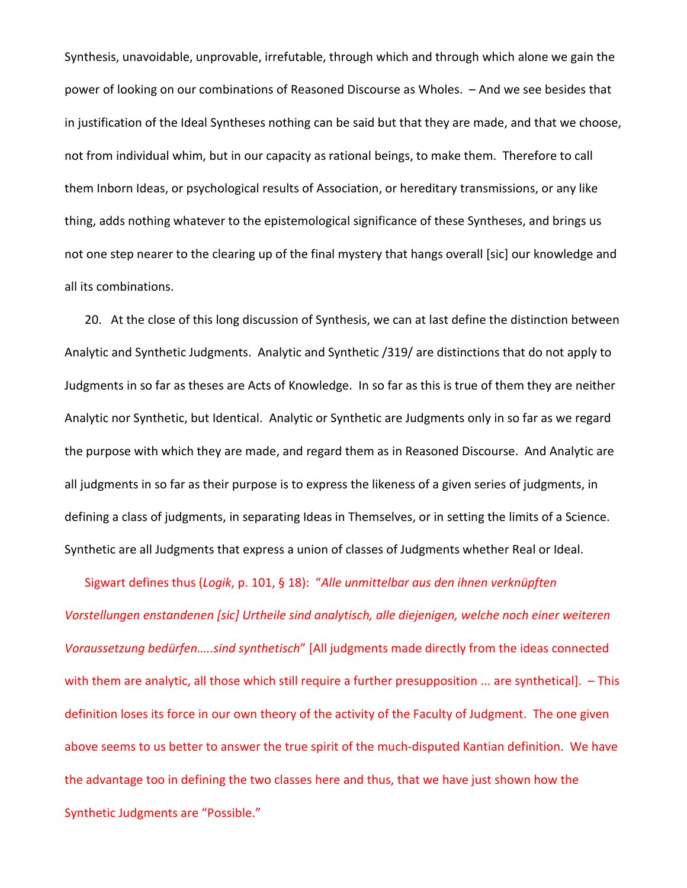Synthesis, unavoidable, unprovable, irrefutable, through which and through which alone we gain the power of looking on our combinations of Reasoned Discourse as Wholes. – And we see besides that in justification of the Ideal Syntheses nothing can be said but that they are made, and that we choose, not from individual whim, but in our capacity as rational beings, to make them. Therefore to call them Inborn Ideas, or psychological results of Association, or hereditary transmissions, or any like thing, adds nothing whatever to the epistemological significance of these Syntheses, and brings us not one step nearer to the clearing up of the final mystery that hangs overall [sic] our knowledge and all its combinations.

20. At the close of this long discussion of Synthesis, we can at last define the distinction between Analytic and Synthetic Judgments. Analytic and Synthetic /319/ are distinctions that do not apply to Judgments in so far as theses are Acts of Knowledge. In so far as this is true of them they are neither Analytic nor Synthetic, but Identical. Analytic or Synthetic are Judgments only in so far as we regard the purpose with which they are made, and regard them as in Reasoned Discourse. And Analytic are all judgments in so far as their purpose is to express the likeness of a given series of judgments, in defining a class of judgments, in separating Ideas in Themselves, or in setting the limits of a Science. Synthetic are all Judgments that express a union of classes of Judgments whether Real or Ideal.

Sigwart defines thus (*Logik*, p. 101, § 18): "*Alle unmittelbar aus den ihnen verknüpften Vorstellungen enstandenen [sic] Urtheile sind analytisch, alle diejenigen, welche noch einer weiteren Voraussetzung bedürfen…..sind synthetisch*" [All judgments made directly from the ideas connected with them are analytic, all those which still require a further presupposition ... are synthetical]. – This definition loses its force in our own theory of the activity of the Faculty of Judgment. The one given above seems to us better to answer the true spirit of the much-disputed Kantian definition. We have the advantage too in defining the two classes here and thus, that we have just shown how the Synthetic Judgments are "Possible."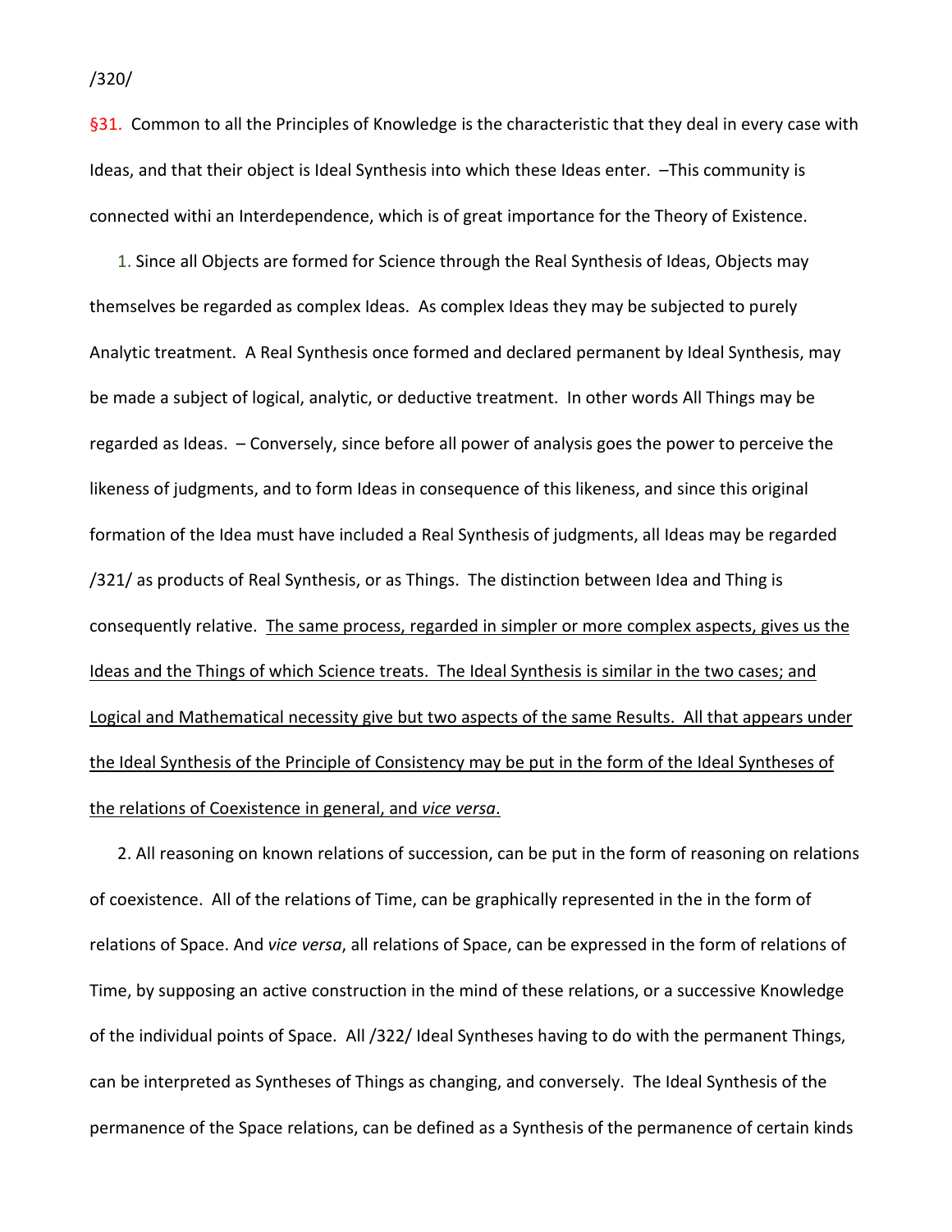/320/

§31. Common to all the Principles of Knowledge is the characteristic that they deal in every case with Ideas, and that their object is Ideal Synthesis into which these Ideas enter. –This community is connected withi an Interdependence, which is of great importance for the Theory of Existence.

1. Since all Objects are formed for Science through the Real Synthesis of Ideas, Objects may themselves be regarded as complex Ideas. As complex Ideas they may be subjected to purely Analytic treatment. A Real Synthesis once formed and declared permanent by Ideal Synthesis, may be made a subject of logical, analytic, or deductive treatment. In other words All Things may be regarded as Ideas. – Conversely, since before all power of analysis goes the power to perceive the likeness of judgments, and to form Ideas in consequence of this likeness, and since this original formation of the Idea must have included a Real Synthesis of judgments, all Ideas may be regarded /321/ as products of Real Synthesis, or as Things. The distinction between Idea and Thing is consequently relative. <u>The same process, regarded in simpler or more complex aspects, gives us the Ideas and the Things of which Science treats. The Ideal Synthesis is similar in the two cases; and Logical and Mathematical necessity give but two aspects of the same Results. All that appears under the Ideal Synthesis of the Principle of Consistency may be put in the form of the Ideal Syntheses of the relations of Coexistence in general, and *vice versa*.</u>

2. All reasoning on known relations of succession, can be put in the form of reasoning on relations of coexistence. All of the relations of Time, can be graphically represented in the in the form of relations of Space. And *vice versa*, all relations of Space, can be expressed in the form of relations of Time, by supposing an active construction in the mind of these relations, or a successive Knowledge of the individual points of Space. All /322/ Ideal Syntheses having to do with the permanent Things, can be interpreted as Syntheses of Things as changing, and conversely. The Ideal Synthesis of the permanence of the Space relations, can be defined as a Synthesis of the permanence of certain kinds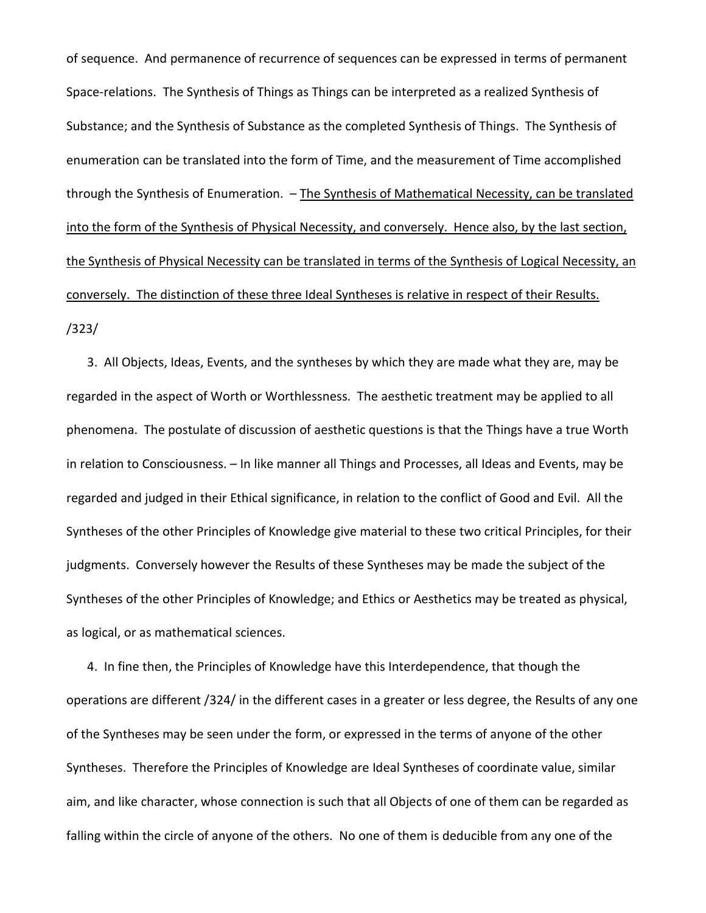of sequence. And permanence of recurrence of sequences can be expressed in terms of permanent Space-relations. The Synthesis of Things as Things can be interpreted as a realized Synthesis of Substance; and the Synthesis of Substance as the completed Synthesis of Things. The Synthesis of enumeration can be translated into the form of Time, and the measurement of Time accomplished through the Synthesis of Enumeration. – <u>The Synthesis of Mathematical Necessity, can be translated into the form of the Synthesis of Physical Necessity, and conversely. Hence also, by the last section, the Synthesis of Physical Necessity can be translated in terms of the Synthesis of Logical Necessity, an conversely. The distinction of these three Ideal Syntheses is relative in respect of their Results.</u> /323/

3. All Objects, Ideas, Events, and the syntheses by which they are made what they are, may be regarded in the aspect of Worth or Worthlessness. The aesthetic treatment may be applied to all phenomena. The postulate of discussion of aesthetic questions is that the Things have a true Worth in relation to Consciousness. – In like manner all Things and Processes, all Ideas and Events, may be regarded and judged in their Ethical significance, in relation to the conflict of Good and Evil. All the Syntheses of the other Principles of Knowledge give material to these two critical Principles, for their judgments. Conversely however the Results of these Syntheses may be made the subject of the Syntheses of the other Principles of Knowledge; and Ethics or Aesthetics may be treated as physical, as logical, or as mathematical sciences.

4. In fine then, the Principles of Knowledge have this Interdependence, that though the operations are different /324/ in the different cases in a greater or less degree, the Results of any one of the Syntheses may be seen under the form, or expressed in the terms of anyone of the other Syntheses. Therefore the Principles of Knowledge are Ideal Syntheses of coordinate value, similar aim, and like character, whose connection is such that all Objects of one of them can be regarded as falling within the circle of anyone of the others. No one of them is deducible from any one of the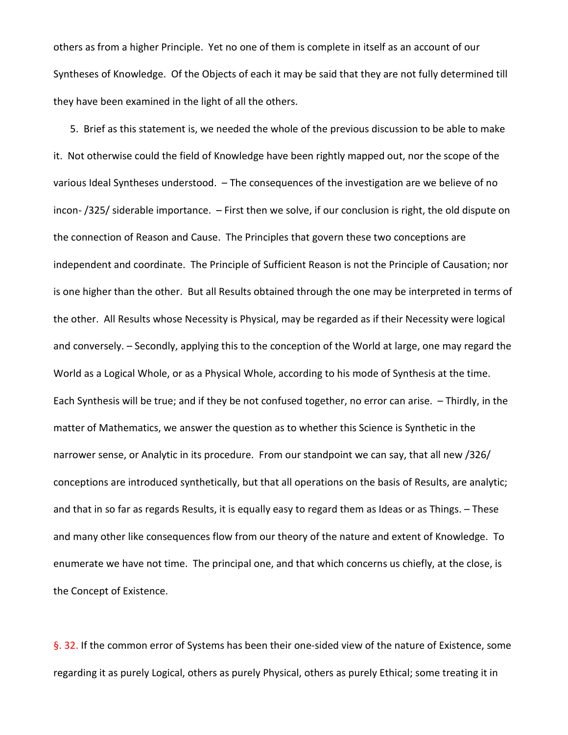others as from a higher Principle. Yet no one of them is complete in itself as an account of our Syntheses of Knowledge. Of the Objects of each it may be said that they are not fully determined till they have been examined in the light of all the others.

5. Brief as this statement is, we needed the whole of the previous discussion to be able to make it. Not otherwise could the field of Knowledge have been rightly mapped out, nor the scope of the various Ideal Syntheses understood. – The consequences of the investigation are we believe of no incon- /325/ siderable importance. – First then we solve, if our conclusion is right, the old dispute on the connection of Reason and Cause. The Principles that govern these two conceptions are independent and coordinate. The Principle of Sufficient Reason is not the Principle of Causation; nor is one higher than the other. But all Results obtained through the one may be interpreted in terms of the other. All Results whose Necessity is Physical, may be regarded as if their Necessity were logical and conversely. – Secondly, applying this to the conception of the World at large, one may regard the World as a Logical Whole, or as a Physical Whole, according to his mode of Synthesis at the time. Each Synthesis will be true; and if they be not confused together, no error can arise. – Thirdly, in the matter of Mathematics, we answer the question as to whether this Science is Synthetic in the narrower sense, or Analytic in its procedure. From our standpoint we can say, that all new /326/ conceptions are introduced synthetically, but that all operations on the basis of Results, are analytic; and that in so far as regards Results, it is equally easy to regard them as Ideas or as Things. – These and many other like consequences flow from our theory of the nature and extent of Knowledge. To enumerate we have not time. The principal one, and that which concerns us chiefly, at the close, is the Concept of Existence.

§. 32. If the common error of Systems has been their one-sided view of the nature of Existence, some regarding it as purely Logical, others as purely Physical, others as purely Ethical; some treating it in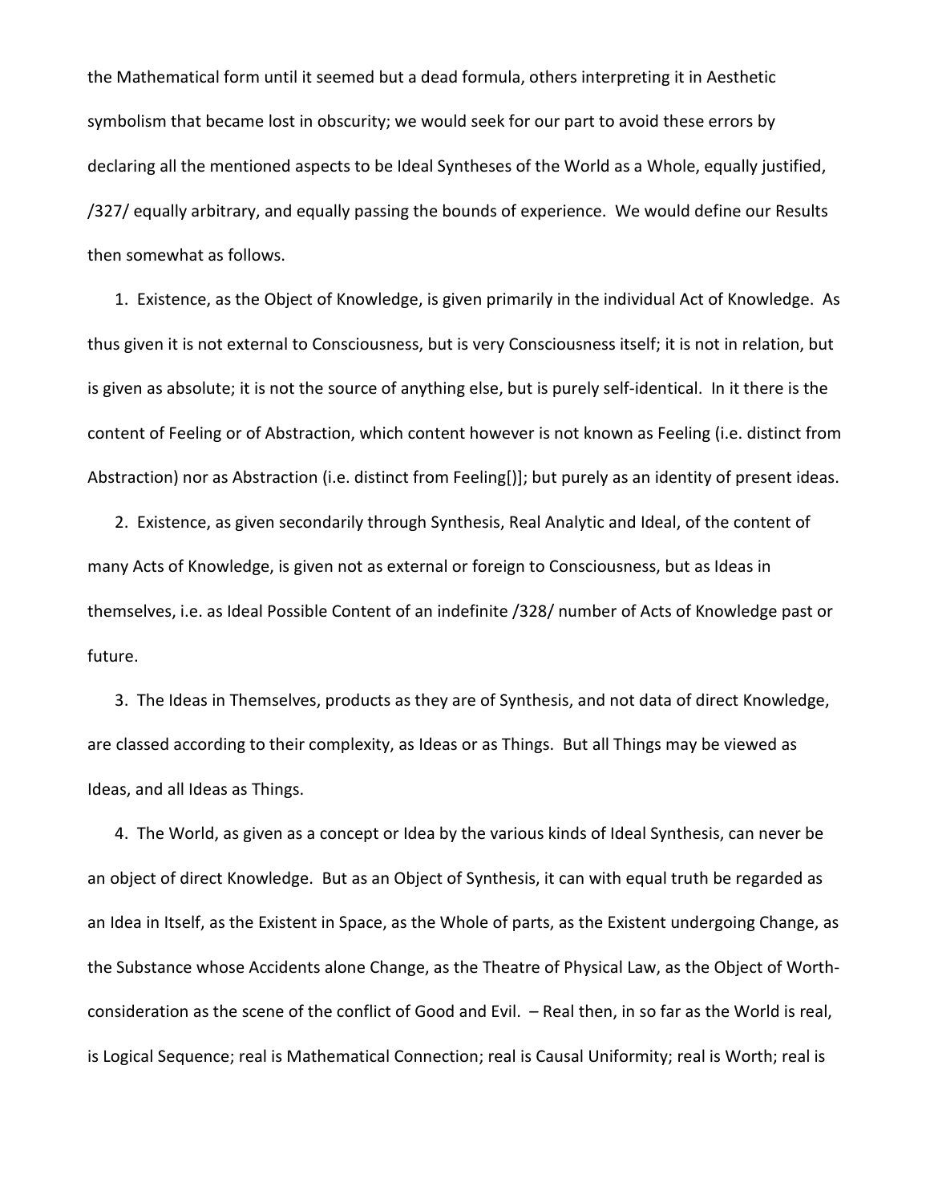the Mathematical form until it seemed but a dead formula, others interpreting it in Aesthetic symbolism that became lost in obscurity; we would seek for our part to avoid these errors by declaring all the mentioned aspects to be Ideal Syntheses of the World as a Whole, equally justified, /327/ equally arbitrary, and equally passing the bounds of experience. We would define our Results then somewhat as follows.

1. Existence, as the Object of Knowledge, is given primarily in the individual Act of Knowledge. As thus given it is not external to Consciousness, but is very Consciousness itself; it is not in relation, but is given as absolute; it is not the source of anything else, but is purely self-identical. In it there is the content of Feeling or of Abstraction, which content however is not known as Feeling (i.e. distinct from Abstraction) nor as Abstraction (i.e. distinct from Feeling[)]; but purely as an identity of present ideas.

2. Existence, as given secondarily through Synthesis, Real Analytic and Ideal, of the content of many Acts of Knowledge, is given not as external or foreign to Consciousness, but as Ideas in themselves, i.e. as Ideal Possible Content of an indefinite /328/ number of Acts of Knowledge past or future.

3. The Ideas in Themselves, products as they are of Synthesis, and not data of direct Knowledge, are classed according to their complexity, as Ideas or as Things. But all Things may be viewed as Ideas, and all Ideas as Things.

4. The World, as given as a concept or Idea by the various kinds of Ideal Synthesis, can never be an object of direct Knowledge. But as an Object of Synthesis, it can with equal truth be regarded as an Idea in Itself, as the Existent in Space, as the Whole of parts, as the Existent undergoing Change, as the Substance whose Accidents alone Change, as the Theatre of Physical Law, as the Object of Worth-consideration as the scene of the conflict of Good and Evil. – Real then, in so far as the World is real, is Logical Sequence; real is Mathematical Connection; real is Causal Uniformity; real is Worth; real is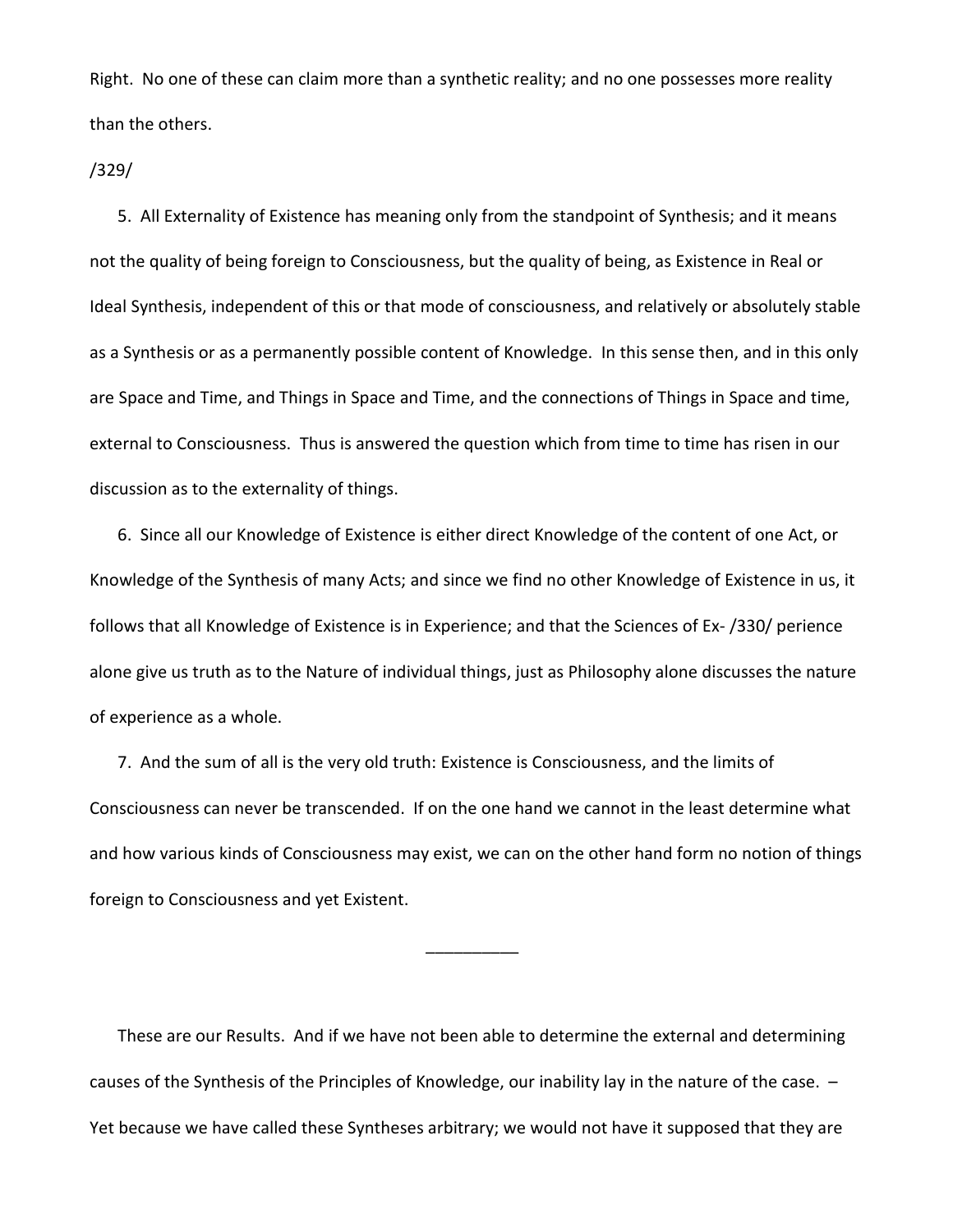Right. No one of these can claim more than a synthetic reality; and no one possesses more reality than the others.

/329/

5. All Externality of Existence has meaning only from the standpoint of Synthesis; and it means not the quality of being foreign to Consciousness, but the quality of being, as Existence in Real or Ideal Synthesis, independent of this or that mode of consciousness, and relatively or absolutely stable as a Synthesis or as a permanently possible content of Knowledge. In this sense then, and in this only are Space and Time, and Things in Space and Time, and the connections of Things in Space and time, external to Consciousness. Thus is answered the question which from time to time has risen in our discussion as to the externality of things.

6. Since all our Knowledge of Existence is either direct Knowledge of the content of one Act, or Knowledge of the Synthesis of many Acts; and since we find no other Knowledge of Existence in us, it follows that all Knowledge of Existence is in Experience; and that the Sciences of Ex- /330/ perience alone give us truth as to the Nature of individual things, just as Philosophy alone discusses the nature of experience as a whole.

7. And the sum of all is the very old truth: Existence is Consciousness, and the limits of Consciousness can never be transcended. If on the one hand we cannot in the least determine what and how various kinds of Consciousness may exist, we can on the other hand form no notion of things foreign to Consciousness and yet Existent.

__________

These are our Results. And if we have not been able to determine the external and determining causes of the Synthesis of the Principles of Knowledge, our inability lay in the nature of the case. – Yet because we have called these Syntheses arbitrary; we would not have it supposed that they are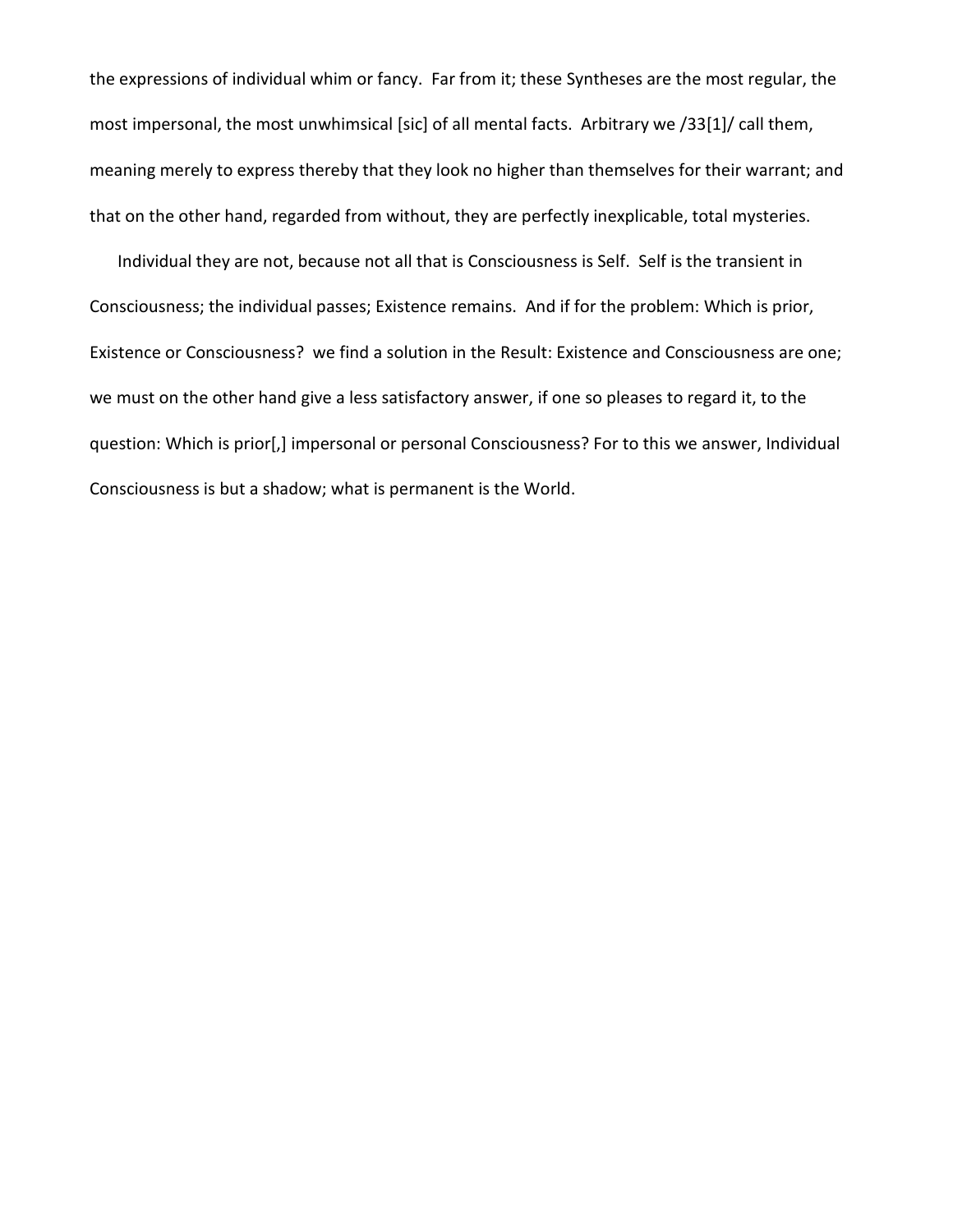the expressions of individual whim or fancy. Far from it; these Syntheses are the most regular, the most impersonal, the most unwhimsical [sic] of all mental facts. Arbitrary we /33[1]/ call them, meaning merely to express thereby that they look no higher than themselves for their warrant; and that on the other hand, regarded from without, they are perfectly inexplicable, total mysteries.

Individual they are not, because not all that is Consciousness is Self. Self is the transient in Consciousness; the individual passes; Existence remains. And if for the problem: Which is prior, Existence or Consciousness? we find a solution in the Result: Existence and Consciousness are one; we must on the other hand give a less satisfactory answer, if one so pleases to regard it, to the question: Which is prior[,] impersonal or personal Consciousness? For to this we answer, Individual Consciousness is but a shadow; what is permanent is the World.